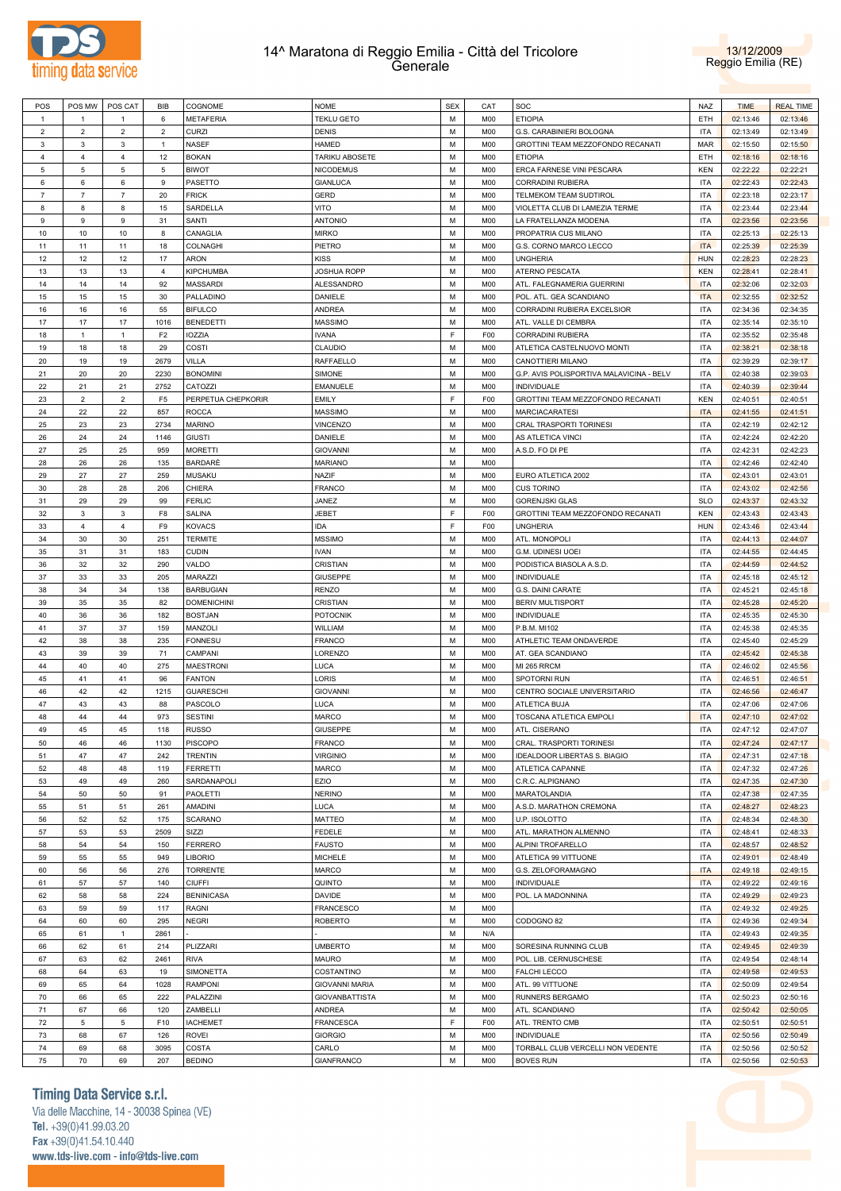# 14^ Maratona di Reggio Emilia - Città del Tricolore
## Generale

13/12/2009
Reggio Emilia (RE)

| POS | POS MW | POS CAT | BIB | COGNOME | NOME | SEX | CAT | SOC | NAZ | TIME | REAL TIME |
|---|---|---|---|---|---|---|---|---|---|---|---|
| 1 | 1 | 1 | 6 | METAFERIA | TEKLU GETO | M | M00 | ETIOPIA | ETH | 02:13:46 | 02:13:46 |
| 2 | 2 | 2 | 2 | CURZI | DENIS | M | M00 | G.S. CARABINIERI BOLOGNA | ITA | 02:13:49 | 02:13:49 |
| 3 | 3 | 3 | 1 | NASEF | HAMED | M | M00 | GROTTINI TEAM MEZZOFONDO RECANATI | MAR | 02:15:50 | 02:15:50 |
| 4 | 4 | 4 | 12 | BOKAN | TARIKU ABOSETE | M | M00 | ETIOPIA | ETH | 02:18:16 | 02:18:16 |
| 5 | 5 | 5 | 5 | BIWOT | NICODEMUS | M | M00 | ERCA FARNESE VINI PESCARA | KEN | 02:22:22 | 02:22:21 |
| 6 | 6 | 6 | 9 | PASETTO | GIANLUCA | M | M00 | CORRADINI RUBIERA | ITA | 02:22:43 | 02:22:43 |
| 7 | 7 | 7 | 20 | FRICK | GERD | M | M00 | TELMEKOM TEAM SUDTIROL | ITA | 02:23:18 | 02:23:17 |
| 8 | 8 | 8 | 15 | SARDELLA | VITO | M | M00 | VIOLETTA CLUB DI LAMEZIA TERME | ITA | 02:23:44 | 02:23:44 |
| 9 | 9 | 9 | 31 | SANTI | ANTONIO | M | M00 | LA FRATELLANZA MODENA | ITA | 02:23:56 | 02:23:56 |
| 10 | 10 | 10 | 8 | CANAGLIA | MIRKO | M | M00 | PROPATRIA CUS MILANO | ITA | 02:25:13 | 02:25:13 |
| 11 | 11 | 11 | 18 | COLNAGHI | PIETRO | M | M00 | G.S. CORNO MARCO LECCO | ITA | 02:25:39 | 02:25:39 |
| 12 | 12 | 12 | 17 | ARON | KISS | M | M00 | UNGHERIA | HUN | 02:28:23 | 02:28:23 |
| 13 | 13 | 13 | 4 | KIPCHUMBA | JOSHUA ROPP | M | M00 | ATERNO PESCATA | KEN | 02:28:41 | 02:28:41 |
| 14 | 14 | 14 | 92 | MASSARDI | ALESSANDRO | M | M00 | ATL. FALEGNAMERIA GUERRINI | ITA | 02:32:06 | 02:32:03 |
| 15 | 15 | 15 | 30 | PALLADINO | DANIELE | M | M00 | POL. ATL. GEA SCANDIANO | ITA | 02:32:55 | 02:32:52 |
| 16 | 16 | 16 | 55 | BIFULCO | ANDREA | M | M00 | CORRADINI RUBIERA EXCELSIOR | ITA | 02:34:36 | 02:34:35 |
| 17 | 17 | 17 | 1016 | BENEDETTI | MASSIMO | M | M00 | ATL. VALLE DI CEMBRA | ITA | 02:35:14 | 02:35:10 |
| 18 | 1 | 1 | F2 | IOZZIA | IVANA | F | F00 | CORRADINI RUBIERA | ITA | 02:35:52 | 02:35:48 |
| 19 | 18 | 18 | 29 | COSTI | CLAUDIO | M | M00 | ATLETICA CASTELNUOVO MONTI | ITA | 02:38:21 | 02:38:18 |
| 20 | 19 | 19 | 2679 | VILLA | RAFFAELLO | M | M00 | CANOTTIERI MILANO | ITA | 02:39:29 | 02:39:17 |
| 21 | 20 | 20 | 2230 | BONOMINI | SIMONE | M | M00 | G.P. AVIS POLISPORTIVA MALAVICINA - BELV | ITA | 02:40:38 | 02:39:03 |
| 22 | 21 | 21 | 2752 | CATOZZI | EMANUELE | M | M00 | INDIVIDUALE | ITA | 02:40:39 | 02:39:44 |
| 23 | 2 | 2 | F5 | PERPETUA CHEPKORIR | EMILY | F | F00 | GROTTINI TEAM MEZZOFONDO RECANATI | KEN | 02:40:51 | 02:40:51 |
| 24 | 22 | 22 | 857 | ROCCA | MASSIMO | M | M00 | MARCIACARATESI | ITA | 02:41:55 | 02:41:51 |
| 25 | 23 | 23 | 2734 | MARINO | VINCENZO | M | M00 | CRAL TRASPORTI TORINESI | ITA | 02:42:19 | 02:42:12 |
| 26 | 24 | 24 | 1146 | GIUSTI | DANIELE | M | M00 | AS ATLETICA VINCI | ITA | 02:42:24 | 02:42:20 |
| 27 | 25 | 25 | 959 | MORETTI | GIOVANNI | M | M00 | A.S.D. FO DI PE | ITA | 02:42:31 | 02:42:23 |
| 28 | 26 | 26 | 135 | BARDARÈ | MARIANO | M | M00 | | ITA | 02:42:46 | 02:42:40 |
| 29 | 27 | 27 | 259 | MUSAKU | NAZIF | M | M00 | EURO ATLETICA 2002 | ITA | 02:43:01 | 02:43:01 |
| 30 | 28 | 28 | 206 | CHIERA | FRANCO | M | M00 | CUS TORINO | ITA | 02:43:02 | 02:42:56 |
| 31 | 29 | 29 | 99 | FERLIC | JANEZ | M | M00 | GORENJSKI GLAS | SLO | 02:43:37 | 02:43:32 |
| 32 | 3 | 3 | F8 | SALINA | JEBET | F | F00 | GROTTINI TEAM MEZZOFONDO RECANATI | KEN | 02:43:43 | 02:43:43 |
| 33 | 4 | 4 | F9 | KOVACS | IDA | F | F00 | UNGHERIA | HUN | 02:43:46 | 02:43:44 |
| 34 | 30 | 30 | 251 | TERMITE | MSSIMO | M | M00 | ATL. MONOPOLI | ITA | 02:44:13 | 02:44:07 |
| 35 | 31 | 31 | 183 | CUDIN | IVAN | M | M00 | G.M. UDINESI UOEI | ITA | 02:44:55 | 02:44:45 |
| 36 | 32 | 32 | 290 | VALDO | CRISTIAN | M | M00 | PODISTICA BIASOLA A.S.D. | ITA | 02:44:59 | 02:44:52 |
| 37 | 33 | 33 | 205 | MARAZZI | GIUSEPPE | M | M00 | INDIVIDUALE | ITA | 02:45:18 | 02:45:12 |
| 38 | 34 | 34 | 138 | BARBUGIAN | RENZO | M | M00 | G.S. DAINI CARATE | ITA | 02:45:21 | 02:45:18 |
| 39 | 35 | 35 | 82 | DOMENICHINI | CRISTIAN | M | M00 | BERIV MULTISPORT | ITA | 02:45:28 | 02:45:20 |
| 40 | 36 | 36 | 182 | BOSTJAN | POTOCNIK | M | M00 | INDIVIDUALE | ITA | 02:45:35 | 02:45:30 |
| 41 | 37 | 37 | 159 | MANZOLI | WILLIAM | M | M00 | P.B.M. MI102 | ITA | 02:45:38 | 02:45:35 |
| 42 | 38 | 38 | 235 | FONNESU | FRANCO | M | M00 | ATHLETIC TEAM ONDAVERDE | ITA | 02:45:40 | 02:45:29 |
| 43 | 39 | 39 | 71 | CAMPANI | LORENZO | M | M00 | AT. GEA SCANDIANO | ITA | 02:45:42 | 02:45:38 |
| 44 | 40 | 40 | 275 | MAESTRONI | LUCA | M | M00 | MI 265 RRCM | ITA | 02:46:02 | 02:45:56 |
| 45 | 41 | 41 | 96 | FANTON | LORIS | M | M00 | SPOTORNI RUN | ITA | 02:46:51 | 02:46:51 |
| 46 | 42 | 42 | 1215 | GUARESCHI | GIOVANNI | M | M00 | CENTRO SOCIALE UNIVERSITARIO | ITA | 02:46:56 | 02:46:47 |
| 47 | 43 | 43 | 88 | PASCOLO | LUCA | M | M00 | ATLETICA BUJA | ITA | 02:47:06 | 02:47:06 |
| 48 | 44 | 44 | 973 | SESTINI | MARCO | M | M00 | TOSCANA ATLETICA EMPOLI | ITA | 02:47:10 | 02:47:02 |
| 49 | 45 | 45 | 118 | RUSSO | GIUSEPPE | M | M00 | ATL. CISERANO | ITA | 02:47:12 | 02:47:07 |
| 50 | 46 | 46 | 1130 | PISCOPO | FRANCO | M | M00 | CRAL. TRASPORTI TORINESI | ITA | 02:47:24 | 02:47:17 |
| 51 | 47 | 47 | 242 | TRENTIN | VIRGINIO | M | M00 | IDEALDOOR LIBERTAS S. BIAGIO | ITA | 02:47:31 | 02:47:18 |
| 52 | 48 | 48 | 119 | FERRETTI | MARCO | M | M00 | ATLETICA CAPANNE | ITA | 02:47:32 | 02:47:26 |
| 53 | 49 | 49 | 260 | SARDANAPOLI | EZIO | M | M00 | C.R.C. ALPIGNANO | ITA | 02:47:35 | 02:47:30 |
| 54 | 50 | 50 | 91 | PAOLETTI | NERINO | M | M00 | MARATOLANDIA | ITA | 02:47:38 | 02:47:35 |
| 55 | 51 | 51 | 261 | AMADINI | LUCA | M | M00 | A.S.D. MARATHON CREMONA | ITA | 02:48:27 | 02:48:23 |
| 56 | 52 | 52 | 175 | SCARANO | MATTEO | M | M00 | U.P. ISOLOTTO | ITA | 02:48:34 | 02:48:30 |
| 57 | 53 | 53 | 2509 | SIZZI | FEDELE | M | M00 | ATL. MARATHON ALMENNO | ITA | 02:48:41 | 02:48:33 |
| 58 | 54 | 54 | 150 | FERRERO | FAUSTO | M | M00 | ALPINI TROFARELLO | ITA | 02:48:57 | 02:48:52 |
| 59 | 55 | 55 | 949 | LIBORIO | MICHELE | M | M00 | ATLETICA 99 VITTUONE | ITA | 02:49:01 | 02:48:49 |
| 60 | 56 | 56 | 276 | TORRENTE | MARCO | M | M00 | G.S. ZELOFORAMAGNO | ITA | 02:49:18 | 02:49:15 |
| 61 | 57 | 57 | 140 | CIUFFI | QUINTO | M | M00 | INDIVIDUALE | ITA | 02:49:22 | 02:49:16 |
| 62 | 58 | 58 | 224 | BENINICASA | DAVIDE | M | M00 | POL. LA MADONNINA | ITA | 02:49:29 | 02:49:23 |
| 63 | 59 | 59 | 117 | RAGNI | FRANCESCO | M | M00 | | ITA | 02:49:32 | 02:49:25 |
| 64 | 60 | 60 | 295 | NEGRI | ROBERTO | M | M00 | CODOGNO 82 | ITA | 02:49:36 | 02:49:34 |
| 65 | 61 | 1 | 2861 | - | - | M | N/A | | ITA | 02:49:43 | 02:49:35 |
| 66 | 62 | 61 | 214 | PLIZZARI | UMBERTO | M | M00 | SORESINA RUNNING CLUB | ITA | 02:49:45 | 02:49:39 |
| 67 | 63 | 62 | 2461 | RIVA | MAURO | M | M00 | POL. LIB. CERNUSCHESE | ITA | 02:49:54 | 02:48:14 |
| 68 | 64 | 63 | 19 | SIMONETTA | COSTANTINO | M | M00 | FALCHI LECCO | ITA | 02:49:58 | 02:49:53 |
| 69 | 65 | 64 | 1028 | RAMPONI | GIOVANNI MARIA | M | M00 | ATL. 99 VITTUONE | ITA | 02:50:09 | 02:49:54 |
| 70 | 66 | 65 | 222 | PALAZZINI | GIOVANBATTISTA | M | M00 | RUNNERS BERGAMO | ITA | 02:50:23 | 02:50:16 |
| 71 | 67 | 66 | 120 | ZAMBELLI | ANDREA | M | M00 | ATL. SCANDIANO | ITA | 02:50:42 | 02:50:05 |
| 72 | 5 | 5 | F10 | IACHEMET | FRANCESCA | F | F00 | ATL. TRENTO CMB | ITA | 02:50:51 | 02:50:51 |
| 73 | 68 | 67 | 126 | ROVEI | GIORGIO | M | M00 | INDIVIDUALE | ITA | 02:50:56 | 02:50:49 |
| 74 | 69 | 68 | 3095 | COSTA | CARLO | M | M00 | TORBALL CLUB VERCELLI NON VEDENTE | ITA | 02:50:56 | 02:50:52 |
| 75 | 70 | 69 | 207 | BEDINO | GIANFRANCO | M | M00 | BOVES RUN | ITA | 02:50:56 | 02:50:53 |

**Timing Data Service s.r.l.**
Via delle Macchine, 14 - 30038 Spinea (VE)
Tel. +39(0)41.99.03.20
Fax +39(0)41.54.10.440
www.tds-live.com - info@tds-live.com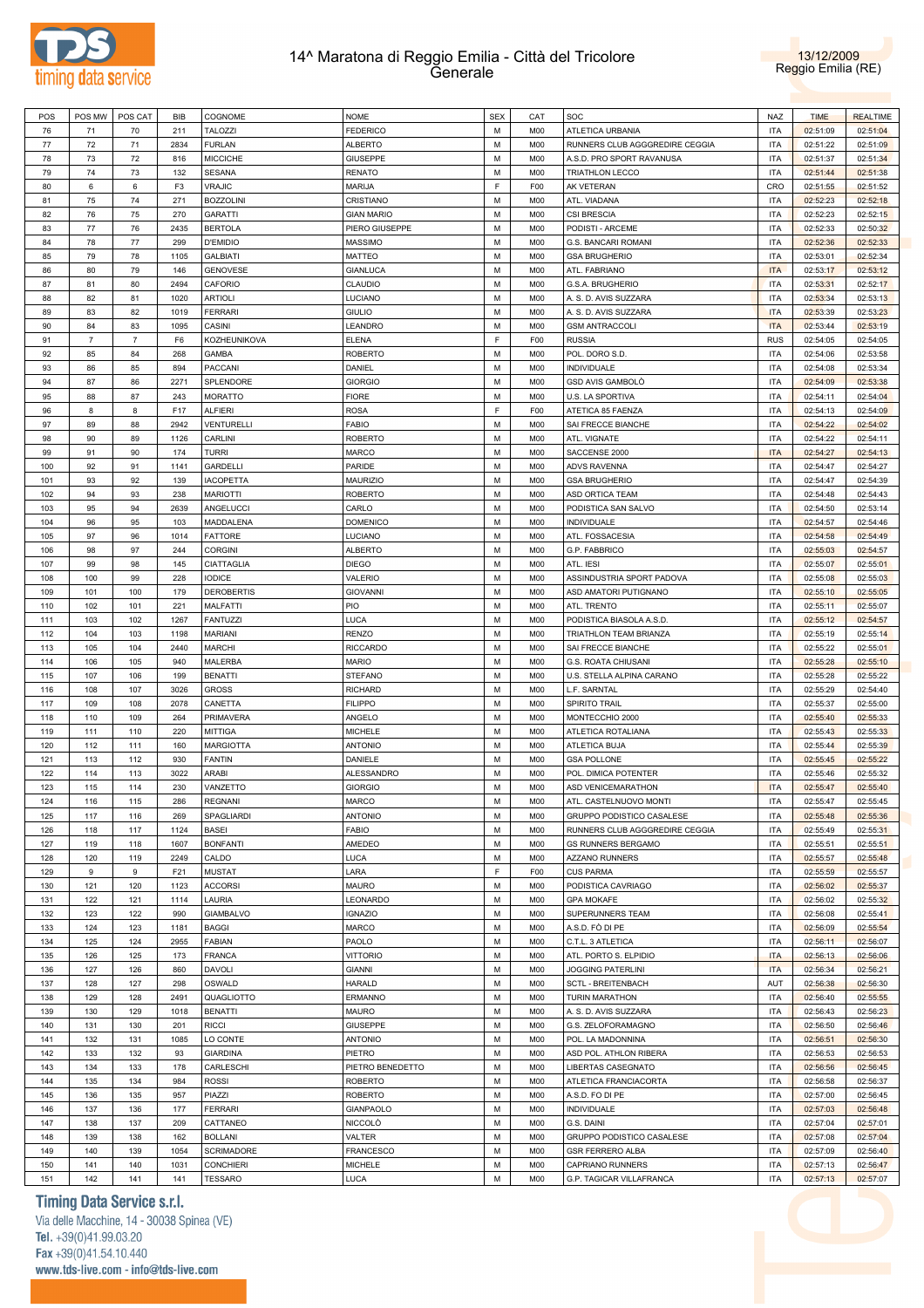# 14^ Maratona di Reggio Emilia - Città del Tricolore
## Generale

13/12/2009
Reggio Emilia (RE)

| POS | POS MW | POS CAT | BIB | COGNOME | NOME | SEX | CAT | SOC | NAZ | TIME | REALTIME |
|---|---|---|---|---|---|---|---|---|---|---|---|
| 76 | 71 | 70 | 211 | TALOZZI | FEDERICO | M | M00 | ATLETICA URBANIA | ITA | 02:51:09 | 02:51:04 |
| 77 | 72 | 71 | 2834 | FURLAN | ALBERTO | M | M00 | RUNNERS CLUB AGGGREDIRE CEGGIA | ITA | 02:51:22 | 02:51:09 |
| 78 | 73 | 72 | 816 | MICCICHE | GIUSEPPE | M | M00 | A.S.D. PRO SPORT RAVANUSA | ITA | 02:51:37 | 02:51:34 |
| 79 | 74 | 73 | 132 | SESANA | RENATO | M | M00 | TRIATHLON LECCO | ITA | 02:51:44 | 02:51:38 |
| 80 | 6 | 6 | F3 | VRAJIC | MARIJA | F | F00 | AK VETERAN | CRO | 02:51:55 | 02:51:52 |
| 81 | 75 | 74 | 271 | BOZZOLINI | CRISTIANO | M | M00 | ATL. VIADANA | ITA | 02:52:23 | 02:52:18 |
| 82 | 76 | 75 | 270 | GARATTI | GIAN MARIO | M | M00 | CSI BRESCIA | ITA | 02:52:23 | 02:52:15 |
| 83 | 77 | 76 | 2435 | BERTOLA | PIERO GIUSEPPE | M | M00 | PODISTI - ARCEME | ITA | 02:52:33 | 02:50:32 |
| 84 | 78 | 77 | 299 | D'EMIDIO | MASSIMO | M | M00 | G.S. BANCARI ROMANI | ITA | 02:52:36 | 02:52:33 |
| 85 | 79 | 78 | 1105 | GALBIATI | MATTEO | M | M00 | GSA BRUGHERIO | ITA | 02:53:01 | 02:52:34 |
| 86 | 80 | 79 | 146 | GENOVESE | GIANLUCA | M | M00 | ATL. FABRIANO | ITA | 02:53:17 | 02:53:12 |
| 87 | 81 | 80 | 2494 | CAFORIO | CLAUDIO | M | M00 | G.S.A. BRUGHERIO | ITA | 02:53:31 | 02:52:17 |
| 88 | 82 | 81 | 1020 | ARTIOLI | LUCIANO | M | M00 | A. S. D. AVIS SUZZARA | ITA | 02:53:34 | 02:53:13 |
| 89 | 83 | 82 | 1019 | FERRARI | GIULIO | M | M00 | A. S. D. AVIS SUZZARA | ITA | 02:53:39 | 02:53:23 |
| 90 | 84 | 83 | 1095 | CASINI | LEANDRO | M | M00 | GSM ANTRACCOLI | ITA | 02:53:44 | 02:53:19 |
| 91 | 7 | 7 | F6 | KOZHEUNIKOVA | ELENA | F | F00 | RUSSIA | RUS | 02:54:05 | 02:54:05 |
| 92 | 85 | 84 | 268 | GAMBA | ROBERTO | M | M00 | POL. DORO S.D. | ITA | 02:54:06 | 02:53:58 |
| 93 | 86 | 85 | 894 | PACCANI | DANIEL | M | M00 | INDIVIDUALE | ITA | 02:54:08 | 02:53:34 |
| 94 | 87 | 86 | 2271 | SPLENDORE | GIORGIO | M | M00 | GSD AVIS GAMBOLÒ | ITA | 02:54:09 | 02:53:38 |
| 95 | 88 | 87 | 243 | MORATTO | FIORE | M | M00 | U.S. LA SPORTIVA | ITA | 02:54:11 | 02:54:04 |
| 96 | 8 | 8 | F17 | ALFIERI | ROSA | F | F00 | ATETICA 85 FAENZA | ITA | 02:54:13 | 02:54:09 |
| 97 | 89 | 88 | 2942 | VENTURELLI | FABIO | M | M00 | SAI FRECCE BIANCHE | ITA | 02:54:22 | 02:54:02 |
| 98 | 90 | 89 | 1126 | CARLINI | ROBERTO | M | M00 | ATL. VIGNATE | ITA | 02:54:22 | 02:54:11 |
| 99 | 91 | 90 | 174 | TURRI | MARCO | M | M00 | SACCENSE 2000 | ITA | 02:54:27 | 02:54:13 |
| 100 | 92 | 91 | 1141 | GARDELLI | PARIDE | M | M00 | ADVS RAVENNA | ITA | 02:54:47 | 02:54:27 |
| 101 | 93 | 92 | 139 | IACOPETTA | MAURIZIO | M | M00 | GSA BRUGHERIO | ITA | 02:54:47 | 02:54:39 |
| 102 | 94 | 93 | 238 | MARIOTTI | ROBERTO | M | M00 | ASD ORTICA TEAM | ITA | 02:54:48 | 02:54:43 |
| 103 | 95 | 94 | 2639 | ANGELUCCI | CARLO | M | M00 | PODISTICA SAN SALVO | ITA | 02:54:50 | 02:53:14 |
| 104 | 96 | 95 | 103 | MADDALENA | DOMENICO | M | M00 | INDIVIDUALE | ITA | 02:54:57 | 02:54:46 |
| 105 | 97 | 96 | 1014 | FATTORE | LUCIANO | M | M00 | ATL. FOSSACESIA | ITA | 02:54:58 | 02:54:49 |
| 106 | 98 | 97 | 244 | CORGINI | ALBERTO | M | M00 | G.P. FABBRICO | ITA | 02:55:03 | 02:54:57 |
| 107 | 99 | 98 | 145 | CIATTAGLIA | DIEGO | M | M00 | ATL. IESI | ITA | 02:55:07 | 02:55:01 |
| 108 | 100 | 99 | 228 | IODICE | VALERIO | M | M00 | ASSINDUSTRIA SPORT PADOVA | ITA | 02:55:08 | 02:55:03 |
| 109 | 101 | 100 | 179 | DEROBERTIS | GIOVANNI | M | M00 | ASD AMATORI PUTIGNANO | ITA | 02:55:10 | 02:55:05 |
| 110 | 102 | 101 | 221 | MALFATTI | PIO | M | M00 | ATL. TRENTO | ITA | 02:55:11 | 02:55:07 |
| 111 | 103 | 102 | 1267 | FANTUZZI | LUCA | M | M00 | PODISTICA BIASOLA A.S.D. | ITA | 02:55:12 | 02:54:57 |
| 112 | 104 | 103 | 1198 | MARIANI | RENZO | M | M00 | TRIATHLON TEAM BRIANZA | ITA | 02:55:19 | 02:55:14 |
| 113 | 105 | 104 | 2440 | MARCHI | RICCARDO | M | M00 | SAI FRECCE BIANCHE | ITA | 02:55:22 | 02:55:01 |
| 114 | 106 | 105 | 940 | MALERBA | MARIO | M | M00 | G.S. ROATA CHIUSANI | ITA | 02:55:28 | 02:55:10 |
| 115 | 107 | 106 | 199 | BENATTI | STEFANO | M | M00 | U.S. STELLA ALPINA CARANO | ITA | 02:55:28 | 02:55:22 |
| 116 | 108 | 107 | 3026 | GROSS | RICHARD | M | M00 | L.F. SARNTAL | ITA | 02:55:29 | 02:54:40 |
| 117 | 109 | 108 | 2078 | CANETTA | FILIPPO | M | M00 | SPIRITO TRAIL | ITA | 02:55:37 | 02:55:00 |
| 118 | 110 | 109 | 264 | PRIMAVERA | ANGELO | M | M00 | MONTECCHIO 2000 | ITA | 02:55:40 | 02:55:33 |
| 119 | 111 | 110 | 220 | MITTIGA | MICHELE | M | M00 | ATLETICA ROTALIANA | ITA | 02:55:43 | 02:55:33 |
| 120 | 112 | 111 | 160 | MARGIOTTA | ANTONIO | M | M00 | ATLETICA BUJA | ITA | 02:55:44 | 02:55:39 |
| 121 | 113 | 112 | 930 | FANTIN | DANIELE | M | M00 | GSA POLLONE | ITA | 02:55:45 | 02:55:22 |
| 122 | 114 | 113 | 3022 | ARABI | ALESSANDRO | M | M00 | POL. DIMICA POTENTER | ITA | 02:55:46 | 02:55:32 |
| 123 | 115 | 114 | 230 | VANZETTO | GIORGIO | M | M00 | ASD VENICEMARATHON | ITA | 02:55:47 | 02:55:40 |
| 124 | 116 | 115 | 286 | REGNANI | MARCO | M | M00 | ATL. CASTELNUOVO MONTI | ITA | 02:55:47 | 02:55:45 |
| 125 | 117 | 116 | 269 | SPAGLIARDI | ANTONIO | M | M00 | GRUPPO PODISTICO CASALESE | ITA | 02:55:48 | 02:55:36 |
| 126 | 118 | 117 | 1124 | BASEI | FABIO | M | M00 | RUNNERS CLUB AGGGREDIRE CEGGIA | ITA | 02:55:49 | 02:55:31 |
| 127 | 119 | 118 | 1607 | BONFANTI | AMEDEO | M | M00 | GS RUNNERS BERGAMO | ITA | 02:55:51 | 02:55:51 |
| 128 | 120 | 119 | 2249 | CALDO | LUCA | M | M00 | AZZANO RUNNERS | ITA | 02:55:57 | 02:55:48 |
| 129 | 9 | 9 | F21 | MUSTAT | LARA | F | F00 | CUS PARMA | ITA | 02:55:59 | 02:55:57 |
| 130 | 121 | 120 | 1123 | ACCORSI | MAURO | M | M00 | PODISTICA CAVRIAGO | ITA | 02:56:02 | 02:55:37 |
| 131 | 122 | 121 | 1114 | LAURIA | LEONARDO | M | M00 | GPA MOKAFE | ITA | 02:56:02 | 02:55:32 |
| 132 | 123 | 122 | 990 | GIAMBALVO | IGNAZIO | M | M00 | SUPERUNNERS TEAM | ITA | 02:56:08 | 02:55:41 |
| 133 | 124 | 123 | 1181 | BAGGI | MARCO | M | M00 | A.S.D. FÒ DI PE | ITA | 02:56:09 | 02:55:54 |
| 134 | 125 | 124 | 2955 | FABIAN | PAOLO | M | M00 | C.T.L. 3 ATLETICA | ITA | 02:56:11 | 02:56:07 |
| 135 | 126 | 125 | 173 | FRANCA | VITTORIO | M | M00 | ATL. PORTO S. ELPIDIO | ITA | 02:56:13 | 02:56:06 |
| 136 | 127 | 126 | 860 | DAVOLI | GIANNI | M | M00 | JOGGING PATERLINI | ITA | 02:56:34 | 02:56:21 |
| 137 | 128 | 127 | 298 | OSWALD | HARALD | M | M00 | SCTL - BREITENBACH | AUT | 02:56:38 | 02:56:30 |
| 138 | 129 | 128 | 2491 | QUAGLIOTTO | ERMANNO | M | M00 | TURIN MARATHON | ITA | 02:56:40 | 02:55:55 |
| 139 | 130 | 129 | 1018 | BENATTI | MAURO | M | M00 | A. S. D. AVIS SUZZARA | ITA | 02:56:43 | 02:56:23 |
| 140 | 131 | 130 | 201 | RICCI | GIUSEPPE | M | M00 | G.S. ZELOFORAMAGNO | ITA | 02:56:50 | 02:56:46 |
| 141 | 132 | 131 | 1085 | LO CONTE | ANTONIO | M | M00 | POL. LA MADONNINA | ITA | 02:56:51 | 02:56:30 |
| 142 | 133 | 132 | 93 | GIARDINA | PIETRO | M | M00 | ASD POL. ATHLON RIBERA | ITA | 02:56:53 | 02:56:53 |
| 143 | 134 | 133 | 178 | CARLESCHI | PIETRO BENEDETTO | M | M00 | LIBERTAS CASEGNATO | ITA | 02:56:56 | 02:56:45 |
| 144 | 135 | 134 | 984 | ROSSI | ROBERTO | M | M00 | ATLETICA FRANCIACORTA | ITA | 02:56:58 | 02:56:37 |
| 145 | 136 | 135 | 957 | PIAZZI | ROBERTO | M | M00 | A.S.D. FO DI PE | ITA | 02:57:00 | 02:56:45 |
| 146 | 137 | 136 | 177 | FERRARI | GIANPAOLO | M | M00 | INDIVIDUALE | ITA | 02:57:03 | 02:56:48 |
| 147 | 138 | 137 | 209 | CATTANEO | NICCOLÒ | M | M00 | G.S. DAINI | ITA | 02:57:04 | 02:57:01 |
| 148 | 139 | 138 | 162 | BOLLANI | VALTER | M | M00 | GRUPPO PODISTICO CASALESE | ITA | 02:57:08 | 02:57:04 |
| 149 | 140 | 139 | 1054 | SCRIMADORE | FRANCESCO | M | M00 | GSR FERRERO ALBA | ITA | 02:57:09 | 02:56:40 |
| 150 | 141 | 140 | 1031 | CONCHIERI | MICHELE | M | M00 | CAPRIANO RUNNERS | ITA | 02:57:13 | 02:56:47 |
| 151 | 142 | 141 | 141 | TESSARO | LUCA | M | M00 | G.P. TAGICAR VILLAFRANCA | ITA | 02:57:13 | 02:57:07 |

**Timing Data Service s.r.l.**
Via delle Macchine, 14 - 30038 Spinea (VE)
Tel. +39(0)41.99.03.20
Fax +39(0)41.54.10.440
www.tds-live.com - info@tds-live.com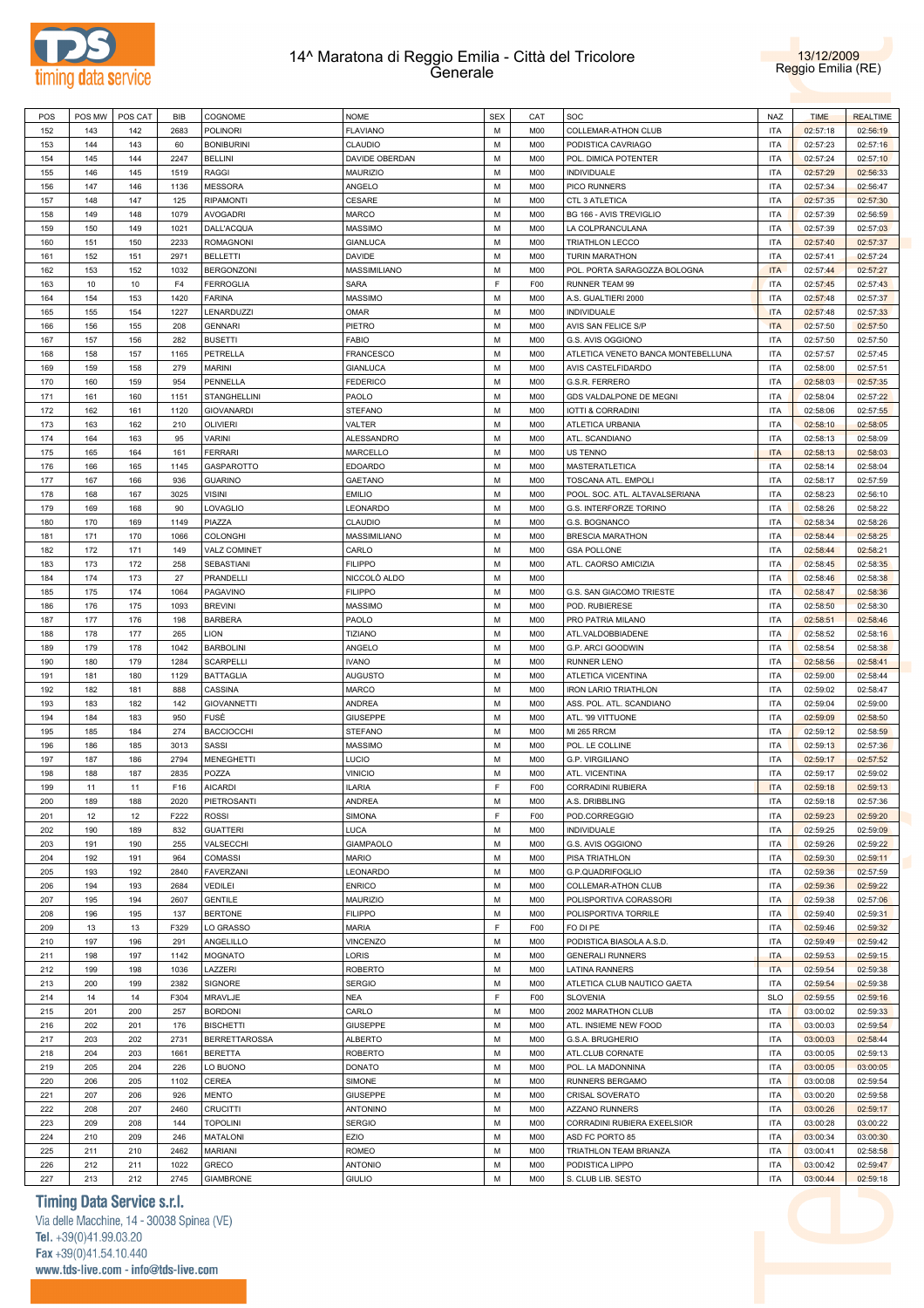# 14^ Maratona di Reggio Emilia - Città del Tricolore
## Generale

13/12/2009
Reggio Emilia (RE)

| POS | POS MW | POS CAT | BIB | COGNOME | NOME | SEX | CAT | SOC | NAZ | TIME | REALTIME |
|---|---|---|---|---|---|---|---|---|---|---|---|
| 152 | 143 | 142 | 2683 | POLINORI | FLAVIANO | M | M00 | COLLEMAR-ATHON CLUB | ITA | 02:57:18 | 02:56:19 |
| 153 | 144 | 143 | 60 | BONIBURINI | CLAUDIO | M | M00 | PODISTICA CAVRIAGO | ITA | 02:57:23 | 02:57:16 |
| 154 | 145 | 144 | 2247 | BELLINI | DAVIDE OBERDAN | M | M00 | POL. DIMICA POTENTER | ITA | 02:57:24 | 02:57:10 |
| 155 | 146 | 145 | 1519 | RAGGI | MAURIZIO | M | M00 | INDIVIDUALE | ITA | 02:57:29 | 02:56:33 |
| 156 | 147 | 146 | 1136 | MESSORA | ANGELO | M | M00 | PICO RUNNERS | ITA | 02:57:34 | 02:56:47 |
| 157 | 148 | 147 | 125 | RIPAMONTI | CESARE | M | M00 | CTL 3 ATLETICA | ITA | 02:57:35 | 02:57:30 |
| 158 | 149 | 148 | 1079 | AVOGADRI | MARCO | M | M00 | BG 166 - AVIS TREVIGLIO | ITA | 02:57:39 | 02:56:59 |
| 159 | 150 | 149 | 1021 | DALL'ACQUA | MASSIMO | M | M00 | LA COLPRANCULANA | ITA | 02:57:39 | 02:57:03 |
| 160 | 151 | 150 | 2233 | ROMAGNONI | GIANLUCA | M | M00 | TRIATHLON LECCO | ITA | 02:57:40 | 02:57:37 |
| 161 | 152 | 151 | 2971 | BELLETTI | DAVIDE | M | M00 | TURIN MARATHON | ITA | 02:57:41 | 02:57:24 |
| 162 | 153 | 152 | 1032 | BERGONZONI | MASSIMILIANO | M | M00 | POL. PORTA SARAGOZZA BOLOGNA | ITA | 02:57:44 | 02:57:27 |
| 163 | 10 | 10 | F4 | FERROGLIA | SARA | F | F00 | RUNNER TEAM 99 | ITA | 02:57:45 | 02:57:43 |
| 164 | 154 | 153 | 1420 | FARINA | MASSIMO | M | M00 | A.S. GUALTIERI 2000 | ITA | 02:57:48 | 02:57:37 |
| 165 | 155 | 154 | 1227 | LENARDUZZI | OMAR | M | M00 | INDIVIDUALE | ITA | 02:57:48 | 02:57:33 |
| 166 | 156 | 155 | 208 | GENNARI | PIETRO | M | M00 | AVIS SAN FELICE S/P | ITA | 02:57:50 | 02:57:50 |
| 167 | 157 | 156 | 282 | BUSETTI | FABIO | M | M00 | G.S. AVIS OGGIONO | ITA | 02:57:50 | 02:57:50 |
| 168 | 158 | 157 | 1165 | PETRELLA | FRANCESCO | M | M00 | ATLETICA VENETO BANCA MONTEBELLUNA | ITA | 02:57:57 | 02:57:45 |
| 169 | 159 | 158 | 279 | MARINI | GIANLUCA | M | M00 | AVIS CASTELFIDARDO | ITA | 02:58:00 | 02:57:51 |
| 170 | 160 | 159 | 954 | PENNELLA | FEDERICO | M | M00 | G.S.R. FERRERO | ITA | 02:58:03 | 02:57:35 |
| 171 | 161 | 160 | 1151 | STANGHELLINI | PAOLO | M | M00 | GDS VALDALPONE DE MEGNI | ITA | 02:58:04 | 02:57:22 |
| 172 | 162 | 161 | 1120 | GIOVANARDI | STEFANO | M | M00 | IOTTI & CORRADINI | ITA | 02:58:06 | 02:57:55 |
| 173 | 163 | 162 | 210 | OLIVIERI | VALTER | M | M00 | ATLETICA URBANIA | ITA | 02:58:10 | 02:58:05 |
| 174 | 164 | 163 | 95 | VARINI | ALESSANDRO | M | M00 | ATL. SCANDIANO | ITA | 02:58:13 | 02:58:09 |
| 175 | 165 | 164 | 161 | FERRARI | MARCELLO | M | M00 | US TENNO | ITA | 02:58:13 | 02:58:03 |
| 176 | 166 | 165 | 1145 | GASPAROTTO | EDOARDO | M | M00 | MASTERATLETICA | ITA | 02:58:14 | 02:58:04 |
| 177 | 167 | 166 | 936 | GUARINO | GAETANO | M | M00 | TOSCANA ATL. EMPOLI | ITA | 02:58:17 | 02:57:59 |
| 178 | 168 | 167 | 3025 | VISINI | EMILIO | M | M00 | POOL. SOC. ATL. ALTAVALSERIANA | ITA | 02:58:23 | 02:56:10 |
| 179 | 169 | 168 | 90 | LOVAGLIO | LEONARDO | M | M00 | G.S. INTERFORZE TORINO | ITA | 02:58:26 | 02:58:22 |
| 180 | 170 | 169 | 1149 | PIAZZA | CLAUDIO | M | M00 | G.S. BOGNANCO | ITA | 02:58:34 | 02:58:26 |
| 181 | 171 | 170 | 1066 | COLONGHI | MASSIMILIANO | M | M00 | BRESCIA MARATHON | ITA | 02:58:44 | 02:58:25 |
| 182 | 172 | 171 | 149 | VALZ COMINET | CARLO | M | M00 | GSA POLLONE | ITA | 02:58:44 | 02:58:21 |
| 183 | 173 | 172 | 258 | SEBASTIANI | FILIPPO | M | M00 | ATL. CAORSO AMICIZIA | ITA | 02:58:45 | 02:58:35 |
| 184 | 174 | 173 | 27 | PRANDELLI | NICCOLÒ ALDO | M | M00 | | ITA | 02:58:46 | 02:58:38 |
| 185 | 175 | 174 | 1064 | PAGAVINO | FILIPPO | M | M00 | G.S. SAN GIACOMO TRIESTE | ITA | 02:58:47 | 02:58:36 |
| 186 | 176 | 175 | 1093 | BREVINI | MASSIMO | M | M00 | POD. RUBIERESE | ITA | 02:58:50 | 02:58:30 |
| 187 | 177 | 176 | 198 | BARBERA | PAOLO | M | M00 | PRO PATRIA MILANO | ITA | 02:58:51 | 02:58:46 |
| 188 | 178 | 177 | 265 | LION | TIZIANO | M | M00 | ATL.VALDOBBIADENE | ITA | 02:58:52 | 02:58:16 |
| 189 | 179 | 178 | 1042 | BARBOLINI | ANGELO | M | M00 | G.P. ARCI GOODWIN | ITA | 02:58:54 | 02:58:38 |
| 190 | 180 | 179 | 1284 | SCARPELLI | IVANO | M | M00 | RUNNER LENO | ITA | 02:58:56 | 02:58:41 |
| 191 | 181 | 180 | 1129 | BATTAGLIA | AUGUSTO | M | M00 | ATLETICA VICENTINA | ITA | 02:59:00 | 02:58:44 |
| 192 | 182 | 181 | 888 | CASSINA | MARCO | M | M00 | IRON LARIO TRIATHLON | ITA | 02:59:02 | 02:58:47 |
| 193 | 183 | 182 | 142 | GIOVANNETTI | ANDREA | M | M00 | ASS. POL. ATL. SCANDIANO | ITA | 02:59:04 | 02:59:00 |
| 194 | 184 | 183 | 950 | FUSÈ | GIUSEPPE | M | M00 | ATL. '99 VITTUONE | ITA | 02:59:09 | 02:58:50 |
| 195 | 185 | 184 | 274 | BACCIOCCHI | STEFANO | M | M00 | MI 265 RRCM | ITA | 02:59:12 | 02:58:59 |
| 196 | 186 | 185 | 3013 | SASSI | MASSIMO | M | M00 | POL. LE COLLINE | ITA | 02:59:13 | 02:57:36 |
| 197 | 187 | 186 | 2794 | MENEGHETTI | LUCIO | M | M00 | G.P. VIRGILIANO | ITA | 02:59:17 | 02:57:52 |
| 198 | 188 | 187 | 2835 | POZZA | VINICIO | M | M00 | ATL. VICENTINA | ITA | 02:59:17 | 02:59:02 |
| 199 | 11 | 11 | F16 | AICARDI | ILARIA | F | F00 | CORRADINI RUBIERA | ITA | 02:59:18 | 02:59:13 |
| 200 | 189 | 188 | 2020 | PIETROSANTI | ANDREA | M | M00 | A.S. DRIBBLING | ITA | 02:59:18 | 02:57:36 |
| 201 | 12 | 12 | F222 | ROSSI | SIMONA | F | F00 | POD.CORREGGIO | ITA | 02:59:23 | 02:59:20 |
| 202 | 190 | 189 | 832 | GUATTERI | LUCA | M | M00 | INDIVIDUALE | ITA | 02:59:25 | 02:59:09 |
| 203 | 191 | 190 | 255 | VALSECCHI | GIAMPAOLO | M | M00 | G.S. AVIS OGGIONO | ITA | 02:59:26 | 02:59:22 |
| 204 | 192 | 191 | 964 | COMASSI | MARIO | M | M00 | PISA TRIATHLON | ITA | 02:59:30 | 02:59:11 |
| 205 | 193 | 192 | 2840 | FAVERZANI | LEONARDO | M | M00 | G.P.QUADRIFOGLIO | ITA | 02:59:36 | 02:57:59 |
| 206 | 194 | 193 | 2684 | VEDILEI | ENRICO | M | M00 | COLLEMAR-ATHON CLUB | ITA | 02:59:36 | 02:59:22 |
| 207 | 195 | 194 | 2607 | GENTILE | MAURIZIO | M | M00 | POLISPORTIVA CORASSORI | ITA | 02:59:38 | 02:57:06 |
| 208 | 196 | 195 | 137 | BERTONE | FILIPPO | M | M00 | POLISPORTIVA TORRILE | ITA | 02:59:40 | 02:59:31 |
| 209 | 13 | 13 | F329 | LO GRASSO | MARIA | F | F00 | FO DI PE | ITA | 02:59:46 | 02:59:32 |
| 210 | 197 | 196 | 291 | ANGELILLO | VINCENZO | M | M00 | PODISTICA BIASOLA A.S.D. | ITA | 02:59:49 | 02:59:42 |
| 211 | 198 | 197 | 1142 | MOGNATO | LORIS | M | M00 | GENERALI RUNNERS | ITA | 02:59:53 | 02:59:15 |
| 212 | 199 | 198 | 1036 | LAZZERI | ROBERTO | M | M00 | LATINA RANNERS | ITA | 02:59:54 | 02:59:38 |
| 213 | 200 | 199 | 2382 | SIGNORE | SERGIO | M | M00 | ATLETICA CLUB NAUTICO GAETA | ITA | 02:59:54 | 02:59:38 |
| 214 | 14 | 14 | F304 | MRAVLJE | NEA | F | F00 | SLOVENIA | SLO | 02:59:55 | 02:59:16 |
| 215 | 201 | 200 | 257 | BORDONI | CARLO | M | M00 | 2002 MARATHON CLUB | ITA | 03:00:02 | 02:59:33 |
| 216 | 202 | 201 | 176 | BISCHETTI | GIUSEPPE | M | M00 | ATL. INSIEME NEW FOOD | ITA | 03:00:03 | 02:59:54 |
| 217 | 203 | 202 | 2731 | BERRETTAROSSA | ALBERTO | M | M00 | G.S.A. BRUGHERIO | ITA | 03:00:03 | 02:58:44 |
| 218 | 204 | 203 | 1661 | BERETTA | ROBERTO | M | M00 | ATL.CLUB CORNATE | ITA | 03:00:05 | 02:59:13 |
| 219 | 205 | 204 | 226 | LO BUONO | DONATO | M | M00 | POL. LA MADONNINA | ITA | 03:00:05 | 03:00:05 |
| 220 | 206 | 205 | 1102 | CEREA | SIMONE | M | M00 | RUNNERS BERGAMO | ITA | 03:00:08 | 02:59:54 |
| 221 | 207 | 206 | 926 | MENTO | GIUSEPPE | M | M00 | CRISAL SOVERATO | ITA | 03:00:20 | 02:59:58 |
| 222 | 208 | 207 | 2460 | CRUCITTI | ANTONINO | M | M00 | AZZANO RUNNERS | ITA | 03:00:26 | 02:59:17 |
| 223 | 209 | 208 | 144 | TOPOLINI | SERGIO | M | M00 | CORRADINI RUBIERA EXEELSIOR | ITA | 03:00:28 | 03:00:22 |
| 224 | 210 | 209 | 246 | MATALONI | EZIO | M | M00 | ASD FC PORTO 85 | ITA | 03:00:34 | 03:00:30 |
| 225 | 211 | 210 | 2462 | MARIANI | ROMEO | M | M00 | TRIATHLON TEAM BRIANZA | ITA | 03:00:41 | 02:58:58 |
| 226 | 212 | 211 | 1022 | GRECO | ANTONIO | M | M00 | PODISTICA LIPPO | ITA | 03:00:42 | 02:59:47 |
| 227 | 213 | 212 | 2745 | GIAMBRONE | GIULIO | M | M00 | S. CLUB LIB. SESTO | ITA | 03:00:44 | 02:59:18 |

**Timing Data Service s.r.l.**
Via delle Macchine, 14 - 30038 Spinea (VE)
Tel. +39(0)41.99.03.20
Fax +39(0)41.54.10.440
www.tds-live.com - info@tds-live.com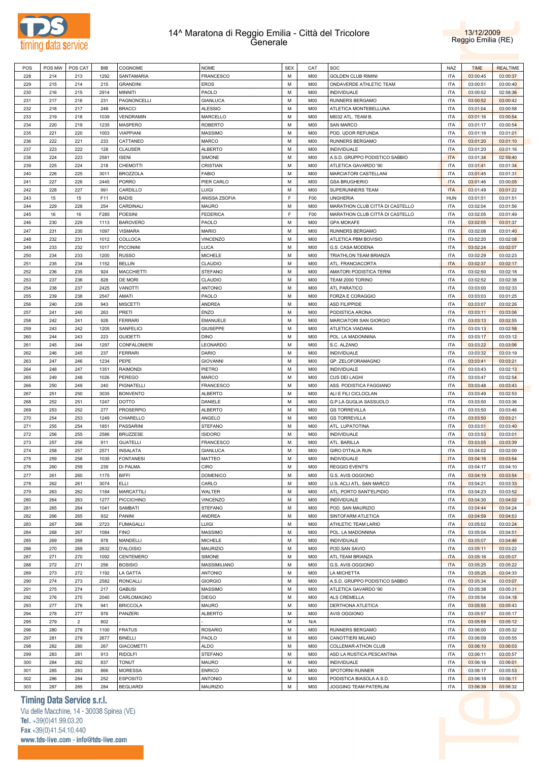# 14^ Maratona di Reggio Emilia - Città del Tricolore
## Generale

13/12/2009
Reggio Emilia (RE)

| POS | POS MW | POS CAT | BIB | COGNOME | NOME | SEX | CAT | SOC | NAZ | TIME | REALTIME |
|---|---|---|---|---|---|---|---|---|---|---|---|
| 228 | 214 | 213 | 1292 | SANTAMARIA | FRANCESCO | M | M00 | GOLDEN CLUB RIMINI | ITA | 03:00:45 | 03:00:37 |
| 229 | 215 | 214 | 215 | GRANDINI | EROS | M | M00 | ONDAVERDE ATHLETIC TEAM | ITA | 03:00:51 | 03:00:40 |
| 230 | 216 | 215 | 2914 | MINNITI | PAOLO | M | M00 | INDIVIDUALE | ITA | 03:00:52 | 02:58:36 |
| 231 | 217 | 216 | 231 | PAGNONCELLI | GIANLUCA | M | M00 | RUNNERS BERGAMO | ITA | 03:00:52 | 03:00:42 |
| 232 | 218 | 217 | 248 | BRACCI | ALESSIO | M | M00 | ATLETICA MONTEBELLUNA | ITA | 03:01:04 | 03:00:58 |
| 233 | 219 | 218 | 1039 | VENDRAMIN | MARCELLO | M | M00 | MI032 ATL. TEAM B. | ITA | 03:01:16 | 03:00:54 |
| 234 | 220 | 219 | 1235 | MASPERO | ROBERTO | M | M00 | SAN MARCO | ITA | 03:01:17 | 03:00:54 |
| 235 | 221 | 220 | 1003 | VIAPPIANI | MASSIMO | M | M00 | POD. UDOR REFUNDA | ITA | 03:01:18 | 03:01:01 |
| 236 | 222 | 221 | 233 | CATTANEO | MARCO | M | M00 | RUNNERS BERGAMO | ITA | 03:01:20 | 03:01:10 |
| 237 | 223 | 222 | 128 | CLAUSER | ALBERTO | M | M00 | INDIVIDUALE | ITA | 03:01:20 | 03:01:16 |
| 238 | 224 | 223 | 2581 | ISENI | SIMONE | M | M00 | A.S.D. GRUPPO PODISTICO SABBIO | ITA | 03:01:34 | 02:59:40 |
| 239 | 225 | 224 | 218 | CHEMOTTI | CRISTIAN | M | M00 | ATLETICA GAVARDO '90 | ITA | 03:01:41 | 03:01:34 |
| 240 | 226 | 225 | 3011 | BROZZOLA | FABIO | M | M00 | MARCIATORI CASTELLANI | ITA | 03:01:45 | 03:01:31 |
| 241 | 227 | 226 | 2445 | PORRO | PIER CARLO | M | M00 | GSA BRUGHERIO | ITA | 03:01:46 | 03:00:05 |
| 242 | 228 | 227 | 991 | CARDILLO | LUIGI | M | M00 | SUPERUNNERS TEAM | ITA | 03:01:49 | 03:01:22 |
| 243 | 15 | 15 | F11 | BADIS | ANISSA ZSOFIA | F | F00 | UNGHERIA | HUN | 03:01:51 | 03:01:51 |
| 244 | 229 | 228 | 254 | CARDINALI | MAURO | M | M00 | MARATHON CLUB CITTÀ DI CASTELLO | ITA | 03:02:04 | 03:01:56 |
| 245 | 16 | 16 | F285 | POESINI | FEDERICA | F | F00 | MARATHON CLUB CITTÀ DI CASTELLO | ITA | 03:02:05 | 03:01:49 |
| 246 | 230 | 229 | 1113 | BAROVERO | PAOLO | M | M00 | GPA MOKAFE | ITA | 03:02:05 | 03:01:37 |
| 247 | 231 | 230 | 1097 | VISMARA | MARIO | M | M00 | RUNNERS BERGAMO | ITA | 03:02:08 | 03:01:40 |
| 248 | 232 | 231 | 1012 | COLLOCA | VINCENZO | M | M00 | ATLETICA PBM BOVISIO | ITA | 03:02:20 | 03:02:08 |
| 249 | 233 | 232 | 1017 | PICCININI | LUCA | M | M00 | G.S. CASA MODENA | ITA | 03:02:24 | 03:02:07 |
| 250 | 234 | 233 | 1200 | RUSSO | MICHELE | M | M00 | TRIATHLON TEAM BRIANZA | ITA | 03:02:29 | 03:02:23 |
| 251 | 235 | 234 | 1152 | BELLIN | CLAUDIO | M | M00 | ATL. FRANCIACORTA | ITA | 03:02:37 | 03:02:17 |
| 252 | 236 | 235 | 924 | MACCHIETTI | STEFANO | M | M00 | AMATORI PODISTICA TERNI | ITA | 03:02:50 | 03:02:18 |
| 253 | 237 | 236 | 828 | DE MORI | CLAUDIO | M | M00 | TEAM 2000 TORINO | ITA | 03:02:52 | 03:02:38 |
| 254 | 238 | 237 | 2425 | VANOTTI | ANTONIO | M | M00 | ATL PARATICO | ITA | 03:03:00 | 03:02:33 |
| 255 | 239 | 238 | 2547 | AMATI | PAOLO | M | M00 | FORZA E CORAGGIO | ITA | 03:03:03 | 03:01:25 |
| 256 | 240 | 239 | 943 | MISCETTI | ANDREA | M | M00 | ASD FILIPPIDE | ITA | 03:03:07 | 03:02:26 |
| 257 | 241 | 240 | 263 | PRETI | ENZO | M | M00 | PODISTICA ARONA | ITA | 03:03:11 | 03:03:06 |
| 258 | 242 | 241 | 928 | FERRARI | EMANUELE | M | M00 | MARCIATORI SAN GIORGIO | ITA | 03:03:13 | 03:02:55 |
| 259 | 243 | 242 | 1205 | SANFELICI | GIUSEPPE | M | M00 | ATLETICA VIADANA | ITA | 03:03:13 | 03:02:58 |
| 260 | 244 | 243 | 223 | GUIDETTI | DINO | M | M00 | POL. LA MADONNINA | ITA | 03:03:17 | 03:03:12 |
| 261 | 245 | 244 | 1297 | CONFALONIERI | LEONARDO | M | M00 | S.C. ALZANO | ITA | 03:03:22 | 03:03:06 |
| 262 | 246 | 245 | 237 | FERRARI | DARIO | M | M00 | INDIVIDUALE | ITA | 03:03:32 | 03:03:19 |
| 263 | 247 | 246 | 1234 | PEPE | GIOVANNI | M | M00 | GP. ZELOFORAMAGNO | ITA | 03:03:41 | 03:03:21 |
| 264 | 248 | 247 | 1351 | RAIMONDI | PIETRO | M | M00 | INDIVIDUALE | ITA | 03:03:43 | 03:02:13 |
| 265 | 249 | 248 | 1026 | PEREGO | MARCO | M | M00 | CUS DEI LAGHI | ITA | 03:03:47 | 03:02:54 |
| 266 | 250 | 249 | 240 | PIGNATELLI | FRANCESCO | M | M00 | ASS. PODISTICA FAGGIANO | ITA | 03:03:48 | 03:03:43 |
| 267 | 251 | 250 | 3035 | BONVENTO | ALBERTO | M | M00 | ALI E FILI CICLOCLAN | ITA | 03:03:49 | 03:02:53 |
| 268 | 252 | 251 | 1247 | DOTTO | DANIELE | M | M00 | G.P.LA GUGLIA SASSUOLO | ITA | 03:03:50 | 03:03:36 |
| 269 | 253 | 252 | 277 | PROSERPIO | ALBERTO | M | M00 | GS TORREVILLA | ITA | 03:03:50 | 03:03:46 |
| 270 | 254 | 253 | 1249 | CHIARELLO | ANGELO | M | M00 | GS TORREVILLA | ITA | 03:03:50 | 03:03:21 |
| 271 | 255 | 254 | 1851 | PASSARINI | STEFANO | M | M00 | ATL. LUPATOTINA | ITA | 03:03:51 | 03:03:40 |
| 272 | 256 | 255 | 2586 | BRUZZESE | ISIDORO | M | M00 | INDIVIDUALE | ITA | 03:03:53 | 03:03:01 |
| 273 | 257 | 256 | 911 | GUATELLI | FRANCESCO | M | M00 | ATL. BARILLA | ITA | 03:03:55 | 03:03:39 |
| 274 | 258 | 257 | 2571 | INSALATA | GIANLUCA | M | M00 | GIRO D'ITALIA RUN | ITA | 03:04:02 | 03:02:00 |
| 275 | 259 | 258 | 1035 | FONTANESI | MATTEO | M | M00 | INDIVIDUALE | ITA | 03:04:16 | 03:03:54 |
| 276 | 260 | 259 | 239 | DI PALMA | CIRO | M | M00 | REGGIO EVENT'S | ITA | 03:04:17 | 03:04:10 |
| 277 | 261 | 260 | 1175 | BIFFI | DOMENICO | M | M00 | G.S. AVIS OGGIONO | ITA | 03:04:19 | 03:03:54 |
| 278 | 262 | 261 | 3074 | ELLI | CARLO | M | M00 | U.S. ACLI ATL. SAN MARCO | ITA | 03:04:21 | 03:03:33 |
| 279 | 263 | 262 | 1184 | MARCATTILI | WALTER | M | M00 | ATL. PORTO SANT'ELPIDIO | ITA | 03:04:23 | 03:03:52 |
| 280 | 264 | 263 | 1277 | PICCICHINO | VINCENZO | M | M00 | INDIVIDUALE | ITA | 03:04:30 | 03:04:02 |
| 281 | 265 | 264 | 1041 | SAMBATI | STEFANO | M | M00 | POD. SAN MAURIZIO | ITA | 03:04:44 | 03:04:24 |
| 282 | 266 | 265 | 932 | PANINI | ANDREA | M | M00 | SINTOFARM ATLETICA | ITA | 03:04:59 | 03:04:53 |
| 283 | 267 | 266 | 2723 | FUMAGALLI | LUIGI | M | M00 | ATHLETIC TEAM LARIO | ITA | 03:05:02 | 03:03:24 |
| 284 | 268 | 267 | 1084 | FINO | MASSIMO | M | M00 | POL. LA MADONNINA | ITA | 03:05:04 | 03:04:51 |
| 285 | 269 | 268 | 978 | MANDELLI | MICHELE | M | M00 | INDIVIDUALE | ITA | 03:05:07 | 03:04:46 |
| 286 | 270 | 269 | 2832 | D'ALOISIO | MAURIZIO | M | M00 | POD.SAN SAVIO | ITA | 03:05:11 | 03:03:22 |
| 287 | 271 | 270 | 1092 | CENTEMERO | SIMONE | M | M00 | ATL.TEAM BRIANZA | ITA | 03:05:16 | 03:05:07 |
| 288 | 272 | 271 | 256 | BOSISIO | MASSIMILIANO | M | M00 | G.S. AVIS OGGIONO | ITA | 03:05:25 | 03:05:22 |
| 289 | 273 | 272 | 1192 | LA GATTA | ANTONIO | M | M00 | LA MICHETTA | ITA | 03:05:25 | 03:04:33 |
| 290 | 274 | 273 | 2582 | RONCALLI | GIORGIO | M | M00 | A.S.D. GRUPPO PODISTICO SABBIO | ITA | 03:05:34 | 03:03:07 |
| 291 | 275 | 274 | 217 | GABUSI | MASSIMO | M | M00 | ATLETICA GAVARDO '90 | ITA | 03:05:38 | 03:05:31 |
| 292 | 276 | 275 | 2040 | CARLOMAGNO | DIEGO | M | M00 | ALS CREMELLA | ITA | 03:05:54 | 03:04:18 |
| 293 | 277 | 276 | 941 | BRICCOLA | MAURO | M | M00 | DERTHONA ATLETICA | ITA | 03:05:55 | 03:05:43 |
| 294 | 278 | 277 | 976 | PANZERI | ALBERTO | M | M00 | AVIS OGGIONO | ITA | 03:05:57 | 03:05:17 |
| 295 | 279 | 2 | 802 | - | - | M | N/A | | ITA | 03:05:59 | 03:05:12 |
| 296 | 280 | 278 | 1100 | FRATUS | ROSARIO | M | M00 | RUNNERS BERGAMO | ITA | 03:06:00 | 03:05:32 |
| 297 | 281 | 279 | 2677 | BINELLI | PAOLO | M | M00 | CANOTTIERI MILANO | ITA | 03:06:09 | 03:05:55 |
| 298 | 282 | 280 | 267 | GIACOMETTI | ALDO | M | M00 | COLLEMAR-ATHON CLUB | ITA | 03:06:10 | 03:06:03 |
| 299 | 283 | 281 | 913 | RIDOLFI | STEFANO | M | M00 | ASD LA RUSTICA PESCANTINA | ITA | 03:06:11 | 03:05:57 |
| 300 | 284 | 282 | 837 | TONUT | MAURO | M | M00 | INDIVIDUALE | ITA | 03:06:16 | 03:06:01 |
| 301 | 285 | 283 | 866 | MORESSA | ENRICO | M | M00 | SPOTORNI RUNNER | ITA | 03:06:17 | 03:05:53 |
| 302 | 286 | 284 | 252 | ESPOSITO | ANTONIO | M | M00 | PODISTICA BIASOLA A.S.D. | ITA | 03:06:18 | 03:06:11 |
| 303 | 287 | 285 | 284 | BEGLIARDI | MAURIZIO | M | M00 | JOGGING TEAM PATERLINI | ITA | 03:06:39 | 03:06:32 |

**Timing Data Service s.r.l.**
Via delle Macchine, 14 - 30038 Spinea (VE)
Tel. +39(0)41.99.03.20
Fax +39(0)41.54.10.440
www.tds-live.com - info@tds-live.com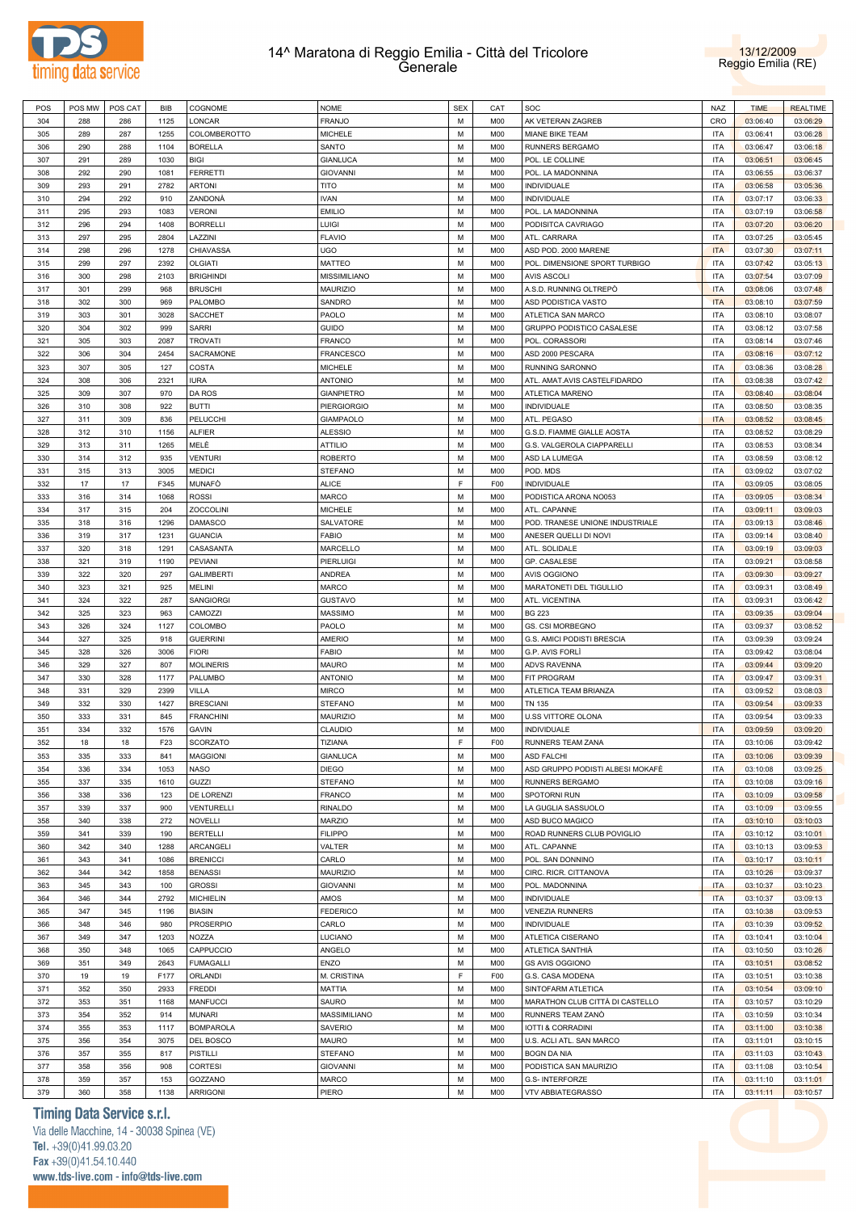# 14^ Maratona di Reggio Emilia - Città del Tricolore
## Generale

13/12/2009
Reggio Emilia (RE)

| POS | POS MW | POS CAT | BIB | COGNOME | NOME | SEX | CAT | SOC | NAZ | TIME | REALTIME |
|---|---|---|---|---|---|---|---|---|---|---|---|
| 304 | 288 | 286 | 1125 | LONCAR | FRANJO | M | M00 | AK VETERAN ZAGREB | CRO | 03:06:40 | 03:06:29 |
| 305 | 289 | 287 | 1255 | COLOMBEROTTO | MICHELE | M | M00 | MIANE BIKE TEAM | ITA | 03:06:41 | 03:06:28 |
| 306 | 290 | 288 | 1104 | BORELLA | SANTO | M | M00 | RUNNERS BERGAMO | ITA | 03:06:47 | 03:06:18 |
| 307 | 291 | 289 | 1030 | BIGI | GIANLUCA | M | M00 | POL. LE COLLINE | ITA | 03:06:51 | 03:06:45 |
| 308 | 292 | 290 | 1081 | FERRETTI | GIOVANNI | M | M00 | POL. LA MADONNINA | ITA | 03:06:55 | 03:06:37 |
| 309 | 293 | 291 | 2782 | ARTONI | TITO | M | M00 | INDIVIDUALE | ITA | 03:06:58 | 03:05:36 |
| 310 | 294 | 292 | 910 | ZANDONÀ | IVAN | M | M00 | INDIVIDUALE | ITA | 03:07:17 | 03:06:33 |
| 311 | 295 | 293 | 1083 | VERONI | EMILIO | M | M00 | POL. LA MADONNINA | ITA | 03:07:19 | 03:06:58 |
| 312 | 296 | 294 | 1408 | BORRELLI | LUIGI | M | M00 | PODISITCA CAVRIAGO | ITA | 03:07:20 | 03:06:20 |
| 313 | 297 | 295 | 2804 | LAZZINI | FLAVIO | M | M00 | ATL. CARRARA | ITA | 03:07:25 | 03:05:45 |
| 314 | 298 | 296 | 1278 | CHIAVASSA | UGO | M | M00 | ASD POD. 2000 MARENE | ITA | 03:07:30 | 03:07:11 |
| 315 | 299 | 297 | 2392 | OLGIATI | MATTEO | M | M00 | POL. DIMENSIONE SPORT TURBIGO | ITA | 03:07:42 | 03:05:13 |
| 316 | 300 | 298 | 2103 | BRIGHINDI | MISSIMILIANO | M | M00 | AVIS ASCOLI | ITA | 03:07:54 | 03:07:09 |
| 317 | 301 | 299 | 968 | BRUSCHI | MAURIZIO | M | M00 | A.S.D. RUNNING OLTREPÒ | ITA | 03:08:06 | 03:07:48 |
| 318 | 302 | 300 | 969 | PALOMBO | SANDRO | M | M00 | ASD PODISTICA VASTO | ITA | 03:08:10 | 03:07:59 |
| 319 | 303 | 301 | 3028 | SACCHET | PAOLO | M | M00 | ATLETICA SAN MARCO | ITA | 03:08:10 | 03:08:07 |
| 320 | 304 | 302 | 999 | SARRI | GUIDO | M | M00 | GRUPPO PODISTICO CASALESE | ITA | 03:08:12 | 03:07:58 |
| 321 | 305 | 303 | 2087 | TROVATI | FRANCO | M | M00 | POL. CORASSORI | ITA | 03:08:14 | 03:07:46 |
| 322 | 306 | 304 | 2454 | SACRAMONE | FRANCESCO | M | M00 | ASD 2000 PESCARA | ITA | 03:08:16 | 03:07:12 |
| 323 | 307 | 305 | 127 | COSTA | MICHELE | M | M00 | RUNNING SARONNO | ITA | 03:08:36 | 03:08:28 |
| 324 | 308 | 306 | 2321 | IURA | ANTONIO | M | M00 | ATL. AMAT.AVIS CASTELFIDARDO | ITA | 03:08:38 | 03:07:42 |
| 325 | 309 | 307 | 970 | DA ROS | GIANPIETRO | M | M00 | ATLETICA MARENO | ITA | 03:08:40 | 03:08:04 |
| 326 | 310 | 308 | 922 | BUTTI | PIERGIORGIO | M | M00 | INDIVIDUALE | ITA | 03:08:50 | 03:08:35 |
| 327 | 311 | 309 | 836 | PELUCCHI | GIAMPAOLO | M | M00 | ATL. PEGASO | ITA | 03:08:52 | 03:08:45 |
| 328 | 312 | 310 | 1156 | ALFIER | ALESSIO | M | M00 | G.S.D. FIAMME GIALLE AOSTA | ITA | 03:08:52 | 03:08:29 |
| 329 | 313 | 311 | 1265 | MELÈ | ATTILIO | M | M00 | G.S. VALGEROLA CIAPPARELLI | ITA | 03:08:53 | 03:08:34 |
| 330 | 314 | 312 | 935 | VENTURI | ROBERTO | M | M00 | ASD LA LUMEGA | ITA | 03:08:59 | 03:08:12 |
| 331 | 315 | 313 | 3005 | MEDICI | STEFANO | M | M00 | POD. MDS | ITA | 03:09:02 | 03:07:02 |
| 332 | 17 | 17 | F345 | MUNAFÒ | ALICE | F | F00 | INDIVIDUALE | ITA | 03:09:05 | 03:08:05 |
| 333 | 316 | 314 | 1068 | ROSSI | MARCO | M | M00 | PODISTICA ARONA NO053 | ITA | 03:09:05 | 03:08:34 |
| 334 | 317 | 315 | 204 | ZOCCOLINI | MICHELE | M | M00 | ATL. CAPANNE | ITA | 03:09:11 | 03:09:03 |
| 335 | 318 | 316 | 1296 | DAMASCO | SALVATORE | M | M00 | POD. TRANESE UNIONE INDUSTRIALE | ITA | 03:09:13 | 03:08:46 |
| 336 | 319 | 317 | 1231 | GUANCIA | FABIO | M | M00 | ANESER QUELLI DI NOVI | ITA | 03:09:14 | 03:08:40 |
| 337 | 320 | 318 | 1291 | CASASANTA | MARCELLO | M | M00 | ATL. SOLIDALE | ITA | 03:09:19 | 03:09:03 |
| 338 | 321 | 319 | 1190 | PEVIANI | PIERLUIGI | M | M00 | GP. CASALESE | ITA | 03:09:21 | 03:08:58 |
| 339 | 322 | 320 | 297 | GALIMBERTI | ANDREA | M | M00 | AVIS OGGIONO | ITA | 03:09:30 | 03:09:27 |
| 340 | 323 | 321 | 925 | MELINI | MARCO | M | M00 | MARATONETI DEL TIGULLIO | ITA | 03:09:31 | 03:08:49 |
| 341 | 324 | 322 | 287 | SANGIORGI | GUSTAVO | M | M00 | ATL. VICENTINA | ITA | 03:09:31 | 03:06:42 |
| 342 | 325 | 323 | 963 | CAMOZZI | MASSIMO | M | M00 | BG 223 | ITA | 03:09:35 | 03:09:04 |
| 343 | 326 | 324 | 1127 | COLOMBO | PAOLO | M | M00 | GS. CSI MORBEGNO | ITA | 03:09:37 | 03:08:52 |
| 344 | 327 | 325 | 918 | GUERRINI | AMERIO | M | M00 | G.S. AMICI PODISTI BRESCIA | ITA | 03:09:39 | 03:09:24 |
| 345 | 328 | 326 | 3006 | FIORI | FABIO | M | M00 | G.P. AVIS FORLÌ | ITA | 03:09:42 | 03:08:04 |
| 346 | 329 | 327 | 807 | MOLINERIS | MAURO | M | M00 | ADVS RAVENNA | ITA | 03:09:44 | 03:09:20 |
| 347 | 330 | 328 | 1177 | PALUMBO | ANTONIO | M | M00 | FIT PROGRAM | ITA | 03:09:47 | 03:09:31 |
| 348 | 331 | 329 | 2399 | VILLA | MIRCO | M | M00 | ATLETICA TEAM BRIANZA | ITA | 03:09:52 | 03:08:03 |
| 349 | 332 | 330 | 1427 | BRESCIANI | STEFANO | M | M00 | TN 135 | ITA | 03:09:54 | 03:09:33 |
| 350 | 333 | 331 | 845 | FRANCHINI | MAURIZIO | M | M00 | U.SS VITTORE OLONA | ITA | 03:09:54 | 03:09:33 |
| 351 | 334 | 332 | 1576 | GAVIN | CLAUDIO | M | M00 | INDIVIDUALE | ITA | 03:09:59 | 03:09:20 |
| 352 | 18 | 18 | F23 | SCORZATO | TIZIANA | F | F00 | RUNNERS TEAM ZANA | ITA | 03:10:06 | 03:09:42 |
| 353 | 335 | 333 | 841 | MAGGIONI | GIANLUCA | M | M00 | ASD FALCHI | ITA | 03:10:06 | 03:09:39 |
| 354 | 336 | 334 | 1053 | NASO | DIEGO | M | M00 | ASD GRUPPO PODISTI ALBESI MOKAFÈ | ITA | 03:10:08 | 03:09:25 |
| 355 | 337 | 335 | 1610 | GUZZI | STEFANO | M | M00 | RUNNERS BERGAMO | ITA | 03:10:08 | 03:09:16 |
| 356 | 338 | 336 | 123 | DE LORENZI | FRANCO | M | M00 | SPOTORNI RUN | ITA | 03:10:09 | 03:09:58 |
| 357 | 339 | 337 | 900 | VENTURELLI | RINALDO | M | M00 | LA GUGLIA SASSUOLO | ITA | 03:10:09 | 03:09:55 |
| 358 | 340 | 338 | 272 | NOVELLI | MARZIO | M | M00 | ASD BUCO MAGICO | ITA | 03:10:10 | 03:10:03 |
| 359 | 341 | 339 | 190 | BERTELLI | FILIPPO | M | M00 | ROAD RUNNERS CLUB POVIGLIO | ITA | 03:10:12 | 03:10:01 |
| 360 | 342 | 340 | 1288 | ARCANGELI | VALTER | M | M00 | ATL. CAPANNE | ITA | 03:10:13 | 03:09:53 |
| 361 | 343 | 341 | 1086 | BRENICCI | CARLO | M | M00 | POL. SAN DONNINO | ITA | 03:10:17 | 03:10:11 |
| 362 | 344 | 342 | 1858 | BENASSI | MAURIZIO | M | M00 | CIRC. RICR. CITTANOVA | ITA | 03:10:26 | 03:09:37 |
| 363 | 345 | 343 | 100 | GROSSI | GIOVANNI | M | M00 | POL. MADONNINA | ITA | 03:10:37 | 03:10:23 |
| 364 | 346 | 344 | 2792 | MICHIELIN | AMOS | M | M00 | INDIVIDUALE | ITA | 03:10:37 | 03:09:13 |
| 365 | 347 | 345 | 1196 | BIASIN | FEDERICO | M | M00 | VENEZIA RUNNERS | ITA | 03:10:38 | 03:09:53 |
| 366 | 348 | 346 | 980 | PROSERPIO | CARLO | M | M00 | INDIVIDUALE | ITA | 03:10:39 | 03:09:52 |
| 367 | 349 | 347 | 1203 | NOZZA | LUCIANO | M | M00 | ATLETICA CISERANO | ITA | 03:10:41 | 03:10:04 |
| 368 | 350 | 348 | 1065 | CAPPUCCIO | ANGELO | M | M00 | ATLETICA SANTHIÀ | ITA | 03:10:50 | 03:10:26 |
| 369 | 351 | 349 | 2643 | FUMAGALLI | ENZO | M | M00 | GS AVIS OGGIONO | ITA | 03:10:51 | 03:08:52 |
| 370 | 19 | 19 | F177 | ORLANDI | M. CRISTINA | F | F00 | G.S. CASA MODENA | ITA | 03:10:51 | 03:10:38 |
| 371 | 352 | 350 | 2933 | FREDDI | MATTIA | M | M00 | SINTOFARM ATLETICA | ITA | 03:10:54 | 03:09:10 |
| 372 | 353 | 351 | 1168 | MANFUCCI | SAURO | M | M00 | MARATHON CLUB CITTÀ DI CASTELLO | ITA | 03:10:57 | 03:10:29 |
| 373 | 354 | 352 | 914 | MUNARI | MASSIMILIANO | M | M00 | RUNNERS TEAM ZANÒ | ITA | 03:10:59 | 03:10:34 |
| 374 | 355 | 353 | 1117 | BOMPAROLA | SAVERIO | M | M00 | IOTTI & CORRADINI | ITA | 03:11:00 | 03:10:38 |
| 375 | 356 | 354 | 3075 | DEL BOSCO | MAURO | M | M00 | U.S. ACLI ATL. SAN MARCO | ITA | 03:11:01 | 03:10:15 |
| 376 | 357 | 355 | 817 | PISTILLI | STEFANO | M | M00 | BOGN DA NIA | ITA | 03:11:03 | 03:10:43 |
| 377 | 358 | 356 | 908 | CORTESI | GIOVANNI | M | M00 | PODISTICA SAN MAURIZIO | ITA | 03:11:08 | 03:10:54 |
| 378 | 359 | 357 | 153 | GOZZANO | MARCO | M | M00 | G.S- INTERFORZE | ITA | 03:11:10 | 03:11:01 |
| 379 | 360 | 358 | 1138 | ARRIGONI | PIERO | M | M00 | VTV ABBIATEGRASSO | ITA | 03:11:11 | 03:10:57 |

**Timing Data Service s.r.l.**
Via delle Macchine, 14 - 30038 Spinea (VE)
Tel. +39(0)41.99.03.20
Fax +39(0)41.54.10.440
www.tds-live.com - info@tds-live.com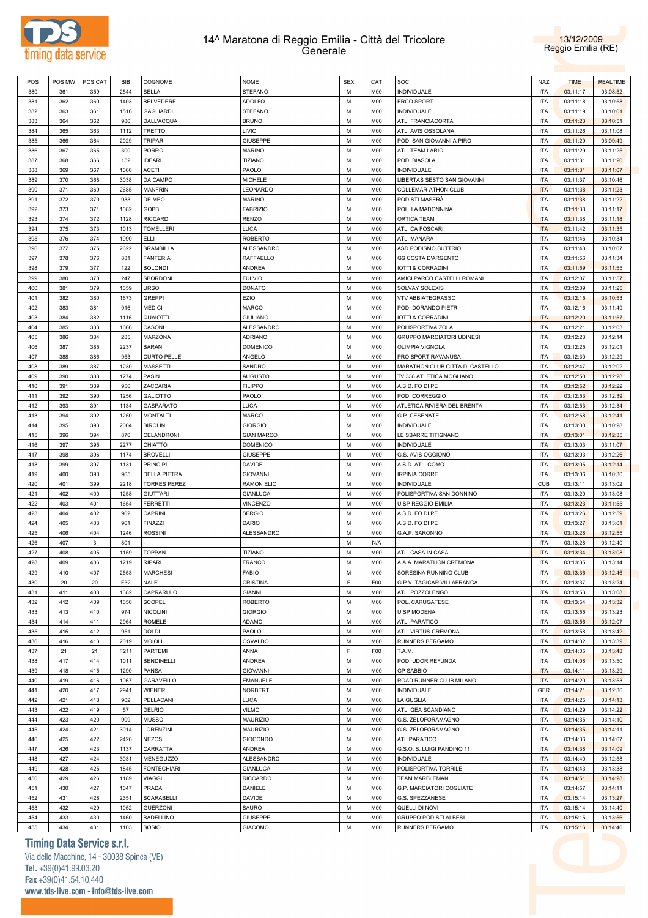# 14^ Maratona di Reggio Emilia - Città del Tricolore
## Generale

13/12/2009
Reggio Emilia (RE)

| POS | POS MW | POS CAT | BIB | COGNOME | NOME | SEX | CAT | SOC | NAZ | TIME | REALTIME |
|---|---|---|---|---|---|---|---|---|---|---|---|
| 380 | 361 | 359 | 2544 | SELLA | STEFANO | M | M00 | INDIVIDUALE | ITA | 03:11:17 | 03:08:52 |
| 381 | 362 | 360 | 1403 | BELVEDERE | ADOLFO | M | M00 | ERCO SPORT | ITA | 03:11:18 | 03:10:58 |
| 382 | 363 | 361 | 1516 | GAGLIARDI | STEFANO | M | M00 | INDIVIDUALE | ITA | 03:11:19 | 03:10:01 |
| 383 | 364 | 362 | 986 | DALL'ACQUA | BRUNO | M | M00 | ATL. FRANCIACORTA | ITA | 03:11:23 | 03:10:51 |
| 384 | 365 | 363 | 1112 | TRETTO | LIVIO | M | M00 | ATL. AVIS OSSOLANA | ITA | 03:11:26 | 03:11:08 |
| 385 | 366 | 364 | 2029 | TRIPARI | GIUSEPPE | M | M00 | POD. SAN GIOVANNI A PIRO | ITA | 03:11:29 | 03:09:49 |
| 386 | 367 | 365 | 300 | PORRO | MARINO | M | M00 | ATL. TEAM LARIO | ITA | 03:11:29 | 03:11:25 |
| 387 | 368 | 366 | 152 | IDEARI | TIZIANO | M | M00 | POD. BIASOLA | ITA | 03:11:31 | 03:11:20 |
| 388 | 369 | 367 | 1060 | ACETI | PAOLO | M | M00 | INDIVIDUALE | ITA | 03:11:31 | 03:11:07 |
| 389 | 370 | 368 | 3038 | DA CAMPO | MICHELE | M | M00 | LIBERTAS SESTO SAN GIOVANNI | ITA | 03:11:37 | 03:10:46 |
| 390 | 371 | 369 | 2685 | MANFRINI | LEONARDO | M | M00 | COLLEMAR-ATHON CLUB | ITA | 03:11:38 | 03:11:23 |
| 391 | 372 | 370 | 933 | DE MEO | MARINO | M | M00 | PODISTI MASERÀ | ITA | 03:11:38 | 03:11:22 |
| 392 | 373 | 371 | 1082 | GOBBI | FABRIZIO | M | M00 | POL. LA MADONNINA | ITA | 03:11:38 | 03:11:17 |
| 393 | 374 | 372 | 1128 | RICCARDI | RENZO | M | M00 | ORTICA TEAM | ITA | 03:11:38 | 03:11:18 |
| 394 | 375 | 373 | 1013 | TOMELLERI | LUCA | M | M00 | ATL. CÀ FOSCARI | ITA | 03:11:42 | 03:11:35 |
| 395 | 376 | 374 | 1990 | ELLI | ROBERTO | M | M00 | ATL. MANARA | ITA | 03:11:46 | 03:10:34 |
| 396 | 377 | 375 | 2622 | BRAMBILLA | ALESSANDRO | M | M00 | ASD PODISMO BUTTRIO | ITA | 03:11:48 | 03:10:07 |
| 397 | 378 | 376 | 881 | FANTERIA | RAFFAELLO | M | M00 | GS COSTA D'ARGENTO | ITA | 03:11:56 | 03:11:34 |
| 398 | 379 | 377 | 122 | BOLONDI | ANDREA | M | M00 | IOTTI & CORRADINI | ITA | 03:11:59 | 03:11:55 |
| 399 | 380 | 378 | 247 | SBORDONI | FULVIO | M | M00 | AMICI PARCO CASTELLI ROMANI | ITA | 03:12:07 | 03:11:57 |
| 400 | 381 | 379 | 1059 | URSO | DONATO | M | M00 | SOLVAY SOLEXIS | ITA | 03:12:09 | 03:11:25 |
| 401 | 382 | 380 | 1673 | GREPPI | EZIO | M | M00 | VTV ABBIATEGRASSO | ITA | 03:12:15 | 03:10:53 |
| 402 | 383 | 381 | 916 | MEDICI | MARCO | M | M00 | POD. DORANDO PIETRI | ITA | 03:12:16 | 03:11:49 |
| 403 | 384 | 382 | 1116 | QUAIOTTI | GIULIANO | M | M00 | IOTTI & CORRADINI | ITA | 03:12:20 | 03:11:57 |
| 404 | 385 | 383 | 1666 | CASONI | ALESSANDRO | M | M00 | POLISPORTIVA ZOLA | ITA | 03:12:21 | 03:12:03 |
| 405 | 386 | 384 | 285 | MARZONA | ADRIANO | M | M00 | GRUPPO MARCIATORI UDINESI | ITA | 03:12:23 | 03:12:14 |
| 406 | 387 | 385 | 2237 | BARANI | DOMENICO | M | M00 | OLIMPIA VIGNOLA | ITA | 03:12:25 | 03:12:01 |
| 407 | 388 | 386 | 953 | CURTO PELLE | ANGELO | M | M00 | PRO SPORT RAVANUSA | ITA | 03:12:30 | 03:12:29 |
| 408 | 389 | 387 | 1230 | MASSETTI | SANDRO | M | M00 | MARATHON CLUB CITTÀ DI CASTELLO | ITA | 03:12:47 | 03:12:02 |
| 409 | 390 | 388 | 1274 | PASIN | AUGUSTO | M | M00 | TV 338 ATLETICA MOGLIANO | ITA | 03:12:50 | 03:12:28 |
| 410 | 391 | 389 | 956 | ZACCARIA | FILIPPO | M | M00 | A.S.D. FO DI PE | ITA | 03:12:52 | 03:12:22 |
| 411 | 392 | 390 | 1256 | GALIOTTO | PAOLO | M | M00 | POD. CORREGGIO | ITA | 03:12:53 | 03:12:39 |
| 412 | 393 | 391 | 1134 | GASPARATO | LUCA | M | M00 | ATLETICA RIVIERA DEL BRENTA | ITA | 03:12:53 | 03:12:34 |
| 413 | 394 | 392 | 1250 | MONTALTI | MARCO | M | M00 | G.P. CESENATE | ITA | 03:12:58 | 03:12:41 |
| 414 | 395 | 393 | 2004 | BIROLINI | GIORGIO | M | M00 | INDIVIDUALE | ITA | 03:13:00 | 03:10:28 |
| 415 | 396 | 394 | 876 | CELANDRONI | GIAN MARCO | M | M00 | LE SBARRE TITIGNANO | ITA | 03:13:01 | 03:12:35 |
| 416 | 397 | 395 | 2277 | CHIATTO | DOMENICO | M | M00 | INDIVIDUALE | ITA | 03:13:03 | 03:11:07 |
| 417 | 398 | 396 | 1174 | BROVELLI | GIUSEPPE | M | M00 | G.S. AVIS OGGIONO | ITA | 03:13:03 | 03:12:26 |
| 418 | 399 | 397 | 1131 | PRINCIPI | DAVIDE | M | M00 | A.S.D. ATL. COMO | ITA | 03:13:05 | 03:12:14 |
| 419 | 400 | 398 | 965 | DELLA PIETRA | GIOVANNI | M | M00 | IRPINIA CORRE | ITA | 03:13:06 | 03:10:30 |
| 420 | 401 | 399 | 2218 | TORRES PEREZ | RAMON ELIO | M | M00 | INDIVIDUALE | CUB | 03:13:11 | 03:13:02 |
| 421 | 402 | 400 | 1258 | GIUTTARI | GIANLUCA | M | M00 | POLISPORTIVA SAN DONNINO | ITA | 03:13:20 | 03:13:08 |
| 422 | 403 | 401 | 1654 | FERRETTI | VINCENZO | M | M00 | UISP REGGIO EMILIA | ITA | 03:13:23 | 03:11:55 |
| 423 | 404 | 402 | 962 | CAPRINI | SERGIO | M | M00 | A.S.D. FO DI PE | ITA | 03:13:26 | 03:12:59 |
| 424 | 405 | 403 | 961 | FINAZZI | DARIO | M | M00 | A.S.D. FO DI PE | ITA | 03:13:27 | 03:13:01 |
| 425 | 406 | 404 | 1246 | ROSSINI | ALESSANDRO | M | M00 | G.A.P. SARONNO | ITA | 03:13:28 | 03:12:55 |
| 426 | 407 | 3 | 801 | - | - | M | N/A | | ITA | 03:13:28 | 03:12:40 |
| 427 | 408 | 405 | 1159 | TOPPAN | TIZIANO | M | M00 | ATL. CASA IN CASA | ITA | 03:13:34 | 03:13:08 |
| 428 | 409 | 406 | 1219 | RIPARI | FRANCO | M | M00 | A.A.A. MARATHON CREMONA | ITA | 03:13:35 | 03:13:14 |
| 429 | 410 | 407 | 2653 | MARCHESI | FABIO | M | M00 | SORESINA RUNNING CLUB | ITA | 03:13:36 | 03:12:46 |
| 430 | 20 | 20 | F32 | NALE | CRISTINA | F | F00 | G.P.V. TAGICAR VILLAFRANCA | ITA | 03:13:37 | 03:13:24 |
| 431 | 411 | 408 | 1382 | CAPRARULO | GIANNI | M | M00 | ATL. POZZOLENGO | ITA | 03:13:53 | 03:13:08 |
| 432 | 412 | 409 | 1050 | SCOPEL | ROBERTO | M | M00 | POL. CARUGATESE | ITA | 03:13:54 | 03:13:32 |
| 433 | 413 | 410 | 974 | NICOLINI | GIORGIO | M | M00 | UISP MODENA | ITA | 03:13:55 | 03:13:23 |
| 434 | 414 | 411 | 2964 | ROMELE | ADAMO | M | M00 | ATL. PARATICO | ITA | 03:13:56 | 03:12:07 |
| 435 | 415 | 412 | 951 | DOLDI | PAOLO | M | M00 | ATL. VIRTUS CREMONA | ITA | 03:13:58 | 03:13:42 |
| 436 | 416 | 413 | 2019 | MOIOLI | OSVALDO | M | M00 | RUNNERS BERGAMO | ITA | 03:14:02 | 03:13:39 |
| 437 | 21 | 21 | F211 | PARTEMI | ANNA | F | F00 | T.A.M. | ITA | 03:14:05 | 03:13:48 |
| 438 | 417 | 414 | 1011 | BENDINELLI | ANDREA | M | M00 | POD. UDOR REFUNDA | ITA | 03:14:08 | 03:13:50 |
| 439 | 418 | 415 | 1290 | PANSA | GIOVANNI | M | M00 | GP SABBIO | ITA | 03:14:11 | 03:13:29 |
| 440 | 419 | 416 | 1067 | GARAVELLO | EMANUELE | M | M00 | ROAD RUNNER CLUB MILANO | ITA | 03:14:20 | 03:13:53 |
| 441 | 420 | 417 | 2941 | WIENER | NORBERT | M | M00 | INDIVIDUALE | GER | 03:14:21 | 03:12:36 |
| 442 | 421 | 418 | 902 | PELLACANI | LUCA | M | M00 | LA GUGLIA | ITA | 03:14:25 | 03:14:13 |
| 443 | 422 | 419 | 57 | DELRIO | VILMO | M | M00 | ATL. GEA SCANDIANO | ITA | 03:14:29 | 03:14:22 |
| 444 | 423 | 420 | 909 | MUSSO | MAURIZIO | M | M00 | G.S. ZELOFORAMAGNO | ITA | 03:14:35 | 03:14:10 |
| 445 | 424 | 421 | 3014 | LORENZINI | MAURIZIO | M | M00 | G.S. ZELOFORAMAGNO | ITA | 03:14:35 | 03:14:11 |
| 446 | 425 | 422 | 2426 | NEZOSI | GIOCONDO | M | M00 | ATL PARATICO | ITA | 03:14:36 | 03:14:07 |
| 447 | 426 | 423 | 1137 | CARRATTA | ANDREA | M | M00 | G.S.O. S. LUIGI PANDINO 11 | ITA | 03:14:38 | 03:14:09 |
| 448 | 427 | 424 | 3031 | MENEGUZZO | ALESSANDRO | M | M00 | INDIVIDUALE | ITA | 03:14:40 | 03:12:58 |
| 449 | 428 | 425 | 1845 | FONTECHIARI | GIANLUCA | M | M00 | POLISPORTIVA TORRILE | ITA | 03:14:43 | 03:13:38 |
| 450 | 429 | 426 | 1189 | VIAGGI | RICCARDO | M | M00 | TEAM MARBLEMAN | ITA | 03:14:51 | 03:14:28 |
| 451 | 430 | 427 | 1047 | PRADA | DANIELE | M | M00 | G.P. MARCIATORI COGLIATE | ITA | 03:14:57 | 03:14:11 |
| 452 | 431 | 428 | 2351 | SCARABELLI | DAVIDE | M | M00 | G.S. SPEZZANESE | ITA | 03:15:14 | 03:13:27 |
| 453 | 432 | 429 | 1052 | GUERZONI | SAURO | M | M00 | QUELLI DI NOVI | ITA | 03:15:14 | 03:14:40 |
| 454 | 433 | 430 | 1460 | BADELLINO | GIUSEPPE | M | M00 | GRUPPO PODISTI ALBESI | ITA | 03:15:15 | 03:13:56 |
| 455 | 434 | 431 | 1103 | BOSIO | GIACOMO | M | M00 | RUNNERS BERGAMO | ITA | 03:15:16 | 03:14:46 |

**Timing Data Service s.r.l.**
Via delle Macchine, 14 - 30038 Spinea (VE)
Tel. +39(0)41.99.03.20
Fax +39(0)41.54.10.440
www.tds-live.com - info@tds-live.com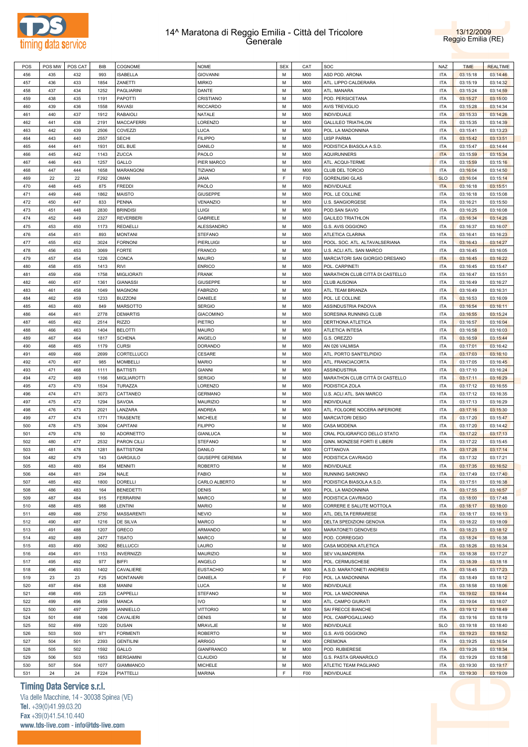# 14^ Maratona di Reggio Emilia - Città del Tricolore
## Generale

13/12/2009
Reggio Emilia (RE)

| POS | POS MW | POS CAT | BIB | COGNOME | NOME | SEX | CAT | SOC | NAZ | TIME | REALTIME |
|---|---|---|---|---|---|---|---|---|---|---|---|
| 456 | 435 | 432 | 993 | ISABELLA | GIOVANNI | M | M00 | ASD POD. ARONA | ITA | 03:15:18 | 03:14:46 |
| 457 | 436 | 433 | 1854 | ZANETTI | MIRKO | M | M00 | ATL. LIPPO CALDERARA | ITA | 03:15:19 | 03:14:32 |
| 458 | 437 | 434 | 1252 | PAGLIARINI | DANTE | M | M00 | ATL. MANARA | ITA | 03:15:24 | 03:14:59 |
| 459 | 438 | 435 | 1191 | PAPOTTI | CRISTIANO | M | M00 | POD. PERSICETANA | ITA | 03:15:27 | 03:15:00 |
| 460 | 439 | 436 | 1558 | RAVASI | RICCARDO | M | M00 | AVIS TREVIGLIO | ITA | 03:15:28 | 03:14:34 |
| 461 | 440 | 437 | 1912 | RABAIOLI | NATALE | M | M00 | INDIVIDUALE | ITA | 03:15:33 | 03:14:26 |
| 462 | 441 | 438 | 2191 | MACCAFERRI | LORENZO | M | M00 | GALLILEO TRIATHLON | ITA | 03:15:35 | 03:14:39 |
| 463 | 442 | 439 | 2506 | COVEZZI | LUCA | M | M00 | POL. LA MADONNINA | ITA | 03:15:41 | 03:13:23 |
| 464 | 443 | 440 | 2557 | SECHI | FILIPPO | M | M00 | UISP PARMA | ITA | 03:15:42 | 03:13:51 |
| 465 | 444 | 441 | 1931 | DEL BUE | DANILO | M | M00 | PODISTICA BIASOLA A.S.D. | ITA | 03:15:47 | 03:14:44 |
| 466 | 445 | 442 | 1143 | ZUCCA | PAOLO | M | M00 | AQUIRUNNERS | ITA | 03:15:59 | 03:15:34 |
| 467 | 446 | 443 | 1257 | GALLO | PIER MARCO | M | M00 | ATL. ACQUI-TERME | ITA | 03:15:59 | 03:15:16 |
| 468 | 447 | 444 | 1658 | MARANGONI | TIZIANO | M | M00 | CLUB DEL TORCIO | ITA | 03:16:04 | 03:14:50 |
| 469 | 22 | 22 | F292 | OMAN | JANA | F | F00 | GORENJSKI GLAS | SLO | 03:16:04 | 03:15:14 |
| 470 | 448 | 445 | 875 | FREDDI | PAOLO | M | M00 | INDIVIDUALE | ITA | 03:16:18 | 03:15:51 |
| 471 | 449 | 446 | 1862 | MAISTO | GIUSEPPE | M | M00 | POL. LE COLLINE | ITA | 03:16:18 | 03:15:08 |
| 472 | 450 | 447 | 833 | PENNA | VENANZIO | M | M00 | U.S. SANGIORGESE | ITA | 03:16:21 | 03:15:50 |
| 473 | 451 | 448 | 2830 | BRINDISI | LUIGI | M | M00 | POD.SAN SAVIO | ITA | 03:16:25 | 03:16:08 |
| 474 | 452 | 449 | 2327 | REVERBERI | GABRIELE | M | M00 | GALILEO TRIATHLON | ITA | 03:16:34 | 03:14:26 |
| 475 | 453 | 450 | 1173 | REDAELLI | ALESSANDRO | M | M00 | G.S. AVIS OGGIONO | ITA | 03:16:37 | 03:16:07 |
| 476 | 454 | 451 | 893 | MONTANI | STEFANO | M | M00 | ATLETICA CLARINA | ITA | 03:16:41 | 03:16:23 |
| 477 | 455 | 452 | 3024 | FORNONI | PIERLUIGI | M | M00 | POOL. SOC. ATL. ALTAVALSERIANA | ITA | 03:16:43 | 03:14:27 |
| 478 | 456 | 453 | 3069 | FORTE | FRANCO | M | M00 | U.S. ACLI ATL. SAN MARCO | ITA | 03:16:45 | 03:16:05 |
| 479 | 457 | 454 | 1226 | CONCA | MAURO | M | M00 | MARCIATORI SAN GIORGIO DRESANO | ITA | 03:16:45 | 03:16:22 |
| 480 | 458 | 455 | 1413 | RIVI | ENRICO | M | M00 | POL. CARPINETI | ITA | 03:16:45 | 03:15:47 |
| 481 | 459 | 456 | 1758 | MIGLIORATI | FRANK | M | M00 | MARATHON CLUB CITTÀ DI CASTELLO | ITA | 03:16:47 | 03:15:51 |
| 482 | 460 | 457 | 1361 | GIANASSI | GIUSEPPE | M | M00 | CLUB AUSONIA | ITA | 03:16:49 | 03:16:27 |
| 483 | 461 | 458 | 1049 | MAGNONI | FABRIZIO | M | M00 | ATL. TEAM BRIANZA | ITA | 03:16:49 | 03:16:31 |
| 484 | 462 | 459 | 1233 | BUZZONI | DANIELE | M | M00 | POL. LE COLLINE | ITA | 03:16:53 | 03:16:09 |
| 485 | 463 | 460 | 849 | MARSOTTO | SERGIO | M | M00 | ASSINDUSTRIA PADOVA | ITA | 03:16:54 | 03:16:11 |
| 486 | 464 | 461 | 2778 | DEMARTIS | GIACOMINO | M | M00 | SORESINA RUNNING CLUB | ITA | 03:16:55 | 03:15:24 |
| 487 | 465 | 462 | 2514 | RIZZO | PIETRO | M | M00 | DERTHONA ATLETICA | ITA | 03:16:57 | 03:16:04 |
| 488 | 466 | 463 | 1404 | BELOTTI | MAURO | M | M00 | ATLETICA INTESA | ITA | 03:16:58 | 03:16:03 |
| 489 | 467 | 464 | 1817 | SCHENA | ANGELO | M | M00 | G.S. OREZZO | ITA | 03:16:59 | 03:15:44 |
| 490 | 468 | 465 | 1179 | CURSI | DORANDO | M | M00 | AN 026 VALMISA | ITA | 03:17:01 | 03:16:42 |
| 491 | 469 | 466 | 2699 | CORTELLUCCI | CESARE | M | M00 | ATL. PORTO SANT'ELPIDIO | ITA | 03:17:03 | 03:16:10 |
| 492 | 470 | 467 | 985 | MOMBELLI | MARIO | M | M00 | ATL. FRANCIACORTA | ITA | 03:17:05 | 03:16:45 |
| 493 | 471 | 468 | 1111 | BATTISTI | GIANNI | M | M00 | ASSINDUSTRIA | ITA | 03:17:10 | 03:16:24 |
| 494 | 472 | 469 | 1166 | MIGLIAROTTI | SERGIO | M | M00 | MARATHON CLUB CITTÀ DI CASTELLO | ITA | 03:17:11 | 03:16:29 |
| 495 | 473 | 470 | 1534 | TURAZZA | LORENZO | M | M00 | PODISTICA ZOLA | ITA | 03:17:12 | 03:16:55 |
| 496 | 474 | 471 | 3073 | CATTANEO | GERMANO | M | M00 | U.S. ACLI ATL. SAN MARCO | ITA | 03:17:12 | 03:16:35 |
| 497 | 475 | 472 | 1294 | SAVOIA | MAURIZIO | M | M00 | INDIVIDUALE | ITA | 03:17:13 | 03:16:29 |
| 498 | 476 | 473 | 2021 | LANZARA | ANDREA | M | M00 | ATL. FOLGORE NOCERA INFERIORE | ITA | 03:17:16 | 03:15:30 |
| 499 | 477 | 474 | 1771 | TRASENTE | MICHELE | M | M00 | MARCIATORI DESIO | ITA | 03:17:20 | 03:15:47 |
| 500 | 478 | 475 | 3094 | CAPITANI | FILIPPO | M | M00 | CASA MODENA | ITA | 03:17:20 | 03:14:42 |
| 501 | 479 | 476 | 50 | ADORNETTO | GIANLUCA | M | M00 | CRAL POLIGRAFICO DELLO STATO | ITA | 03:17:22 | 03:17:13 |
| 502 | 480 | 477 | 2532 | PARON CILLI | STEFANO | M | M00 | GINN. MONZESE FORTI E LIBERI | ITA | 03:17:22 | 03:15:45 |
| 503 | 481 | 478 | 1281 | BATTISTONI | DANILO | M | M00 | CITTANOVA | ITA | 03:17:28 | 03:17:14 |
| 504 | 482 | 479 | 143 | GARGIULO | GIUSEPPE GEREMIA | M | M00 | PODISTICA CAVRIAGO | ITA | 03:17:32 | 03:17:21 |
| 505 | 483 | 480 | 854 | MENNITI | ROBERTO | M | M00 | INDIVIDUALE | ITA | 03:17:35 | 03:16:52 |
| 506 | 484 | 481 | 294 | NALE | FABIO | M | M00 | RUNNING SARONNO | ITA | 03:17:49 | 03:17:40 |
| 507 | 485 | 482 | 1800 | DORELLI | CARLO ALBERTO | M | M00 | PODISTICA BIASOLA A.S.D. | ITA | 03:17:51 | 03:16:38 |
| 508 | 486 | 483 | 164 | BENEDETTI | DENIS | M | M00 | POL. LA MADONNINA | ITA | 03:17:55 | 03:16:57 |
| 509 | 487 | 484 | 915 | FERRARINI | MARCO | M | M00 | PODISTICA CAVRIAGO | ITA | 03:18:00 | 03:17:48 |
| 510 | 488 | 485 | 988 | LENTINI | MARIO | M | M00 | CORRERE E SALUTE MOTTOLA | ITA | 03:18:17 | 03:18:00 |
| 511 | 489 | 486 | 2750 | MASSARENTI | NEVIO | M | M00 | ATL. DELTA FERRARESE | ITA | 03:18:17 | 03:16:13 |
| 512 | 490 | 487 | 1216 | DE SILVA | MARCO | M | M00 | DELTA SPEDIZIONI GENOVA | ITA | 03:18:22 | 03:18:09 |
| 513 | 491 | 488 | 1207 | GRECO | ARMANDO | M | M00 | MARATONETI GENOVESI | ITA | 03:18:23 | 03:18:12 |
| 514 | 492 | 489 | 2477 | TISATO | MARCO | M | M00 | POD. CORREGGIO | ITA | 03:18:24 | 03:16:38 |
| 515 | 493 | 490 | 3062 | BELLUCCI | LAURO | M | M00 | CASA MODENA ATLETICA | ITA | 03:18:26 | 03:16:34 |
| 516 | 494 | 491 | 1153 | INVERNIZZI | MAURIZIO | M | M00 | SEV VALMADRERA | ITA | 03:18:38 | 03:17:27 |
| 517 | 495 | 492 | 977 | BIFFI | ANGELO | M | M00 | POL. CERMUSCHESE | ITA | 03:18:39 | 03:18:18 |
| 518 | 496 | 493 | 1402 | CAVALIERE | EUSTACHIO | M | M00 | A.S.D. MARATONETI ANDRIESI | ITA | 03:18:45 | 03:17:23 |
| 519 | 23 | 23 | F25 | MONTANARI | DANIELA | F | F00 | POL. LA MADONNINA | ITA | 03:18:49 | 03:18:12 |
| 520 | 497 | 494 | 838 | MANINI | LUCA | M | M00 | INDIVIDUALE | ITA | 03:18:58 | 03:18:06 |
| 521 | 498 | 495 | 225 | CAPPELLI | STEFANO | M | M00 | POL. LA MADONNINA | ITA | 03:19:02 | 03:18:44 |
| 522 | 499 | 496 | 2459 | MANCA | IVO | M | M00 | ATL. CAMPO GIURATI | ITA | 03:19:04 | 03:18:07 |
| 523 | 500 | 497 | 2299 | IANNIELLO | VITTORIO | M | M00 | SAI FRECCE BIANCHE | ITA | 03:19:12 | 03:18:49 |
| 524 | 501 | 498 | 1406 | CAVALIERI | DENIS | M | M00 | POL. CAMPOGALLIANO | ITA | 03:19:16 | 03:18:19 |
| 525 | 502 | 499 | 1220 | DUSAN | MRAVLJE | M | M00 | INDIVIDUALE | SLO | 03:19:18 | 03:18:40 |
| 526 | 503 | 500 | 971 | FORMENTI | ROBERTO | M | M00 | G.S. AVIS OGGIONO | ITA | 03:19:23 | 03:18:52 |
| 527 | 504 | 501 | 2393 | GENTILINI | ARRIGO | M | M00 | CREMONA | ITA | 03:19:25 | 03:16:54 |
| 528 | 505 | 502 | 1592 | GALLO | GIANFRANCO | M | M00 | POD. RUBIERESE | ITA | 03:19:26 | 03:18:34 |
| 529 | 506 | 503 | 1953 | BERGAMINI | CLAUDIO | M | M00 | G.S. PASTA GRANAROLO | ITA | 03:19:29 | 03:18:58 |
| 530 | 507 | 504 | 1077 | GIAMMANCO | MICHELE | M | M00 | ATLETIC TEAM PAGLIANO | ITA | 03:19:30 | 03:19:17 |
| 531 | 24 | 24 | F224 | PIATTELLI | MARINA | F | F00 | INDIVIDUALE | ITA | 03:19:30 | 03:19:09 |

**Timing Data Service s.r.l.**
Via delle Macchine, 14 - 30038 Spinea (VE)
Tel. +39(0)41.99.03.20
Fax +39(0)41.54.10.440
www.tds-live.com - info@tds-live.com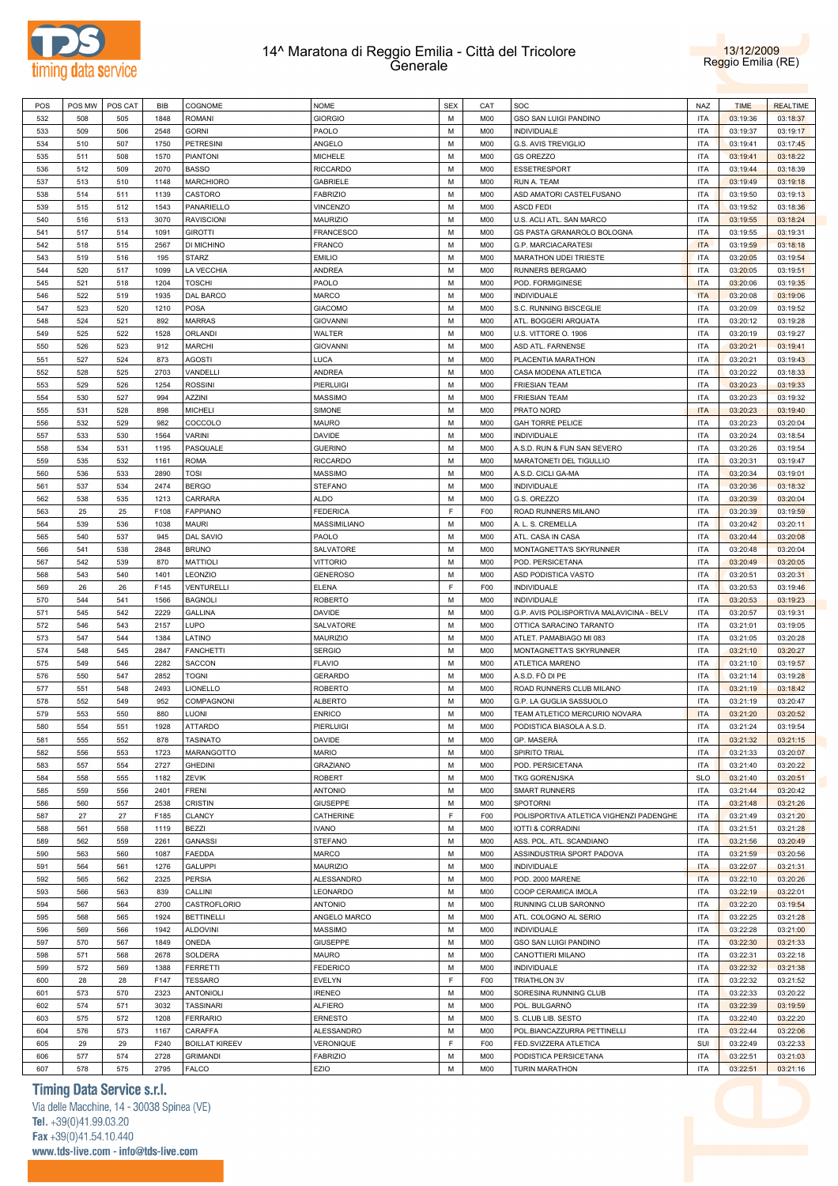# 14^ Maratona di Reggio Emilia - Città del Tricolore
## Generale

13/12/2009
Reggio Emilia (RE)

| POS | POS MW | POS CAT | BIB | COGNOME | NOME | SEX | CAT | SOC | NAZ | TIME | REALTIME |
|---|---|---|---|---|---|---|---|---|---|---|---|
| 532 | 508 | 505 | 1848 | ROMANI | GIORGIO | M | M00 | GSO SAN LUIGI PANDINO | ITA | 03:19:36 | 03:18:37 |
| 533 | 509 | 506 | 2548 | GORNI | PAOLO | M | M00 | INDIVIDUALE | ITA | 03:19:37 | 03:19:17 |
| 534 | 510 | 507 | 1750 | PETRESINI | ANGELO | M | M00 | G.S. AVIS TREVIGLIO | ITA | 03:19:41 | 03:17:45 |
| 535 | 511 | 508 | 1570 | PIANTONI | MICHELE | M | M00 | GS OREZZO | ITA | 03:19:41 | 03:18:22 |
| 536 | 512 | 509 | 2070 | BASSO | RICCARDO | M | M00 | ESSETRESPORT | ITA | 03:19:44 | 03:18:39 |
| 537 | 513 | 510 | 1148 | MARCHIORO | GABRIELE | M | M00 | RUN A. TEAM | ITA | 03:19:49 | 03:19:18 |
| 538 | 514 | 511 | 1139 | CASTORO | FABRIZIO | M | M00 | ASD AMATORI CASTELFUSANO | ITA | 03:19:50 | 03:19:13 |
| 539 | 515 | 512 | 1543 | PANARIELLO | VINCENZO | M | M00 | ASCD FEDI | ITA | 03:19:52 | 03:18:36 |
| 540 | 516 | 513 | 3070 | RAVISCIONI | MAURIZIO | M | M00 | U.S. ACLI ATL. SAN MARCO | ITA | 03:19:55 | 03:18:24 |
| 541 | 517 | 514 | 1091 | GIROTTI | FRANCESCO | M | M00 | GS PASTA GRANAROLO BOLOGNA | ITA | 03:19:55 | 03:19:31 |
| 542 | 518 | 515 | 2567 | DI MICHINO | FRANCO | M | M00 | G.P. MARCIACARATESI | ITA | 03:19:59 | 03:18:18 |
| 543 | 519 | 516 | 195 | STARZ | EMILIO | M | M00 | MARATHON UDEI TRIESTE | ITA | 03:20:05 | 03:19:54 |
| 544 | 520 | 517 | 1099 | LA VECCHIA | ANDREA | M | M00 | RUNNERS BERGAMO | ITA | 03:20:05 | 03:19:51 |
| 545 | 521 | 518 | 1204 | TOSCHI | PAOLO | M | M00 | POD. FORMIGINESE | ITA | 03:20:06 | 03:19:35 |
| 546 | 522 | 519 | 1935 | DAL BARCO | MARCO | M | M00 | INDIVIDUALE | ITA | 03:20:08 | 03:19:06 |
| 547 | 523 | 520 | 1210 | POSA | GIACOMO | M | M00 | S.C. RUNNING BISCEGLIE | ITA | 03:20:09 | 03:19:52 |
| 548 | 524 | 521 | 892 | MARRAS | GIOVANNI | M | M00 | ATL. BOGGERI ARQUATA | ITA | 03:20:12 | 03:19:28 |
| 549 | 525 | 522 | 1528 | ORLANDI | WALTER | M | M00 | U.S. VITTORE O. 1906 | ITA | 03:20:19 | 03:19:27 |
| 550 | 526 | 523 | 912 | MARCHI | GIOVANNI | M | M00 | ASD ATL. FARNENSE | ITA | 03:20:21 | 03:19:41 |
| 551 | 527 | 524 | 873 | AGOSTI | LUCA | M | M00 | PLACENTIA MARATHON | ITA | 03:20:21 | 03:19:43 |
| 552 | 528 | 525 | 2703 | VANDELLI | ANDREA | M | M00 | CASA MODENA ATLETICA | ITA | 03:20:22 | 03:18:33 |
| 553 | 529 | 526 | 1254 | ROSSINI | PIERLUIGI | M | M00 | FRIESIAN TEAM | ITA | 03:20:23 | 03:19:33 |
| 554 | 530 | 527 | 994 | AZZINI | MASSIMO | M | M00 | FRIESIAN TEAM | ITA | 03:20:23 | 03:19:32 |
| 555 | 531 | 528 | 898 | MICHELI | SIMONE | M | M00 | PRATO NORD | ITA | 03:20:23 | 03:19:40 |
| 556 | 532 | 529 | 982 | COCCOLO | MAURO | M | M00 | GAH TORRE PELICE | ITA | 03:20:23 | 03:20:04 |
| 557 | 533 | 530 | 1564 | VARINI | DAVIDE | M | M00 | INDIVIDUALE | ITA | 03:20:24 | 03:18:54 |
| 558 | 534 | 531 | 1195 | PASQUALE | GUERINO | M | M00 | A.S.D. RUN & FUN SAN SEVERO | ITA | 03:20:26 | 03:19:54 |
| 559 | 535 | 532 | 1161 | ROMA | RICCARDO | M | M00 | MARATONETI DEL TIGULLIO | ITA | 03:20:31 | 03:19:47 |
| 560 | 536 | 533 | 2890 | TOSI | MASSIMO | M | M00 | A.S.D. CICLI GA-MA | ITA | 03:20:34 | 03:19:01 |
| 561 | 537 | 534 | 2474 | BERGO | STEFANO | M | M00 | INDIVIDUALE | ITA | 03:20:36 | 03:18:32 |
| 562 | 538 | 535 | 1213 | CARRARA | ALDO | M | M00 | G.S. OREZZO | ITA | 03:20:39 | 03:20:04 |
| 563 | 25 | 25 | F108 | FAPPIANO | FEDERICA | F | F00 | ROAD RUNNERS MILANO | ITA | 03:20:39 | 03:19:59 |
| 564 | 539 | 536 | 1038 | MAURI | MASSIMILIANO | M | M00 | A. L. S. CREMELLA | ITA | 03:20:42 | 03:20:11 |
| 565 | 540 | 537 | 945 | DAL SAVIO | PAOLO | M | M00 | ATL. CASA IN CASA | ITA | 03:20:44 | 03:20:08 |
| 566 | 541 | 538 | 2848 | BRUNO | SALVATORE | M | M00 | MONTAGNETTA'S SKYRUNNER | ITA | 03:20:48 | 03:20:04 |
| 567 | 542 | 539 | 870 | MATTIOLI | VITTORIO | M | M00 | POD. PERSICETANA | ITA | 03:20:49 | 03:20:05 |
| 568 | 543 | 540 | 1401 | LEONZIO | GENEROSO | M | M00 | ASD PODISTICA VASTO | ITA | 03:20:51 | 03:20:31 |
| 569 | 26 | 26 | F145 | VENTURELLI | ELENA | F | F00 | INDIVIDUALE | ITA | 03:20:53 | 03:19:46 |
| 570 | 544 | 541 | 1566 | BAGNOLI | ROBERTO | M | M00 | INDIVIDUALE | ITA | 03:20:53 | 03:19:23 |
| 571 | 545 | 542 | 2229 | GALLINA | DAVIDE | M | M00 | G.P. AVIS POLISPORTIVA MALAVICINA - BELV | ITA | 03:20:57 | 03:19:31 |
| 572 | 546 | 543 | 2157 | LUPO | SALVATORE | M | M00 | OTTICA SARACINO TARANTO | ITA | 03:21:01 | 03:19:05 |
| 573 | 547 | 544 | 1384 | LATINO | MAURIZIO | M | M00 | ATLET. PAMABIAGO MI 083 | ITA | 03:21:05 | 03:20:28 |
| 574 | 548 | 545 | 2847 | FANCHETTI | SERGIO | M | M00 | MONTAGNETTA'S SKYRUNNER | ITA | 03:21:10 | 03:20:27 |
| 575 | 549 | 546 | 2282 | SACCON | FLAVIO | M | M00 | ATLETICA MARENO | ITA | 03:21:10 | 03:19:57 |
| 576 | 550 | 547 | 2852 | TOGNI | GERARDO | M | M00 | A.S.D. FÒ DI PE | ITA | 03:21:14 | 03:19:28 |
| 577 | 551 | 548 | 2493 | LIONELLO | ROBERTO | M | M00 | ROAD RUNNERS CLUB MILANO | ITA | 03:21:19 | 03:18:42 |
| 578 | 552 | 549 | 952 | COMPAGNONI | ALBERTO | M | M00 | G.P. LA GUGLIA SASSUOLO | ITA | 03:21:19 | 03:20:47 |
| 579 | 553 | 550 | 880 | LUONI | ENRICO | M | M00 | TEAM ATLETICO MERCURIO NOVARA | ITA | 03:21:20 | 03:20:52 |
| 580 | 554 | 551 | 1928 | ATTARDO | PIERLUIGI | M | M00 | PODISTICA BIASOLA A.S.D. | ITA | 03:21:24 | 03:19:54 |
| 581 | 555 | 552 | 878 | TASINATO | DAVIDE | M | M00 | GP. MASERÀ | ITA | 03:21:32 | 03:21:15 |
| 582 | 556 | 553 | 1723 | MARANGOTTO | MARIO | M | M00 | SPIRITO TRIAL | ITA | 03:21:33 | 03:20:07 |
| 583 | 557 | 554 | 2727 | GHEDINI | GRAZIANO | M | M00 | POD. PERSICETANA | ITA | 03:21:40 | 03:20:22 |
| 584 | 558 | 555 | 1182 | ZEVIK | ROBERT | M | M00 | TKG GORENJSKA | SLO | 03:21:40 | 03:20:51 |
| 585 | 559 | 556 | 2401 | FRENI | ANTONIO | M | M00 | SMART RUNNERS | ITA | 03:21:44 | 03:20:42 |
| 586 | 560 | 557 | 2538 | CRISTIN | GIUSEPPE | M | M00 | SPOTORNI | ITA | 03:21:48 | 03:21:26 |
| 587 | 27 | 27 | F185 | CLANCY | CATHERINE | F | F00 | POLISPORTIVA ATLETICA VIGHENZI PADENGHE | ITA | 03:21:49 | 03:21:20 |
| 588 | 561 | 558 | 1119 | BEZZI | IVANO | M | M00 | IOTTI & CORRADINI | ITA | 03:21:51 | 03:21:28 |
| 589 | 562 | 559 | 2261 | GANASSI | STEFANO | M | M00 | ASS. POL. ATL. SCANDIANO | ITA | 03:21:56 | 03:20:49 |
| 590 | 563 | 560 | 1087 | FAEDDA | MARCO | M | M00 | ASSINDUSTRIA SPORT PADOVA | ITA | 03:21:59 | 03:20:56 |
| 591 | 564 | 561 | 1276 | GALUPPI | MAURIZIO | M | M00 | INDIVIDUALE | ITA | 03:22:07 | 03:21:31 |
| 592 | 565 | 562 | 2325 | PERSIA | ALESSANDRO | M | M00 | POD. 2000 MARENE | ITA | 03:22:10 | 03:20:26 |
| 593 | 566 | 563 | 839 | CALLINI | LEONARDO | M | M00 | COOP CERAMICA IMOLA | ITA | 03:22:19 | 03:22:01 |
| 594 | 567 | 564 | 2700 | CASTROFLORIO | ANTONIO | M | M00 | RUNNING CLUB SARONNO | ITA | 03:22:20 | 03:19:54 |
| 595 | 568 | 565 | 1924 | BETTINELLI | ANGELO MARCO | M | M00 | ATL. COLOGNO AL SERIO | ITA | 03:22:25 | 03:21:28 |
| 596 | 569 | 566 | 1942 | ALDOVINI | MASSIMO | M | M00 | INDIVIDUALE | ITA | 03:22:28 | 03:21:00 |
| 597 | 570 | 567 | 1849 | ONEDA | GIUSEPPE | M | M00 | GSO SAN LUIGI PANDINO | ITA | 03:22:30 | 03:21:33 |
| 598 | 571 | 568 | 2678 | SOLDERA | MAURO | M | M00 | CANOTTIERI MILANO | ITA | 03:22:31 | 03:22:18 |
| 599 | 572 | 569 | 1388 | FERRETTI | FEDERICO | M | M00 | INDIVIDUALE | ITA | 03:22:32 | 03:21:38 |
| 600 | 28 | 28 | F147 | TESSARO | EVELYN | F | F00 | TRIATHLON 3V | ITA | 03:22:32 | 03:21:52 |
| 601 | 573 | 570 | 2323 | ANTONIOLI | IRENEO | M | M00 | SORESINA RUNNING CLUB | ITA | 03:22:33 | 03:20:22 |
| 602 | 574 | 571 | 3032 | TASSINARI | ALFIERO | M | M00 | POL. BULGARNÒ | ITA | 03:22:39 | 03:19:59 |
| 603 | 575 | 572 | 1208 | FERRARIO | ERNESTO | M | M00 | S. CLUB LIB. SESTO | ITA | 03:22:40 | 03:22:20 |
| 604 | 576 | 573 | 1167 | CARAFFA | ALESSANDRO | M | M00 | POL.BIANCAZZURRA PETTINELLI | ITA | 03:22:44 | 03:22:06 |
| 605 | 29 | 29 | F240 | BOILLAT KIREEV | VERONIQUE | F | F00 | FED.SVIZZERA ATLETICA | SUI | 03:22:49 | 03:22:33 |
| 606 | 577 | 574 | 2728 | GRIMANDI | FABRIZIO | M | M00 | PODISTICA PERSICETANA | ITA | 03:22:51 | 03:21:03 |
| 607 | 578 | 575 | 2795 | FALCO | EZIO | M | M00 | TURIN MARATHON | ITA | 03:22:51 | 03:21:16 |

**Timing Data Service s.r.l.**
Via delle Macchine, 14 - 30038 Spinea (VE)
Tel. +39(0)41.99.03.20
Fax +39(0)41.54.10.440
www.tds-live.com - info@tds-live.com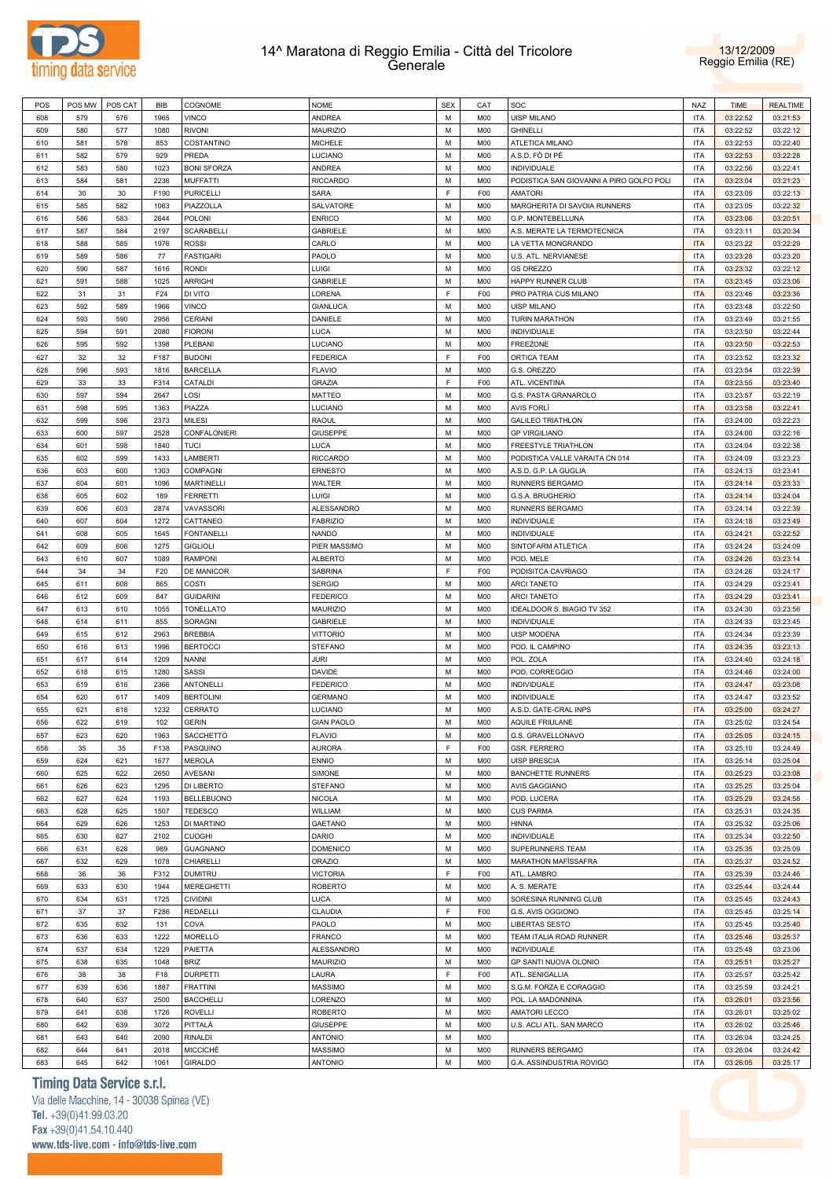# 14^ Maratona di Reggio Emilia - Città del Tricolore
## Generale

13/12/2009
Reggio Emilia (RE)

| POS | POS MW | POS CAT | BIB | COGNOME | NOME | SEX | CAT | SOC | NAZ | TIME | REALTIME |
|---|---|---|---|---|---|---|---|---|---|---|---|
| 608 | 579 | 576 | 1965 | VINCO | ANDREA | M | M00 | UISP MILANO | ITA | 03:22:52 | 03:21:53 |
| 609 | 580 | 577 | 1080 | RIVONI | MAURIZIO | M | M00 | GHINELLI | ITA | 03:22:52 | 03:22:12 |
| 610 | 581 | 578 | 853 | COSTANTINO | MICHELE | M | M00 | ATLETICA MILANO | ITA | 03:22:53 | 03:22:40 |
| 611 | 582 | 579 | 929 | PREDA | LUCIANO | M | M00 | A.S.D. FÒ DI PÈ | ITA | 03:22:53 | 03:22:28 |
| 612 | 583 | 580 | 1023 | BONI SFORZA | ANDREA | M | M00 | INDIVIDUALE | ITA | 03:22:56 | 03:22:41 |
| 613 | 584 | 581 | 2236 | MUFFATTI | RICCARDO | M | M00 | PODISTICA SAN GIOVANNI A PIRO GOLFO POLI | ITA | 03:23:04 | 03:21:23 |
| 614 | 30 | 30 | F190 | PURICELLI | SARA | F | F00 | AMATORI | ITA | 03:23:05 | 03:22:13 |
| 615 | 585 | 582 | 1063 | PIAZZOLLA | SALVATORE | M | M00 | MARGHERITA DI SAVOIA RUNNERS | ITA | 03:23:05 | 03:22:32 |
| 616 | 586 | 583 | 2644 | POLONI | ENRICO | M | M00 | G.P. MONTEBELLUNA | ITA | 03:23:06 | 03:20:51 |
| 617 | 587 | 584 | 2197 | SCARABELLI | GABRIELE | M | M00 | A.S. MERATE LA TERMOTECNICA | ITA | 03:23:11 | 03:20:34 |
| 618 | 588 | 585 | 1976 | ROSSI | CARLO | M | M00 | LA VETTA MONGRANDO | ITA | 03:23:22 | 03:22:29 |
| 619 | 589 | 586 | 77 | FASTIGARI | PAOLO | M | M00 | U.S. ATL. NERVIANESE | ITA | 03:23:28 | 03:23:20 |
| 620 | 590 | 587 | 1616 | RONDI | LUIGI | M | M00 | GS OREZZO | ITA | 03:23:32 | 03:22:12 |
| 621 | 591 | 588 | 1025 | ARRIGHI | GABRIELE | M | M00 | HAPPY RUNNER CLUB | ITA | 03:23:45 | 03:23:06 |
| 622 | 31 | 31 | F24 | DI VITO | LORENA | F | F00 | PRO PATRIA CUS MILANO | ITA | 03:23:46 | 03:23:36 |
| 623 | 592 | 589 | 1966 | VINCO | GIANLUCA | M | M00 | UISP MILANO | ITA | 03:23:48 | 03:22:50 |
| 624 | 593 | 590 | 2956 | CERIANI | DANIELE | M | M00 | TURIN MARATHON | ITA | 03:23:49 | 03:21:55 |
| 625 | 594 | 591 | 2080 | FIORONI | LUCA | M | M00 | INDIVIDUALE | ITA | 03:23:50 | 03:22:44 |
| 626 | 595 | 592 | 1398 | PLEBANI | LUCIANO | M | M00 | FREEZONE | ITA | 03:23:50 | 03:22:53 |
| 627 | 32 | 32 | F187 | BUDONI | FEDERICA | F | F00 | ORTICA TEAM | ITA | 03:23:52 | 03:23:32 |
| 628 | 596 | 593 | 1816 | BARCELLA | FLAVIO | M | M00 | G.S. OREZZO | ITA | 03:23:54 | 03:22:39 |
| 629 | 33 | 33 | F314 | CATALDI | GRAZIA | F | F00 | ATL. VICENTINA | ITA | 03:23:55 | 03:23:40 |
| 630 | 597 | 594 | 2647 | LOSI | MATTEO | M | M00 | G.S. PASTA GRANAROLO | ITA | 03:23:57 | 03:22:19 |
| 631 | 598 | 595 | 1363 | PIAZZA | LUCIANO | M | M00 | AVIS FORLÌ | ITA | 03:23:58 | 03:22:41 |
| 632 | 599 | 596 | 2373 | MILESI | RAOUL | M | M00 | GALILEO TRIATHLON | ITA | 03:24:00 | 03:22:23 |
| 633 | 600 | 597 | 2528 | CONFALONIERI | GIUSEPPE | M | M00 | GP VIRGILIANO | ITA | 03:24:00 | 03:22:16 |
| 634 | 601 | 598 | 1840 | TUCI | LUCA | M | M00 | FREESTYLE TRIATHLON | ITA | 03:24:04 | 03:22:38 |
| 635 | 602 | 599 | 1433 | LAMBERTI | RICCARDO | M | M00 | PODISTICA VALLE VARAITA CN 014 | ITA | 03:24:09 | 03:23:23 |
| 636 | 603 | 600 | 1303 | COMPAGNI | ERNESTO | M | M00 | A.S.D. G.P. LA GUGLIA | ITA | 03:24:13 | 03:23:41 |
| 637 | 604 | 601 | 1096 | MARTINELLI | WALTER | M | M00 | RUNNERS BERGAMO | ITA | 03:24:14 | 03:23:33 |
| 638 | 605 | 602 | 189 | FERRETTI | LUIGI | M | M00 | G.S.A. BRUGHERIO | ITA | 03:24:14 | 03:24:04 |
| 639 | 606 | 603 | 2874 | VAVASSORI | ALESSANDRO | M | M00 | RUNNERS BERGAMO | ITA | 03:24:14 | 03:22:39 |
| 640 | 607 | 604 | 1272 | CATTANEO | FABRIZIO | M | M00 | INDIVIDUALE | ITA | 03:24:18 | 03:23:49 |
| 641 | 608 | 605 | 1645 | FONTANELLI | NANDO | M | M00 | INDIVIDUALE | ITA | 03:24:21 | 03:22:52 |
| 642 | 609 | 606 | 1275 | GIGLIOLI | PIER MASSIMO | M | M00 | SINTOFARM ATLETICA | ITA | 03:24:24 | 03:24:09 |
| 643 | 610 | 607 | 1089 | RAMPONI | ALBERTO | M | M00 | POD. MELE | ITA | 03:24:26 | 03:23:14 |
| 644 | 34 | 34 | F20 | DE MANICOR | SABRINA | F | F00 | PODISITCA CAVRIAGO | ITA | 03:24:26 | 03:24:17 |
| 645 | 611 | 608 | 865 | COSTI | SERGIO | M | M00 | ARCI TANETO | ITA | 03:24:29 | 03:23:41 |
| 646 | 612 | 609 | 847 | GUIDARINI | FEDERICO | M | M00 | ARCI TANETO | ITA | 03:24:29 | 03:23:41 |
| 647 | 613 | 610 | 1055 | TONELLATO | MAURIZIO | M | M00 | IDEALDOOR S. BIAGIO TV 352 | ITA | 03:24:30 | 03:23:56 |
| 648 | 614 | 611 | 855 | SORAGNI | GABRIELE | M | M00 | INDIVIDUALE | ITA | 03:24:33 | 03:23:45 |
| 649 | 615 | 612 | 2963 | BREBBIA | VITTORIO | M | M00 | UISP MODENA | ITA | 03:24:34 | 03:23:39 |
| 650 | 616 | 613 | 1996 | BERTOCCI | STEFANO | M | M00 | POD. IL CAMPINO | ITA | 03:24:35 | 03:23:13 |
| 651 | 617 | 614 | 1209 | NANNI | JURI | M | M00 | POL. ZOLA | ITA | 03:24:40 | 03:24:18 |
| 652 | 618 | 615 | 1280 | SASSI | DAVIDE | M | M00 | POD. CORREGGIO | ITA | 03:24:46 | 03:24:00 |
| 653 | 619 | 616 | 2366 | ANTONELLI | FEDERICO | M | M00 | INDIVIDUALE | ITA | 03:24:47 | 03:23:08 |
| 654 | 620 | 617 | 1409 | BERTOLINI | GERMANO | M | M00 | INDIVIDUALE | ITA | 03:24:47 | 03:23:52 |
| 655 | 621 | 618 | 1232 | CERRATO | MARCO | M | M00 | A.S.D. GATE-CRAL INPS | ITA | 03:25:00 | 03:24:27 |
| 656 | 622 | 619 | 102 | GERIN | GIAN PAOLO | M | M00 | AQUILE FRIULANE | ITA | 03:25:02 | 03:24:54 |
| 657 | 623 | 620 | 1963 | SACCHETTO | FLAVIO | M | M00 | G.S. GRAVELLONAVO | ITA | 03:25:05 | 03:24:15 |
| 658 | 35 | 35 | F138 | PASQUINO | AURORA | F | F00 | GSR. FERRERO | ITA | 03:25:10 | 03:24:49 |
| 659 | 624 | 621 | 1677 | MEROLA | ENNIO | M | M00 | UISP BRESCIA | ITA | 03:25:14 | 03:25:04 |
| 660 | 625 | 622 | 2650 | AVESANI | SIMONE | M | M00 | BANCHETTE RUNNERS | ITA | 03:25:23 | 03:23:08 |
| 661 | 626 | 623 | 1295 | DI LIBERTO | STEFANO | M | M00 | AVIS GAGGIANO | ITA | 03:25:25 | 03:25:04 |
| 662 | 627 | 624 | 1193 | BELLEBUONO | NICOLA | M | M00 | POD. LUCERA | ITA | 03:25:29 | 03:24:58 |
| 663 | 628 | 625 | 1507 | TEDESCO | WILLIAM | M | M00 | CUS PARMA | ITA | 03:25:31 | 03:24:35 |
| 664 | 629 | 626 | 1253 | DI MARTINO | GAETANO | M | M00 | HINNA | ITA | 03:25:32 | 03:25:06 |
| 665 | 630 | 627 | 2102 | CUOGHI | DARIO | M | M00 | INDIVIDUALE | ITA | 03:25:34 | 03:22:50 |
| 666 | 631 | 628 | 989 | GUAGNANO | DOMENICO | M | M00 | SUPERUNNERS TEAM | ITA | 03:25:35 | 03:25:09 |
| 667 | 632 | 629 | 1078 | CHIARELLI | ORAZIO | M | M00 | MARATHON MAFÌSSAFRA | ITA | 03:25:37 | 03:24:52 |
| 668 | 36 | 36 | F312 | DUMITRU | VICTORIA | F | F00 | ATL. LAMBRO | ITA | 03:25:39 | 03:24:46 |
| 669 | 633 | 630 | 1944 | MEREGHETTI | ROBERTO | M | M00 | A. S. MERATE | ITA | 03:25:44 | 03:24:44 |
| 670 | 634 | 631 | 1725 | CIVIDINI | LUCA | M | M00 | SORESINA RUNNING CLUB | ITA | 03:25:45 | 03:24:43 |
| 671 | 37 | 37 | F286 | REDAELLI | CLAUDIA | F | F00 | G.S. AVIS OGGIONO | ITA | 03:25:45 | 03:25:14 |
| 672 | 635 | 632 | 131 | COVA | PAOLO | M | M00 | LIBERTAS SESTO | ITA | 03:25:45 | 03:25:40 |
| 673 | 636 | 633 | 1222 | MORELLO | FRANCO | M | M00 | TEAM ITALIA ROAD RUNNER | ITA | 03:25:46 | 03:25:37 |
| 674 | 637 | 634 | 1229 | PAIETTA | ALESSANDRO | M | M00 | INDIVIDUALE | ITA | 03:25:48 | 03:23:06 |
| 675 | 638 | 635 | 1048 | BRIZ | MAURIZIO | M | M00 | GP SANTI NUOVA OLONIO | ITA | 03:25:51 | 03:25:27 |
| 676 | 38 | 38 | F18 | DURPETTI | LAURA | F | F00 | ATL. SENIGALLIA | ITA | 03:25:57 | 03:25:42 |
| 677 | 639 | 636 | 1887 | FRATTINI | MASSIMO | M | M00 | S.G.M. FORZA E CORAGGIO | ITA | 03:25:59 | 03:24:21 |
| 678 | 640 | 637 | 2500 | BACCHELLI | LORENZO | M | M00 | POL. LA MADONNINA | ITA | 03:26:01 | 03:23:56 |
| 679 | 641 | 638 | 1726 | ROVELLI | ROBERTO | M | M00 | AMATORI LECCO | ITA | 03:26:01 | 03:25:02 |
| 680 | 642 | 639 | 3072 | PITTALÀ | GIUSEPPE | M | M00 | U.S. ACLI ATL. SAN MARCO | ITA | 03:26:02 | 03:25:46 |
| 681 | 643 | 640 | 2090 | RINALDI | ANTONIO | M | M00 | | ITA | 03:26:04 | 03:24:25 |
| 682 | 644 | 641 | 2018 | MICCICHÈ | MASSIMO | M | M00 | RUNNERS BERGAMO | ITA | 03:26:04 | 03:24:42 |
| 683 | 645 | 642 | 1061 | GIRALDO | ANTONIO | M | M00 | G.A. ASSINDUSTRIA ROVIGO | ITA | 03:26:05 | 03:25:17 |

**Timing Data Service s.r.l.**
Via delle Macchine, 14 - 30038 Spinea (VE)
Tel. +39(0)41.99.03.20
Fax +39(0)41.54.10.440
www.tds-live.com - info@tds-live.com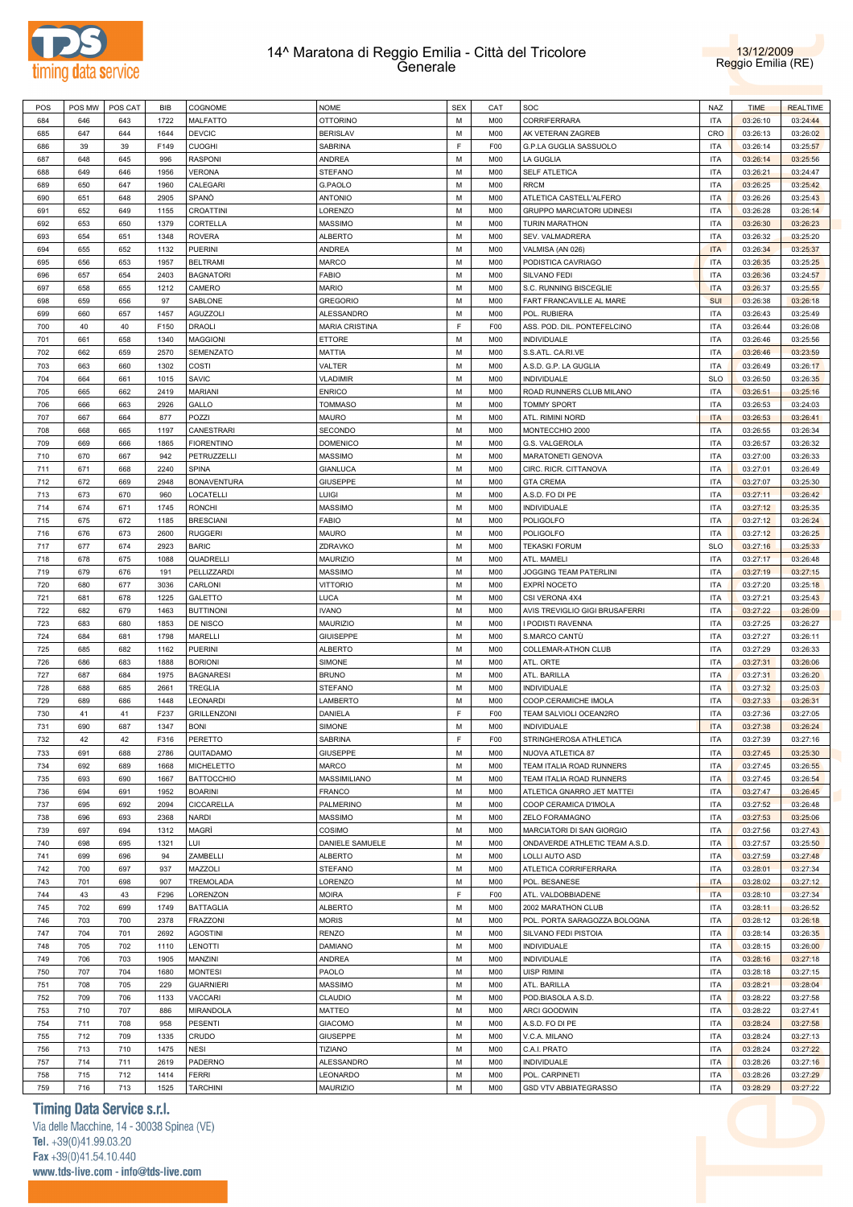# 14^ Maratona di Reggio Emilia - Città del Tricolore
## Generale

13/12/2009
Reggio Emilia (RE)

| POS | POS MW | POS CAT | BIB | COGNOME | NOME | SEX | CAT | SOC | NAZ | TIME | REALTIME |
|---|---|---|---|---|---|---|---|---|---|---|---|
| 684 | 646 | 643 | 1722 | MALFATTO | OTTORINO | M | M00 | CORRIFERRARA | ITA | 03:26:10 | 03:24:44 |
| 685 | 647 | 644 | 1644 | DEVCIC | BERISLAV | M | M00 | AK VETERAN ZAGREB | CRO | 03:26:13 | 03:26:02 |
| 686 | 39 | 39 | F149 | CUOGHI | SABRINA | F | F00 | G.P.LA GUGLIA SASSUOLO | ITA | 03:26:14 | 03:25:57 |
| 687 | 648 | 645 | 996 | RASPONI | ANDREA | M | M00 | LA GUGLIA | ITA | 03:26:14 | 03:25:56 |
| 688 | 649 | 646 | 1956 | VERONA | STEFANO | M | M00 | SELF ATLETICA | ITA | 03:26:21 | 03:24:47 |
| 689 | 650 | 647 | 1960 | CALEGARI | G.PAOLO | M | M00 | RRCM | ITA | 03:26:25 | 03:25:42 |
| 690 | 651 | 648 | 2905 | SPANÒ | ANTONIO | M | M00 | ATLETICA CASTELL'ALFERO | ITA | 03:26:26 | 03:25:43 |
| 691 | 652 | 649 | 1155 | CROATTINI | LORENZO | M | M00 | GRUPPO MARCIATORI UDINESI | ITA | 03:26:28 | 03:26:14 |
| 692 | 653 | 650 | 1379 | CORTELLA | MASSIMO | M | M00 | TURIN MARATHON | ITA | 03:26:30 | 03:26:23 |
| 693 | 654 | 651 | 1348 | ROVERA | ALBERTO | M | M00 | SEV. VALMADRERA | ITA | 03:26:32 | 03:25:20 |
| 694 | 655 | 652 | 1132 | PUERINI | ANDREA | M | M00 | VALMISA (AN 026) | ITA | 03:26:34 | 03:25:37 |
| 695 | 656 | 653 | 1957 | BELTRAMI | MARCO | M | M00 | PODISTICA CAVRIAGO | ITA | 03:26:35 | 03:25:25 |
| 696 | 657 | 654 | 2403 | BAGNATORI | FABIO | M | M00 | SILVANO FEDI | ITA | 03:26:36 | 03:24:57 |
| 697 | 658 | 655 | 1212 | CAMERO | MARIO | M | M00 | S.C. RUNNING BISCEGLIE | ITA | 03:26:37 | 03:25:55 |
| 698 | 659 | 656 | 97 | SABLONE | GREGORIO | M | M00 | FART FRANCAVILLE AL MARE | SUI | 03:26:38 | 03:26:18 |
| 699 | 660 | 657 | 1457 | AGUZZOLI | ALESSANDRO | M | M00 | POL. RUBIERA | ITA | 03:26:43 | 03:25:49 |
| 700 | 40 | 40 | F150 | DRAOLI | MARIA CRISTINA | F | F00 | ASS. POD. DIL. PONTEFELCINO | ITA | 03:26:44 | 03:26:08 |
| 701 | 661 | 658 | 1340 | MAGGIONI | ETTORE | M | M00 | INDIVIDUALE | ITA | 03:26:46 | 03:25:56 |
| 702 | 662 | 659 | 2570 | SEMENZATO | MATTIA | M | M00 | S.S.ATL. CA.RI.VE | ITA | 03:26:46 | 03:23:59 |
| 703 | 663 | 660 | 1302 | COSTI | VALTER | M | M00 | A.S.D. G.P. LA GUGLIA | ITA | 03:26:49 | 03:26:17 |
| 704 | 664 | 661 | 1015 | SAVIC | VLADIMIR | M | M00 | INDIVIDUALE | SLO | 03:26:50 | 03:26:35 |
| 705 | 665 | 662 | 2419 | MARIANI | ENRICO | M | M00 | ROAD RUNNERS CLUB MILANO | ITA | 03:26:51 | 03:25:16 |
| 706 | 666 | 663 | 2926 | GALLO | TOMMASO | M | M00 | TOMMY SPORT | ITA | 03:26:53 | 03:24:03 |
| 707 | 667 | 664 | 877 | POZZI | MAURO | M | M00 | ATL. RIMINI NORD | ITA | 03:26:53 | 03:26:41 |
| 708 | 668 | 665 | 1197 | CANESTRARI | SECONDO | M | M00 | MONTECCHIO 2000 | ITA | 03:26:55 | 03:26:34 |
| 709 | 669 | 666 | 1865 | FIORENTINO | DOMENICO | M | M00 | G.S. VALGEROLA | ITA | 03:26:57 | 03:26:32 |
| 710 | 670 | 667 | 942 | PETRUZZELLI | MASSIMO | M | M00 | MARATONETI GENOVA | ITA | 03:27:00 | 03:26:33 |
| 711 | 671 | 668 | 2240 | SPINA | GIANLUCA | M | M00 | CIRC. RICR. CITTANOVA | ITA | 03:27:01 | 03:26:49 |
| 712 | 672 | 669 | 2948 | BONAVENTURA | GIUSEPPE | M | M00 | GTA CREMA | ITA | 03:27:07 | 03:25:30 |
| 713 | 673 | 670 | 960 | LOCATELLI | LUIGI | M | M00 | A.S.D. FO DI PE | ITA | 03:27:11 | 03:26:42 |
| 714 | 674 | 671 | 1745 | RONCHI | MASSIMO | M | M00 | INDIVIDUALE | ITA | 03:27:12 | 03:25:35 |
| 715 | 675 | 672 | 1185 | BRESCIANI | FABIO | M | M00 | POLIGOLFO | ITA | 03:27:12 | 03:26:24 |
| 716 | 676 | 673 | 2600 | RUGGERI | MAURO | M | M00 | POLIGOLFO | ITA | 03:27:12 | 03:26:25 |
| 717 | 677 | 674 | 2923 | BARIC | ZDRAVKO | M | M00 | TEKASKI FORUM | SLO | 03:27:16 | 03:25:33 |
| 718 | 678 | 675 | 1088 | QUADRELLI | MAURIZIO | M | M00 | ATL. MAMELI | ITA | 03:27:17 | 03:26:48 |
| 719 | 679 | 676 | 191 | PELLIZZARDI | MASSIMO | M | M00 | JOGGING TEAM PATERLINI | ITA | 03:27:19 | 03:27:15 |
| 720 | 680 | 677 | 3036 | CARLONI | VITTORIO | M | M00 | EXPRÌ NOCETO | ITA | 03:27:20 | 03:25:18 |
| 721 | 681 | 678 | 1225 | GALETTO | LUCA | M | M00 | CSI VERONA 4X4 | ITA | 03:27:21 | 03:25:43 |
| 722 | 682 | 679 | 1463 | BUTTINONI | IVANO | M | M00 | AVIS TREVIGLIO GIGI BRUSAFERRI | ITA | 03:27:22 | 03:26:09 |
| 723 | 683 | 680 | 1853 | DE NISCO | MAURIZIO | M | M00 | I PODISTI RAVENNA | ITA | 03:27:25 | 03:26:27 |
| 724 | 684 | 681 | 1798 | MARELLI | GIUISEPPE | M | M00 | S.MARCO CANTÙ | ITA | 03:27:27 | 03:26:11 |
| 725 | 685 | 682 | 1162 | PUERINI | ALBERTO | M | M00 | COLLEMAR-ATHON CLUB | ITA | 03:27:29 | 03:26:33 |
| 726 | 686 | 683 | 1888 | BORIONI | SIMONE | M | M00 | ATL. ORTE | ITA | 03:27:31 | 03:26:06 |
| 727 | 687 | 684 | 1975 | BAGNARESI | BRUNO | M | M00 | ATL. BARILLA | ITA | 03:27:31 | 03:26:20 |
| 728 | 688 | 685 | 2661 | TREGLIA | STEFANO | M | M00 | INDIVIDUALE | ITA | 03:27:32 | 03:25:03 |
| 729 | 689 | 686 | 1448 | LEONARDI | LAMBERTO | M | M00 | COOP.CERAMICHE IMOLA | ITA | 03:27:33 | 03:26:31 |
| 730 | 41 | 41 | F237 | GRILLENZONI | DANIELA | F | F00 | TEAM SALVIOLI OCEAN2RO | ITA | 03:27:36 | 03:27:05 |
| 731 | 690 | 687 | 1347 | BONI | SIMONE | M | M00 | INDIVIDUALE | ITA | 03:27:38 | 03:26:24 |
| 732 | 42 | 42 | F316 | PERETTO | SABRINA | F | F00 | STRINGHEROSA ATHLETICA | ITA | 03:27:39 | 03:27:16 |
| 733 | 691 | 688 | 2786 | QUITADAMO | GIUSEPPE | M | M00 | NUOVA ATLETICA 87 | ITA | 03:27:45 | 03:25:30 |
| 734 | 692 | 689 | 1668 | MICHELETTO | MARCO | M | M00 | TEAM ITALIA ROAD RUNNERS | ITA | 03:27:45 | 03:26:55 |
| 735 | 693 | 690 | 1667 | BATTOCCHIO | MASSIMILIANO | M | M00 | TEAM ITALIA ROAD RUNNERS | ITA | 03:27:45 | 03:26:54 |
| 736 | 694 | 691 | 1952 | BOARINI | FRANCO | M | M00 | ATLETICA GNARRO JET MATTEI | ITA | 03:27:47 | 03:26:45 |
| 737 | 695 | 692 | 2094 | CICCARELLA | PALMERINO | M | M00 | COOP CERAMICA D'IMOLA | ITA | 03:27:52 | 03:26:48 |
| 738 | 696 | 693 | 2368 | NARDI | MASSIMO | M | M00 | ZELO FORAMAGNO | ITA | 03:27:53 | 03:25:06 |
| 739 | 697 | 694 | 1312 | MAGRÌ | COSIMO | M | M00 | MARCIATORI DI SAN GIORGIO | ITA | 03:27:56 | 03:27:43 |
| 740 | 698 | 695 | 1321 | LUI | DANIELE SAMUELE | M | M00 | ONDAVERDE ATHLETIC TEAM A.S.D. | ITA | 03:27:57 | 03:25:50 |
| 741 | 699 | 696 | 94 | ZAMBELLI | ALBERTO | M | M00 | LOLLI AUTO ASD | ITA | 03:27:59 | 03:27:48 |
| 742 | 700 | 697 | 937 | MAZZOLI | STEFANO | M | M00 | ATLETICA CORRIFERRARA | ITA | 03:28:01 | 03:27:34 |
| 743 | 701 | 698 | 907 | TREMOLADA | LORENZO | M | M00 | POL. BESANESE | ITA | 03:28:02 | 03:27:12 |
| 744 | 43 | 43 | F296 | LORENZON | MOIRA | F | F00 | ATL. VALDOBBIADENE | ITA | 03:28:10 | 03:27:34 |
| 745 | 702 | 699 | 1749 | BATTAGLIA | ALBERTO | M | M00 | 2002 MARATHON CLUB | ITA | 03:28:11 | 03:26:52 |
| 746 | 703 | 700 | 2378 | FRAZZONI | MORIS | M | M00 | POL. PORTA SARAGOZZA BOLOGNA | ITA | 03:28:12 | 03:26:18 |
| 747 | 704 | 701 | 2692 | AGOSTINI | RENZO | M | M00 | SILVANO FEDI PISTOIA | ITA | 03:28:14 | 03:26:35 |
| 748 | 705 | 702 | 1110 | LENOTTI | DAMIANO | M | M00 | INDIVIDUALE | ITA | 03:28:15 | 03:26:00 |
| 749 | 706 | 703 | 1905 | MANZINI | ANDREA | M | M00 | INDIVIDUALE | ITA | 03:28:16 | 03:27:18 |
| 750 | 707 | 704 | 1680 | MONTESI | PAOLO | M | M00 | UISP RIMINI | ITA | 03:28:18 | 03:27:15 |
| 751 | 708 | 705 | 229 | GUARNIERI | MASSIMO | M | M00 | ATL. BARILLA | ITA | 03:28:21 | 03:28:04 |
| 752 | 709 | 706 | 1133 | VACCARI | CLAUDIO | M | M00 | POD.BIASOLA A.S.D. | ITA | 03:28:22 | 03:27:58 |
| 753 | 710 | 707 | 886 | MIRANDOLA | MATTEO | M | M00 | ARCI GOODWIN | ITA | 03:28:22 | 03:27:41 |
| 754 | 711 | 708 | 958 | PESENTI | GIACOMO | M | M00 | A.S.D. FO DI PE | ITA | 03:28:24 | 03:27:58 |
| 755 | 712 | 709 | 1335 | CRUDO | GIUSEPPE | M | M00 | V.C.A. MILANO | ITA | 03:28:24 | 03:27:13 |
| 756 | 713 | 710 | 1475 | NESI | TIZIANO | M | M00 | C.A.I. PRATO | ITA | 03:28:24 | 03:27:22 |
| 757 | 714 | 711 | 2619 | PADERNO | ALESSANDRO | M | M00 | INDIVIDUALE | ITA | 03:28:26 | 03:27:16 |
| 758 | 715 | 712 | 1414 | FERRI | LEONARDO | M | M00 | POL. CARPINETI | ITA | 03:28:26 | 03:27:29 |
| 759 | 716 | 713 | 1525 | TARCHINI | MAURIZIO | M | M00 | GSD VTV ABBIATEGRASSO | ITA | 03:28:29 | 03:27:22 |

**Timing Data Service s.r.l.**
Via delle Macchine, 14 - 30038 Spinea (VE)
Tel. +39(0)41.99.03.20
Fax +39(0)41.54.10.440
www.tds-live.com - info@tds-live.com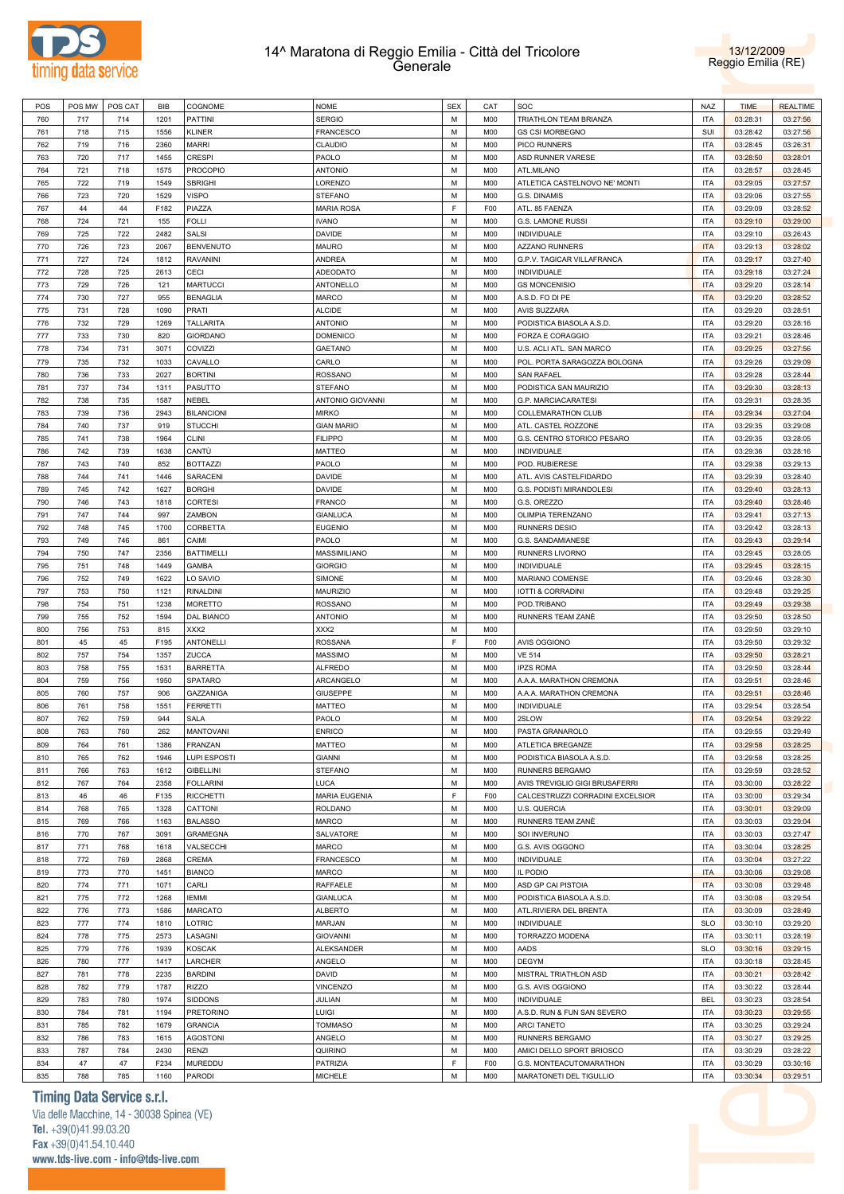# 14^ Maratona di Reggio Emilia - Città del Tricolore
Generale

13/12/2009
Reggio Emilia (RE)

| POS | POS MW | POS CAT | BIB | COGNOME | NOME | SEX | CAT | SOC | NAZ | TIME | REALTIME |
|---|---|---|---|---|---|---|---|---|---|---|---|
| 760 | 717 | 714 | 1201 | PATTINI | SERGIO | M | M00 | TRIATHLON TEAM BRIANZA | ITA | 03:28:31 | 03:27:56 |
| 761 | 718 | 715 | 1556 | KLINER | FRANCESCO | M | M00 | GS CSI MORBEGNO | SUI | 03:28:42 | 03:27:56 |
| 762 | 719 | 716 | 2360 | MARRI | CLAUDIO | M | M00 | PICO RUNNERS | ITA | 03:28:45 | 03:26:31 |
| 763 | 720 | 717 | 1455 | CRESPI | PAOLO | M | M00 | ASD RUNNER VARESE | ITA | 03:28:50 | 03:28:01 |
| 764 | 721 | 718 | 1575 | PROCOPIO | ANTONIO | M | M00 | ATL.MILANO | ITA | 03:28:57 | 03:28:45 |
| 765 | 722 | 719 | 1549 | SBRIGHI | LORENZO | M | M00 | ATLETICA CASTELNOVO NE' MONTI | ITA | 03:29:05 | 03:27:57 |
| 766 | 723 | 720 | 1529 | VISPO | STEFANO | M | M00 | G.S. DINAMIS | ITA | 03:29:06 | 03:27:55 |
| 767 | 44 | 44 | F182 | PIAZZA | MARIA ROSA | F | F00 | ATL. 85 FAENZA | ITA | 03:29:09 | 03:28:52 |
| 768 | 724 | 721 | 155 | FOLLI | IVANO | M | M00 | G.S. LAMONE RUSSI | ITA | 03:29:10 | 03:29:00 |
| 769 | 725 | 722 | 2482 | SALSI | DAVIDE | M | M00 | INDIVIDUALE | ITA | 03:29:10 | 03:26:43 |
| 770 | 726 | 723 | 2067 | BENVENUTO | MAURO | M | M00 | AZZANO RUNNERS | ITA | 03:29:13 | 03:28:02 |
| 771 | 727 | 724 | 1812 | RAVANINI | ANDREA | M | M00 | G.P.V. TAGICAR VILLAFRANCA | ITA | 03:29:17 | 03:27:40 |
| 772 | 728 | 725 | 2613 | CECI | ADEODATO | M | M00 | INDIVIDUALE | ITA | 03:29:18 | 03:27:24 |
| 773 | 729 | 726 | 121 | MARTUCCI | ANTONELLO | M | M00 | GS MONCENISIO | ITA | 03:29:20 | 03:28:14 |
| 774 | 730 | 727 | 955 | BENAGLIA | MARCO | M | M00 | A.S.D. FO DI PE | ITA | 03:29:20 | 03:28:52 |
| 775 | 731 | 728 | 1090 | PRATI | ALCIDE | M | M00 | AVIS SUZZARA | ITA | 03:29:20 | 03:28:51 |
| 776 | 732 | 729 | 1269 | TALLARITA | ANTONIO | M | M00 | PODISTICA BIASOLA A.S.D. | ITA | 03:29:20 | 03:28:16 |
| 777 | 733 | 730 | 820 | GIORDANO | DOMENICO | M | M00 | FORZA E CORAGGIO | ITA | 03:29:21 | 03:28:46 |
| 778 | 734 | 731 | 3071 | COVIZZI | GAETANO | M | M00 | U.S. ACLI ATL. SAN MARCO | ITA | 03:29:25 | 03:27:56 |
| 779 | 735 | 732 | 1033 | CAVALLO | CARLO | M | M00 | POL. PORTA SARAGOZZA BOLOGNA | ITA | 03:29:26 | 03:29:09 |
| 780 | 736 | 733 | 2027 | BORTINI | ROSSANO | M | M00 | SAN RAFAEL | ITA | 03:29:28 | 03:28:44 |
| 781 | 737 | 734 | 1311 | PASUTTO | STEFANO | M | M00 | PODISTICA SAN MAURIZIO | ITA | 03:29:30 | 03:28:13 |
| 782 | 738 | 735 | 1587 | NEBEL | ANTONIO GIOVANNI | M | M00 | G.P. MARCIACARATESI | ITA | 03:29:31 | 03:28:35 |
| 783 | 739 | 736 | 2943 | BILANCIONI | MIRKO | M | M00 | COLLEMARATHON CLUB | ITA | 03:29:34 | 03:27:04 |
| 784 | 740 | 737 | 919 | STUCCHI | GIAN MARIO | M | M00 | ATL. CASTEL ROZZONE | ITA | 03:29:35 | 03:29:08 |
| 785 | 741 | 738 | 1964 | CLINI | FILIPPO | M | M00 | G.S. CENTRO STORICO PESARO | ITA | 03:29:35 | 03:28:05 |
| 786 | 742 | 739 | 1638 | CANTÙ | MATTEO | M | M00 | INDIVIDUALE | ITA | 03:29:36 | 03:28:16 |
| 787 | 743 | 740 | 852 | BOTTAZZI | PAOLO | M | M00 | POD. RUBIERESE | ITA | 03:29:38 | 03:29:13 |
| 788 | 744 | 741 | 1446 | SARACENI | DAVIDE | M | M00 | ATL. AVIS CASTELFIDARDO | ITA | 03:29:39 | 03:28:40 |
| 789 | 745 | 742 | 1627 | BORGHI | DAVIDE | M | M00 | G.S. PODISTI MIRANDOLESI | ITA | 03:29:40 | 03:28:13 |
| 790 | 746 | 743 | 1818 | CORTESI | FRANCO | M | M00 | G.S. OREZZO | ITA | 03:29:40 | 03:28:46 |
| 791 | 747 | 744 | 997 | ZAMBON | GIANLUCA | M | M00 | OLIMPIA TERENZANO | ITA | 03:29:41 | 03:27:13 |
| 792 | 748 | 745 | 1700 | CORBETTA | EUGENIO | M | M00 | RUNNERS DESIO | ITA | 03:29:42 | 03:28:13 |
| 793 | 749 | 746 | 861 | CAIMI | PAOLO | M | M00 | G.S. SANDAMIANESE | ITA | 03:29:43 | 03:29:14 |
| 794 | 750 | 747 | 2356 | BATTIMELLI | MASSIMILIANO | M | M00 | RUNNERS LIVORNO | ITA | 03:29:45 | 03:28:05 |
| 795 | 751 | 748 | 1449 | GAMBA | GIORGIO | M | M00 | INDIVIDUALE | ITA | 03:29:45 | 03:28:15 |
| 796 | 752 | 749 | 1622 | LO SAVIO | SIMONE | M | M00 | MARIANO COMENSE | ITA | 03:29:46 | 03:28:30 |
| 797 | 753 | 750 | 1121 | RINALDINI | MAURIZIO | M | M00 | IOTTI & CORRADINI | ITA | 03:29:48 | 03:29:25 |
| 798 | 754 | 751 | 1238 | MORETTO | ROSSANO | M | M00 | POD.TRIBANO | ITA | 03:29:49 | 03:29:38 |
| 799 | 755 | 752 | 1594 | DAL BIANCO | ANTONIO | M | M00 | RUNNERS TEAM ZANÈ | ITA | 03:29:50 | 03:28:50 |
| 800 | 756 | 753 | 815 | XXX2 | XXX2 | M | M00 | | ITA | 03:29:50 | 03:29:10 |
| 801 | 45 | 45 | F195 | ANTONELLI | ROSSANA | F | F00 | AVIS OGGIONO | ITA | 03:29:50 | 03:29:32 |
| 802 | 757 | 754 | 1357 | ZUCCA | MASSIMO | M | M00 | VE 514 | ITA | 03:29:50 | 03:28:21 |
| 803 | 758 | 755 | 1531 | BARRETTA | ALFREDO | M | M00 | IPZS ROMA | ITA | 03:29:50 | 03:28:44 |
| 804 | 759 | 756 | 1950 | SPATARO | ARCANGELO | M | M00 | A.A.A. MARATHON CREMONA | ITA | 03:29:51 | 03:28:46 |
| 805 | 760 | 757 | 906 | GAZZANIGA | GIUSEPPE | M | M00 | A.A.A. MARATHON CREMONA | ITA | 03:29:51 | 03:28:46 |
| 806 | 761 | 758 | 1551 | FERRETTI | MATTEO | M | M00 | INDIVIDUALE | ITA | 03:29:54 | 03:28:54 |
| 807 | 762 | 759 | 944 | SALA | PAOLO | M | M00 | 2SLOW | ITA | 03:29:54 | 03:29:22 |
| 808 | 763 | 760 | 262 | MANTOVANI | ENRICO | M | M00 | PASTA GRANAROLO | ITA | 03:29:55 | 03:29:49 |
| 809 | 764 | 761 | 1386 | FRANZAN | MATTEO | M | M00 | ATLETICA BREGANZE | ITA | 03:29:58 | 03:28:25 |
| 810 | 765 | 762 | 1946 | LUPI ESPOSTI | GIANNI | M | M00 | PODISTICA BIASOLA A.S.D. | ITA | 03:29:58 | 03:28:25 |
| 811 | 766 | 763 | 1612 | GIBELLINI | STEFANO | M | M00 | RUNNERS BERGAMO | ITA | 03:29:59 | 03:28:52 |
| 812 | 767 | 764 | 2358 | FOLLARINI | LUCA | M | M00 | AVIS TREVIGLIO GIGI BRUSAFERRI | ITA | 03:30:00 | 03:28:22 |
| 813 | 46 | 46 | F135 | RICCHETTI | MARIA EUGENIA | F | F00 | CALCESTRUZZI CORRADINI EXCELSIOR | ITA | 03:30:00 | 03:29:34 |
| 814 | 768 | 765 | 1328 | CATTONI | ROLDANO | M | M00 | U.S. QUERCIA | ITA | 03:30:01 | 03:29:09 |
| 815 | 769 | 766 | 1163 | BALASSO | MARCO | M | M00 | RUNNERS TEAM ZANÈ | ITA | 03:30:03 | 03:29:04 |
| 816 | 770 | 767 | 3091 | GRAMEGNA | SALVATORE | M | M00 | SOI INVERUNO | ITA | 03:30:03 | 03:27:47 |
| 817 | 771 | 768 | 1618 | VALSECCHI | MARCO | M | M00 | G.S. AVIS OGGONO | ITA | 03:30:04 | 03:28:25 |
| 818 | 772 | 769 | 2868 | CREMA | FRANCESCO | M | M00 | INDIVIDUALE | ITA | 03:30:04 | 03:27:22 |
| 819 | 773 | 770 | 1451 | BIANCO | MARCO | M | M00 | IL PODIO | ITA | 03:30:06 | 03:29:08 |
| 820 | 774 | 771 | 1071 | CARLI | RAFFAELE | M | M00 | ASD GP CAI PISTOIA | ITA | 03:30:08 | 03:29:48 |
| 821 | 775 | 772 | 1268 | IEMMI | GIANLUCA | M | M00 | PODISTICA BIASOLA A.S.D. | ITA | 03:30:08 | 03:29:54 |
| 822 | 776 | 773 | 1586 | MARCATO | ALBERTO | M | M00 | ATL.RIVIERA DEL BRENTA | ITA | 03:30:09 | 03:28:49 |
| 823 | 777 | 774 | 1810 | LOTRIC | MARJAN | M | M00 | INDIVIDUALE | SLO | 03:30:10 | 03:29:20 |
| 824 | 778 | 775 | 2573 | LASAGNI | GIOVANNI | M | M00 | TORRAZZO MODENA | ITA | 03:30:11 | 03:28:19 |
| 825 | 779 | 776 | 1939 | KOSCAK | ALEKSANDER | M | M00 | AADS | SLO | 03:30:16 | 03:29:15 |
| 826 | 780 | 777 | 1417 | LARCHER | ANGELO | M | M00 | DEGYM | ITA | 03:30:18 | 03:28:45 |
| 827 | 781 | 778 | 2235 | BARDINI | DAVID | M | M00 | MISTRAL TRIATHLON ASD | ITA | 03:30:21 | 03:28:42 |
| 828 | 782 | 779 | 1787 | RIZZO | VINCENZO | M | M00 | G.S. AVIS OGGIONO | ITA | 03:30:22 | 03:28:44 |
| 829 | 783 | 780 | 1974 | SIDDONS | JULIAN | M | M00 | INDIVIDUALE | BEL | 03:30:23 | 03:28:54 |
| 830 | 784 | 781 | 1194 | PRETORINO | LUIGI | M | M00 | A.S.D. RUN & FUN SAN SEVERO | ITA | 03:30:23 | 03:29:55 |
| 831 | 785 | 782 | 1679 | GRANCIA | TOMMASO | M | M00 | ARCI TANETO | ITA | 03:30:25 | 03:29:24 |
| 832 | 786 | 783 | 1615 | AGOSTONI | ANGELO | M | M00 | RUNNERS BERGAMO | ITA | 03:30:27 | 03:29:25 |
| 833 | 787 | 784 | 2430 | RENZI | QUIRINO | M | M00 | AMICI DELLO SPORT BRIOSCO | ITA | 03:30:29 | 03:28:22 |
| 834 | 47 | 47 | F234 | MUREDDU | PATRIZIA | F | F00 | G.S. MONTEACUTOMARATHON | ITA | 03:30:29 | 03:30:16 |
| 835 | 788 | 785 | 1160 | PARODI | MICHELE | M | M00 | MARATONETI DEL TIGULLIO | ITA | 03:30:34 | 03:29:51 |

**Timing Data Service s.r.l.**
Via delle Macchine, 14 - 30038 Spinea (VE)
Tel. +39(0)41.99.03.20
Fax +39(0)41.54.10.440
www.tds-live.com - info@tds-live.com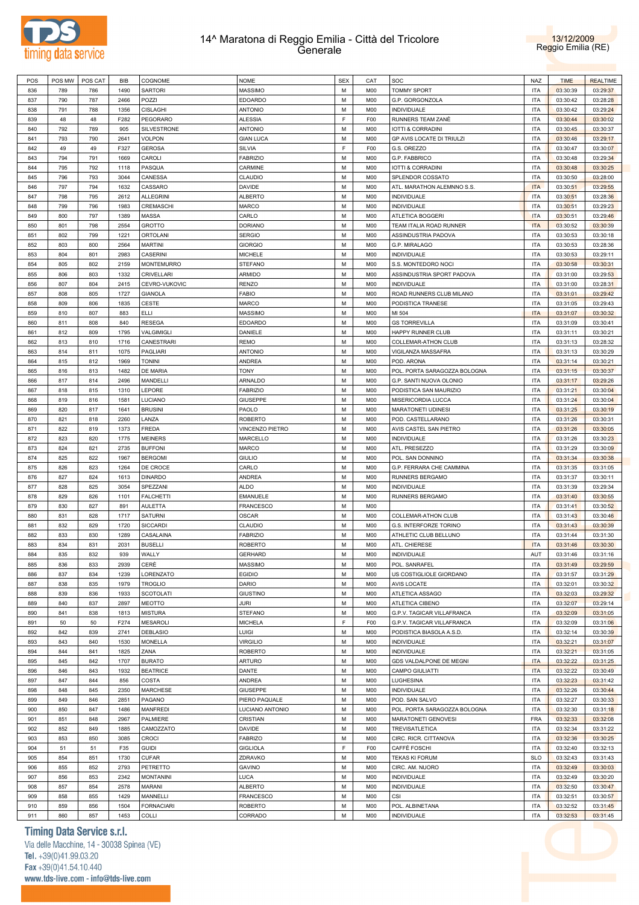# 14^ Maratona di Reggio Emilia - Città del Tricolore
## Generale

13/12/2009
Reggio Emilia (RE)

| POS | POS MW | POS CAT | BIB | COGNOME | NOME | SEX | CAT | SOC | NAZ | TIME | REALTIME |
|---|---|---|---|---|---|---|---|---|---|---|---|
| 836 | 789 | 786 | 1490 | SARTORI | MASSIMO | M | M00 | TOMMY SPORT | ITA | 03:30:39 | 03:29:37 |
| 837 | 790 | 787 | 2466 | POZZI | EDOARDO | M | M00 | G.P. GORGONZOLA | ITA | 03:30:42 | 03:28:28 |
| 838 | 791 | 788 | 1356 | CISLAGHI | ANTONIO | M | M00 | INDIVIDUALE | ITA | 03:30:42 | 03:29:24 |
| 839 | 48 | 48 | F282 | PEGORARO | ALESSIA | F | F00 | RUNNERS TEAM ZANÈ | ITA | 03:30:44 | 03:30:02 |
| 840 | 792 | 789 | 905 | SILVESTRONE | ANTONIO | M | M00 | IOTTI & CORRADINI | ITA | 03:30:45 | 03:30:37 |
| 841 | 793 | 790 | 2641 | VOLPON | GIAN LUCA | M | M00 | GP AVIS LOCATE DI TRIULZI | ITA | 03:30:46 | 03:29:17 |
| 842 | 49 | 49 | F327 | GEROSA | SILVIA | F | F00 | G.S. OREZZO | ITA | 03:30:47 | 03:30:07 |
| 843 | 794 | 791 | 1669 | CAROLI | FABRIZIO | M | M00 | G.P. FABBRICO | ITA | 03:30:48 | 03:29:34 |
| 844 | 795 | 792 | 1118 | PASQUA | CARMINE | M | M00 | IOTTI & CORRADINI | ITA | 03:30:48 | 03:30:25 |
| 845 | 796 | 793 | 3044 | CANESSA | CLAUDIO | M | M00 | SPLENDOR COSSATO | ITA | 03:30:50 | 03:28:00 |
| 846 | 797 | 794 | 1632 | CASSARO | DAVIDE | M | M00 | ATL. MARATHON ALEMNNO S.S. | ITA | 03:30:51 | 03:29:55 |
| 847 | 798 | 795 | 2612 | ALLEGRINI | ALBERTO | M | M00 | INDIVIDUALE | ITA | 03:30:51 | 03:28:36 |
| 848 | 799 | 796 | 1983 | CREMASCHI | MARCO | M | M00 | INDIVIDUALE | ITA | 03:30:51 | 03:29:23 |
| 849 | 800 | 797 | 1389 | MASSA | CARLO | M | M00 | ATLETICA BOGGERI | ITA | 03:30:51 | 03:29:46 |
| 850 | 801 | 798 | 2554 | GROTTO | DORIANO | M | M00 | TEAM ITALIA ROAD RUNNER | ITA | 03:30:52 | 03:30:39 |
| 851 | 802 | 799 | 1221 | ORTOLANI | SERGIO | M | M00 | ASSINDUSTRIA PADOVA | ITA | 03:30:53 | 03:30:18 |
| 852 | 803 | 800 | 2564 | MARTINI | GIORGIO | M | M00 | G.P. MIRALAGO | ITA | 03:30:53 | 03:28:36 |
| 853 | 804 | 801 | 2983 | CASERINI | MICHELE | M | M00 | INDIVIDUALE | ITA | 03:30:53 | 03:29:11 |
| 854 | 805 | 802 | 2159 | MONTEMURRO | STEFANO | M | M00 | S.S. MONTEDORO NOCI | ITA | 03:30:58 | 03:30:31 |
| 855 | 806 | 803 | 1332 | CRIVELLARI | ARMIDO | M | M00 | ASSINDUSTRIA SPORT PADOVA | ITA | 03:31:00 | 03:29:53 |
| 856 | 807 | 804 | 2415 | CEVRO-VUKOVIC | RENZO | M | M00 | INDIVIDUALE | ITA | 03:31:00 | 03:28:31 |
| 857 | 808 | 805 | 1727 | GIANOLA | FABIO | M | M00 | ROAD RUNNERS CLUB MILANO | ITA | 03:31:01 | 03:29:42 |
| 858 | 809 | 806 | 1835 | CESTE | MARCO | M | M00 | PODISTICA TRANESE | ITA | 03:31:05 | 03:29:43 |
| 859 | 810 | 807 | 883 | ELLI | MASSIMO | M | M00 | MI 504 | ITA | 03:31:07 | 03:30:32 |
| 860 | 811 | 808 | 840 | RESEGA | EDOARDO | M | M00 | GS TORREVILLA | ITA | 03:31:09 | 03:30:41 |
| 861 | 812 | 809 | 1795 | VALGIMIGLI | DANIELE | M | M00 | HAPPY RUNNER CLUB | ITA | 03:31:11 | 03:30:21 |
| 862 | 813 | 810 | 1716 | CANESTRARI | REMO | M | M00 | COLLEMAR-ATHON CLUB | ITA | 03:31:13 | 03:28:32 |
| 863 | 814 | 811 | 1075 | PAGLIARI | ANTONIO | M | M00 | VIGILANZA MASSAFRA | ITA | 03:31:13 | 03:30:29 |
| 864 | 815 | 812 | 1969 | TONINI | ANDREA | M | M00 | POD. ARONA | ITA | 03:31:14 | 03:30:21 |
| 865 | 816 | 813 | 1482 | DE MARIA | TONY | M | M00 | POL. PORTA SARAGOZZA BOLOGNA | ITA | 03:31:15 | 03:30:37 |
| 866 | 817 | 814 | 2496 | MANDELLI | ARNALDO | M | M00 | G.P. SANTI NUOVA OLONIO | ITA | 03:31:17 | 03:29:26 |
| 867 | 818 | 815 | 1310 | LEPORE | FABRIZIO | M | M00 | PODISTICA SAN MAURIZIO | ITA | 03:31:21 | 03:30:04 |
| 868 | 819 | 816 | 1581 | LUCIANO | GIUSEPPE | M | M00 | MISERICORDIA LUCCA | ITA | 03:31:24 | 03:30:04 |
| 869 | 820 | 817 | 1641 | BRUSINI | PAOLO | M | M00 | MARATONETI UDINESI | ITA | 03:31:25 | 03:30:19 |
| 870 | 821 | 818 | 2260 | LANZA | ROBERTO | M | M00 | POD. CASTELLARANO | ITA | 03:31:26 | 03:30:31 |
| 871 | 822 | 819 | 1373 | FREDA | VINCENZO PIETRO | M | M00 | AVIS CASTEL SAN PIETRO | ITA | 03:31:26 | 03:30:05 |
| 872 | 823 | 820 | 1775 | MEINERS | MARCELLO | M | M00 | INDIVIDUALE | ITA | 03:31:26 | 03:30:23 |
| 873 | 824 | 821 | 2735 | BUFFONI | MARCO | M | M00 | ATL. PRESEZZO | ITA | 03:31:29 | 03:30:09 |
| 874 | 825 | 822 | 1967 | BERGOMI | GIULIO | M | M00 | POL. SAN DONNINO | ITA | 03:31:34 | 03:30:38 |
| 875 | 826 | 823 | 1264 | DE CROCE | CARLO | M | M00 | G.P. FERRARA CHE CAMMINA | ITA | 03:31:35 | 03:31:05 |
| 876 | 827 | 824 | 1613 | DINARDO | ANDREA | M | M00 | RUNNERS BERGAMO | ITA | 03:31:37 | 03:30:11 |
| 877 | 828 | 825 | 3054 | SPEZZANI | ALDO | M | M00 | INDIVIDUALE | ITA | 03:31:39 | 03:29:34 |
| 878 | 829 | 826 | 1101 | FALCHETTI | EMANUELE | M | M00 | RUNNERS BERGAMO | ITA | 03:31:40 | 03:30:55 |
| 879 | 830 | 827 | 891 | AULETTA | FRANCESCO | M | M00 |  | ITA | 03:31:41 | 03:30:52 |
| 880 | 831 | 828 | 1717 | SATURNI | OSCAR | M | M00 | COLLEMAR-ATHON CLUB | ITA | 03:31:43 | 03:30:46 |
| 881 | 832 | 829 | 1720 | SICCARDI | CLAUDIO | M | M00 | G.S. INTERFORZE TORINO | ITA | 03:31:43 | 03:30:39 |
| 882 | 833 | 830 | 1289 | CASALAINA | FABRIZIO | M | M00 | ATHLETIC CLUB BELLUNO | ITA | 03:31:44 | 03:31:30 |
| 883 | 834 | 831 | 2031 | BUSELLI | ROBERTO | M | M00 | ATL. CHIERESE | ITA | 03:31:46 | 03:30:30 |
| 884 | 835 | 832 | 939 | WALLY | GERHARD | M | M00 | INDIVIDUALE | AUT | 03:31:46 | 03:31:16 |
| 885 | 836 | 833 | 2939 | CERÈ | MASSIMO | M | M00 | POL. SANRAFEL | ITA | 03:31:49 | 03:29:59 |
| 886 | 837 | 834 | 1239 | LORENZATO | EGIDIO | M | M00 | US COSTIGLIOLE GIORDANO | ITA | 03:31:57 | 03:31:29 |
| 887 | 838 | 835 | 1979 | TROGLIO | DARIO | M | M00 | AVIS LOCATE | ITA | 03:32:01 | 03:30:32 |
| 888 | 839 | 836 | 1933 | SCOTOLATI | GIUSTINO | M | M00 | ATLETICA ASSAGO | ITA | 03:32:03 | 03:29:32 |
| 889 | 840 | 837 | 2897 | MEOTTO | JURI | M | M00 | ATLETICA CIBENO | ITA | 03:32:07 | 03:29:14 |
| 890 | 841 | 838 | 1813 | MISTURA | STEFANO | M | M00 | G.P.V. TAGICAR VILLAFRANCA | ITA | 03:32:09 | 03:31:05 |
| 891 | 50 | 50 | F274 | MESAROLI | MICHELA | F | F00 | G.P.V. TAGICAR VILLAFRANCA | ITA | 03:32:09 | 03:31:06 |
| 892 | 842 | 839 | 2741 | DEBLASIO | LUIGI | M | M00 | PODISTICA BIASOLA A.S.D. | ITA | 03:32:14 | 03:30:39 |
| 893 | 843 | 840 | 1530 | MONELLA | VIRGILIO | M | M00 | INDIVIDUALE | ITA | 03:32:21 | 03:31:07 |
| 894 | 844 | 841 | 1825 | ZANA | ROBERTO | M | M00 | INDIVIDUALE | ITA | 03:32:21 | 03:31:05 |
| 895 | 845 | 842 | 1707 | BURATO | ARTURO | M | M00 | GDS VALDALPONE DE MEGNI | ITA | 03:32:22 | 03:31:25 |
| 896 | 846 | 843 | 1932 | BEATRICE | DANTE | M | M00 | CAMPO GIULIATTI | ITA | 03:32:22 | 03:30:49 |
| 897 | 847 | 844 | 856 | COSTA | ANDREA | M | M00 | LUGHESINA | ITA | 03:32:23 | 03:31:42 |
| 898 | 848 | 845 | 2350 | MARCHESE | GIUSEPPE | M | M00 | INDIVIDUALE | ITA | 03:32:26 | 03:30:44 |
| 899 | 849 | 846 | 2851 | PAGANO | PIERO PAQUALE | M | M00 | POD. SAN SALVO | ITA | 03:32:27 | 03:30:33 |
| 900 | 850 | 847 | 1486 | MANFREDI | LUCIANO ANTONIO | M | M00 | POL. PORTA SARAGOZZA BOLOGNA | ITA | 03:32:30 | 03:31:18 |
| 901 | 851 | 848 | 2967 | PALMIERE | CRISTIAN | M | M00 | MARATONETI GENOVESI | FRA | 03:32:33 | 03:32:08 |
| 902 | 852 | 849 | 1885 | CAMOZZATO | DAVIDE | M | M00 | TREVISATLETICA | ITA | 03:32:34 | 03:31:22 |
| 903 | 853 | 850 | 3085 | CROCI | FABRIZO | M | M00 | CIRC. RICR. CITTANOVA | ITA | 03:32:36 | 03:30:25 |
| 904 | 51 | 51 | F35 | GUIDI | GIGLIOLA | F | F00 | CAFFÈ FOSCHI | ITA | 03:32:40 | 03:32:13 |
| 905 | 854 | 851 | 1730 | CUFAR | ZDRAVKO | M | M00 | TEKAS KI FORUM | SLO | 03:32:43 | 03:31:43 |
| 906 | 855 | 852 | 2793 | PETRETTO | GAVINO | M | M00 | CIRC. AM. NUORO | ITA | 03:32:49 | 03:30:03 |
| 907 | 856 | 853 | 2342 | MONTANINI | LUCA | M | M00 | INDIVIDUALE | ITA | 03:32:49 | 03:30:20 |
| 908 | 857 | 854 | 2578 | MARANI | ALBERTO | M | M00 | INDIVIDUALE | ITA | 03:32:50 | 03:30:47 |
| 909 | 858 | 855 | 1429 | MANNELLI | FRANCESCO | M | M00 | CSI | ITA | 03:32:51 | 03:30:57 |
| 910 | 859 | 856 | 1504 | FORNACIARI | ROBERTO | M | M00 | POL. ALBINETANA | ITA | 03:32:52 | 03:31:45 |
| 911 | 860 | 857 | 1453 | COLLI | CORRADO | M | M00 | INDIVIDUALE | ITA | 03:32:53 | 03:31:45 |

**Timing Data Service s.r.l.**
Via delle Macchine, 14 - 30038 Spinea (VE)
Tel. +39(0)41.99.03.20
Fax +39(0)41.54.10.440
www.tds-live.com - info@tds-live.com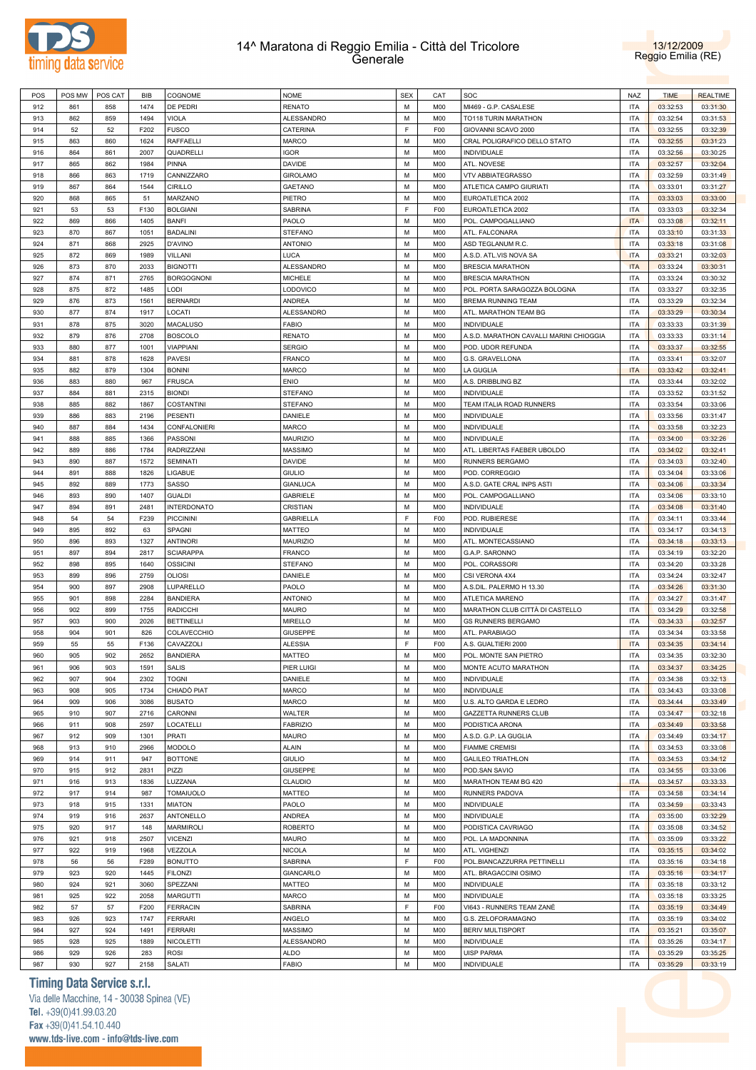# 14^ Maratona di Reggio Emilia - Città del Tricolore
## Generale

13/12/2009
Reggio Emilia (RE)

| POS | POS MW | POS CAT | BIB | COGNOME | NOME | SEX | CAT | SOC | NAZ | TIME | REALTIME |
|---|---|---|---|---|---|---|---|---|---|---|---|
| 912 | 861 | 858 | 1474 | DE PEDRI | RENATO | M | M00 | MI469 - G.P. CASALESE | ITA | 03:32:53 | 03:31:30 |
| 913 | 862 | 859 | 1494 | VIOLA | ALESSANDRO | M | M00 | TO118 TURIN MARATHON | ITA | 03:32:54 | 03:31:53 |
| 914 | 52 | 52 | F202 | FUSCO | CATERINA | F | F00 | GIOVANNI SCAVO 2000 | ITA | 03:32:55 | 03:32:39 |
| 915 | 863 | 860 | 1624 | RAFFAELLI | MARCO | M | M00 | CRAL POLIGRAFICO DELLO STATO | ITA | 03:32:55 | 03:31:23 |
| 916 | 864 | 861 | 2007 | QUADRELLI | IGOR | M | M00 | INDIVIDUALE | ITA | 03:32:56 | 03:30:25 |
| 917 | 865 | 862 | 1984 | PINNA | DAVIDE | M | M00 | ATL. NOVESE | ITA | 03:32:57 | 03:32:04 |
| 918 | 866 | 863 | 1719 | CANNIZZARO | GIROLAMO | M | M00 | VTV ABBIATEGRASSO | ITA | 03:32:59 | 03:31:49 |
| 919 | 867 | 864 | 1544 | CIRILLO | GAETANO | M | M00 | ATLETICA CAMPO GIURIATI | ITA | 03:33:01 | 03:31:27 |
| 920 | 868 | 865 | 51 | MARZANO | PIETRO | M | M00 | EUROATLETICA 2002 | ITA | 03:33:03 | 03:33:00 |
| 921 | 53 | 53 | F130 | BOLGIANI | SABRINA | F | F00 | EUROATLETICA 2002 | ITA | 03:33:03 | 03:32:34 |
| 922 | 869 | 866 | 1405 | BANFI | PAOLO | M | M00 | POL. CAMPOGALLIANO | ITA | 03:33:08 | 03:32:11 |
| 923 | 870 | 867 | 1051 | BADALINI | STEFANO | M | M00 | ATL. FALCONARA | ITA | 03:33:10 | 03:31:33 |
| 924 | 871 | 868 | 2925 | D'AVINO | ANTONIO | M | M00 | ASD TEGLANUM R.C. | ITA | 03:33:18 | 03:31:08 |
| 925 | 872 | 869 | 1989 | VILLANI | LUCA | M | M00 | A.S.D. ATL.VIS NOVA SA | ITA | 03:33:21 | 03:32:03 |
| 926 | 873 | 870 | 2033 | BIGNOTTI | ALESSANDRO | M | M00 | BRESCIA MARATHON | ITA | 03:33:24 | 03:30:31 |
| 927 | 874 | 871 | 2765 | BORGOGNONI | MICHELE | M | M00 | BRESCIA MARATHON | ITA | 03:33:24 | 03:30:32 |
| 928 | 875 | 872 | 1485 | LODI | LODOVICO | M | M00 | POL. PORTA SARAGOZZA BOLOGNA | ITA | 03:33:27 | 03:32:35 |
| 929 | 876 | 873 | 1561 | BERNARDI | ANDREA | M | M00 | BREMA RUNNING TEAM | ITA | 03:33:29 | 03:32:34 |
| 930 | 877 | 874 | 1917 | LOCATI | ALESSANDRO | M | M00 | ATL. MARATHON TEAM BG | ITA | 03:33:29 | 03:30:34 |
| 931 | 878 | 875 | 3020 | MACALUSO | FABIO | M | M00 | INDIVIDUALE | ITA | 03:33:33 | 03:31:39 |
| 932 | 879 | 876 | 2708 | BOSCOLO | RENATO | M | M00 | A.S.D. MARATHON CAVALLI MARINI CHIOGGIA | ITA | 03:33:33 | 03:31:14 |
| 933 | 880 | 877 | 1001 | VIAPPIANI | SERGIO | M | M00 | POD. UDOR REFUNDA | ITA | 03:33:37 | 03:32:55 |
| 934 | 881 | 878 | 1628 | PAVESI | FRANCO | M | M00 | G.S. GRAVELLONA | ITA | 03:33:41 | 03:32:07 |
| 935 | 882 | 879 | 1304 | BONINI | MARCO | M | M00 | LA GUGLIA | ITA | 03:33:42 | 03:32:41 |
| 936 | 883 | 880 | 967 | FRUSCA | ENIO | M | M00 | A.S. DRIBBLING BZ | ITA | 03:33:44 | 03:32:02 |
| 937 | 884 | 881 | 2315 | BIONDI | STEFANO | M | M00 | INDIVIDUALE | ITA | 03:33:52 | 03:31:52 |
| 938 | 885 | 882 | 1867 | COSTANTINI | STEFANO | M | M00 | TEAM ITALIA ROAD RUNNERS | ITA | 03:33:54 | 03:33:06 |
| 939 | 886 | 883 | 2196 | PESENTI | DANIELE | M | M00 | INDIVIDUALE | ITA | 03:33:56 | 03:31:47 |
| 940 | 887 | 884 | 1434 | CONFALONIERI | MARCO | M | M00 | INDIVIDUALE | ITA | 03:33:58 | 03:32:23 |
| 941 | 888 | 885 | 1366 | PASSONI | MAURIZIO | M | M00 | INDIVIDUALE | ITA | 03:34:00 | 03:32:26 |
| 942 | 889 | 886 | 1784 | RADRIZZANI | MASSIMO | M | M00 | ATL. LIBERTAS FAEBER UBOLDO | ITA | 03:34:02 | 03:32:41 |
| 943 | 890 | 887 | 1572 | SEMINATI | DAVIDE | M | M00 | RUNNERS BERGAMO | ITA | 03:34:03 | 03:32:40 |
| 944 | 891 | 888 | 1826 | LIGABUE | GIULIO | M | M00 | POD. CORREGGIO | ITA | 03:34:04 | 03:33:06 |
| 945 | 892 | 889 | 1773 | SASSO | GIANLUCA | M | M00 | A.S.D. GATE CRAL INPS ASTI | ITA | 03:34:06 | 03:33:34 |
| 946 | 893 | 890 | 1407 | GUALDI | GABRIELE | M | M00 | POL. CAMPOGALLIANO | ITA | 03:34:06 | 03:33:10 |
| 947 | 894 | 891 | 2481 | INTERDONATO | CRISTIAN | M | M00 | INDIVIDUALE | ITA | 03:34:08 | 03:31:40 |
| 948 | 54 | 54 | F239 | PICCININI | GABRIELLA | F | F00 | POD. RUBIERESE | ITA | 03:34:11 | 03:33:44 |
| 949 | 895 | 892 | 63 | SPAGNI | MATTEO | M | M00 | INDIVIDUALE | ITA | 03:34:17 | 03:34:13 |
| 950 | 896 | 893 | 1327 | ANTINORI | MAURIZIO | M | M00 | ATL. MONTECASSIANO | ITA | 03:34:18 | 03:33:13 |
| 951 | 897 | 894 | 2817 | SCIARAPPA | FRANCO | M | M00 | G.A.P. SARONNO | ITA | 03:34:19 | 03:32:20 |
| 952 | 898 | 895 | 1640 | OSSICINI | STEFANO | M | M00 | POL. CORASSORI | ITA | 03:34:20 | 03:33:28 |
| 953 | 899 | 896 | 2759 | OLIOSI | DANIELE | M | M00 | CSI VERONA 4X4 | ITA | 03:34:24 | 03:32:47 |
| 954 | 900 | 897 | 2908 | LUPARELLO | PAOLO | M | M00 | A.S.DIL. PALERMO H 13.30 | ITA | 03:34:26 | 03:31:30 |
| 955 | 901 | 898 | 2284 | BANDIERA | ANTONIO | M | M00 | ATLETICA MARENO | ITA | 03:34:27 | 03:31:47 |
| 956 | 902 | 899 | 1755 | RADICCHI | MAURO | M | M00 | MARATHON CLUB CITTÀ DI CASTELLO | ITA | 03:34:29 | 03:32:58 |
| 957 | 903 | 900 | 2026 | BETTINELLI | MIRELLO | M | M00 | GS RUNNERS BERGAMO | ITA | 03:34:33 | 03:32:57 |
| 958 | 904 | 901 | 826 | COLAVECCHIO | GIUSEPPE | M | M00 | ATL. PARABIAGO | ITA | 03:34:34 | 03:33:58 |
| 959 | 55 | 55 | F136 | CAVAZZOLI | ALESSIA | F | F00 | A.S. GUALTIERI 2000 | ITA | 03:34:35 | 03:34:14 |
| 960 | 905 | 902 | 2652 | BANDIERA | MATTEO | M | M00 | POL. MONTE SAN PIETRO | ITA | 03:34:35 | 03:32:30 |
| 961 | 906 | 903 | 1591 | SALIS | PIER LUIGI | M | M00 | MONTE ACUTO MARATHON | ITA | 03:34:37 | 03:34:25 |
| 962 | 907 | 904 | 2302 | TOGNI | DANIELE | M | M00 | INDIVIDUALE | ITA | 03:34:38 | 03:32:13 |
| 963 | 908 | 905 | 1734 | CHIADÒ PIAT | MARCO | M | M00 | INDIVIDUALE | ITA | 03:34:43 | 03:33:08 |
| 964 | 909 | 906 | 3086 | BUSATO | MARCO | M | M00 | U.S. ALTO GARDA E LEDRO | ITA | 03:34:44 | 03:33:49 |
| 965 | 910 | 907 | 2716 | CARONNI | WALTER | M | M00 | GAZZETTA RUNNERS CLUB | ITA | 03:34:47 | 03:32:18 |
| 966 | 911 | 908 | 2597 | LOCATELLI | FABRIZIO | M | M00 | PODISTICA ARONA | ITA | 03:34:49 | 03:33:58 |
| 967 | 912 | 909 | 1301 | PRATI | MAURO | M | M00 | A.S.D. G.P. LA GUGLIA | ITA | 03:34:49 | 03:34:17 |
| 968 | 913 | 910 | 2966 | MODOLO | ALAIN | M | M00 | FIAMME CREMISI | ITA | 03:34:53 | 03:33:08 |
| 969 | 914 | 911 | 947 | BOTTONE | GIULIO | M | M00 | GALILEO TRIATHLON | ITA | 03:34:53 | 03:34:12 |
| 970 | 915 | 912 | 2831 | PIZZI | GIUSEPPE | M | M00 | POD.SAN SAVIO | ITA | 03:34:55 | 03:33:06 |
| 971 | 916 | 913 | 1836 | LUZZANA | CLAUDIO | M | M00 | MARATHON TEAM BG 420 | ITA | 03:34:57 | 03:33:33 |
| 972 | 917 | 914 | 987 | TOMAIUOLO | MATTEO | M | M00 | RUNNERS PADOVA | ITA | 03:34:58 | 03:34:14 |
| 973 | 918 | 915 | 1331 | MIATON | PAOLO | M | M00 | INDIVIDUALE | ITA | 03:34:59 | 03:33:43 |
| 974 | 919 | 916 | 2637 | ANTONELLO | ANDREA | M | M00 | INDIVIDUALE | ITA | 03:35:00 | 03:32:29 |
| 975 | 920 | 917 | 148 | MARMIROLI | ROBERTO | M | M00 | PODISTICA CAVRIAGO | ITA | 03:35:08 | 03:34:52 |
| 976 | 921 | 918 | 2507 | VICENZI | MAURO | M | M00 | POL. LA MADONNINA | ITA | 03:35:09 | 03:33:22 |
| 977 | 922 | 919 | 1968 | VEZZOLA | NICOLA | M | M00 | ATL. VIGHENZI | ITA | 03:35:15 | 03:34:02 |
| 978 | 56 | 56 | F289 | BONUTTO | SABRINA | F | F00 | POL.BIANCAZZURRA PETTINELLI | ITA | 03:35:16 | 03:34:18 |
| 979 | 923 | 920 | 1445 | FILONZI | GIANCARLO | M | M00 | ATL. BRAGACCINI OSIMO | ITA | 03:35:16 | 03:34:17 |
| 980 | 924 | 921 | 3060 | SPEZZANI | MATTEO | M | M00 | INDIVIDUALE | ITA | 03:35:18 | 03:33:12 |
| 981 | 925 | 922 | 2058 | MARGUTTI | MARCO | M | M00 | INDIVIDUALE | ITA | 03:35:18 | 03:33:25 |
| 982 | 57 | 57 | F200 | FERRACIN | SABRINA | F | F00 | VI643 - RUNNERS TEAM ZANÈ | ITA | 03:35:19 | 03:34:49 |
| 983 | 926 | 923 | 1747 | FERRARI | ANGELO | M | M00 | G.S. ZELOFORAMAGNO | ITA | 03:35:19 | 03:34:02 |
| 984 | 927 | 924 | 1491 | FERRARI | MASSIMO | M | M00 | BERIV MULTISPORT | ITA | 03:35:21 | 03:35:07 |
| 985 | 928 | 925 | 1889 | NICOLETTI | ALESSANDRO | M | M00 | INDIVIDUALE | ITA | 03:35:26 | 03:34:17 |
| 986 | 929 | 926 | 283 | ROSI | ALDO | M | M00 | UISP PARMA | ITA | 03:35:29 | 03:35:25 |
| 987 | 930 | 927 | 2158 | SALATI | FABIO | M | M00 | INDIVIDUALE | ITA | 03:35:29 | 03:33:19 |

**Timing Data Service s.r.l.**
Via delle Macchine, 14 - 30038 Spinea (VE)
Tel. +39(0)41.99.03.20
Fax +39(0)41.54.10.440
www.tds-live.com - info@tds-live.com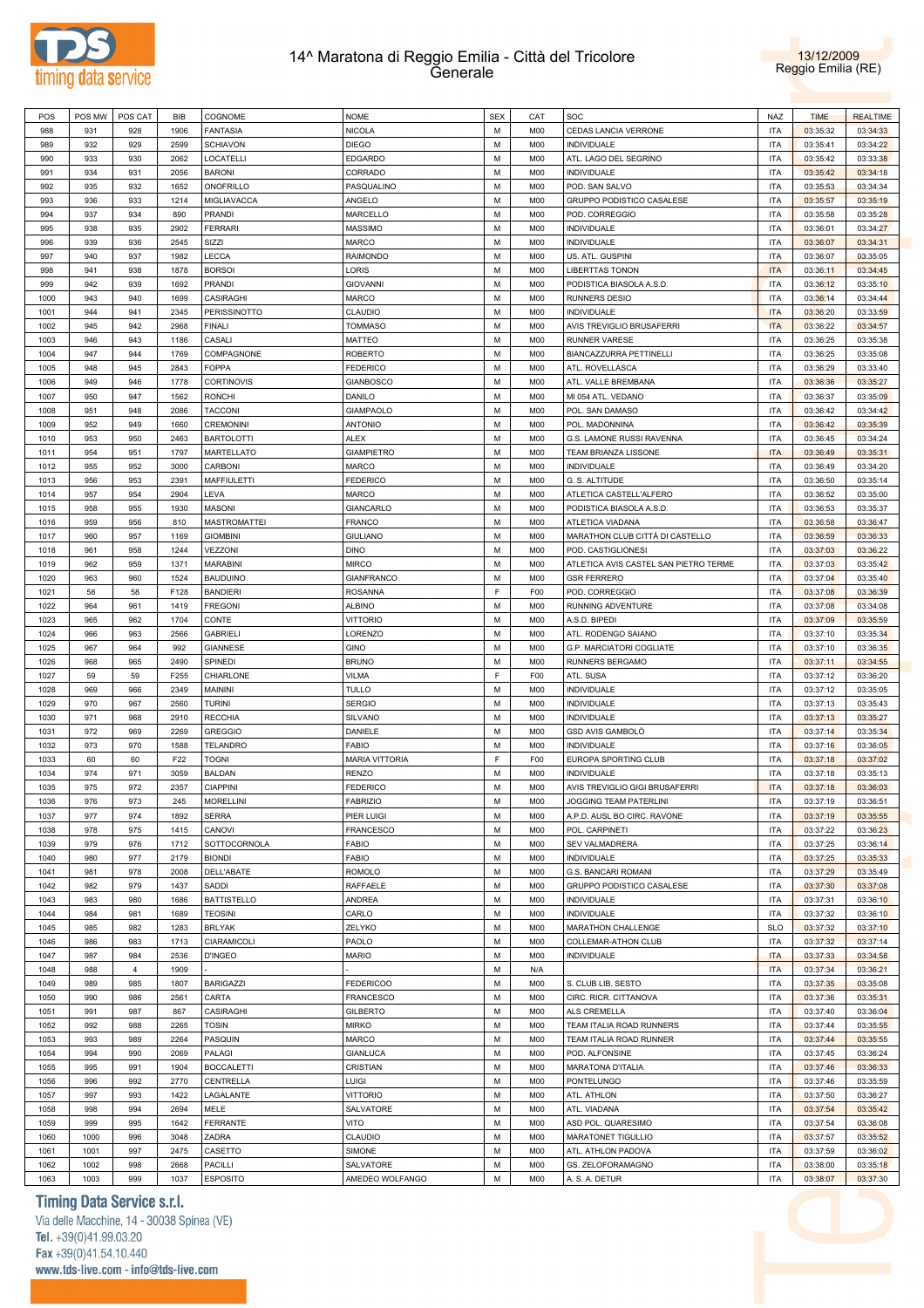# 14^ Maratona di Reggio Emilia - Città del Tricolore
## Generale

13/12/2009
Reggio Emilia (RE)

| POS | POS MW | POS CAT | BIB | COGNOME | NOME | SEX | CAT | SOC | NAZ | TIME | REALTIME |
|---|---|---|---|---|---|---|---|---|---|---|---|
| 988 | 931 | 928 | 1906 | FANTASIA | NICOLA | M | M00 | CEDAS LANCIA VERRONE | ITA | 03:35:32 | 03:34:33 |
| 989 | 932 | 929 | 2599 | SCHIAVON | DIEGO | M | M00 | INDIVIDUALE | ITA | 03:35:41 | 03:34:22 |
| 990 | 933 | 930 | 2062 | LOCATELLI | EDGARDO | M | M00 | ATL. LAGO DEL SEGRINO | ITA | 03:35:42 | 03:33:38 |
| 991 | 934 | 931 | 2056 | BARONI | CORRADO | M | M00 | INDIVIDUALE | ITA | 03:35:42 | 03:34:18 |
| 992 | 935 | 932 | 1652 | ONOFRILLO | PASQUALINO | M | M00 | POD. SAN SALVO | ITA | 03:35:53 | 03:34:34 |
| 993 | 936 | 933 | 1214 | MIGLIAVACCA | ANGELO | M | M00 | GRUPPO PODISTICO CASALESE | ITA | 03:35:57 | 03:35:19 |
| 994 | 937 | 934 | 890 | PRANDI | MARCELLO | M | M00 | POD. CORREGGIO | ITA | 03:35:58 | 03:35:28 |
| 995 | 938 | 935 | 2902 | FERRARI | MASSIMO | M | M00 | INDIVIDUALE | ITA | 03:36:01 | 03:34:27 |
| 996 | 939 | 936 | 2545 | SIZZI | MARCO | M | M00 | INDIVIDUALE | ITA | 03:36:07 | 03:34:31 |
| 997 | 940 | 937 | 1982 | LECCA | RAIMONDO | M | M00 | US. ATL. GUSPINI | ITA | 03:36:07 | 03:35:05 |
| 998 | 941 | 938 | 1878 | BORSOI | LORIS | M | M00 | LIBERTTAS TONON | ITA | 03:36:11 | 03:34:45 |
| 999 | 942 | 939 | 1692 | PRANDI | GIOVANNI | M | M00 | PODISTICA BIASOLA A.S.D. | ITA | 03:36:12 | 03:35:10 |
| 1000 | 943 | 940 | 1699 | CASIRAGHI | MARCO | M | M00 | RUNNERS DESIO | ITA | 03:36:14 | 03:34:44 |
| 1001 | 944 | 941 | 2345 | PERISSINOTTO | CLAUDIO | M | M00 | INDIVIDUALE | ITA | 03:36:20 | 03:33:59 |
| 1002 | 945 | 942 | 2968 | FINALI | TOMMASO | M | M00 | AVIS TREVIGLIO BRUSAFERRI | ITA | 03:36:22 | 03:34:57 |
| 1003 | 946 | 943 | 1186 | CASALI | MATTEO | M | M00 | RUNNER VARESE | ITA | 03:36:25 | 03:35:38 |
| 1004 | 947 | 944 | 1769 | COMPAGNONE | ROBERTO | M | M00 | BIANCAZZURRA PETTINELLI | ITA | 03:36:25 | 03:35:08 |
| 1005 | 948 | 945 | 2843 | FOPPA | FEDERICO | M | M00 | ATL. ROVELLASCA | ITA | 03:36:29 | 03:33:40 |
| 1006 | 949 | 946 | 1778 | CORTINOVIS | GIANBOSCO | M | M00 | ATL. VALLE BREMBANA | ITA | 03:36:36 | 03:35:27 |
| 1007 | 950 | 947 | 1562 | RONCHI | DANILO | M | M00 | MI 054 ATL. VEDANO | ITA | 03:36:37 | 03:35:09 |
| 1008 | 951 | 948 | 2086 | TACCONI | GIAMPAOLO | M | M00 | POL. SAN DAMASO | ITA | 03:36:42 | 03:34:42 |
| 1009 | 952 | 949 | 1660 | CREMONINI | ANTONIO | M | M00 | POL. MADONNINA | ITA | 03:36:42 | 03:35:39 |
| 1010 | 953 | 950 | 2463 | BARTOLOTTI | ALEX | M | M00 | G.S. LAMONE RUSSI RAVENNA | ITA | 03:36:45 | 03:34:24 |
| 1011 | 954 | 951 | 1797 | MARTELLATO | GIAMPIETRO | M | M00 | TEAM BRIANZA LISSONE | ITA | 03:36:49 | 03:35:31 |
| 1012 | 955 | 952 | 3000 | CARBONI | MARCO | M | M00 | INDIVIDUALE | ITA | 03:36:49 | 03:34:20 |
| 1013 | 956 | 953 | 2391 | MAFFIULETTI | FEDERICO | M | M00 | G. S. ALTITUDE | ITA | 03:36:50 | 03:35:14 |
| 1014 | 957 | 954 | 2904 | LEVA | MARCO | M | M00 | ATLETICA CASTELL'ALFERO | ITA | 03:36:52 | 03:35:00 |
| 1015 | 958 | 955 | 1930 | MASONI | GIANCARLO | M | M00 | PODISTICA BIASOLA A.S.D. | ITA | 03:36:53 | 03:35:37 |
| 1016 | 959 | 956 | 810 | MASTROMATTEI | FRANCO | M | M00 | ATLETICA VIADANA | ITA | 03:36:58 | 03:36:47 |
| 1017 | 960 | 957 | 1169 | GIOMBINI | GIULIANO | M | M00 | MARATHON CLUB CITTÀ DI CASTELLO | ITA | 03:36:59 | 03:36:33 |
| 1018 | 961 | 958 | 1244 | VEZZONI | DINO | M | M00 | POD. CASTIGLIONESI | ITA | 03:37:03 | 03:36:22 |
| 1019 | 962 | 959 | 1371 | MARABINI | MIRCO | M | M00 | ATLETICA AVIS CASTEL SAN PIETRO TERME | ITA | 03:37:03 | 03:35:42 |
| 1020 | 963 | 960 | 1524 | BAUDUINO | GIANFRANCO | M | M00 | GSR FERRERO | ITA | 03:37:04 | 03:35:40 |
| 1021 | 58 | 58 | F128 | BANDIERI | ROSANNA | F | F00 | POD. CORREGGIO | ITA | 03:37:08 | 03:36:39 |
| 1022 | 964 | 961 | 1419 | FREGONI | ALBINO | M | M00 | RUNNING ADVENTURE | ITA | 03:37:08 | 03:34:08 |
| 1023 | 965 | 962 | 1704 | CONTE | VITTORIO | M | M00 | A.S.D. BIPEDI | ITA | 03:37:09 | 03:35:59 |
| 1024 | 966 | 963 | 2566 | GABRIELI | LORENZO | M | M00 | ATL. RODENGO SAIANO | ITA | 03:37:10 | 03:35:34 |
| 1025 | 967 | 964 | 992 | GIANNESE | GINO | M | M00 | G.P. MARCIATORI COGLIATE | ITA | 03:37:10 | 03:36:35 |
| 1026 | 968 | 965 | 2490 | SPINEDI | BRUNO | M | M00 | RUNNERS BERGAMO | ITA | 03:37:11 | 03:34:55 |
| 1027 | 59 | 59 | F255 | CHIARLONE | VILMA | F | F00 | ATL. SUSA | ITA | 03:37:12 | 03:36:20 |
| 1028 | 969 | 966 | 2349 | MAININI | TULLO | M | M00 | INDIVIDUALE | ITA | 03:37:12 | 03:35:05 |
| 1029 | 970 | 967 | 2560 | TURINI | SERGIO | M | M00 | INDIVIDUALE | ITA | 03:37:13 | 03:35:43 |
| 1030 | 971 | 968 | 2910 | RECCHIA | SILVANO | M | M00 | INDIVIDUALE | ITA | 03:37:13 | 03:35:27 |
| 1031 | 972 | 969 | 2269 | GREGGIO | DANIELE | M | M00 | GSD AVIS GAMBOLÒ | ITA | 03:37:14 | 03:35:34 |
| 1032 | 973 | 970 | 1588 | TELANDRO | FABIO | M | M00 | INDIVIDUALE | ITA | 03:37:16 | 03:36:05 |
| 1033 | 60 | 60 | F22 | TOGNI | MARIA VITTORIA | F | F00 | EUROPA SPORTING CLUB | ITA | 03:37:18 | 03:37:02 |
| 1034 | 974 | 971 | 3059 | BALDAN | RENZO | M | M00 | INDIVIDUALE | ITA | 03:37:18 | 03:35:13 |
| 1035 | 975 | 972 | 2357 | CIAPPINI | FEDERICO | M | M00 | AVIS TREVIGLIO GIGI BRUSAFERRI | ITA | 03:37:18 | 03:36:03 |
| 1036 | 976 | 973 | 245 | MORELLINI | FABRIZIO | M | M00 | JOGGING TEAM PATERLINI | ITA | 03:37:19 | 03:36:51 |
| 1037 | 977 | 974 | 1892 | SERRA | PIER LUIGI | M | M00 | A.P.D. AUSL BO CIRC. RAVONE | ITA | 03:37:19 | 03:35:55 |
| 1038 | 978 | 975 | 1415 | CANOVI | FRANCESCO | M | M00 | POL. CARPINETI | ITA | 03:37:22 | 03:36:23 |
| 1039 | 979 | 976 | 1712 | SOTTOCORNOLA | FABIO | M | M00 | SEV VALMADRERA | ITA | 03:37:25 | 03:36:14 |
| 1040 | 980 | 977 | 2179 | BIONDI | FABIO | M | M00 | INDIVIDUALE | ITA | 03:37:25 | 03:35:33 |
| 1041 | 981 | 978 | 2008 | DELL'ABATE | ROMOLO | M | M00 | G.S. BANCARI ROMANI | ITA | 03:37:29 | 03:35:49 |
| 1042 | 982 | 979 | 1437 | SADDI | RAFFAELE | M | M00 | GRUPPO PODISTICO CASALESE | ITA | 03:37:30 | 03:37:08 |
| 1043 | 983 | 980 | 1686 | BATTISTELLO | ANDREA | M | M00 | INDIVIDUALE | ITA | 03:37:31 | 03:36:10 |
| 1044 | 984 | 981 | 1689 | TEOSINI | CARLO | M | M00 | INDIVIDUALE | ITA | 03:37:32 | 03:36:10 |
| 1045 | 985 | 982 | 1283 | BRLYAK | ZELYKO | M | M00 | MARATHON CHALLENGE | SLO | 03:37:32 | 03:37:10 |
| 1046 | 986 | 983 | 1713 | CIARAMICOLI | PAOLO | M | M00 | COLLEMAR-ATHON CLUB | ITA | 03:37:32 | 03:37:14 |
| 1047 | 987 | 984 | 2536 | D'INGEO | MARIO | M | M00 | INDIVIDUALE | ITA | 03:37:33 | 03:34:58 |
| 1048 | 988 | 4 | 1909 | - | - | M | N/A | | ITA | 03:37:34 | 03:36:21 |
| 1049 | 989 | 985 | 1807 | BARIGAZZI | FEDERICOO | M | M00 | S. CLUB LIB. SESTO | ITA | 03:37:35 | 03:35:08 |
| 1050 | 990 | 986 | 2561 | CARTA | FRANCESCO | M | M00 | CIRC. RICR. CITTANOVA | ITA | 03:37:36 | 03:35:31 |
| 1051 | 991 | 987 | 867 | CASIRAGHI | GILBERTO | M | M00 | ALS CREMELLA | ITA | 03:37:40 | 03:36:04 |
| 1052 | 992 | 988 | 2265 | TOSIN | MIRKO | M | M00 | TEAM ITALIA ROAD RUNNERS | ITA | 03:37:44 | 03:35:55 |
| 1053 | 993 | 989 | 2264 | PASQUIN | MARCO | M | M00 | TEAM ITALIA ROAD RUNNER | ITA | 03:37:44 | 03:35:55 |
| 1054 | 994 | 990 | 2069 | PALAGI | GIANLUCA | M | M00 | POD. ALFONSINE | ITA | 03:37:45 | 03:36:24 |
| 1055 | 995 | 991 | 1904 | BOCCALETTI | CRISTIAN | M | M00 | MARATONA D'ITALIA | ITA | 03:37:46 | 03:36:33 |
| 1056 | 996 | 992 | 2770 | CENTRELLA | LUIGI | M | M00 | PONTELUNGO | ITA | 03:37:46 | 03:35:59 |
| 1057 | 997 | 993 | 1422 | LAGALANTE | VITTORIO | M | M00 | ATL. ATHLON | ITA | 03:37:50 | 03:36:27 |
| 1058 | 998 | 994 | 2694 | MELE | SALVATORE | M | M00 | ATL. VIADANA | ITA | 03:37:54 | 03:35:42 |
| 1059 | 999 | 995 | 1642 | FERRANTE | VITO | M | M00 | ASD POL. QUARESIMO | ITA | 03:37:54 | 03:36:08 |
| 1060 | 1000 | 996 | 3048 | ZADRA | CLAUDIO | M | M00 | MARATONET TIGULLIO | ITA | 03:37:57 | 03:35:52 |
| 1061 | 1001 | 997 | 2475 | CASETTO | SIMONE | M | M00 | ATL. ATHLON PADOVA | ITA | 03:37:59 | 03:36:02 |
| 1062 | 1002 | 998 | 2668 | PACILLI | SALVATORE | M | M00 | GS. ZELOFORAMAGNO | ITA | 03:38:00 | 03:35:18 |
| 1063 | 1003 | 999 | 1037 | ESPOSITO | AMEDEO WOLFANGO | M | M00 | A. S. A. DETUR | ITA | 03:38:07 | 03:37:30 |

**Timing Data Service s.r.l.**
Via delle Macchine, 14 - 30038 Spinea (VE)
Tel. +39(0)41.99.03.20
Fax +39(0)41.54.10.440
www.tds-live.com - info@tds-live.com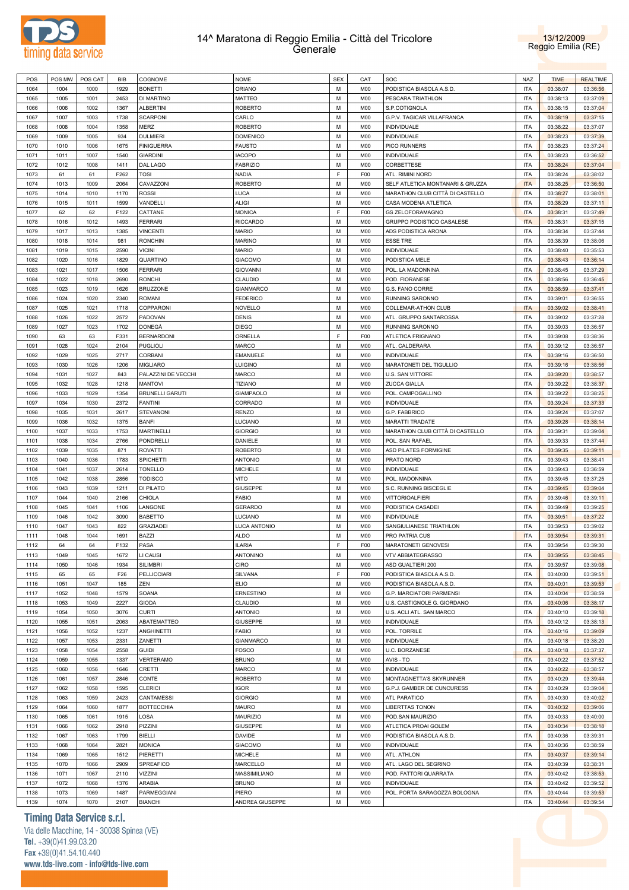# 14^ Maratona di Reggio Emilia - Città del Tricolore
## Generale

13/12/2009
Reggio Emilia (RE)

| POS | POS MW | POS CAT | BIB | COGNOME | NOME | SEX | CAT | SOC | NAZ | TIME | REALTIME |
|---|---|---|---|---|---|---|---|---|---|---|---|
| 1064 | 1004 | 1000 | 1929 | BONETTI | ORIANO | M | M00 | PODISTICA BIASOLA A.S.D. | ITA | 03:38:07 | 03:36:56 |
| 1065 | 1005 | 1001 | 2453 | DI MARTINO | MATTEO | M | M00 | PESCARA TRIATHLON | ITA | 03:38:13 | 03:37:09 |
| 1066 | 1006 | 1002 | 1367 | ALBERTINI | ROBERTO | M | M00 | S.P.COTIGNOLA | ITA | 03:38:15 | 03:37:04 |
| 1067 | 1007 | 1003 | 1738 | SCARPONI | CARLO | M | M00 | G.P.V. TAGICAR VILLAFRANCA | ITA | 03:38:19 | 03:37:15 |
| 1068 | 1008 | 1004 | 1358 | MERZ | ROBERTO | M | M00 | INDIVIDUALE | ITA | 03:38:22 | 03:37:07 |
| 1069 | 1009 | 1005 | 934 | DULMIERI | DOMENICO | M | M00 | INDIVIDUALE | ITA | 03:38:23 | 03:37:39 |
| 1070 | 1010 | 1006 | 1675 | FINIGUERRA | FAUSTO | M | M00 | PICO RUNNERS | ITA | 03:38:23 | 03:37:24 |
| 1071 | 1011 | 1007 | 1540 | GIARDINI | IACOPO | M | M00 | INDIVIDUALE | ITA | 03:38:23 | 03:36:52 |
| 1072 | 1012 | 1008 | 1411 | DAL LAGO | FABRIZIO | M | M00 | CORBETTESE | ITA | 03:38:24 | 03:37:04 |
| 1073 | 61 | 61 | F262 | TOSI | NADIA | F | F00 | ATL. RIMINI NORD | ITA | 03:38:24 | 03:38:02 |
| 1074 | 1013 | 1009 | 2064 | CAVAZZONI | ROBERTO | M | M00 | SELF ATLETICA MONTANARI & GRUZZA | ITA | 03:38:25 | 03:36:50 |
| 1075 | 1014 | 1010 | 1170 | ROSSI | LUCA | M | M00 | MARATHON CLUB CITTÀ DI CASTELLO | ITA | 03:38:27 | 03:38:01 |
| 1076 | 1015 | 1011 | 1599 | VANDELLI | ALIGI | M | M00 | CASA MODENA ATLETICA | ITA | 03:38:29 | 03:37:11 |
| 1077 | 62 | 62 | F122 | CATTANE | MONICA | F | F00 | GS ZELOFORAMAGNO | ITA | 03:38:31 | 03:37:49 |
| 1078 | 1016 | 1012 | 1493 | FERRARI | RICCARDO | M | M00 | GRUPPO PODISTICO CASALESE | ITA | 03:38:31 | 03:37:15 |
| 1079 | 1017 | 1013 | 1385 | VINCENTI | MARIO | M | M00 | ADS PODISTICA ARONA | ITA | 03:38:34 | 03:37:44 |
| 1080 | 1018 | 1014 | 981 | RONCHIN | MARINO | M | M00 | ESSE TRE | ITA | 03:38:39 | 03:38:06 |
| 1081 | 1019 | 1015 | 2590 | VICINI | MARIO | M | M00 | INDIVIDUALE | ITA | 03:38:40 | 03:35:53 |
| 1082 | 1020 | 1016 | 1829 | QUARTINO | GIACOMO | M | M00 | PODISTICA MELE | ITA | 03:38:43 | 03:36:14 |
| 1083 | 1021 | 1017 | 1506 | FERRARI | GIOVANNI | M | M00 | POL. LA MADONNINA | ITA | 03:38:45 | 03:37:29 |
| 1084 | 1022 | 1018 | 2690 | RONCHI | CLAUDIO | M | M00 | POD. FIORANESE | ITA | 03:38:56 | 03:36:45 |
| 1085 | 1023 | 1019 | 1626 | BRUZZONE | GIANMARCO | M | M00 | G.S. FANO CORRE | ITA | 03:38:59 | 03:37:41 |
| 1086 | 1024 | 1020 | 2340 | ROMANI | FEDERICO | M | M00 | RUNNING SARONNO | ITA | 03:39:01 | 03:36:55 |
| 1087 | 1025 | 1021 | 1718 | COPPARONI | NOVELLO | M | M00 | COLLEMAR-ATHON CLUB | ITA | 03:39:02 | 03:38:41 |
| 1088 | 1026 | 1022 | 2572 | PADOVAN | DENIS | M | M00 | ATL. GRUPPO SANTAROSSA | ITA | 03:39:02 | 03:37:28 |
| 1089 | 1027 | 1023 | 1702 | DONEGÀ | DIEGO | M | M00 | RUNNING SARONNO | ITA | 03:39:03 | 03:36:57 |
| 1090 | 63 | 63 | F331 | BERNARDONI | ORNELLA | F | F00 | ATLETICA FRIGNANO | ITA | 03:39:08 | 03:38:36 |
| 1091 | 1028 | 1024 | 2104 | PUGLIOLI | MARCO | M | M00 | ATL. CALDERARA | ITA | 03:39:12 | 03:36:57 |
| 1092 | 1029 | 1025 | 2717 | CORBANI | EMANUELE | M | M00 | INDIVIDUALE | ITA | 03:39:16 | 03:36:50 |
| 1093 | 1030 | 1026 | 1206 | MIGLIARO | LUIGINO | M | M00 | MARATONETI DEL TIGULLIO | ITA | 03:39:16 | 03:38:56 |
| 1094 | 1031 | 1027 | 843 | PALAZZINI DE VECCHI | MARCO | M | M00 | U.S. SAN VITTORE | ITA | 03:39:20 | 03:38:57 |
| 1095 | 1032 | 1028 | 1218 | MANTOVI | TIZIANO | M | M00 | ZUCCA GIALLA | ITA | 03:39:22 | 03:38:37 |
| 1096 | 1033 | 1029 | 1354 | BRUNELLI GARUTI | GIAMPAOLO | M | M00 | POL. CAMPOGALLINO | ITA | 03:39:22 | 03:38:25 |
| 1097 | 1034 | 1030 | 2372 | FANTINI | CORRADO | M | M00 | INDIVIDUALE | ITA | 03:39:24 | 03:37:33 |
| 1098 | 1035 | 1031 | 2617 | STEVANONI | RENZO | M | M00 | G.P. FABBRICO | ITA | 03:39:24 | 03:37:07 |
| 1099 | 1036 | 1032 | 1375 | BANFI | LUCIANO | M | M00 | MARATTI TRADATE | ITA | 03:39:28 | 03:38:14 |
| 1100 | 1037 | 1033 | 1753 | MARTINELLI | GIORGIO | M | M00 | MARATHON CLUB CITTÀ DI CASTELLO | ITA | 03:39:31 | 03:39:04 |
| 1101 | 1038 | 1034 | 2766 | PONDRELLI | DANIELE | M | M00 | POL. SAN RAFAEL | ITA | 03:39:33 | 03:37:44 |
| 1102 | 1039 | 1035 | 871 | ROVATTI | ROBERTO | M | M00 | ASD PILATES FORMIGINE | ITA | 03:39:35 | 03:39:11 |
| 1103 | 1040 | 1036 | 1783 | SPICHETTI | ANTONIO | M | M00 | PRATO NORD | ITA | 03:39:43 | 03:38:41 |
| 1104 | 1041 | 1037 | 2614 | TONELLO | MICHELE | M | M00 | INDIVIDUALE | ITA | 03:39:43 | 03:36:59 |
| 1105 | 1042 | 1038 | 2856 | TODISCO | VITO | M | M00 | POL. MADONNINA | ITA | 03:39:45 | 03:37:25 |
| 1106 | 1043 | 1039 | 1211 | DI PILATO | GIUSEPPE | M | M00 | S.C. RUNNING BISCEGLIE | ITA | 03:39:45 | 03:39:04 |
| 1107 | 1044 | 1040 | 2166 | CHIOLA | FABIO | M | M00 | VITTORIOALFIERI | ITA | 03:39:46 | 03:39:11 |
| 1108 | 1045 | 1041 | 1106 | LANGONE | GERARDO | M | M00 | PODISTICA CASADEI | ITA | 03:39:49 | 03:39:25 |
| 1109 | 1046 | 1042 | 3090 | BABETTO | LUCIANO | M | M00 | INDIVIDUALE | ITA | 03:39:51 | 03:37:22 |
| 1110 | 1047 | 1043 | 822 | GRAZIADEI | LUCA ANTONIO | M | M00 | SANGIULIANESE TRIATHLON | ITA | 03:39:53 | 03:39:02 |
| 1111 | 1048 | 1044 | 1691 | BAZZI | ALDO | M | M00 | PRO PATRIA CUS | ITA | 03:39:54 | 03:39:31 |
| 1112 | 64 | 64 | F132 | PASA | ILARIA | F | F00 | MARATONETI GENOVESI | ITA | 03:39:54 | 03:39:30 |
| 1113 | 1049 | 1045 | 1672 | LI CAUSI | ANTONINO | M | M00 | VTV ABBIATEGRASSO | ITA | 03:39:55 | 03:38:45 |
| 1114 | 1050 | 1046 | 1934 | SILIMBRI | CIRO | M | M00 | ASD GUALTIERI 200 | ITA | 03:39:57 | 03:39:08 |
| 1115 | 65 | 65 | F26 | PELLICCIARI | SILVANA | F | F00 | PODISTICA BIASOLA A.S.D. | ITA | 03:40:00 | 03:39:51 |
| 1116 | 1051 | 1047 | 185 | ZEN | ELIO | M | M00 | PODISTICA BIASOLA A.S.D. | ITA | 03:40:01 | 03:39:53 |
| 1117 | 1052 | 1048 | 1579 | SOANA | ERNESTINO | M | M00 | G.P. MARCIATORI PARMENSI | ITA | 03:40:04 | 03:38:59 |
| 1118 | 1053 | 1049 | 2227 | GIODA | CLAUDIO | M | M00 | U.S. CASTIGNOLE G. GIORDANO | ITA | 03:40:06 | 03:38:17 |
| 1119 | 1054 | 1050 | 3076 | CURTI | ANTONIO | M | M00 | U.S. ACLI ATL. SAN MARCO | ITA | 03:40:10 | 03:39:18 |
| 1120 | 1055 | 1051 | 2063 | ABATEMATTEO | GIUSEPPE | M | M00 | INDIVIDUALE | ITA | 03:40:12 | 03:38:13 |
| 1121 | 1056 | 1052 | 1237 | ANGHINETTI | FABIO | M | M00 | POL. TORRILE | ITA | 03:40:16 | 03:39:09 |
| 1122 | 1057 | 1053 | 2331 | ZANETTI | GIANMARCO | M | M00 | INDIVIDUALE | ITA | 03:40:18 | 03:38:20 |
| 1123 | 1058 | 1054 | 2558 | GUIDI | FOSCO | M | M00 | U.C. BORZANESE | ITA | 03:40:18 | 03:37:37 |
| 1124 | 1059 | 1055 | 1337 | VERTERAMO | BRUNO | M | M00 | AVIS - TO | ITA | 03:40:22 | 03:37:52 |
| 1125 | 1060 | 1056 | 1646 | CRETTI | MARCO | M | M00 | INDIVIDUALE | ITA | 03:40:22 | 03:38:57 |
| 1126 | 1061 | 1057 | 2846 | CONTE | ROBERTO | M | M00 | MONTAGNETTA'S SKYRUNNER | ITA | 03:40:29 | 03:39:44 |
| 1127 | 1062 | 1058 | 1595 | CLERICI | IGOR | M | M00 | G.P.J. GAMBER DE CUNCURESS | ITA | 03:40:29 | 03:39:04 |
| 1128 | 1063 | 1059 | 2423 | CANTAMESSI | GIORGIO | M | M00 | ATL PARATICO | ITA | 03:40:30 | 03:40:02 |
| 1129 | 1064 | 1060 | 1877 | BOTTECCHIA | MAURO | M | M00 | LIBERTTAS TONON | ITA | 03:40:32 | 03:39:06 |
| 1130 | 1065 | 1061 | 1915 | LOSA | MAURIZIO | M | M00 | POD.SAN MAURIZIO | ITA | 03:40:33 | 03:40:00 |
| 1131 | 1066 | 1062 | 2918 | PIZZINI | GIUSEPPE | M | M00 | ATLETICA PROAI GOLEM | ITA | 03:40:34 | 03:38:18 |
| 1132 | 1067 | 1063 | 1799 | BIELLI | DAVIDE | M | M00 | PODISTICA BIASOLA A.S.D. | ITA | 03:40:36 | 03:39:31 |
| 1133 | 1068 | 1064 | 2821 | MONICA | GIACOMO | M | M00 | INDIVIDUALE | ITA | 03:40:36 | 03:38:59 |
| 1134 | 1069 | 1065 | 1512 | PIERETTI | MICHELE | M | M00 | ATL. ATHLON | ITA | 03:40:37 | 03:39:14 |
| 1135 | 1070 | 1066 | 2909 | SPREAFICO | MARCELLO | M | M00 | ATL. LAGO DEL SEGRINO | ITA | 03:40:39 | 03:38:31 |
| 1136 | 1071 | 1067 | 2110 | VIZZINI | MASSIMILIANO | M | M00 | POD. FATTORI QUARRATA | ITA | 03:40:42 | 03:38:53 |
| 1137 | 1072 | 1068 | 1376 | ARABIA | BRUNO | M | M00 | INDIVIDUALE | ITA | 03:40:42 | 03:39:52 |
| 1138 | 1073 | 1069 | 1487 | PARMEGGIANI | PIERO | M | M00 | POL. PORTA SARAGOZZA BOLOGNA | ITA | 03:40:44 | 03:39:53 |
| 1139 | 1074 | 1070 | 2107 | BIANCHI | ANDREA GIUSEPPE | M | M00 | | ITA | 03:40:44 | 03:39:54 |

**Timing Data Service s.r.l.**
Via delle Macchine, 14 - 30038 Spinea (VE)
Tel. +39(0)41.99.03.20
Fax +39(0)41.54.10.440
www.tds-live.com - info@tds-live.com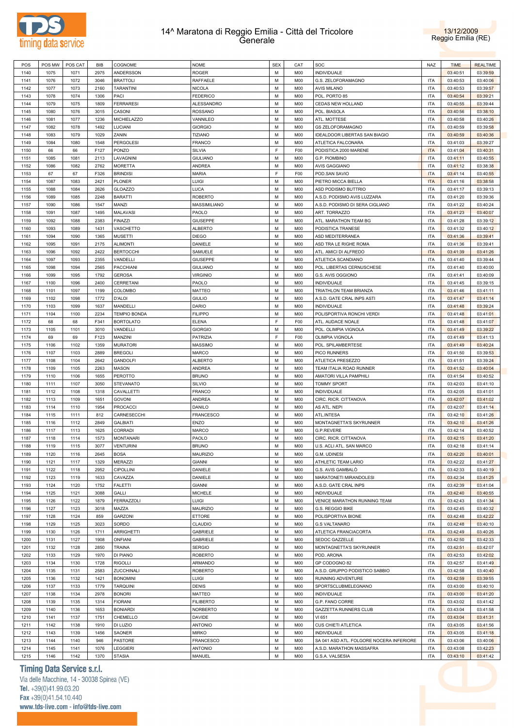# 14^ Maratona di Reggio Emilia - Città del Tricolore
## Generale

13/12/2009
Reggio Emilia (RE)

| POS | POS MW | POS CAT | BIB | COGNOME | NOME | SEX | CAT | SOC | NAZ | TIME | REALTIME |
|---|---|---|---|---|---|---|---|---|---|---|---|
| 1140 | 1075 | 1071 | 2975 | ANDERSSON | ROGER | M | M00 | INDIVIDUALE | | 03:40:51 | 03:39:59 |
| 1141 | 1076 | 1072 | 3046 | BRATTOLI | RAFFAELE | M | M00 | G.S. ZELOFORAMAGNO | ITA | 03:40:53 | 03:40:06 |
| 1142 | 1077 | 1073 | 2160 | TARANTINI | NICOLA | M | M00 | AVIS MILANO | ITA | 03:40:53 | 03:39:57 |
| 1143 | 1078 | 1074 | 1306 | PACI | FEDERICO | M | M00 | POL. PORTO 85 | ITA | 03:40:54 | 03:39:21 |
| 1144 | 1079 | 1075 | 1809 | FERRARESI | ALESSANDRO | M | M00 | CEDAS NEW HOLLAND | ITA | 03:40:55 | 03:39:44 |
| 1145 | 1080 | 1076 | 3015 | CASONI | ROSSANO | M | M00 | POL. BIASOLA | ITA | 03:40:56 | 03:38:10 |
| 1146 | 1081 | 1077 | 1236 | MICHIELAZZO | VANNILEO | M | M00 | ATL. MOTTESE | ITA | 03:40:58 | 03:40:26 |
| 1147 | 1082 | 1078 | 1492 | LUCIANI | GIORGIO | M | M00 | GS ZELOFORAMAGNO | ITA | 03:40:59 | 03:39:58 |
| 1148 | 1083 | 1079 | 1029 | ZANIN | TIZIANO | M | M00 | IDEALDOOR LIBERTAS SAN BIAGIO | ITA | 03:40:59 | 03:40:36 |
| 1149 | 1084 | 1080 | 1548 | PERGOLESI | FRANCO | M | M00 | ATLETICA FALCONARA | ITA | 03:41:03 | 03:39:27 |
| 1150 | 66 | 66 | F127 | PONZO | SILVIA | F | F00 | PODISTICA 2000 MARENE | ITA | 03:41:04 | 03:40:31 |
| 1151 | 1085 | 1081 | 2113 | LAVAGNINI | GIULIANO | M | M00 | G.P. PIOMBINO | ITA | 03:41:11 | 03:40:55 |
| 1152 | 1086 | 1082 | 2762 | MORETTA | ANDREA | M | M00 | AVIS GAGGIANO | ITA | 03:41:12 | 03:38:38 |
| 1153 | 67 | 67 | F326 | BRINDISI | MARIA | F | F00 | POD.SAN SAVIO | ITA | 03:41:14 | 03:40:55 |
| 1154 | 1087 | 1083 | 2421 | PLONER | LUIGI | M | M00 | PIETRO MICCA BIELLA | ITA | 03:41:16 | 03:38:58 |
| 1155 | 1088 | 1084 | 2626 | GLOAZZO | LUCA | M | M00 | ASD PODISMO BUTTRIO | ITA | 03:41:17 | 03:39:13 |
| 1156 | 1089 | 1085 | 2248 | BARATTI | ROBERTO | M | M00 | A.S.D. PODISMO AVIS LUZZARA | ITA | 03:41:20 | 03:39:36 |
| 1157 | 1090 | 1086 | 1547 | MANZI | MASSIMILIANO | M | M00 | A.S.D. PODISMO DI SERA CIGLIANO | ITA | 03:41:22 | 03:40:24 |
| 1158 | 1091 | 1087 | 1495 | MALAVASI | PAOLO | M | M00 | ART. TORRAZZO | ITA | 03:41:23 | 03:40:07 |
| 1159 | 1092 | 1088 | 2383 | FINAZZI | GIUSEPPE | M | M00 | ATL. MARATHON TEAM BG | ITA | 03:41:28 | 03:39:12 |
| 1160 | 1093 | 1089 | 1431 | VASCHETTO | ALBERTO | M | M00 | PODISTICA TRANESE | ITA | 03:41:32 | 03:40:12 |
| 1161 | 1094 | 1090 | 1365 | MUSETTI | DIEGO | M | M00 | ASD MEDITERRANEA | ITA | 03:41:36 | 03:39:41 |
| 1162 | 1095 | 1091 | 2175 | ALIMONTI | DANIELE | M | M00 | ASD TRA LE RIGHE ROMA | ITA | 03:41:36 | 03:39:41 |
| 1163 | 1096 | 1092 | 2422 | BERTOCCHI | SAMUELE | M | M00 | ATL. AMICI DI ALFREDO | ITA | 03:41:39 | 03:41:26 |
| 1164 | 1097 | 1093 | 2355 | VANDELLI | GIUSEPPE | M | M00 | ATLETICA SCANDIANO | ITA | 03:41:40 | 03:39:44 |
| 1165 | 1098 | 1094 | 2565 | PACCHIANI | GIULIANO | M | M00 | POL. LIBERTAS CERNUSCHESE | ITA | 03:41:40 | 03:40:00 |
| 1166 | 1099 | 1095 | 1792 | GEROSA | VIRGINIO | M | M00 | G.S. AVIS OGGIONO | ITA | 03:41:41 | 03:40:09 |
| 1167 | 1100 | 1096 | 2400 | CERRETANI | PAOLO | M | M00 | INDIVIDUALE | ITA | 03:41:45 | 03:39:15 |
| 1168 | 1101 | 1097 | 1199 | COLOMBO | MATTEO | M | M00 | TRIATHLON TEAM BRIANZA | ITA | 03:41:46 | 03:41:11 |
| 1169 | 1102 | 1098 | 1772 | D'ALOI | GIULIO | M | M00 | A.S.D. GATE CRAL INPS ASTI | ITA | 03:41:47 | 03:41:14 |
| 1170 | 1103 | 1099 | 1637 | MANDELLI | DARIO | M | M00 | INDIVIDUALE | ITA | 03:41:48 | 03:39:24 |
| 1171 | 1104 | 1100 | 2234 | TEMPIO BONDA | FILIPPO | M | M00 | POLISPORTIVA RONCHI VERDI | ITA | 03:41:48 | 03:41:01 |
| 1172 | 68 | 68 | F341 | BORTOLATO | ELENA | F | F00 | ATL. AUDACE NOALE | ITA | 03:41:48 | 03:41:07 |
| 1173 | 1105 | 1101 | 3010 | VANDELLI | GIORGIO | M | M00 | POL. OLIMPIA VIGNOLA | ITA | 03:41:49 | 03:39:22 |
| 1174 | 69 | 69 | F123 | MANZINI | PATRIZIA | F | F00 | OLIMPIA VIGNOLA | ITA | 03:41:49 | 03:41:13 |
| 1175 | 1106 | 1102 | 1359 | MURATORI | MASSIMO | M | M00 | POL. SPILAMBERTESE | ITA | 03:41:49 | 03:40:24 |
| 1176 | 1107 | 1103 | 2889 | BREGOLI | MARCO | M | M00 | PICO RUNNERS | ITA | 03:41:50 | 03:39:53 |
| 1177 | 1108 | 1104 | 2642 | GANDOLFI | ALBERTO | M | M00 | ATLETICA PRESEZZO | ITA | 03:41:51 | 03:39:24 |
| 1178 | 1109 | 1105 | 2263 | MASON | ANDREA | M | M00 | TEAM ITALIA ROAD RUNNER | ITA | 03:41:52 | 03:40:04 |
| 1179 | 1110 | 1106 | 1655 | PEROTTO | BRUNO | M | M00 | AMATORI VILLA PAMPHILI | ITA | 03:41:54 | 03:40:52 |
| 1180 | 1111 | 1107 | 3050 | STEVANATO | SILVIO | M | M00 | TOMMY SPORT | ITA | 03:42:03 | 03:41:10 |
| 1181 | 1112 | 1108 | 1318 | CAVALLETTI | FRANCO | M | M00 | INDIVIDUALE | ITA | 03:42:05 | 03:41:01 |
| 1182 | 1113 | 1109 | 1651 | GOVONI | ANDREA | M | M00 | CIRC. RICR. CITTANOVA | ITA | 03:42:07 | 03:41:02 |
| 1183 | 1114 | 1110 | 1954 | PROCACCI | DANILO | M | M00 | AS ATL. NEPI | ITA | 03:42:07 | 03:41:14 |
| 1184 | 1115 | 1111 | 812 | CARNESECCHI | FRANCESCO | M | M00 | ATL.INTESA | ITA | 03:42:10 | 03:41:26 |
| 1185 | 1116 | 1112 | 2849 | GALBIATI | ENZO | M | M00 | MONTAGNETTA'S SKYRUNNER | ITA | 03:42:10 | 03:41:26 |
| 1186 | 1117 | 1113 | 1625 | CORRADI | MARCO | M | M00 | G.P.REVERE | ITA | 03:42:14 | 03:40:52 |
| 1187 | 1118 | 1114 | 1573 | MONTANARI | PAOLO | M | M00 | CIRC. RICR. CITTANOVA | ITA | 03:42:15 | 03:41:20 |
| 1188 | 1119 | 1115 | 3077 | VENTURINI | BRUNO | M | M00 | U.S. ACLI ATL. SAN MARCO | ITA | 03:42:18 | 03:41:14 |
| 1189 | 1120 | 1116 | 2645 | BOSA | MAURIZIO | M | M00 | G.M. UDINESI | ITA | 03:42:20 | 03:40:01 |
| 1190 | 1121 | 1117 | 1329 | MERAZZI | GIANNI | M | M00 | ATHLETIC TEAM LARIO | ITA | 03:42:22 | 03:41:27 |
| 1191 | 1122 | 1118 | 2952 | CIPOLLINI | DANIELE | M | M00 | G.S. AVIS GAMBALÒ | ITA | 03:42:33 | 03:40:19 |
| 1192 | 1123 | 1119 | 1633 | CAVAZZA | DANIELE | M | M00 | MARATONETI MIRANDOLESI | ITA | 03:42:34 | 03:41:25 |
| 1193 | 1124 | 1120 | 1752 | FALETTI | GIANNI | M | M00 | A.S.D. GATE CRAL INPS | ITA | 03:42:39 | 03:41:04 |
| 1194 | 1125 | 1121 | 3088 | GALLI | MICHELE | M | M00 | INDIVIDUALE | ITA | 03:42:40 | 03:40:55 |
| 1195 | 1126 | 1122 | 1879 | FERRAZZOLI | LUIGI | M | M00 | VENICE MARATHON RUNNING TEAM | ITA | 03:42:43 | 03:41:34 |
| 1196 | 1127 | 1123 | 3018 | MAZZA | MAURIZIO | M | M00 | G.S. REGGIO BIKE | ITA | 03:42:45 | 03:40:32 |
| 1197 | 1128 | 1124 | 859 | GARZONI | ETTORE | M | M00 | POLISPORTIVA BIONE | ITA | 03:42:48 | 03:42:22 |
| 1198 | 1129 | 1125 | 3023 | SORDO | CLAUDIO | M | M00 | G.S VALTANARO | ITA | 03:42:48 | 03:40:10 |
| 1199 | 1130 | 1126 | 1711 | ARRIGHETTI | GABRIELE | M | M00 | ATLETICA FRANCIACORTA | ITA | 03:42:49 | 03:40:26 |
| 1200 | 1131 | 1127 | 1908 | ONFIANI | GABRIELE | M | M00 | SEDOC GAZZELLE | ITA | 03:42:50 | 03:42:33 |
| 1201 | 1132 | 1128 | 2850 | TRAINA | SERGIO | M | M00 | MONTAGNETTA'S SKYRUNNER | ITA | 03:42:51 | 03:42:07 |
| 1202 | 1133 | 1129 | 1970 | DI PIANO | ROBERTO | M | M00 | POD. ARONA | ITA | 03:42:53 | 03:42:02 |
| 1203 | 1134 | 1130 | 1728 | RIGOLLI | ARMANDO | M | M00 | GP CODOGNO 82 | ITA | 03:42:57 | 03:41:49 |
| 1204 | 1135 | 1131 | 2583 | ZUCCHINALI | ROBERTO | M | M00 | A.S.D. GRUPPO PODISTICO SABBIO | ITA | 03:42:58 | 03:40:40 |
| 1205 | 1136 | 1132 | 1421 | BONOMINI | LUIGI | M | M00 | RUNNING ADVENTURE | ITA | 03:42:59 | 03:39:55 |
| 1206 | 1137 | 1133 | 1779 | TARQUINI | DENIS | M | M00 | SPORTSCLUBMELEGNANO | ITA | 03:43:00 | 03:40:10 |
| 1207 | 1138 | 1134 | 2978 | BONORI | MATTEO | M | M00 | INDIVIDUALE | ITA | 03:43:00 | 03:41:20 |
| 1208 | 1139 | 1135 | 1314 | FIORANI | FILIBERTO | M | M00 | G.P. FANO CORRE | ITA | 03:43:02 | 03:41:42 |
| 1209 | 1140 | 1136 | 1653 | BONIARDI | NORBERTO | M | M00 | GAZZETTA RUNNERS CLUB | ITA | 03:43:04 | 03:41:58 |
| 1210 | 1141 | 1137 | 1751 | CHEMELLO | DAVIDE | M | M00 | VI 651 | ITA | 03:43:04 | 03:41:31 |
| 1211 | 1142 | 1138 | 1910 | DI LUZIO | ANTONIO | M | M00 | CUS CHIETI ATLETICA | ITA | 03:43:05 | 03:41:56 |
| 1212 | 1143 | 1139 | 1456 | SAONER | MIRKO | M | M00 | INDIVIDUALE | ITA | 03:43:05 | 03:41:18 |
| 1213 | 1144 | 1140 | 946 | PASTORE | FRANCESCO | M | M00 | SA 041 ASD ATL. FOLGORE NOCERA INFERIORE | ITA | 03:43:06 | 03:40:06 |
| 1214 | 1145 | 1141 | 1076 | LEGGIERI | ANTONIO | M | M00 | A.S.D. MARATHON MASSAFRA | ITA | 03:43:08 | 03:42:23 |
| 1215 | 1146 | 1142 | 1370 | STASIA | MANUEL | M | M00 | G.S.A. VALSESIA | ITA | 03:43:10 | 03:41:42 |

**Timing Data Service s.r.l.**
Via delle Macchine, 14 - 30038 Spinea (VE)
Tel. +39(0)41.99.03.20
Fax +39(0)41.54.10.440
www.tds-live.com - info@tds-live.com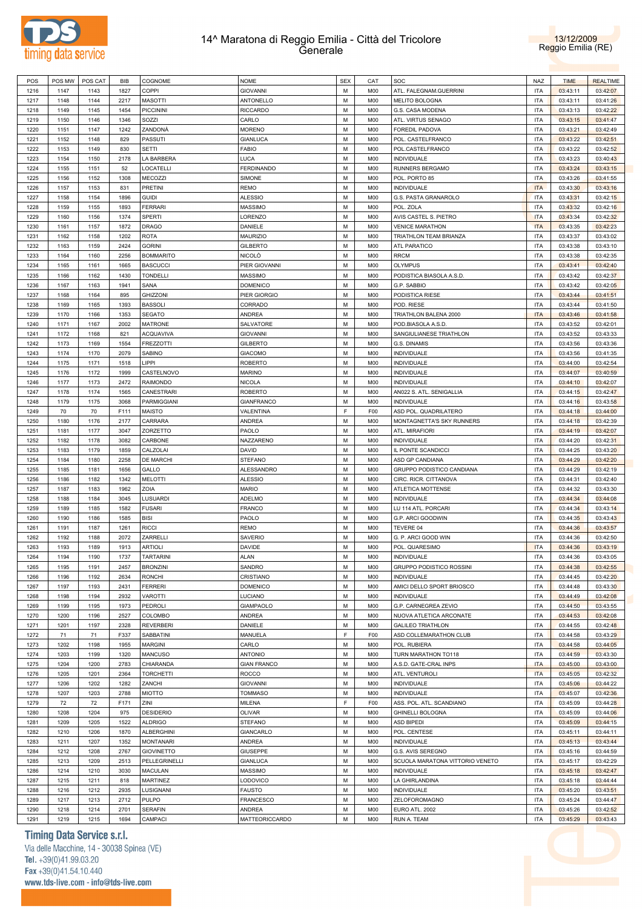# 14^ Maratona di Reggio Emilia - Città del Tricolore
## Generale

13/12/2009
Reggio Emilia (RE)

| POS | POS MW | POS CAT | BIB | COGNOME | NOME | SEX | CAT | SOC | NAZ | TIME | REALTIME |
|---|---|---|---|---|---|---|---|---|---|---|---|
| 1216 | 1147 | 1143 | 1827 | COPPI | GIOVANNI | M | M00 | ATL. FALEGNAM.GUERRINI | ITA | 03:43:11 | 03:42:07 |
| 1217 | 1148 | 1144 | 2217 | MASOTTI | ANTONELLO | M | M00 | MELITO BOLOGNA | ITA | 03:43:11 | 03:41:26 |
| 1218 | 1149 | 1145 | 1454 | PICCININI | RICCARDO | M | M00 | G.S. CASA MODENA | ITA | 03:43:13 | 03:42:22 |
| 1219 | 1150 | 1146 | 1346 | SOZZI | CARLO | M | M00 | ATL. VIRTUS SENAGO | ITA | 03:43:15 | 03:41:47 |
| 1220 | 1151 | 1147 | 1242 | ZANDONÀ | MORENO | M | M00 | FOREDIL PADOVA | ITA | 03:43:21 | 03:42:49 |
| 1221 | 1152 | 1148 | 829 | PASSUTI | GIANLUCA | M | M00 | POL. CASTELFRANCO | ITA | 03:43:22 | 03:42:51 |
| 1222 | 1153 | 1149 | 830 | SETTI | FABIO | M | M00 | POL.CASTELFRANCO | ITA | 03:43:22 | 03:42:52 |
| 1223 | 1154 | 1150 | 2178 | LA BARBERA | LUCA | M | M00 | INDIVIDUALE | ITA | 03:43:23 | 03:40:43 |
| 1224 | 1155 | 1151 | 52 | LOCATELLI | FERDINANDO | M | M00 | RUNNERS BERGAMO | ITA | 03:43:24 | 03:43:15 |
| 1225 | 1156 | 1152 | 1308 | MECOZZI | SIMONE | M | M00 | POL. PORTO 85 | ITA | 03:43:26 | 03:41:55 |
| 1226 | 1157 | 1153 | 831 | PRETINI | REMO | M | M00 | INDIVIDUALE | ITA | 03:43:30 | 03:43:16 |
| 1227 | 1158 | 1154 | 1896 | GUIDI | ALESSIO | M | M00 | G.S. PASTA GRANAROLO | ITA | 03:43:31 | 03:42:15 |
| 1228 | 1159 | 1155 | 1893 | FERRARI | MASSIMO | M | M00 | POL. ZOLA | ITA | 03:43:32 | 03:42:16 |
| 1229 | 1160 | 1156 | 1374 | SPERTI | LORENZO | M | M00 | AVIS CASTEL S. PIETRO | ITA | 03:43:34 | 03:42:32 |
| 1230 | 1161 | 1157 | 1872 | DRAGO | DANIELE | M | M00 | VENICE MARATHON | ITA | 03:43:35 | 03:42:23 |
| 1231 | 1162 | 1158 | 1202 | ROTA | MAURIZIO | M | M00 | TRIATHLON TEAM BRIANZA | ITA | 03:43:37 | 03:43:02 |
| 1232 | 1163 | 1159 | 2424 | GORINI | GILBERTO | M | M00 | ATL PARATICO | ITA | 03:43:38 | 03:43:10 |
| 1233 | 1164 | 1160 | 2256 | BOMMARITO | NICOLÒ | M | M00 | RRCM | ITA | 03:43:38 | 03:42:35 |
| 1234 | 1165 | 1161 | 1665 | BASCUCCI | PIER GIOVANNI | M | M00 | OLYMPUS | ITA | 03:43:41 | 03:42:40 |
| 1235 | 1166 | 1162 | 1430 | TONDELLI | MASSIMO | M | M00 | PODISTICA BIASOLA A.S.D. | ITA | 03:43:42 | 03:42:37 |
| 1236 | 1167 | 1163 | 1941 | SANA | DOMENICO | M | M00 | G.P. SABBIO | ITA | 03:43:42 | 03:42:05 |
| 1237 | 1168 | 1164 | 895 | GHIZZONI | PIER GIORGIO | M | M00 | PODISTICA RIESE | ITA | 03:43:44 | 03:41:51 |
| 1238 | 1169 | 1165 | 1393 | BASSOLI | CORRADO | M | M00 | POD. RIESE | ITA | 03:43:44 | 03:41:50 |
| 1239 | 1170 | 1166 | 1353 | SEGATO | ANDREA | M | M00 | TRIATHLON BALENA 2000 | ITA | 03:43:46 | 03:41:58 |
| 1240 | 1171 | 1167 | 2002 | MATRONE | SALVATORE | M | M00 | POD.BIASOLA A.S.D. | ITA | 03:43:52 | 03:42:01 |
| 1241 | 1172 | 1168 | 821 | ACQUAVIVA | GIOVANNI | M | M00 | SANGIULIANESE TRIATHLON | ITA | 03:43:52 | 03:43:33 |
| 1242 | 1173 | 1169 | 1554 | FREZZOTTI | GILBERTO | M | M00 | G.S. DINAMIS | ITA | 03:43:56 | 03:43:36 |
| 1243 | 1174 | 1170 | 2079 | SABINO | GIACOMO | M | M00 | INDIVIDUALE | ITA | 03:43:56 | 03:41:35 |
| 1244 | 1175 | 1171 | 1518 | LIPPI | ROBERTO | M | M00 | INDIVIDUALE | ITA | 03:44:00 | 03:42:54 |
| 1245 | 1176 | 1172 | 1999 | CASTELNOVO | MARINO | M | M00 | INDIVIDUALE | ITA | 03:44:07 | 03:40:59 |
| 1246 | 1177 | 1173 | 2472 | RAIMONDO | NICOLA | M | M00 | INDIVIDUALE | ITA | 03:44:10 | 03:42:07 |
| 1247 | 1178 | 1174 | 1565 | CANESTRARI | ROBERTO | M | M00 | AN022 S. ATL. SENIGALLIA | ITA | 03:44:15 | 03:42:47 |
| 1248 | 1179 | 1175 | 3068 | PARMIGGIANI | GIANFRANCO | M | M00 | INDIVIDUALE | ITA | 03:44:16 | 03:43:58 |
| 1249 | 70 | 70 | F111 | MAISTO | VALENTINA | F | F00 | ASD POL. QUADRILATERO | ITA | 03:44:18 | 03:44:00 |
| 1250 | 1180 | 1176 | 2177 | CARRARA | ANDREA | M | M00 | MONTAGNETTA'S SKY RUNNERS | ITA | 03:44:18 | 03:42:39 |
| 1251 | 1181 | 1177 | 3047 | ZORZETTO | PAOLO | M | M00 | ATL. MIRAFIORI | ITA | 03:44:19 | 03:42:07 |
| 1252 | 1182 | 1178 | 3082 | CARBONE | NAZZARENO | M | M00 | INDIVIDUALE | ITA | 03:44:20 | 03:42:31 |
| 1253 | 1183 | 1179 | 1859 | CALZOLAI | DAVID | M | M00 | IL PONTE SCANDICCI | ITA | 03:44:25 | 03:43:20 |
| 1254 | 1184 | 1180 | 2258 | DE MARCHI | STEFANO | M | M00 | ASD GP CANDIANA | ITA | 03:44:29 | 03:42:20 |
| 1255 | 1185 | 1181 | 1656 | GALLO | ALESSANDRO | M | M00 | GRUPPO PODISTICO CANDIANA | ITA | 03:44:29 | 03:42:19 |
| 1256 | 1186 | 1182 | 1342 | MELOTTI | ALESSIO | M | M00 | CIRC. RICR. CITTANOVA | ITA | 03:44:31 | 03:42:40 |
| 1257 | 1187 | 1183 | 1962 | ZOIA | MARIO | M | M00 | ATLETICA MOTTENSE | ITA | 03:44:32 | 03:43:30 |
| 1258 | 1188 | 1184 | 3045 | LUSUARDI | ADELMO | M | M00 | INDIVIDUALE | ITA | 03:44:34 | 03:44:08 |
| 1259 | 1189 | 1185 | 1582 | FUSARI | FRANCO | M | M00 | LU 114 ATL. PORCARI | ITA | 03:44:34 | 03:43:14 |
| 1260 | 1190 | 1186 | 1585 | BISI | PAOLO | M | M00 | G.P. ARCI GOODWIN | ITA | 03:44:35 | 03:43:43 |
| 1261 | 1191 | 1187 | 1261 | RICCI | REMO | M | M00 | TEVERE 04 | ITA | 03:44:36 | 03:43:57 |
| 1262 | 1192 | 1188 | 2072 | ZARRELLI | SAVERIO | M | M00 | G. P. ARCI GOOD WIN | ITA | 03:44:36 | 03:42:50 |
| 1263 | 1193 | 1189 | 1913 | ARTIOLI | DAVIDE | M | M00 | POL. QUARESIMO | ITA | 03:44:36 | 03:43:19 |
| 1264 | 1194 | 1190 | 1737 | TARTARINI | ALAN | M | M00 | INDIVIDUALE | ITA | 03:44:36 | 03:43:05 |
| 1265 | 1195 | 1191 | 2457 | BRONZINI | SANDRO | M | M00 | GRUPPO PODISTICO ROSSINI | ITA | 03:44:38 | 03:42:55 |
| 1266 | 1196 | 1192 | 2634 | RONCHI | CRISTIANO | M | M00 | INDIVIDUALE | ITA | 03:44:45 | 03:42:20 |
| 1267 | 1197 | 1193 | 2431 | FERRERI | DOMENICO | M | M00 | AMICI DELLO SPORT BRIOSCO | ITA | 03:44:48 | 03:43:30 |
| 1268 | 1198 | 1194 | 2932 | VAROTTI | LUCIANO | M | M00 | INDIVIDUALE | ITA | 03:44:49 | 03:42:08 |
| 1269 | 1199 | 1195 | 1973 | PEDROLI | GIAMPAOLO | M | M00 | G.P. CARNEGREA ZEVIO | ITA | 03:44:50 | 03:43:55 |
| 1270 | 1200 | 1196 | 2527 | COLOMBO | ANDREA | M | M00 | NUOVA ATLETICA ARCONATE | ITA | 03:44:53 | 03:42:08 |
| 1271 | 1201 | 1197 | 2328 | REVERBERI | DANIELE | M | M00 | GALILEO TRIATHLON | ITA | 03:44:55 | 03:42:48 |
| 1272 | 71 | 71 | F337 | SABBATINI | MANUELA | F | F00 | ASD COLLEMARATHON CLUB | ITA | 03:44:58 | 03:43:29 |
| 1273 | 1202 | 1198 | 1955 | MARGINI | CARLO | M | M00 | POL. RUBIERA | ITA | 03:44:58 | 03:44:05 |
| 1274 | 1203 | 1199 | 1320 | MANCUSO | ANTONIO | M | M00 | TURN MARATHON TO118 | ITA | 03:44:59 | 03:43:30 |
| 1275 | 1204 | 1200 | 2783 | CHIARANDA | GIAN FRANCO | M | M00 | A.S.D. GATE-CRAL INPS | ITA | 03:45:00 | 03:43:00 |
| 1276 | 1205 | 1201 | 2364 | TORCHETTI | ROCCO | M | M00 | ATL. VENTUROLI | ITA | 03:45:05 | 03:42:32 |
| 1277 | 1206 | 1202 | 1282 | ZANCHI | GIOVANNI | M | M00 | INDIVIDUALE | ITA | 03:45:06 | 03:44:22 |
| 1278 | 1207 | 1203 | 2788 | MIOTTO | TOMMASO | M | M00 | INDIVIDUALE | ITA | 03:45:07 | 03:42:36 |
| 1279 | 72 | 72 | F171 | ZINI | MILENA | F | F00 | ASS. POL. ATL. SCANDIANO | ITA | 03:45:09 | 03:44:28 |
| 1280 | 1208 | 1204 | 975 | DESIDERIO | OLIVAR | M | M00 | GHINELLI BOLOGNA | ITA | 03:45:09 | 03:44:06 |
| 1281 | 1209 | 1205 | 1522 | ALDRIGO | STEFANO | M | M00 | ASD BIPEDI | ITA | 03:45:09 | 03:44:15 |
| 1282 | 1210 | 1206 | 1870 | ALBERGHINI | GIANCARLO | M | M00 | POL. CENTESE | ITA | 03:45:11 | 03:44:11 |
| 1283 | 1211 | 1207 | 1352 | MONTANARI | ANDREA | M | M00 | INDIVIDUALE | ITA | 03:45:13 | 03:43:44 |
| 1284 | 1212 | 1208 | 2767 | GIOVINETTO | GIUSEPPE | M | M00 | G.S. AVIS SEREGNO | ITA | 03:45:16 | 03:44:59 |
| 1285 | 1213 | 1209 | 2513 | PELLEGRINELLI | GIANLUCA | M | M00 | SCUOLA MARATONA VITTORIO VENETO | ITA | 03:45:17 | 03:42:29 |
| 1286 | 1214 | 1210 | 3030 | MACULAN | MASSIMO | M | M00 | INDIVIDUALE | ITA | 03:45:18 | 03:42:47 |
| 1287 | 1215 | 1211 | 818 | MARTINEZ | LODOVICO | M | M00 | LA GHIRLANDINA | ITA | 03:45:18 | 03:44:44 |
| 1288 | 1216 | 1212 | 2935 | LUSIGNANI | FAUSTO | M | M00 | INDIVIDUALE | ITA | 03:45:20 | 03:43:51 |
| 1289 | 1217 | 1213 | 2712 | PULPO | FRANCESCO | M | M00 | ZELOFOROMAGNO | ITA | 03:45:24 | 03:44:47 |
| 1290 | 1218 | 1214 | 2701 | SERAFIN | ANDREA | M | M00 | EURO ATL. 2002 | ITA | 03:45:26 | 03:42:52 |
| 1291 | 1219 | 1215 | 1694 | CAMPACI | MATTEORICCARDO | M | M00 | RUN A. TEAM | ITA | 03:45:29 | 03:43:43 |

**Timing Data Service s.r.l.**
Via delle Macchine, 14 - 30038 Spinea (VE)
Tel. +39(0)41.99.03.20
Fax +39(0)41.54.10.440
www.tds-live.com - info@tds-live.com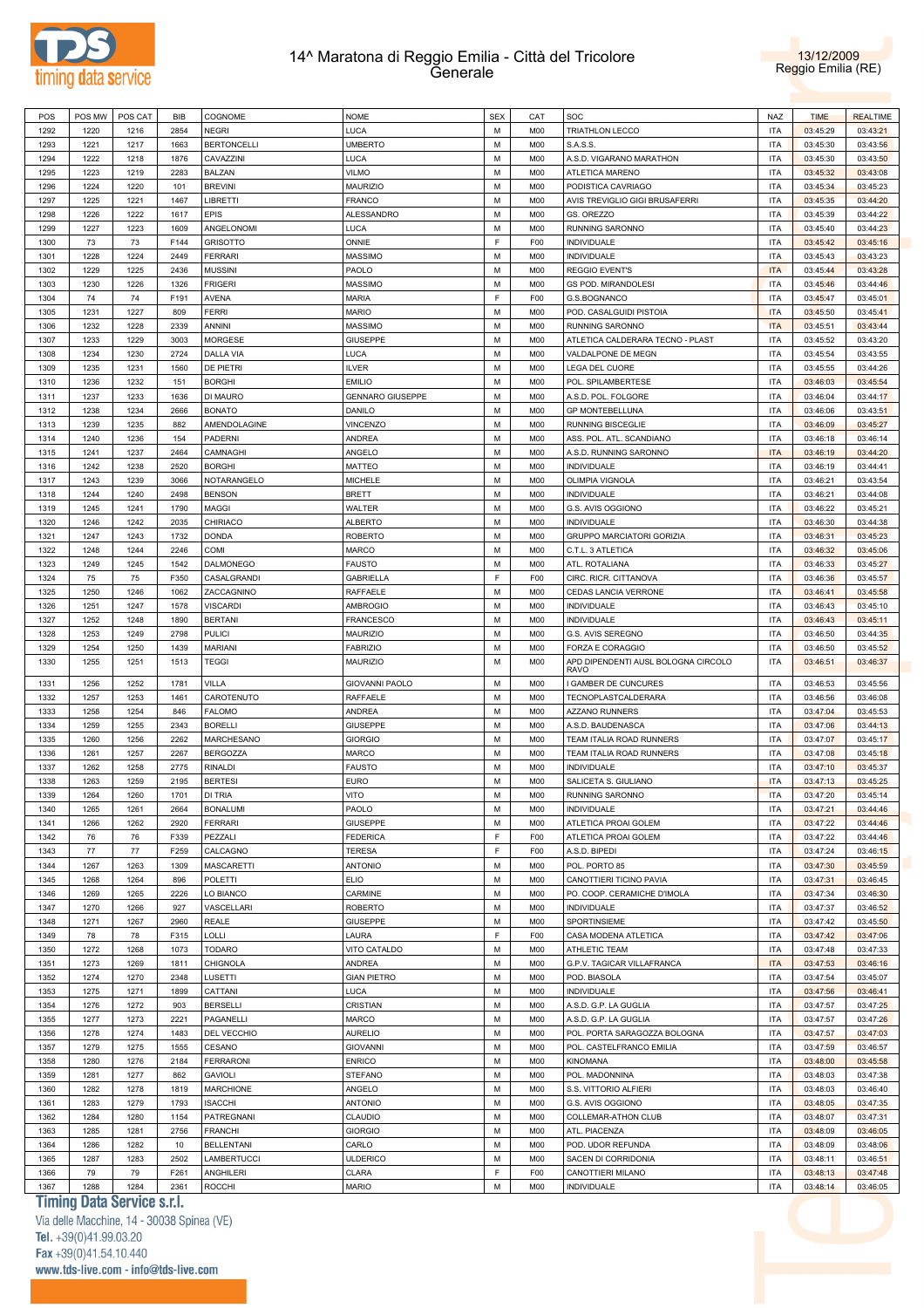# 14^ Maratona di Reggio Emilia - Città del Tricolore
## Generale

13/12/2009
Reggio Emilia (RE)

| POS | POS MW | POS CAT | BIB | COGNOME | NOME | SEX | CAT | SOC | NAZ | TIME | REALTIME |
|---|---|---|---|---|---|---|---|---|---|---|---|
| 1292 | 1220 | 1216 | 2854 | NEGRI | LUCA | M | M00 | TRIATHLON LECCO | ITA | 03:45:29 | 03:43:21 |
| 1293 | 1221 | 1217 | 1663 | BERTONCELLI | UMBERTO | M | M00 | S.A.S.S. | ITA | 03:45:30 | 03:43:56 |
| 1294 | 1222 | 1218 | 1876 | CAVAZZINI | LUCA | M | M00 | A.S.D. VIGARANO MARATHON | ITA | 03:45:30 | 03:43:50 |
| 1295 | 1223 | 1219 | 2283 | BALZAN | VILMO | M | M00 | ATLETICA MARENO | ITA | 03:45:32 | 03:43:08 |
| 1296 | 1224 | 1220 | 101 | BREVINI | MAURIZIO | M | M00 | PODISTICA CAVRIAGO | ITA | 03:45:34 | 03:45:23 |
| 1297 | 1225 | 1221 | 1467 | LIBRETTI | FRANCO | M | M00 | AVIS TREVIGLIO GIGI BRUSAFERRI | ITA | 03:45:35 | 03:44:20 |
| 1298 | 1226 | 1222 | 1617 | EPIS | ALESSANDRO | M | M00 | GS. OREZZO | ITA | 03:45:39 | 03:44:22 |
| 1299 | 1227 | 1223 | 1609 | ANGELONOMI | LUCA | M | M00 | RUNNING SARONNO | ITA | 03:45:40 | 03:44:23 |
| 1300 | 73 | 73 | F144 | GRISOTTO | ONNIE | F | F00 | INDIVIDUALE | ITA | 03:45:42 | 03:45:16 |
| 1301 | 1228 | 1224 | 2449 | FERRARI | MASSIMO | M | M00 | INDIVIDUALE | ITA | 03:45:43 | 03:43:23 |
| 1302 | 1229 | 1225 | 2436 | MUSSINI | PAOLO | M | M00 | REGGIO EVENT'S | ITA | 03:45:44 | 03:43:28 |
| 1303 | 1230 | 1226 | 1326 | FRIGERI | MASSIMO | M | M00 | GS POD. MIRANDOLESI | ITA | 03:45:46 | 03:44:46 |
| 1304 | 74 | 74 | F191 | AVENA | MARIA | F | F00 | G.S.BOGNANCO | ITA | 03:45:47 | 03:45:01 |
| 1305 | 1231 | 1227 | 809 | FERRI | MARIO | M | M00 | POD. CASALGUIDI PISTOIA | ITA | 03:45:50 | 03:45:41 |
| 1306 | 1232 | 1228 | 2339 | ANNINI | MASSIMO | M | M00 | RUNNING SARONNO | ITA | 03:45:51 | 03:43:44 |
| 1307 | 1233 | 1229 | 3003 | MORGESE | GIUSEPPE | M | M00 | ATLETICA CALDERARA TECNO - PLAST | ITA | 03:45:52 | 03:43:20 |
| 1308 | 1234 | 1230 | 2724 | DALLA VIA | LUCA | M | M00 | VALDALPONE DE MEGN | ITA | 03:45:54 | 03:43:55 |
| 1309 | 1235 | 1231 | 1560 | DE PIETRI | ILVER | M | M00 | LEGA DEL CUORE | ITA | 03:45:55 | 03:44:26 |
| 1310 | 1236 | 1232 | 151 | BORGHI | EMILIO | M | M00 | POL. SPILAMBERTESE | ITA | 03:46:03 | 03:45:54 |
| 1311 | 1237 | 1233 | 1636 | DI MAURO | GENNARO GIUSEPPE | M | M00 | A.S.D. POL. FOLGORE | ITA | 03:46:04 | 03:44:17 |
| 1312 | 1238 | 1234 | 2666 | BONATO | DANILO | M | M00 | GP MONTEBELLUNA | ITA | 03:46:06 | 03:43:51 |
| 1313 | 1239 | 1235 | 882 | AMENDOLAGINE | VINCENZO | M | M00 | RUNNING BISCEGLIE | ITA | 03:46:09 | 03:45:27 |
| 1314 | 1240 | 1236 | 154 | PADERNI | ANDREA | M | M00 | ASS. POL. ATL. SCANDIANO | ITA | 03:46:18 | 03:46:14 |
| 1315 | 1241 | 1237 | 2464 | CAMNAGHI | ANGELO | M | M00 | A.S.D. RUNNING SARONNO | ITA | 03:46:19 | 03:44:20 |
| 1316 | 1242 | 1238 | 2520 | BORGHI | MATTEO | M | M00 | INDIVIDUALE | ITA | 03:46:19 | 03:44:41 |
| 1317 | 1243 | 1239 | 3066 | NOTARANGELO | MICHELE | M | M00 | OLIMPIA VIGNOLA | ITA | 03:46:21 | 03:43:54 |
| 1318 | 1244 | 1240 | 2498 | BENSON | BRETT | M | M00 | INDIVIDUALE | ITA | 03:46:21 | 03:44:08 |
| 1319 | 1245 | 1241 | 1790 | MAGGI | WALTER | M | M00 | G.S. AVIS OGGIONO | ITA | 03:46:22 | 03:45:21 |
| 1320 | 1246 | 1242 | 2035 | CHIRIACO | ALBERTO | M | M00 | INDIVIDUALE | ITA | 03:46:30 | 03:44:38 |
| 1321 | 1247 | 1243 | 1732 | DONDA | ROBERTO | M | M00 | GRUPPO MARCIATORI GORIZIA | ITA | 03:46:31 | 03:45:23 |
| 1322 | 1248 | 1244 | 2246 | COMI | MARCO | M | M00 | C.T.L. 3 ATLETICA | ITA | 03:46:32 | 03:45:06 |
| 1323 | 1249 | 1245 | 1542 | DALMONEGO | FAUSTO | M | M00 | ATL. ROTALIANA | ITA | 03:46:33 | 03:45:27 |
| 1324 | 75 | 75 | F350 | CASALGRANDI | GABRIELLA | F | F00 | CIRC. RICR. CITTANOVA | ITA | 03:46:36 | 03:45:57 |
| 1325 | 1250 | 1246 | 1062 | ZACCAGNINO | RAFFAELE | M | M00 | CEDAS LANCIA VERRONE | ITA | 03:46:41 | 03:45:58 |
| 1326 | 1251 | 1247 | 1578 | VISCARDI | AMBROGIO | M | M00 | INDIVIDUALE | ITA | 03:46:43 | 03:45:10 |
| 1327 | 1252 | 1248 | 1890 | BERTANI | FRANCESCO | M | M00 | INDIVIDUALE | ITA | 03:46:43 | 03:45:11 |
| 1328 | 1253 | 1249 | 2798 | PULICI | MAURIZIO | M | M00 | G.S. AVIS SEREGNO | ITA | 03:46:50 | 03:44:35 |
| 1329 | 1254 | 1250 | 1439 | MARIANI | FABRIZIO | M | M00 | FORZA E CORAGGIO | ITA | 03:46:50 | 03:45:52 |
| 1330 | 1255 | 1251 | 1513 | TEGGI | MAURIZIO | M | M00 | APD DIPENDENTI AUSL BOLOGNA CIRCOLO RAVO | ITA | 03:46:51 | 03:46:37 |
| 1331 | 1256 | 1252 | 1781 | VILLA | GIOVANNI PAOLO | M | M00 | I GAMBER DE CUNCURES | ITA | 03:46:53 | 03:45:56 |
| 1332 | 1257 | 1253 | 1461 | CAROTENUTO | RAFFAELE | M | M00 | TECNOPLASTCALDERARA | ITA | 03:46:56 | 03:46:08 |
| 1333 | 1258 | 1254 | 846 | FALOMO | ANDREA | M | M00 | AZZANO RUNNERS | ITA | 03:47:04 | 03:45:53 |
| 1334 | 1259 | 1255 | 2343 | BORELLI | GIUSEPPE | M | M00 | A.S.D. BAUDENASCA | ITA | 03:47:06 | 03:44:13 |
| 1335 | 1260 | 1256 | 2262 | MARCHESANO | GIORGIO | M | M00 | TEAM ITALIA ROAD RUNNERS | ITA | 03:47:07 | 03:45:17 |
| 1336 | 1261 | 1257 | 2267 | BERGOZZA | MARCO | M | M00 | TEAM ITALIA ROAD RUNNERS | ITA | 03:47:08 | 03:45:18 |
| 1337 | 1262 | 1258 | 2775 | RINALDI | FAUSTO | M | M00 | INDIVIDUALE | ITA | 03:47:10 | 03:45:37 |
| 1338 | 1263 | 1259 | 2195 | BERTESI | EURO | M | M00 | SALICETA S. GIULIANO | ITA | 03:47:13 | 03:45:25 |
| 1339 | 1264 | 1260 | 1701 | DI TRIA | VITO | M | M00 | RUNNING SARONNO | ITA | 03:47:20 | 03:45:14 |
| 1340 | 1265 | 1261 | 2664 | BONALUMI | PAOLO | M | M00 | INDIVIDUALE | ITA | 03:47:21 | 03:44:46 |
| 1341 | 1266 | 1262 | 2920 | FERRARI | GIUSEPPE | M | M00 | ATLETICA PROAI GOLEM | ITA | 03:47:22 | 03:44:46 |
| 1342 | 76 | 76 | F339 | PEZZALI | FEDERICA | F | F00 | ATLETICA PROAI GOLEM | ITA | 03:47:22 | 03:44:46 |
| 1343 | 77 | 77 | F259 | CALCAGNO | TERESA | F | F00 | A.S.D. BIPEDI | ITA | 03:47:24 | 03:46:15 |
| 1344 | 1267 | 1263 | 1309 | MASCARETTI | ANTONIO | M | M00 | POL. PORTO 85 | ITA | 03:47:30 | 03:45:59 |
| 1345 | 1268 | 1264 | 896 | POLETTI | ELIO | M | M00 | CANOTTIERI TICINO PAVIA | ITA | 03:47:31 | 03:46:45 |
| 1346 | 1269 | 1265 | 2226 | LO BIANCO | CARMINE | M | M00 | PO. COOP. CERAMICHE D'IMOLA | ITA | 03:47:34 | 03:46:30 |
| 1347 | 1270 | 1266 | 927 | VASCELLARI | ROBERTO | M | M00 | INDIVIDUALE | ITA | 03:47:37 | 03:46:52 |
| 1348 | 1271 | 1267 | 2960 | REALE | GIUSEPPE | M | M00 | SPORTINSIEME | ITA | 03:47:42 | 03:45:50 |
| 1349 | 78 | 78 | F315 | LOLLI | LAURA | F | F00 | CASA MODENA ATLETICA | ITA | 03:47:42 | 03:47:06 |
| 1350 | 1272 | 1268 | 1073 | TODARO | VITO CATALDO | M | M00 | ATHLETIC TEAM | ITA | 03:47:48 | 03:47:33 |
| 1351 | 1273 | 1269 | 1811 | CHIGNOLA | ANDREA | M | M00 | G.P.V. TAGICAR VILLAFRANCA | ITA | 03:47:53 | 03:46:16 |
| 1352 | 1274 | 1270 | 2348 | LUSETTI | GIAN PIETRO | M | M00 | POD. BIASOLA | ITA | 03:47:54 | 03:45:07 |
| 1353 | 1275 | 1271 | 1899 | CATTANI | LUCA | M | M00 | INDIVIDUALE | ITA | 03:47:56 | 03:46:41 |
| 1354 | 1276 | 1272 | 903 | BERSELLI | CRISTIAN | M | M00 | A.S.D. G.P. LA GUGLIA | ITA | 03:47:57 | 03:47:25 |
| 1355 | 1277 | 1273 | 2221 | PAGANELLI | MARCO | M | M00 | A.S.D. G.P. LA GUGLIA | ITA | 03:47:57 | 03:47:26 |
| 1356 | 1278 | 1274 | 1483 | DEL VECCHIO | AURELIO | M | M00 | POL. PORTA SARAGOZZA BOLOGNA | ITA | 03:47:57 | 03:47:03 |
| 1357 | 1279 | 1275 | 1555 | CESANO | GIOVANNI | M | M00 | POL. CASTELFRANCO EMILIA | ITA | 03:47:59 | 03:46:57 |
| 1358 | 1280 | 1276 | 2184 | FERRARONI | ENRICO | M | M00 | KINOMANA | ITA | 03:48:00 | 03:45:58 |
| 1359 | 1281 | 1277 | 862 | GAVIOLI | STEFANO | M | M00 | POL. MADONNINA | ITA | 03:48:03 | 03:47:38 |
| 1360 | 1282 | 1278 | 1819 | MARCHIONE | ANGELO | M | M00 | S.S. VITTORIO ALFIERI | ITA | 03:48:03 | 03:46:40 |
| 1361 | 1283 | 1279 | 1793 | ISACCHI | ANTONIO | M | M00 | G.S. AVIS OGGIONO | ITA | 03:48:05 | 03:47:35 |
| 1362 | 1284 | 1280 | 1154 | PATREGNANI | CLAUDIO | M | M00 | COLLEMAR-ATHON CLUB | ITA | 03:48:07 | 03:47:31 |
| 1363 | 1285 | 1281 | 2756 | FRANCHI | GIORGIO | M | M00 | ATL. PIACENZA | ITA | 03:48:09 | 03:46:05 |
| 1364 | 1286 | 1282 | 10 | BELLENTANI | CARLO | M | M00 | POD. UDOR REFUNDA | ITA | 03:48:09 | 03:48:06 |
| 1365 | 1287 | 1283 | 2502 | LAMBERTUCCI | ULDERICO | M | M00 | SACEN DI CORRIDONIA | ITA | 03:48:11 | 03:46:51 |
| 1366 | 79 | 79 | F261 | ANGHILERI | CLARA | F | F00 | CANOTTIERI MILANO | ITA | 03:48:13 | 03:47:48 |
| 1367 | 1288 | 1284 | 2361 | ROCCHI | MARIO | M | M00 | INDIVIDUALE | ITA | 03:48:14 | 03:46:05 |

**Timing Data Service s.r.l.**
Via delle Macchine, 14 - 30038 Spinea (VE)
Tel. +39(0)41.99.03.20
Fax +39(0)41.54.10.440
www.tds-live.com - info@tds-live.com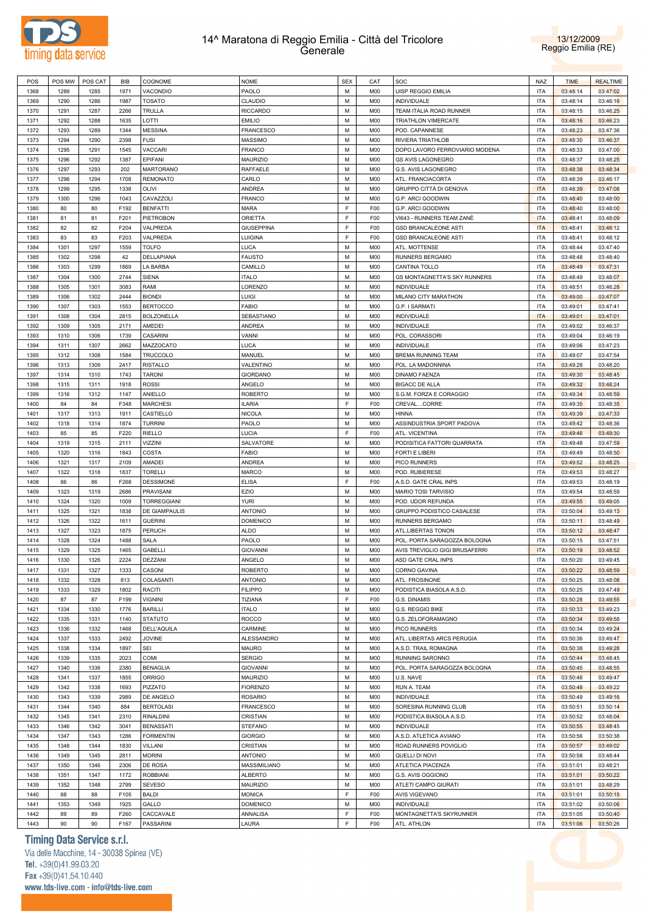# 14^ Maratona di Reggio Emilia - Città del Tricolore
## Generale

13/12/2009
Reggio Emilia (RE)

| POS | POS MW | POS CAT | BIB | COGNOME | NOME | SEX | CAT | SOC | NAZ | TIME | REALTIME |
|---|---|---|---|---|---|---|---|---|---|---|---|
| 1368 | 1289 | 1285 | 1971 | VACONDIO | PAOLO | M | M00 | UISP REGGIO EMILIA | ITA | 03:48:14 | 03:47:02 |
| 1369 | 1290 | 1286 | 1987 | TOSATO | CLAUDIO | M | M00 | INDIVIDUALE | ITA | 03:48:14 | 03:46:16 |
| 1370 | 1291 | 1287 | 2266 | TRULLA | RICCARDO | M | M00 | TEAM ITALIA ROAD RUNNER | ITA | 03:48:15 | 03:46:25 |
| 1371 | 1292 | 1288 | 1635 | LOTTI | EMILIO | M | M00 | TRIATHLON VIMERCATE | ITA | 03:48:16 | 03:46:23 |
| 1372 | 1293 | 1289 | 1344 | MESSINA | FRANCESCO | M | M00 | POD. CAPANNESE | ITA | 03:48:23 | 03:47:36 |
| 1373 | 1294 | 1290 | 2398 | FUSI | MASSIMO | M | M00 | RIVIERA TRIATHLOB | ITA | 03:48:30 | 03:46:37 |
| 1374 | 1295 | 1291 | 1545 | VACCARI | FRANCO | M | M00 | DOPO LAVORO FERROVIARIO MODENA | ITA | 03:48:33 | 03:47:00 |
| 1375 | 1296 | 1292 | 1387 | EPIFANI | MAURIZIO | M | M00 | GS AVIS LAGONEGRO | ITA | 03:48:37 | 03:48:25 |
| 1376 | 1297 | 1293 | 202 | MARTORANO | RAFFAELE | M | M00 | G.S. AVIS LAGONEGRO | ITA | 03:48:38 | 03:48:34 |
| 1377 | 1298 | 1294 | 1708 | REMONATO | CARLO | M | M00 | ATL. FRANCIACORTA | ITA | 03:48:39 | 03:46:17 |
| 1378 | 1299 | 1295 | 1338 | OLIVI | ANDREA | M | M00 | GRUPPO CITTÀ DI GENOVA | ITA | 03:48:39 | 03:47:08 |
| 1379 | 1300 | 1296 | 1043 | CAVAZZOLI | FRANCO | M | M00 | G.P. ARCI GOODWIN | ITA | 03:48:40 | 03:48:00 |
| 1380 | 80 | 80 | F192 | BENFATTI | MARA | F | F00 | G.P. ARCI GOODWIN | ITA | 03:48:40 | 03:48:00 |
| 1381 | 81 | 81 | F201 | PIETROBON | ORIETTA | F | F00 | VI643 - RUNNERS TEAM ZANÈ | ITA | 03:48:41 | 03:48:09 |
| 1382 | 82 | 82 | F204 | VALPREDA | GIUSEPPINA | F | F00 | GSD BRANCALEONE ASTI | ITA | 03:48:41 | 03:48:12 |
| 1383 | 83 | 83 | F203 | VALPREDA | LUIGINA | F | F00 | GSD BRANCALEONE ASTI | ITA | 03:48:41 | 03:48:12 |
| 1384 | 1301 | 1297 | 1559 | TOLFO | LUCA | M | M00 | ATL. MOTTENSE | ITA | 03:48:44 | 03:47:40 |
| 1385 | 1302 | 1298 | 42 | DELLAPIANA | FAUSTO | M | M00 | RUNNERS BERGAMO | ITA | 03:48:48 | 03:48:40 |
| 1386 | 1303 | 1299 | 1869 | LA BARBA | CAMILLO | M | M00 | CANTINA TOLLO | ITA | 03:48:49 | 03:47:31 |
| 1387 | 1304 | 1300 | 2744 | SIENA | ITALO | M | M00 | GS MONTAGNETTA'S SKY RUNNERS | ITA | 03:48:49 | 03:48:07 |
| 1388 | 1305 | 1301 | 3083 | RAMI | LORENZO | M | M00 | INDIVIDUALE | ITA | 03:48:51 | 03:46:28 |
| 1389 | 1306 | 1302 | 2444 | BIONDI | LUIGI | M | M00 | MILANO CITY MARATHON | ITA | 03:49:00 | 03:47:07 |
| 1390 | 1307 | 1303 | 1553 | BERTOCCO | FABIO | M | M00 | G.P. I SARMATI | ITA | 03:49:01 | 03:47:41 |
| 1391 | 1308 | 1304 | 2815 | BOLZONELLA | SEBASTIANO | M | M00 | INDIVIDUALE | ITA | 03:49:01 | 03:47:01 |
| 1392 | 1309 | 1305 | 2171 | AMEDEI | ANDREA | M | M00 | INDIVIDUALE | ITA | 03:49:02 | 03:46:37 |
| 1393 | 1310 | 1306 | 1739 | CASARINI | VANNI | M | M00 | POL. CORASSORI | ITA | 03:49:04 | 03:46:19 |
| 1394 | 1311 | 1307 | 2662 | MAZZOCATO | LUCA | M | M00 | INDIVIDUALE | ITA | 03:49:06 | 03:47:23 |
| 1395 | 1312 | 1308 | 1584 | TRUCCOLO | MANUEL | M | M00 | BREMA RUNNING TEAM | ITA | 03:49:07 | 03:47:54 |
| 1396 | 1313 | 1309 | 2417 | RISTALLO | VALENTINO | M | M00 | POL. LA MADONNINA | ITA | 03:49:28 | 03:48:20 |
| 1397 | 1314 | 1310 | 1743 | TARONI | GIORDANO | M | M00 | DINAMO FAENZA | ITA | 03:49:30 | 03:48:45 |
| 1398 | 1315 | 1311 | 1918 | ROSSI | ANGELO | M | M00 | BIGACC DE ALLA | ITA | 03:49:32 | 03:48:24 |
| 1399 | 1316 | 1312 | 1147 | ANIELLO | ROBERTO | M | M00 | S.G.M. FORZA E CORAGGIO | ITA | 03:49:34 | 03:48:59 |
| 1400 | 84 | 84 | F348 | MARCHESI | ILARIA | F | F00 | CREVAL....CORRE | ITA | 03:49:35 | 03:48:35 |
| 1401 | 1317 | 1313 | 1911 | CASTIELLO | NICOLA | M | M00 | HINNA | ITA | 03:49:39 | 03:47:33 |
| 1402 | 1318 | 1314 | 1874 | TURRINI | PAOLO | M | M00 | ASSINDUSTRIA SPORT PADOVA | ITA | 03:49:42 | 03:48:36 |
| 1403 | 85 | 85 | F220 | RIELLO | LUCIA | F | F00 | ATL. VICENTINA | ITA | 03:49:46 | 03:49:30 |
| 1404 | 1319 | 1315 | 2111 | VIZZINI | SALVATORE | M | M00 | PODISITICA FATTORI QUARRATA | ITA | 03:49:48 | 03:47:59 |
| 1405 | 1320 | 1316 | 1843 | COSTA | FABIO | M | M00 | FORTI E LIBERI | ITA | 03:49:49 | 03:48:50 |
| 1406 | 1321 | 1317 | 2109 | AMADEI | ANDREA | M | M00 | PICO RUNNERS | ITA | 03:49:52 | 03:48:25 |
| 1407 | 1322 | 1318 | 1837 | TORELLI | MARCO | M | M00 | POD. RUBIERESE | ITA | 03:49:53 | 03:48:27 |
| 1408 | 86 | 86 | F268 | DESSIMONE | ELISA | F | F00 | A.S.D. GATE CRAL INPS | ITA | 03:49:53 | 03:48:19 |
| 1409 | 1323 | 1319 | 2686 | PRAVISANI | EZIO | M | M00 | MARIO TOSI TARVISIO | ITA | 03:49:54 | 03:48:59 |
| 1410 | 1324 | 1320 | 1009 | TORREGGIANI | YURI | M | M00 | POD. UDOR REFUNDA | ITA | 03:49:55 | 03:49:05 |
| 1411 | 1325 | 1321 | 1838 | DE GIAMPAULIS | ANTONIO | M | M00 | GRUPPO PODISTICO CASALESE | ITA | 03:50:04 | 03:49:13 |
| 1412 | 1326 | 1322 | 1611 | GUERINI | DOMENICO | M | M00 | RUNNERS BERGAMO | ITA | 03:50:11 | 03:48:49 |
| 1413 | 1327 | 1323 | 1875 | PERUCH | ALDO | M | M00 | ATL.LIBERTAS TONON | ITA | 03:50:12 | 03:48:47 |
| 1414 | 1328 | 1324 | 1488 | SALA | PAOLO | M | M00 | POL. PORTA SARAGOZZA BOLOGNA | ITA | 03:50:15 | 03:47:51 |
| 1415 | 1329 | 1325 | 1465 | GABELLI | GIOVANNI | M | M00 | AVIS TREVIGLIO GIGI BRUSAFERRI | ITA | 03:50:19 | 03:48:52 |
| 1416 | 1330 | 1326 | 2224 | DEZZANI | ANGELO | M | M00 | ASD GATE CRAL INPS | ITA | 03:50:20 | 03:49:45 |
| 1417 | 1331 | 1327 | 1333 | CASONI | ROBERTO | M | M00 | CORNO GAVINA | ITA | 03:50:22 | 03:48:59 |
| 1418 | 1332 | 1328 | 813 | COLASANTI | ANTONIO | M | M00 | ATL. FROSINONE | ITA | 03:50:25 | 03:48:08 |
| 1419 | 1333 | 1329 | 1802 | RACITI | FILIPPO | M | M00 | PODISTICA BIASOLA A.S.D. | ITA | 03:50:25 | 03:47:49 |
| 1420 | 87 | 87 | F199 | VIGNINI | TIZIANA | F | F00 | G.S. DINAMIS | ITA | 03:50:28 | 03:49:55 |
| 1421 | 1334 | 1330 | 1776 | BARILLI | ITALO | M | M00 | G.S. REGGIO BIKE | ITA | 03:50:33 | 03:49:23 |
| 1422 | 1335 | 1331 | 1140 | STATUTO | ROCCO | M | M00 | G.S. ZELOFORAMAGNO | ITA | 03:50:34 | 03:49:58 |
| 1423 | 1336 | 1332 | 1468 | DELL'AQUILA | CARMINE | M | M00 | PICO RUNNERS | ITA | 03:50:34 | 03:49:24 |
| 1424 | 1337 | 1333 | 2492 | JOVINE | ALESSANDRO | M | M00 | ATL. LIBERTAS ARCS PERUGIA | ITA | 03:50:36 | 03:49:47 |
| 1425 | 1338 | 1334 | 1897 | SEI | MAURO | M | M00 | A.S.D. TRAIL ROMAGNA | ITA | 03:50:38 | 03:49:28 |
| 1426 | 1339 | 1335 | 2023 | COMI | SERGIO | M | M00 | RUNNING SARONNO | ITA | 03:50:44 | 03:48:45 |
| 1427 | 1340 | 1336 | 2380 | BENAGLIA | GIOVANNI | M | M00 | POL. PORTA SARAGOZZA BOLOGNA | ITA | 03:50:45 | 03:48:55 |
| 1428 | 1341 | 1337 | 1855 | ORRIGO | MAURIZIO | M | M00 | U.S. NAVE | ITA | 03:50:46 | 03:49:47 |
| 1429 | 1342 | 1338 | 1693 | PIZZATO | FIORENZO | M | M00 | RUN A. TEAM | ITA | 03:50:48 | 03:49:22 |
| 1430 | 1343 | 1339 | 2989 | DE ANGELO | ROSARIO | M | M00 | INDIVIDUALE | ITA | 03:50:49 | 03:49:16 |
| 1431 | 1344 | 1340 | 884 | BERTOLASI | FRANCESCO | M | M00 | SORESINA RUNNING CLUB | ITA | 03:50:51 | 03:50:14 |
| 1432 | 1345 | 1341 | 2310 | RINALDINI | CRISTIAN | M | M00 | PODISTICA BIASOLA A.S.D. | ITA | 03:50:52 | 03:48:04 |
| 1433 | 1346 | 1342 | 3041 | BENASSATI | STEFANO | M | M00 | INDIVIDUALE | ITA | 03:50:55 | 03:48:45 |
| 1434 | 1347 | 1343 | 1286 | FORMENTIN | GIORGIO | M | M00 | A.S.D. ATLETICA AVIANO | ITA | 03:50:56 | 03:50:38 |
| 1435 | 1348 | 1344 | 1830 | VILLANI | CRISTIAN | M | M00 | ROAD RUNNERS POVIGLIO | ITA | 03:50:57 | 03:49:02 |
| 1436 | 1349 | 1345 | 2811 | MORINI | ANTONIO | M | M00 | QUELLI DI NOVI | ITA | 03:50:58 | 03:48:44 |
| 1437 | 1350 | 1346 | 2306 | DE ROSA | MASSIMILIANO | M | M00 | ATLETICA PIACENZA | ITA | 03:51:01 | 03:48:21 |
| 1438 | 1351 | 1347 | 1172 | ROBBIANI | ALBERTO | M | M00 | G.S. AVIS OGGIONO | ITA | 03:51:01 | 03:50:22 |
| 1439 | 1352 | 1348 | 2799 | SEVESO | MAURIZIO | M | M00 | ATLETI CAMPO GIURATI | ITA | 03:51:01 | 03:48:29 |
| 1440 | 88 | 88 | F105 | BALDI | MONICA | F | F00 | AVIS VIGEVANO | ITA | 03:51:01 | 03:50:15 |
| 1441 | 1353 | 1349 | 1925 | GALLO | DOMENICO | M | M00 | INDIVIDUALE | ITA | 03:51:02 | 03:50:06 |
| 1442 | 89 | 89 | F260 | CACCAVALE | ANNALISA | F | F00 | MONTAGNETTA'S SKYRUNNER | ITA | 03:51:05 | 03:50:40 |
| 1443 | 90 | 90 | F167 | PASSARINI | LAURA | F | F00 | ATL. ATHLON | ITA | 03:51:06 | 03:50:26 |

**Timing Data Service s.r.l.**
Via delle Macchine, 14 - 30038 Spinea (VE)
Tel. +39(0)41.99.03.20
Fax +39(0)41.54.10.440
www.tds-live.com - info@tds-live.com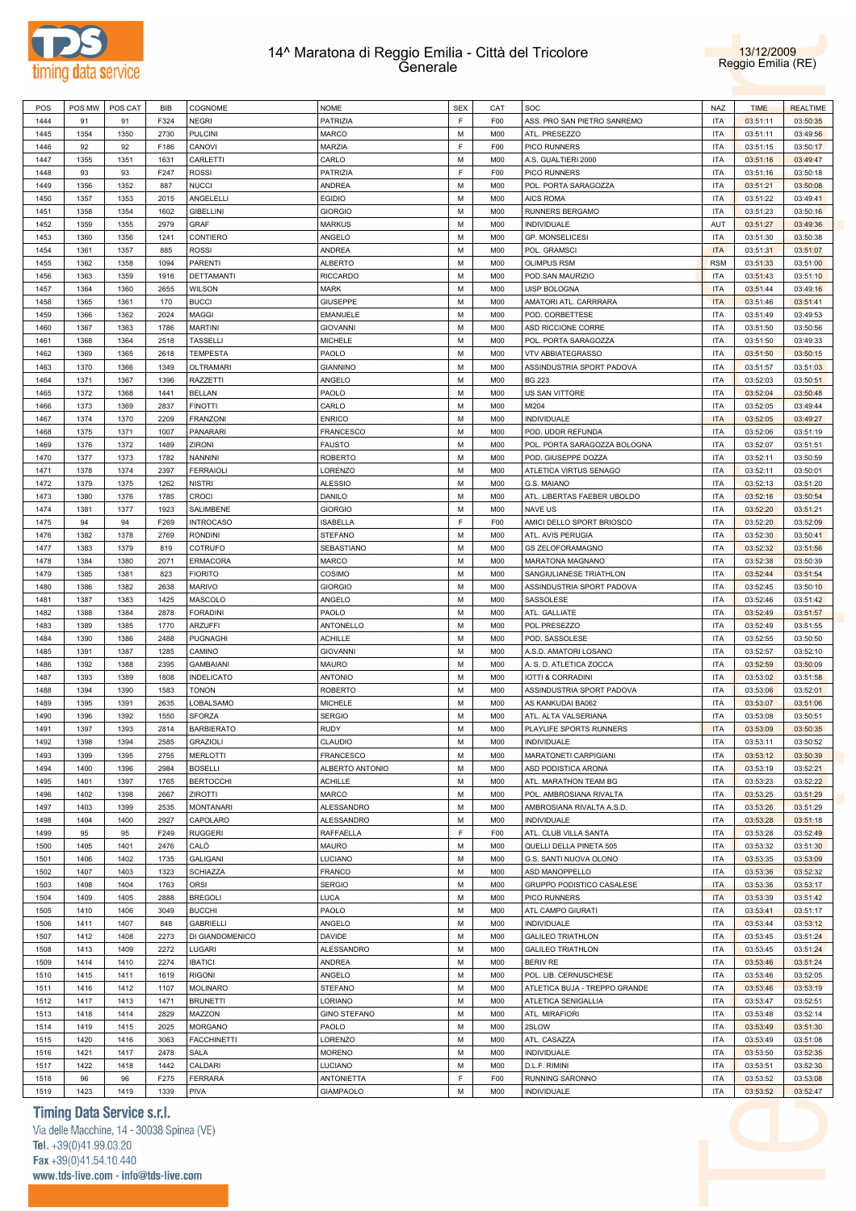# 14^ Maratona di Reggio Emilia - Città del Tricolore
## Generale

13/12/2009
Reggio Emilia (RE)

| POS | POS MW | POS CAT | BIB | COGNOME | NOME | SEX | CAT | SOC | NAZ | TIME | REALTIME |
|---|---|---|---|---|---|---|---|---|---|---|---|
| 1444 | 91 | 91 | F324 | NEGRI | PATRIZIA | F | F00 | ASS. PRO SAN PIETRO SANREMO | ITA | 03:51:11 | 03:50:35 |
| 1445 | 1354 | 1350 | 2730 | PULCINI | MARCO | M | M00 | ATL. PRESEZZO | ITA | 03:51:11 | 03:49:56 |
| 1446 | 92 | 92 | F186 | CANOVI | MARZIA | F | F00 | PICO RUNNERS | ITA | 03:51:15 | 03:50:17 |
| 1447 | 1355 | 1351 | 1631 | CARLETTI | CARLO | M | M00 | A.S. GUALTIERI 2000 | ITA | 03:51:16 | 03:49:47 |
| 1448 | 93 | 93 | F247 | ROSSI | PATRIZIA | F | F00 | PICO RUNNERS | ITA | 03:51:16 | 03:50:18 |
| 1449 | 1356 | 1352 | 887 | NUCCI | ANDREA | M | M00 | POL. PORTA SARAGOZZA | ITA | 03:51:21 | 03:50:08 |
| 1450 | 1357 | 1353 | 2015 | ANGELELLI | EGIDIO | M | M00 | AICS ROMA | ITA | 03:51:22 | 03:49:41 |
| 1451 | 1358 | 1354 | 1602 | GIBELLINI | GIORGIO | M | M00 | RUNNERS BERGAMO | ITA | 03:51:23 | 03:50:16 |
| 1452 | 1359 | 1355 | 2979 | GRAF | MARKUS | M | M00 | INDIVIDUALE | AUT | 03:51:27 | 03:49:36 |
| 1453 | 1360 | 1356 | 1241 | CONTIERO | ANGELO | M | M00 | GP. MONSELICESI | ITA | 03:51:30 | 03:50:38 |
| 1454 | 1361 | 1357 | 885 | ROSSI | ANDREA | M | M00 | POL. GRAMSCI | ITA | 03:51:31 | 03:51:07 |
| 1455 | 1362 | 1358 | 1094 | PARENTI | ALBERTO | M | M00 | OLIMPUS RSM | RSM | 03:51:33 | 03:51:00 |
| 1456 | 1363 | 1359 | 1916 | DETTAMANTI | RICCARDO | M | M00 | POD.SAN MAURIZIO | ITA | 03:51:43 | 03:51:10 |
| 1457 | 1364 | 1360 | 2655 | WILSON | MARK | M | M00 | UISP BOLOGNA | ITA | 03:51:44 | 03:49:16 |
| 1458 | 1365 | 1361 | 170 | BUCCI | GIUSEPPE | M | M00 | AMATORI ATL. CARRRARA | ITA | 03:51:46 | 03:51:41 |
| 1459 | 1366 | 1362 | 2024 | MAGGI | EMANUELE | M | M00 | POD. CORBETTESE | ITA | 03:51:49 | 03:49:53 |
| 1460 | 1367 | 1363 | 1786 | MARTINI | GIOVANNI | M | M00 | ASD RICCIONE CORRE | ITA | 03:51:50 | 03:50:56 |
| 1461 | 1368 | 1364 | 2518 | TASSELLI | MICHELE | M | M00 | POL. PORTA SARAGOZZA | ITA | 03:51:50 | 03:49:33 |
| 1462 | 1369 | 1365 | 2618 | TEMPESTA | PAOLO | M | M00 | VTV ABBIATEGRASSO | ITA | 03:51:50 | 03:50:15 |
| 1463 | 1370 | 1366 | 1349 | OLTRAMARI | GIANNINO | M | M00 | ASSINDUSTRIA SPORT PADOVA | ITA | 03:51:57 | 03:51:03 |
| 1464 | 1371 | 1367 | 1396 | RAZZETTI | ANGELO | M | M00 | BG 223 | ITA | 03:52:03 | 03:50:51 |
| 1465 | 1372 | 1368 | 1441 | BELLAN | PAOLO | M | M00 | US SAN VITTORE | ITA | 03:52:04 | 03:50:48 |
| 1466 | 1373 | 1369 | 2837 | FINOTTI | CARLO | M | M00 | MI204 | ITA | 03:52:05 | 03:49:44 |
| 1467 | 1374 | 1370 | 2209 | FRANZONI | ENRICO | M | M00 | INDIVIDUALE | ITA | 03:52:05 | 03:49:27 |
| 1468 | 1375 | 1371 | 1007 | PANARARI | FRANCESCO | M | M00 | POD. UDOR REFUNDA | ITA | 03:52:06 | 03:51:19 |
| 1469 | 1376 | 1372 | 1489 | ZIRONI | FAUSTO | M | M00 | POL. PORTA SARAGOZZA BOLOGNA | ITA | 03:52:07 | 03:51:51 |
| 1470 | 1377 | 1373 | 1782 | NANNINI | ROBERTO | M | M00 | POD. GIUSEPPE DOZZA | ITA | 03:52:11 | 03:50:59 |
| 1471 | 1378 | 1374 | 2397 | FERRAIOLI | LORENZO | M | M00 | ATLETICA VIRTUS SENAGO | ITA | 03:52:11 | 03:50:01 |
| 1472 | 1379 | 1375 | 1262 | NISTRI | ALESSIO | M | M00 | G.S. MAIANO | ITA | 03:52:13 | 03:51:20 |
| 1473 | 1380 | 1376 | 1785 | CROCI | DANILO | M | M00 | ATL. LIBERTAS FAEBER UBOLDO | ITA | 03:52:16 | 03:50:54 |
| 1474 | 1381 | 1377 | 1923 | SALIMBENE | GIORGIO | M | M00 | NAVE US | ITA | 03:52:20 | 03:51:21 |
| 1475 | 94 | 94 | F269 | INTROCASO | ISABELLA | F | F00 | AMICI DELLO SPORT BRIOSCO | ITA | 03:52:20 | 03:52:09 |
| 1476 | 1382 | 1378 | 2769 | RONDINI | STEFANO | M | M00 | ATL. AVIS PERUGIA | ITA | 03:52:30 | 03:50:41 |
| 1477 | 1383 | 1379 | 819 | COTRUFO | SEBASTIANO | M | M00 | GS ZELOFORAMAGNO | ITA | 03:52:32 | 03:51:56 |
| 1478 | 1384 | 1380 | 2071 | ERMACORA | MARCO | M | M00 | MARATONA MAGNANO | ITA | 03:52:38 | 03:50:39 |
| 1479 | 1385 | 1381 | 823 | FIORITO | COSIMO | M | M00 | SANGIULIANESE TRIATHLON | ITA | 03:52:44 | 03:51:54 |
| 1480 | 1386 | 1382 | 2638 | MARIVO | GIORGIO | M | M00 | ASSINDUSTRIA SPORT PADOVA | ITA | 03:52:45 | 03:50:10 |
| 1481 | 1387 | 1383 | 1425 | MASCOLO | ANGELO | M | M00 | SASSOLESE | ITA | 03:52:46 | 03:51:42 |
| 1482 | 1388 | 1384 | 2878 | FORADINI | PAOLO | M | M00 | ATL. GALLIATE | ITA | 03:52:49 | 03:51:57 |
| 1483 | 1389 | 1385 | 1770 | ARZUFFI | ANTONELLO | M | M00 | POL.PRESEZZO | ITA | 03:52:49 | 03:51:55 |
| 1484 | 1390 | 1386 | 2488 | PUGNAGHI | ACHILLE | M | M00 | POD. SASSOLESE | ITA | 03:52:55 | 03:50:50 |
| 1485 | 1391 | 1387 | 1285 | CAMINO | GIOVANNI | M | M00 | A.S.D. AMATORI LOSANO | ITA | 03:52:57 | 03:52:10 |
| 1486 | 1392 | 1388 | 2395 | GAMBAIANI | MAURO | M | M00 | A. S. D. ATLETICA ZOCCA | ITA | 03:52:59 | 03:50:09 |
| 1487 | 1393 | 1389 | 1808 | INDELICATO | ANTONIO | M | M00 | IOTTI & CORRADINI | ITA | 03:53:02 | 03:51:58 |
| 1488 | 1394 | 1390 | 1583 | TONON | ROBERTO | M | M00 | ASSINDUSTRIA SPORT PADOVA | ITA | 03:53:06 | 03:52:01 |
| 1489 | 1395 | 1391 | 2635 | LOBALSAMO | MICHELE | M | M00 | AS KANKUDAI BA062 | ITA | 03:53:07 | 03:51:06 |
| 1490 | 1396 | 1392 | 1550 | SFORZA | SERGIO | M | M00 | ATL. ALTA VALSERIANA | ITA | 03:53:08 | 03:50:51 |
| 1491 | 1397 | 1393 | 2814 | BARBIERATO | RUDY | M | M00 | PLAYLIFE SPORTS RUNNERS | ITA | 03:53:09 | 03:50:35 |
| 1492 | 1398 | 1394 | 2585 | GRAZIOLI | CLAUDIO | M | M00 | INDIVIDUALE | ITA | 03:53:11 | 03:50:52 |
| 1493 | 1399 | 1395 | 2755 | MERLOTTI | FRANCESCO | M | M00 | MARATONETI CARPIGIANI | ITA | 03:53:12 | 03:50:39 |
| 1494 | 1400 | 1396 | 2984 | BOSELLI | ALBERTO ANTONIO | M | M00 | ASD PODISTICA ARONA | ITA | 03:53:19 | 03:52:21 |
| 1495 | 1401 | 1397 | 1765 | BERTOCCHI | ACHILLE | M | M00 | ATL. MARATHON TEAM BG | ITA | 03:53:23 | 03:52:22 |
| 1496 | 1402 | 1398 | 2667 | ZIROTTI | MARCO | M | M00 | POL. AMBROSIANA RIVALTA | ITA | 03:53:25 | 03:51:29 |
| 1497 | 1403 | 1399 | 2535 | MONTANARI | ALESSANDRO | M | M00 | AMBROSIANA RIVALTA A.S.D. | ITA | 03:53:26 | 03:51:29 |
| 1498 | 1404 | 1400 | 2927 | CAPOLARO | ALESSANDRO | M | M00 | INDIVIDUALE | ITA | 03:53:28 | 03:51:18 |
| 1499 | 95 | 95 | F249 | RUGGERI | RAFFAELLA | F | F00 | ATL. CLUB VILLA SANTA | ITA | 03:53:28 | 03:52:49 |
| 1500 | 1405 | 1401 | 2476 | CALÒ | MAURO | M | M00 | QUELLI DELLA PINETA 505 | ITA | 03:53:32 | 03:51:30 |
| 1501 | 1406 | 1402 | 1735 | GALIGANI | LUCIANO | M | M00 | G.S. SANTI NUOVA OLONO | ITA | 03:53:35 | 03:53:09 |
| 1502 | 1407 | 1403 | 1323 | SCHIAZZA | FRANCO | M | M00 | ASD MANOPPELLO | ITA | 03:53:36 | 03:52:32 |
| 1503 | 1408 | 1404 | 1763 | ORSI | SERGIO | M | M00 | GRUPPO PODISTICO CASALESE | ITA | 03:53:36 | 03:53:17 |
| 1504 | 1409 | 1405 | 2888 | BREGOLI | LUCA | M | M00 | PICO RUNNERS | ITA | 03:53:39 | 03:51:42 |
| 1505 | 1410 | 1406 | 3049 | BUCCHI | PAOLO | M | M00 | ATL CAMPO GIURATI | ITA | 03:53:41 | 03:51:17 |
| 1506 | 1411 | 1407 | 848 | GABRIELLI | ANGELO | M | M00 | INDIVIDUALE | ITA | 03:53:44 | 03:53:12 |
| 1507 | 1412 | 1408 | 2273 | DI GIANDOMENICO | DAVIDE | M | M00 | GALILEO TRIATHLON | ITA | 03:53:45 | 03:51:24 |
| 1508 | 1413 | 1409 | 2272 | LUGARI | ALESSANDRO | M | M00 | GALILEO TRIATHLON | ITA | 03:53:45 | 03:51:24 |
| 1509 | 1414 | 1410 | 2274 | IBATICI | ANDREA | M | M00 | BERIV RE | ITA | 03:53:46 | 03:51:24 |
| 1510 | 1415 | 1411 | 1619 | RIGONI | ANGELO | M | M00 | POL. LIB. CERNUSCHESE | ITA | 03:53:46 | 03:52:05 |
| 1511 | 1416 | 1412 | 1107 | MOLINARO | STEFANO | M | M00 | ATLETICA BUJA - TREPPO GRANDE | ITA | 03:53:46 | 03:53:19 |
| 1512 | 1417 | 1413 | 1471 | BRUNETTI | LORIANO | M | M00 | ATLETICA SENIGALLIA | ITA | 03:53:47 | 03:52:51 |
| 1513 | 1418 | 1414 | 2829 | MAZZON | GINO STEFANO | M | M00 | ATL. MIRAFIORI | ITA | 03:53:48 | 03:52:14 |
| 1514 | 1419 | 1415 | 2025 | MORGANO | PAOLO | M | M00 | 2SLOW | ITA | 03:53:49 | 03:51:30 |
| 1515 | 1420 | 1416 | 3063 | FACCHINETTI | LORENZO | M | M00 | ATL. CASAZZA | ITA | 03:53:49 | 03:51:08 |
| 1516 | 1421 | 1417 | 2478 | SALA | MORENO | M | M00 | INDIVIDUALE | ITA | 03:53:50 | 03:52:35 |
| 1517 | 1422 | 1418 | 1442 | CALDARI | LUCIANO | M | M00 | D.L.F. RIMINI | ITA | 03:53:51 | 03:52:30 |
| 1518 | 96 | 96 | F275 | FERRARA | ANTONIETTA | F | F00 | RUNNING SARONNO | ITA | 03:53:52 | 03:53:08 |
| 1519 | 1423 | 1419 | 1339 | PIVA | GIAMPAOLO | M | M00 | INDIVIDUALE | ITA | 03:53:52 | 03:52:47 |

**Timing Data Service s.r.l.**
Via delle Macchine, 14 - 30038 Spinea (VE)
Tel. +39(0)41.99.03.20
Fax +39(0)41.54.10.440
www.tds-live.com - info@tds-live.com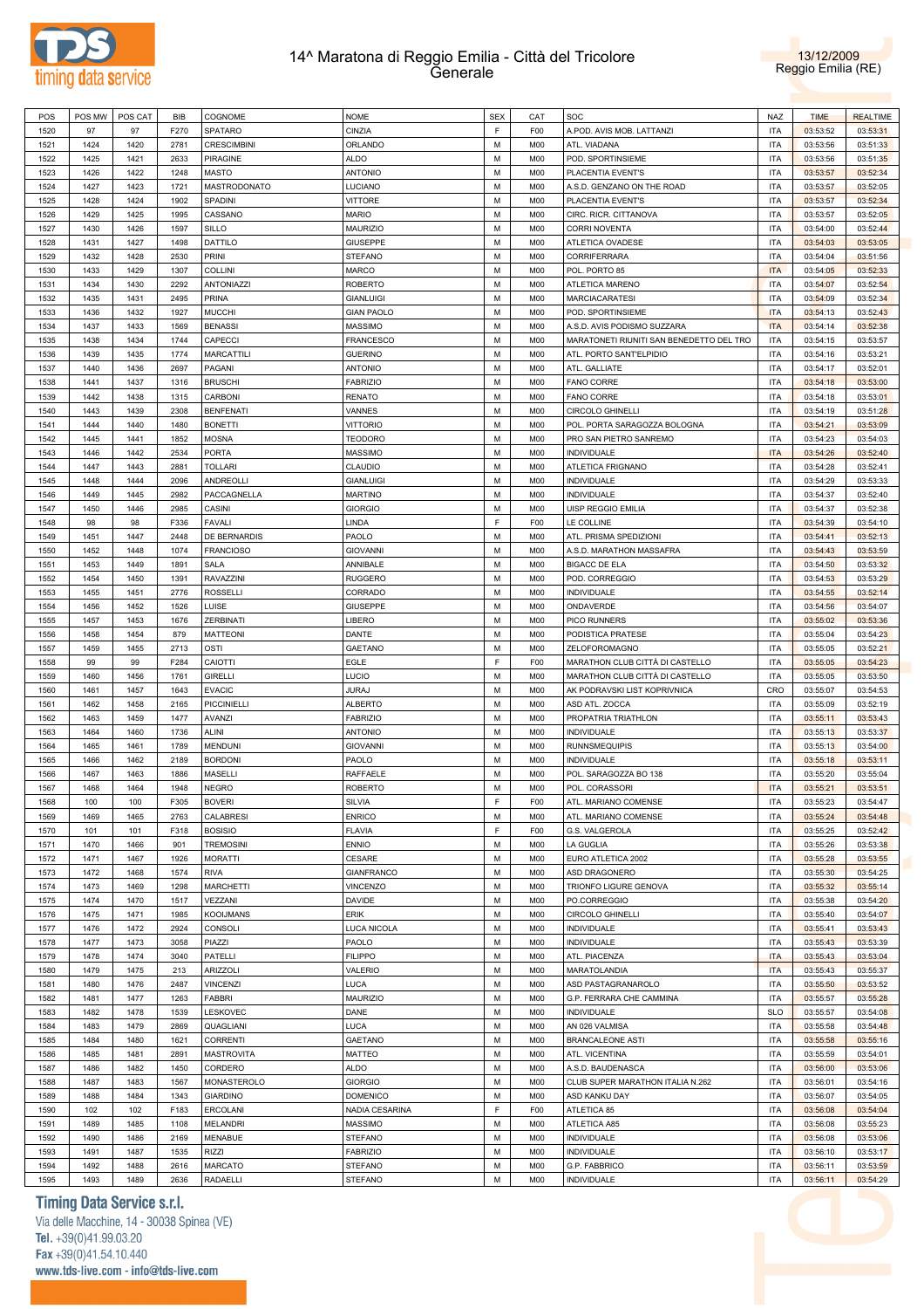# 14^ Maratona di Reggio Emilia - Città del Tricolore
## Generale

13/12/2009
Reggio Emilia (RE)

| POS | POS MW | POS CAT | BIB | COGNOME | NOME | SEX | CAT | SOC | NAZ | TIME | REALTIME |
|---|---|---|---|---|---|---|---|---|---|---|---|
| 1520 | 97 | 97 | F270 | SPATARO | CINZIA | F | F00 | A.POD. AVIS MOB. LATTANZI | ITA | 03:53:52 | 03:53:31 |
| 1521 | 1424 | 1420 | 2781 | CRESCIMBINI | ORLANDO | M | M00 | ATL. VIADANA | ITA | 03:53:56 | 03:51:33 |
| 1522 | 1425 | 1421 | 2633 | PIRAGINE | ALDO | M | M00 | POD. SPORTINSIEME | ITA | 03:53:56 | 03:51:35 |
| 1523 | 1426 | 1422 | 1248 | MASTO | ANTONIO | M | M00 | PLACENTIA EVENT'S | ITA | 03:53:57 | 03:52:34 |
| 1524 | 1427 | 1423 | 1721 | MASTRODONATO | LUCIANO | M | M00 | A.S.D. GENZANO ON THE ROAD | ITA | 03:53:57 | 03:52:05 |
| 1525 | 1428 | 1424 | 1902 | SPADINI | VITTORE | M | M00 | PLACENTIA EVENT'S | ITA | 03:53:57 | 03:52:34 |
| 1526 | 1429 | 1425 | 1995 | CASSANO | MARIO | M | M00 | CIRC. RICR. CITTANOVA | ITA | 03:53:57 | 03:52:05 |
| 1527 | 1430 | 1426 | 1597 | SILLO | MAURIZIO | M | M00 | CORRI NOVENTA | ITA | 03:54:00 | 03:52:44 |
| 1528 | 1431 | 1427 | 1498 | DATTILO | GIUSEPPE | M | M00 | ATLETICA OVADESE | ITA | 03:54:03 | 03:53:05 |
| 1529 | 1432 | 1428 | 2530 | PRINI | STEFANO | M | M00 | CORRIFERRARA | ITA | 03:54:04 | 03:51:56 |
| 1530 | 1433 | 1429 | 1307 | COLLINI | MARCO | M | M00 | POL. PORTO 85 | ITA | 03:54:05 | 03:52:33 |
| 1531 | 1434 | 1430 | 2292 | ANTONIAZZI | ROBERTO | M | M00 | ATLETICA MARENO | ITA | 03:54:07 | 03:52:54 |
| 1532 | 1435 | 1431 | 2495 | PRINA | GIANLUIGI | M | M00 | MARCIACARATESI | ITA | 03:54:09 | 03:52:34 |
| 1533 | 1436 | 1432 | 1927 | MUCCHI | GIAN PAOLO | M | M00 | POD. SPORTINSIEME | ITA | 03:54:13 | 03:52:43 |
| 1534 | 1437 | 1433 | 1569 | BENASSI | MASSIMO | M | M00 | A.S.D. AVIS PODISMO SUZZARA | ITA | 03:54:14 | 03:52:38 |
| 1535 | 1438 | 1434 | 1744 | CAPECCI | FRANCESCO | M | M00 | MARATONETI RIUNITI SAN BENEDETTO DEL TRO | ITA | 03:54:15 | 03:53:57 |
| 1536 | 1439 | 1435 | 1774 | MARCATTILI | GUERINO | M | M00 | ATL. PORTO SANT'ELPIDIO | ITA | 03:54:16 | 03:53:21 |
| 1537 | 1440 | 1436 | 2697 | PAGANI | ANTONIO | M | M00 | ATL. GALLIATE | ITA | 03:54:17 | 03:52:01 |
| 1538 | 1441 | 1437 | 1316 | BRUSCHI | FABRIZIO | M | M00 | FANO CORRE | ITA | 03:54:18 | 03:53:00 |
| 1539 | 1442 | 1438 | 1315 | CARBONI | RENATO | M | M00 | FANO CORRE | ITA | 03:54:18 | 03:53:01 |
| 1540 | 1443 | 1439 | 2308 | BENFENATI | VANNES | M | M00 | CIRCOLO GHINELLI | ITA | 03:54:19 | 03:51:28 |
| 1541 | 1444 | 1440 | 1480 | BONETTI | VITTORIO | M | M00 | POL. PORTA SARAGOZZA BOLOGNA | ITA | 03:54:21 | 03:53:09 |
| 1542 | 1445 | 1441 | 1852 | MOSNA | TEODORO | M | M00 | PRO SAN PIETRO SANREMO | ITA | 03:54:23 | 03:54:03 |
| 1543 | 1446 | 1442 | 2534 | PORTA | MASSIMO | M | M00 | INDIVIDUALE | ITA | 03:54:26 | 03:52:40 |
| 1544 | 1447 | 1443 | 2881 | TOLLARI | CLAUDIO | M | M00 | ATLETICA FRIGNANO | ITA | 03:54:28 | 03:52:41 |
| 1545 | 1448 | 1444 | 2096 | ANDREOLLI | GIANLUIGI | M | M00 | INDIVIDUALE | ITA | 03:54:29 | 03:53:33 |
| 1546 | 1449 | 1445 | 2982 | PACCAGNELLA | MARTINO | M | M00 | INDIVIDUALE | ITA | 03:54:37 | 03:52:40 |
| 1547 | 1450 | 1446 | 2985 | CASINI | GIORGIO | M | M00 | UISP REGGIO EMILIA | ITA | 03:54:37 | 03:52:38 |
| 1548 | 98 | 98 | F336 | FAVALI | LINDA | F | F00 | LE COLLINE | ITA | 03:54:39 | 03:54:10 |
| 1549 | 1451 | 1447 | 2448 | DE BERNARDIS | PAOLO | M | M00 | ATL. PRISMA SPEDIZIONI | ITA | 03:54:41 | 03:52:13 |
| 1550 | 1452 | 1448 | 1074 | FRANCIOSO | GIOVANNI | M | M00 | A.S.D. MARATHON MASSAFRA | ITA | 03:54:43 | 03:53:59 |
| 1551 | 1453 | 1449 | 1891 | SALA | ANNIBALE | M | M00 | BIGACC DE ELA | ITA | 03:54:50 | 03:53:32 |
| 1552 | 1454 | 1450 | 1391 | RAVAZZINI | RUGGERO | M | M00 | POD. CORREGGIO | ITA | 03:54:53 | 03:53:29 |
| 1553 | 1455 | 1451 | 2776 | ROSSELLI | CORRADO | M | M00 | INDIVIDUALE | ITA | 03:54:55 | 03:52:14 |
| 1554 | 1456 | 1452 | 1526 | LUISE | GIUSEPPE | M | M00 | ONDAVERDE | ITA | 03:54:56 | 03:54:07 |
| 1555 | 1457 | 1453 | 1676 | ZERBINATI | LIBERO | M | M00 | PICO RUNNERS | ITA | 03:55:02 | 03:53:36 |
| 1556 | 1458 | 1454 | 879 | MATTEONI | DANTE | M | M00 | PODISTICA PRATESE | ITA | 03:55:04 | 03:54:23 |
| 1557 | 1459 | 1455 | 2713 | OSTI | GAETANO | M | M00 | ZELOFOROMAGNO | ITA | 03:55:05 | 03:52:21 |
| 1558 | 99 | 99 | F284 | CAIOTTI | EGLE | F | F00 | MARATHON CLUB CITTÀ DI CASTELLO | ITA | 03:55:05 | 03:54:23 |
| 1559 | 1460 | 1456 | 1761 | GIRELLI | LUCIO | M | M00 | MARATHON CLUB CITTÀ DI CASTELLO | ITA | 03:55:05 | 03:53:50 |
| 1560 | 1461 | 1457 | 1643 | EVACIC | JURAJ | M | M00 | AK PODRAVSKI LIST KOPRIVNICA | CRO | 03:55:07 | 03:54:53 |
| 1561 | 1462 | 1458 | 2165 | PICCINIELLI | ALBERTO | M | M00 | ASD ATL. ZOCCA | ITA | 03:55:09 | 03:52:19 |
| 1562 | 1463 | 1459 | 1477 | AVANZI | FABRIZIO | M | M00 | PROPATRIA TRIATHLON | ITA | 03:55:11 | 03:53:43 |
| 1563 | 1464 | 1460 | 1736 | ALINI | ANTONIO | M | M00 | INDIVIDUALE | ITA | 03:55:13 | 03:53:37 |
| 1564 | 1465 | 1461 | 1789 | MENDUNI | GIOVANNI | M | M00 | RUNNSMEQUIPIS | ITA | 03:55:13 | 03:54:00 |
| 1565 | 1466 | 1462 | 2189 | BORDONI | PAOLO | M | M00 | INDIVIDUALE | ITA | 03:55:18 | 03:53:11 |
| 1566 | 1467 | 1463 | 1886 | MASELLI | RAFFAELE | M | M00 | POL. SARAGOZZA BO 138 | ITA | 03:55:20 | 03:55:04 |
| 1567 | 1468 | 1464 | 1948 | NEGRO | ROBERTO | M | M00 | POL. CORASSORI | ITA | 03:55:21 | 03:53:51 |
| 1568 | 100 | 100 | F305 | BOVERI | SILVIA | F | F00 | ATL. MARIANO COMENSE | ITA | 03:55:23 | 03:54:47 |
| 1569 | 1469 | 1465 | 2763 | CALABRESI | ENRICO | M | M00 | ATL. MARIANO COMENSE | ITA | 03:55:24 | 03:54:48 |
| 1570 | 101 | 101 | F318 | BOSISIO | FLAVIA | F | F00 | G.S. VALGEROLA | ITA | 03:55:25 | 03:52:42 |
| 1571 | 1470 | 1466 | 901 | TREMOSINI | ENNIO | M | M00 | LA GUGLIA | ITA | 03:55:26 | 03:53:38 |
| 1572 | 1471 | 1467 | 1926 | MORATTI | CESARE | M | M00 | EURO ATLETICA 2002 | ITA | 03:55:28 | 03:53:55 |
| 1573 | 1472 | 1468 | 1574 | RIVA | GIANFRANCO | M | M00 | ASD DRAGONERO | ITA | 03:55:30 | 03:54:25 |
| 1574 | 1473 | 1469 | 1298 | MARCHETTI | VINCENZO | M | M00 | TRIONFO LIGURE GENOVA | ITA | 03:55:32 | 03:55:14 |
| 1575 | 1474 | 1470 | 1517 | VEZZANI | DAVIDE | M | M00 | PO.CORREGGIO | ITA | 03:55:38 | 03:54:20 |
| 1576 | 1475 | 1471 | 1985 | KOOIJMANS | ERIK | M | M00 | CIRCOLO GHINELLI | ITA | 03:55:40 | 03:54:07 |
| 1577 | 1476 | 1472 | 2924 | CONSOLI | LUCA NICOLA | M | M00 | INDIVIDUALE | ITA | 03:55:41 | 03:53:43 |
| 1578 | 1477 | 1473 | 3058 | PIAZZI | PAOLO | M | M00 | INDIVIDUALE | ITA | 03:55:43 | 03:53:39 |
| 1579 | 1478 | 1474 | 3040 | PATELLI | FILIPPO | M | M00 | ATL. PIACENZA | ITA | 03:55:43 | 03:53:04 |
| 1580 | 1479 | 1475 | 213 | ARIZZOLI | VALERIO | M | M00 | MARATOLANDIA | ITA | 03:55:43 | 03:55:37 |
| 1581 | 1480 | 1476 | 2487 | VINCENZI | LUCA | M | M00 | ASD PASTAGRANAROLO | ITA | 03:55:50 | 03:53:52 |
| 1582 | 1481 | 1477 | 1263 | FABBRI | MAURIZIO | M | M00 | G.P. FERRARA CHE CAMMINA | ITA | 03:55:57 | 03:55:28 |
| 1583 | 1482 | 1478 | 1539 | LESKOVEC | DANE | M | M00 | INDIVIDUALE | SLO | 03:55:57 | 03:54:08 |
| 1584 | 1483 | 1479 | 2869 | QUAGLIANI | LUCA | M | M00 | AN 026 VALMISA | ITA | 03:55:58 | 03:54:48 |
| 1585 | 1484 | 1480 | 1621 | CORRENTI | GAETANO | M | M00 | BRANCALEONE ASTI | ITA | 03:55:58 | 03:55:16 |
| 1586 | 1485 | 1481 | 2891 | MASTROVITA | MATTEO | M | M00 | ATL. VICENTINA | ITA | 03:55:59 | 03:54:01 |
| 1587 | 1486 | 1482 | 1450 | CORDERO | ALDO | M | M00 | A.S.D. BAUDENASCA | ITA | 03:56:00 | 03:53:06 |
| 1588 | 1487 | 1483 | 1567 | MONASTEROLO | GIORGIO | M | M00 | CLUB SUPER MARATHON ITALIA N.262 | ITA | 03:56:01 | 03:54:16 |
| 1589 | 1488 | 1484 | 1343 | GIARDINO | DOMENICO | M | M00 | ASD KANKU DAY | ITA | 03:56:07 | 03:54:05 |
| 1590 | 102 | 102 | F183 | ERCOLANI | NADIA CESARINA | F | F00 | ATLETICA 85 | ITA | 03:56:08 | 03:54:04 |
| 1591 | 1489 | 1485 | 1108 | MELANDRI | MASSIMO | M | M00 | ATLETICA A85 | ITA | 03:56:08 | 03:55:23 |
| 1592 | 1490 | 1486 | 2169 | MENABUE | STEFANO | M | M00 | INDIVIDUALE | ITA | 03:56:08 | 03:53:06 |
| 1593 | 1491 | 1487 | 1535 | RIZZI | FABRIZIO | M | M00 | INDIVIDUALE | ITA | 03:56:10 | 03:53:17 |
| 1594 | 1492 | 1488 | 2616 | MARCATO | STEFANO | M | M00 | G.P. FABBRICO | ITA | 03:56:11 | 03:53:59 |
| 1595 | 1493 | 1489 | 2636 | RADAELLI | STEFANO | M | M00 | INDIVIDUALE | ITA | 03:56:11 | 03:54:29 |

**Timing Data Service s.r.l.**
Via delle Macchine, 14 - 30038 Spinea (VE)
Tel. +39(0)41.99.03.20
Fax +39(0)41.54.10.440
www.tds-live.com - info@tds-live.com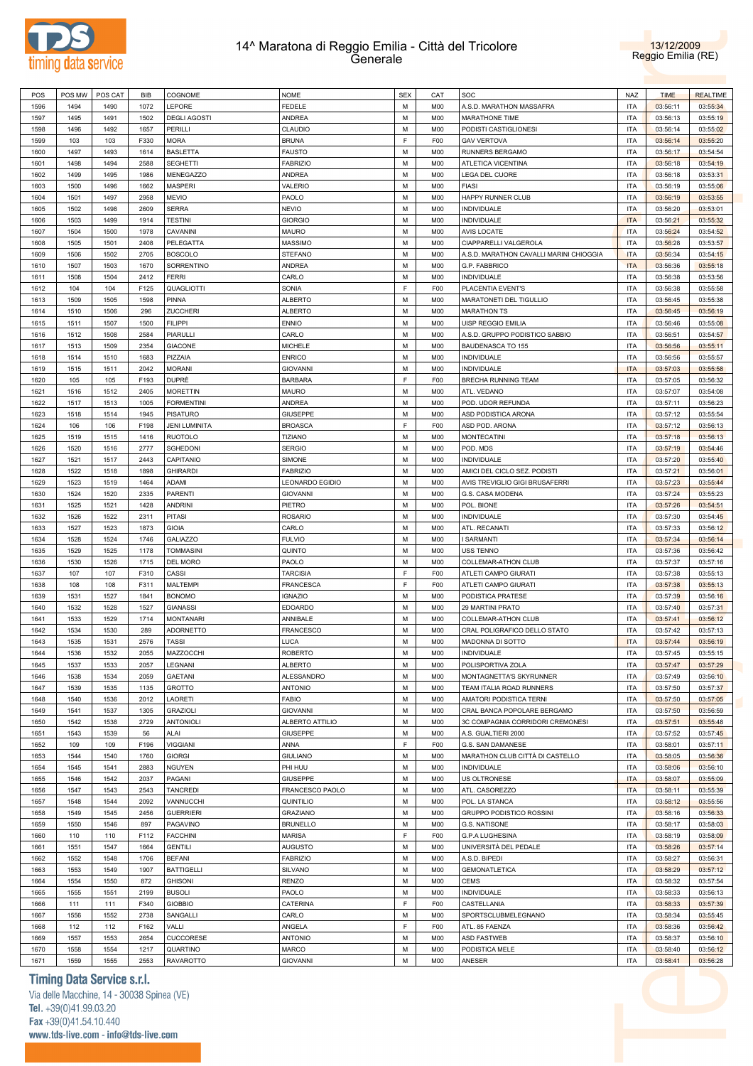# 14^ Maratona di Reggio Emilia - Città del Tricolore
## Generale

13/12/2009
Reggio Emilia (RE)

| POS | POS MW | POS CAT | BIB | COGNOME | NOME | SEX | CAT | SOC | NAZ | TIME | REALTIME |
|---|---|---|---|---|---|---|---|---|---|---|---|
| 1596 | 1494 | 1490 | 1072 | LEPORE | FEDELE | M | M00 | A.S.D. MARATHON MASSAFRA | ITA | 03:56:11 | 03:55:34 |
| 1597 | 1495 | 1491 | 1502 | DEGLI AGOSTI | ANDREA | M | M00 | MARATHONE TIME | ITA | 03:56:13 | 03:55:19 |
| 1598 | 1496 | 1492 | 1657 | PERILLI | CLAUDIO | M | M00 | PODISTI CASTIGLIONESI | ITA | 03:56:14 | 03:55:02 |
| 1599 | 103 | 103 | F330 | MORA | BRUNA | F | F00 | GAV VERTOVA | ITA | 03:56:14 | 03:55:20 |
| 1600 | 1497 | 1493 | 1614 | BASLETTA | FAUSTO | M | M00 | RUNNERS BERGAMO | ITA | 03:56:17 | 03:54:54 |
| 1601 | 1498 | 1494 | 2588 | SEGHETTI | FABRIZIO | M | M00 | ATLETICA VICENTINA | ITA | 03:56:18 | 03:54:19 |
| 1602 | 1499 | 1495 | 1986 | MENEGAZZO | ANDREA | M | M00 | LEGA DEL CUORE | ITA | 03:56:18 | 03:53:31 |
| 1603 | 1500 | 1496 | 1662 | MASPERI | VALERIO | M | M00 | FIASI | ITA | 03:56:19 | 03:55:06 |
| 1604 | 1501 | 1497 | 2958 | MEVIO | PAOLO | M | M00 | HAPPY RUNNER CLUB | ITA | 03:56:19 | 03:53:55 |
| 1605 | 1502 | 1498 | 2609 | SERRA | NEVIO | M | M00 | INDIVIDUALE | ITA | 03:56:20 | 03:53:01 |
| 1606 | 1503 | 1499 | 1914 | TESTINI | GIORGIO | M | M00 | INDIVIDUALE | ITA | 03:56:21 | 03:55:32 |
| 1607 | 1504 | 1500 | 1978 | CAVANINI | MAURO | M | M00 | AVIS LOCATE | ITA | 03:56:24 | 03:54:52 |
| 1608 | 1505 | 1501 | 2408 | PELEGATTA | MASSIMO | M | M00 | CIAPPARELLI VALGEROLA | ITA | 03:56:28 | 03:53:57 |
| 1609 | 1506 | 1502 | 2705 | BOSCOLO | STEFANO | M | M00 | A.S.D. MARATHON CAVALLI MARINI CHIOGGIA | ITA | 03:56:34 | 03:54:15 |
| 1610 | 1507 | 1503 | 1670 | SORRENTINO | ANDREA | M | M00 | G.P. FABBRICO | ITA | 03:56:36 | 03:55:18 |
| 1611 | 1508 | 1504 | 2412 | FERRI | CARLO | M | M00 | INDIVIDUALE | ITA | 03:56:38 | 03:53:56 |
| 1612 | 104 | 104 | F125 | QUAGLIOTTI | SONIA | F | F00 | PLACENTIA EVENT'S | ITA | 03:56:38 | 03:55:58 |
| 1613 | 1509 | 1505 | 1598 | PINNA | ALBERTO | M | M00 | MARATONETI DEL TIGULLIO | ITA | 03:56:45 | 03:55:38 |
| 1614 | 1510 | 1506 | 296 | ZUCCHERI | ALBERTO | M | M00 | MARATHON TS | ITA | 03:56:45 | 03:56:19 |
| 1615 | 1511 | 1507 | 1500 | FILIPPI | ENNIO | M | M00 | UISP REGGIO EMILIA | ITA | 03:56:46 | 03:55:08 |
| 1616 | 1512 | 1508 | 2584 | PIARULLI | CARLO | M | M00 | A.S.D. GRUPPO PODISTICO SABBIO | ITA | 03:56:51 | 03:54:57 |
| 1617 | 1513 | 1509 | 2354 | GIACONE | MICHELE | M | M00 | BAUDENASCA TO 155 | ITA | 03:56:56 | 03:55:11 |
| 1618 | 1514 | 1510 | 1683 | PIZZAIA | ENRICO | M | M00 | INDIVIDUALE | ITA | 03:56:56 | 03:55:57 |
| 1619 | 1515 | 1511 | 2042 | MORANI | GIOVANNI | M | M00 | INDIVIDUALE | ITA | 03:57:03 | 03:55:58 |
| 1620 | 105 | 105 | F193 | DUPRÈ | BARBARA | F | F00 | BRECHA RUNNING TEAM | ITA | 03:57:05 | 03:56:32 |
| 1621 | 1516 | 1512 | 2405 | MORETTIN | MAURO | M | M00 | ATL. VEDANO | ITA | 03:57:07 | 03:54:08 |
| 1622 | 1517 | 1513 | 1005 | FORMENTINI | ANDREA | M | M00 | POD. UDOR REFUNDA | ITA | 03:57:11 | 03:56:23 |
| 1623 | 1518 | 1514 | 1945 | PISATURO | GIUSEPPE | M | M00 | ASD PODISTICA ARONA | ITA | 03:57:12 | 03:55:54 |
| 1624 | 106 | 106 | F198 | JENI LUMINITA | BROASCA | F | F00 | ASD POD. ARONA | ITA | 03:57:12 | 03:56:13 |
| 1625 | 1519 | 1515 | 1416 | RUOTOLO | TIZIANO | M | M00 | MONTECATINI | ITA | 03:57:18 | 03:56:13 |
| 1626 | 1520 | 1516 | 2777 | SGHEDONI | SERGIO | M | M00 | POD. MDS | ITA | 03:57:19 | 03:54:46 |
| 1627 | 1521 | 1517 | 2443 | CAPITANIO | SIMONE | M | M00 | INDIVIDUALE | ITA | 03:57:20 | 03:55:40 |
| 1628 | 1522 | 1518 | 1898 | GHIRARDI | FABRIZIO | M | M00 | AMICI DEL CICLO SEZ. PODISTI | ITA | 03:57:21 | 03:56:01 |
| 1629 | 1523 | 1519 | 1464 | ADAMI | LEONARDO EGIDIO | M | M00 | AVIS TREVIGLIO GIGI BRUSAFERRI | ITA | 03:57:23 | 03:55:44 |
| 1630 | 1524 | 1520 | 2335 | PARENTI | GIOVANNI | M | M00 | G.S. CASA MODENA | ITA | 03:57:24 | 03:55:23 |
| 1631 | 1525 | 1521 | 1428 | ANDRINI | PIETRO | M | M00 | POL. BIONE | ITA | 03:57:26 | 03:54:51 |
| 1632 | 1526 | 1522 | 2311 | PITASI | ROSARIO | M | M00 | INDIVIDUALE | ITA | 03:57:30 | 03:54:45 |
| 1633 | 1527 | 1523 | 1873 | GIOIA | CARLO | M | M00 | ATL. RECANATI | ITA | 03:57:33 | 03:56:12 |
| 1634 | 1528 | 1524 | 1746 | GALIAZZO | FULVIO | M | M00 | I SARMANTI | ITA | 03:57:34 | 03:56:14 |
| 1635 | 1529 | 1525 | 1178 | TOMMASINI | QUINTO | M | M00 | USS TENNO | ITA | 03:57:36 | 03:56:42 |
| 1636 | 1530 | 1526 | 1715 | DEL MORO | PAOLO | M | M00 | COLLEMAR-ATHON CLUB | ITA | 03:57:37 | 03:57:16 |
| 1637 | 107 | 107 | F310 | CASSI | TARCISIA | F | F00 | ATLETI CAMPO GIURATI | ITA | 03:57:38 | 03:55:13 |
| 1638 | 108 | 108 | F311 | MALTEMPI | FRANCESCA | F | F00 | ATLETI CAMPO GIURATI | ITA | 03:57:38 | 03:55:13 |
| 1639 | 1531 | 1527 | 1841 | BONOMO | IGNAZIO | M | M00 | PODISTICA PRATESE | ITA | 03:57:39 | 03:56:16 |
| 1640 | 1532 | 1528 | 1527 | GIANASSI | EDOARDO | M | M00 | 29 MARTINI PRATO | ITA | 03:57:40 | 03:57:31 |
| 1641 | 1533 | 1529 | 1714 | MONTANARI | ANNIBALE | M | M00 | COLLEMAR-ATHON CLUB | ITA | 03:57:41 | 03:56:12 |
| 1642 | 1534 | 1530 | 289 | ADORNETTO | FRANCESCO | M | M00 | CRAL POLIGRAFICO DELLO STATO | ITA | 03:57:42 | 03:57:13 |
| 1643 | 1535 | 1531 | 2576 | TASSI | LUCA | M | M00 | MADONNA DI SOTTO | ITA | 03:57:44 | 03:56:19 |
| 1644 | 1536 | 1532 | 2055 | MAZZOCCHI | ROBERTO | M | M00 | INDIVIDUALE | ITA | 03:57:45 | 03:55:15 |
| 1645 | 1537 | 1533 | 2057 | LEGNANI | ALBERTO | M | M00 | POLISPORTIVA ZOLA | ITA | 03:57:47 | 03:57:29 |
| 1646 | 1538 | 1534 | 2059 | GAETANI | ALESSANDRO | M | M00 | MONTAGNETTA'S SKYRUNNER | ITA | 03:57:49 | 03:56:10 |
| 1647 | 1539 | 1535 | 1135 | GROTTO | ANTONIO | M | M00 | TEAM ITALIA ROAD RUNNERS | ITA | 03:57:50 | 03:57:37 |
| 1648 | 1540 | 1536 | 2012 | LAORETI | FABIO | M | M00 | AMATORI PODISTICA TERNI | ITA | 03:57:50 | 03:57:05 |
| 1649 | 1541 | 1537 | 1305 | GRAZIOLI | GIOVANNI | M | M00 | CRAL BANCA POPOLARE BERGAMO | ITA | 03:57:50 | 03:56:59 |
| 1650 | 1542 | 1538 | 2729 | ANTONIOLI | ALBERTO ATTILIO | M | M00 | 3C COMPAGNIA CORRIDORI CREMONESI | ITA | 03:57:51 | 03:55:48 |
| 1651 | 1543 | 1539 | 56 | ALAI | GIUSEPPE | M | M00 | A.S. GUALTIERI 2000 | ITA | 03:57:52 | 03:57:45 |
| 1652 | 109 | 109 | F196 | VIGGIANI | ANNA | F | F00 | G.S. SAN DAMANESE | ITA | 03:58:01 | 03:57:11 |
| 1653 | 1544 | 1540 | 1760 | GIORGI | GIULIANO | M | M00 | MARATHON CLUB CITTÀ DI CASTELLO | ITA | 03:58:05 | 03:56:36 |
| 1654 | 1545 | 1541 | 2883 | NGUYEN | PHI HUU | M | M00 | INDIVIDUALE | ITA | 03:58:06 | 03:56:10 |
| 1655 | 1546 | 1542 | 2037 | PAGANI | GIUSEPPE | M | M00 | US OLTRONESE | ITA | 03:58:07 | 03:55:09 |
| 1656 | 1547 | 1543 | 2543 | TANCREDI | FRANCESCO PAOLO | M | M00 | ATL. CASOREZZO | ITA | 03:58:11 | 03:55:39 |
| 1657 | 1548 | 1544 | 2092 | VANNUCCHI | QUINTILIO | M | M00 | POL. LA STANCA | ITA | 03:58:12 | 03:55:56 |
| 1658 | 1549 | 1545 | 2456 | GUERRIERI | GRAZIANO | M | M00 | GRUPPO PODISTICO ROSSINI | ITA | 03:58:16 | 03:56:33 |
| 1659 | 1550 | 1546 | 897 | PAGAVINO | BRUNELLO | M | M00 | G.S. NATISONE | ITA | 03:58:17 | 03:58:03 |
| 1660 | 110 | 110 | F112 | FACCHINI | MARISA | F | F00 | G.P.A LUGHESINA | ITA | 03:58:19 | 03:58:09 |
| 1661 | 1551 | 1547 | 1664 | GENTILI | AUGUSTO | M | M00 | UNIVERSITÀ DEL PEDALE | ITA | 03:58:26 | 03:57:14 |
| 1662 | 1552 | 1548 | 1706 | BEFANI | FABRIZIO | M | M00 | A.S.D. BIPEDI | ITA | 03:58:27 | 03:56:31 |
| 1663 | 1553 | 1549 | 1907 | BATTIGELLI | SILVANO | M | M00 | GEMONATLETICA | ITA | 03:58:29 | 03:57:12 |
| 1664 | 1554 | 1550 | 872 | GHISONI | RENZO | M | M00 | CEMS | ITA | 03:58:32 | 03:57:54 |
| 1665 | 1555 | 1551 | 2199 | BUSOLI | PAOLO | M | M00 | INDIVIDUALE | ITA | 03:58:33 | 03:56:13 |
| 1666 | 111 | 111 | F340 | GIOBBIO | CATERINA | F | F00 | CASTELLANIA | ITA | 03:58:33 | 03:57:39 |
| 1667 | 1556 | 1552 | 2738 | SANGALLI | CARLO | M | M00 | SPORTSCLUBMELEGNANO | ITA | 03:58:34 | 03:55:45 |
| 1668 | 112 | 112 | F162 | VALLI | ANGELA | F | F00 | ATL. 85 FAENZA | ITA | 03:58:36 | 03:56:42 |
| 1669 | 1557 | 1553 | 2654 | CUCCORESE | ANTONIO | M | M00 | ASD FASTWEB | ITA | 03:58:37 | 03:56:10 |
| 1670 | 1558 | 1554 | 1217 | QUARTINO | MARCO | M | M00 | PODISTICA MELE | ITA | 03:58:40 | 03:56:12 |
| 1671 | 1559 | 1555 | 2553 | RAVAROTTO | GIOVANNI | M | M00 | ANESER | ITA | 03:58:41 | 03:56:28 |

**Timing Data Service s.r.l.**
Via delle Macchine, 14 - 30038 Spinea (VE)
Tel. +39(0)41.99.03.20
Fax +39(0)41.54.10.440
www.tds-live.com - info@tds-live.com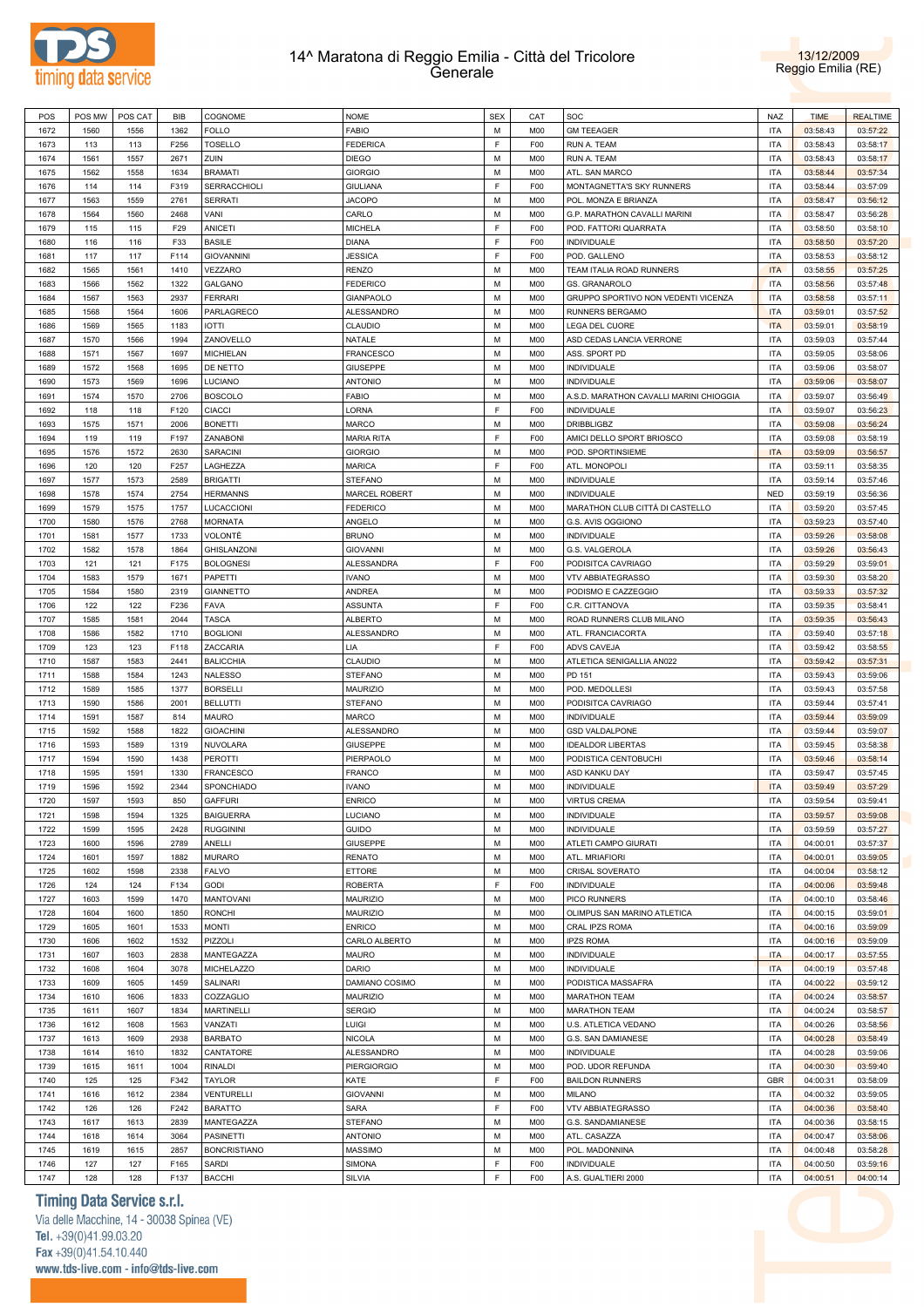# 14^ Maratona di Reggio Emilia - Città del Tricolore
## Generale

13/12/2009
Reggio Emilia (RE)

| POS | POS MW | POS CAT | BIB | COGNOME | NOME | SEX | CAT | SOC | NAZ | TIME | REALTIME |
|---|---|---|---|---|---|---|---|---|---|---|---|
| 1672 | 1560 | 1556 | 1362 | FOLLO | FABIO | M | M00 | GM TEEAGER | ITA | 03:58:43 | 03:57:22 |
| 1673 | 113 | 113 | F256 | TOSELLO | FEDERICA | F | F00 | RUN A. TEAM | ITA | 03:58:43 | 03:58:17 |
| 1674 | 1561 | 1557 | 2671 | ZUIN | DIEGO | M | M00 | RUN A. TEAM | ITA | 03:58:43 | 03:58:17 |
| 1675 | 1562 | 1558 | 1634 | BRAMATI | GIORGIO | M | M00 | ATL. SAN MARCO | ITA | 03:58:44 | 03:57:34 |
| 1676 | 114 | 114 | F319 | SERRACCHIOLI | GIULIANA | F | F00 | MONTAGNETTA'S SKY RUNNERS | ITA | 03:58:44 | 03:57:09 |
| 1677 | 1563 | 1559 | 2761 | SERRATI | JACOPO | M | M00 | POL. MONZA E BRIANZA | ITA | 03:58:47 | 03:56:12 |
| 1678 | 1564 | 1560 | 2468 | VANI | CARLO | M | M00 | G.P. MARATHON CAVALLI MARINI | ITA | 03:58:47 | 03:56:28 |
| 1679 | 115 | 115 | F29 | ANICETI | MICHELA | F | F00 | POD. FATTORI QUARRATA | ITA | 03:58:50 | 03:58:10 |
| 1680 | 116 | 116 | F33 | BASILE | DIANA | F | F00 | INDIVIDUALE | ITA | 03:58:50 | 03:57:20 |
| 1681 | 117 | 117 | F114 | GIOVANNINI | JESSICA | F | F00 | POD. GALLENO | ITA | 03:58:53 | 03:58:12 |
| 1682 | 1565 | 1561 | 1410 | VEZZARO | RENZO | M | M00 | TEAM ITALIA ROAD RUNNERS | ITA | 03:58:55 | 03:57:25 |
| 1683 | 1566 | 1562 | 1322 | GALGANO | FEDERICO | M | M00 | GS. GRANAROLO | ITA | 03:58:56 | 03:57:48 |
| 1684 | 1567 | 1563 | 2937 | FERRARI | GIANPAOLO | M | M00 | GRUPPO SPORTIVO NON VEDENTI VICENZA | ITA | 03:58:58 | 03:57:11 |
| 1685 | 1568 | 1564 | 1606 | PARLAGRECO | ALESSANDRO | M | M00 | RUNNERS BERGAMO | ITA | 03:59:01 | 03:57:52 |
| 1686 | 1569 | 1565 | 1183 | IOTTI | CLAUDIO | M | M00 | LEGA DEL CUORE | ITA | 03:59:01 | 03:58:19 |
| 1687 | 1570 | 1566 | 1994 | ZANOVELLO | NATALE | M | M00 | ASD CEDAS LANCIA VERRONE | ITA | 03:59:03 | 03:57:44 |
| 1688 | 1571 | 1567 | 1697 | MICHIELAN | FRANCESCO | M | M00 | ASS. SPORT PD | ITA | 03:59:05 | 03:58:06 |
| 1689 | 1572 | 1568 | 1695 | DE NETTO | GIUSEPPE | M | M00 | INDIVIDUALE | ITA | 03:59:06 | 03:58:07 |
| 1690 | 1573 | 1569 | 1696 | LUCIANO | ANTONIO | M | M00 | INDIVIDUALE | ITA | 03:59:06 | 03:58:07 |
| 1691 | 1574 | 1570 | 2706 | BOSCOLO | FABIO | M | M00 | A.S.D. MARATHON CAVALLI MARINI CHIOGGIA | ITA | 03:59:07 | 03:56:49 |
| 1692 | 118 | 118 | F120 | CIACCI | LORNA | F | F00 | INDIVIDUALE | ITA | 03:59:07 | 03:56:23 |
| 1693 | 1575 | 1571 | 2006 | BONETTI | MARCO | M | M00 | DRIBBLIGBZ | ITA | 03:59:08 | 03:56:24 |
| 1694 | 119 | 119 | F197 | ZANABONI | MARIA RITA | F | F00 | AMICI DELLO SPORT BRIOSCO | ITA | 03:59:08 | 03:58:19 |
| 1695 | 1576 | 1572 | 2630 | SARACINI | GIORGIO | M | M00 | POD. SPORTINSIEME | ITA | 03:59:09 | 03:56:57 |
| 1696 | 120 | 120 | F257 | LAGHEZZA | MARICA | F | F00 | ATL. MONOPOLI | ITA | 03:59:11 | 03:58:35 |
| 1697 | 1577 | 1573 | 2589 | BRIGATTI | STEFANO | M | M00 | INDIVIDUALE | ITA | 03:59:14 | 03:57:46 |
| 1698 | 1578 | 1574 | 2754 | HERMANNS | MARCEL ROBERT | M | M00 | INDIVIDUALE | NED | 03:59:19 | 03:56:36 |
| 1699 | 1579 | 1575 | 1757 | LUCACCIONI | FEDERICO | M | M00 | MARATHON CLUB CITTÀ DI CASTELLO | ITA | 03:59:20 | 03:57:45 |
| 1700 | 1580 | 1576 | 2768 | MORNATA | ANGELO | M | M00 | G.S. AVIS OGGIONO | ITA | 03:59:23 | 03:57:40 |
| 1701 | 1581 | 1577 | 1733 | VOLONTÈ | BRUNO | M | M00 | INDIVIDUALE | ITA | 03:59:26 | 03:58:08 |
| 1702 | 1582 | 1578 | 1864 | GHISLANZONI | GIOVANNI | M | M00 | G.S. VALGEROLA | ITA | 03:59:26 | 03:56:43 |
| 1703 | 121 | 121 | F175 | BOLOGNESI | ALESSANDRA | F | F00 | PODISTICA CAVRIAGO | ITA | 03:59:29 | 03:59:01 |
| 1704 | 1583 | 1579 | 1671 | PAPETTI | IVANO | M | M00 | VTV ABBIATEGRASSO | ITA | 03:59:30 | 03:58:20 |
| 1705 | 1584 | 1580 | 2319 | GIANNETTO | ANDREA | M | M00 | PODISMO E CAZZEGGIO | ITA | 03:59:33 | 03:57:32 |
| 1706 | 122 | 122 | F236 | FAVA | ASSUNTA | F | F00 | C.R. CITTANOVA | ITA | 03:59:35 | 03:58:41 |
| 1707 | 1585 | 1581 | 2044 | TASCA | ALBERTO | M | M00 | ROAD RUNNERS CLUB MILANO | ITA | 03:59:35 | 03:56:43 |
| 1708 | 1586 | 1582 | 1710 | BOGLIONI | ALESSANDRO | M | M00 | ATL. FRANCIACORTA | ITA | 03:59:40 | 03:57:18 |
| 1709 | 123 | 123 | F118 | ZACCARIA | LIA | F | F00 | ADVS CAVEJA | ITA | 03:59:42 | 03:58:55 |
| 1710 | 1587 | 1583 | 2441 | BALICCHIA | CLAUDIO | M | M00 | ATLETICA SENIGALLIA AN022 | ITA | 03:59:42 | 03:57:31 |
| 1711 | 1588 | 1584 | 1243 | NALESSO | STEFANO | M | M00 | PD 151 | ITA | 03:59:43 | 03:59:06 |
| 1712 | 1589 | 1585 | 1377 | BORSELLI | MAURIZIO | M | M00 | POD. MEDOLLESI | ITA | 03:59:43 | 03:57:58 |
| 1713 | 1590 | 1586 | 2001 | BELLUTTI | STEFANO | M | M00 | PODISTICA CAVRIAGO | ITA | 03:59:44 | 03:57:41 |
| 1714 | 1591 | 1587 | 814 | MAURO | MARCO | M | M00 | INDIVIDUALE | ITA | 03:59:44 | 03:59:09 |
| 1715 | 1592 | 1588 | 1822 | GIOACHINI | ALESSANDRO | M | M00 | GSD VALDALPONE | ITA | 03:59:44 | 03:59:07 |
| 1716 | 1593 | 1589 | 1319 | NUVOLARA | GIUSEPPE | M | M00 | IDEALDOR LIBERTAS | ITA | 03:59:45 | 03:58:38 |
| 1717 | 1594 | 1590 | 1438 | PEROTTI | PIERPAOLO | M | M00 | PODISTICA CENTOBUCHI | ITA | 03:59:46 | 03:58:14 |
| 1718 | 1595 | 1591 | 1330 | FRANCESCO | FRANCO | M | M00 | ASD KANKU DAY | ITA | 03:59:47 | 03:57:45 |
| 1719 | 1596 | 1592 | 2344 | SPONCHIADO | IVANO | M | M00 | INDIVIDUALE | ITA | 03:59:49 | 03:57:29 |
| 1720 | 1597 | 1593 | 850 | GAFFURI | ENRICO | M | M00 | VIRTUS CREMA | ITA | 03:59:54 | 03:59:41 |
| 1721 | 1598 | 1594 | 1325 | BAIGUERRA | LUCIANO | M | M00 | INDIVIDUALE | ITA | 03:59:57 | 03:59:08 |
| 1722 | 1599 | 1595 | 2428 | RUGGININI | GUIDO | M | M00 | INDIVIDUALE | ITA | 03:59:59 | 03:57:27 |
| 1723 | 1600 | 1596 | 2789 | ANELLI | GIUSEPPE | M | M00 | ATLETI CAMPO GIURATI | ITA | 04:00:01 | 03:57:37 |
| 1724 | 1601 | 1597 | 1882 | MURARO | RENATO | M | M00 | ATL. MRIAFIORI | ITA | 04:00:01 | 03:59:05 |
| 1725 | 1602 | 1598 | 2338 | FALVO | ETTORE | M | M00 | CRISAL SOVERATO | ITA | 04:00:04 | 03:58:12 |
| 1726 | 124 | 124 | F134 | GODI | ROBERTA | F | F00 | INDIVIDUALE | ITA | 04:00:06 | 03:59:48 |
| 1727 | 1603 | 1599 | 1470 | MANTOVANI | MAURIZIO | M | M00 | PICO RUNNERS | ITA | 04:00:10 | 03:58:46 |
| 1728 | 1604 | 1600 | 1850 | RONCHI | MAURIZIO | M | M00 | OLIMPUS SAN MARINO ATLETICA | ITA | 04:00:15 | 03:59:01 |
| 1729 | 1605 | 1601 | 1533 | MONTI | ENRICO | M | M00 | CRAL IPZS ROMA | ITA | 04:00:16 | 03:59:09 |
| 1730 | 1606 | 1602 | 1532 | PIZZOLI | CARLO ALBERTO | M | M00 | IPZS ROMA | ITA | 04:00:16 | 03:59:09 |
| 1731 | 1607 | 1603 | 2838 | MANTEGAZZA | MAURO | M | M00 | INDIVIDUALE | ITA | 04:00:17 | 03:57:55 |
| 1732 | 1608 | 1604 | 3078 | MICHELAZZO | DARIO | M | M00 | INDIVIDUALE | ITA | 04:00:19 | 03:57:48 |
| 1733 | 1609 | 1605 | 1459 | SALINARI | DAMIANO COSIMO | M | M00 | PODISTICA MASSAFRA | ITA | 04:00:22 | 03:59:12 |
| 1734 | 1610 | 1606 | 1833 | COZZAGLIO | MAURIZIO | M | M00 | MARATHON TEAM | ITA | 04:00:24 | 03:58:57 |
| 1735 | 1611 | 1607 | 1834 | MARTINELLI | SERGIO | M | M00 | MARATHON TEAM | ITA | 04:00:24 | 03:58:57 |
| 1736 | 1612 | 1608 | 1563 | VANZATI | LUIGI | M | M00 | U.S. ATLETICA VEDANO | ITA | 04:00:26 | 03:58:56 |
| 1737 | 1613 | 1609 | 2938 | BARBATO | NICOLA | M | M00 | G.S. SAN DAMIANESE | ITA | 04:00:28 | 03:58:49 |
| 1738 | 1614 | 1610 | 1832 | CANTATORE | ALESSANDRO | M | M00 | INDIVIDUALE | ITA | 04:00:28 | 03:59:06 |
| 1739 | 1615 | 1611 | 1004 | RINALDI | PIERGIORGIO | M | M00 | POD. UDOR REFUNDA | ITA | 04:00:30 | 03:59:40 |
| 1740 | 125 | 125 | F342 | TAYLOR | KATE | F | F00 | BAILDON RUNNERS | GBR | 04:00:31 | 03:58:09 |
| 1741 | 1616 | 1612 | 2384 | VENTURELLI | GIOVANNI | M | M00 | MILANO | ITA | 04:00:32 | 03:59:05 |
| 1742 | 126 | 126 | F242 | BARATTO | SARA | F | F00 | VTV ABBIATEGRASSO | ITA | 04:00:36 | 03:58:40 |
| 1743 | 1617 | 1613 | 2839 | MANTEGAZZA | STEFANO | M | M00 | G.S. SANDAMIANESE | ITA | 04:00:36 | 03:58:15 |
| 1744 | 1618 | 1614 | 3064 | PASINETTI | ANTONIO | M | M00 | ATL. CASAZZA | ITA | 04:00:47 | 03:58:06 |
| 1745 | 1619 | 1615 | 2857 | BONCRISTIANO | MASSIMO | M | M00 | POL. MADONNINA | ITA | 04:00:48 | 03:58:28 |
| 1746 | 127 | 127 | F165 | SARDI | SIMONA | F | F00 | INDIVIDUALE | ITA | 04:00:50 | 03:59:16 |
| 1747 | 128 | 128 | F137 | BACCHI | SILVIA | F | F00 | A.S. GUALTIERI 2000 | ITA | 04:00:51 | 04:00:14 |

**Timing Data Service s.r.l.**
Via delle Macchine, 14 - 30038 Spinea (VE)
Tel. +39(0)41.99.03.20
Fax +39(0)41.54.10.440
www.tds-live.com - info@tds-live.com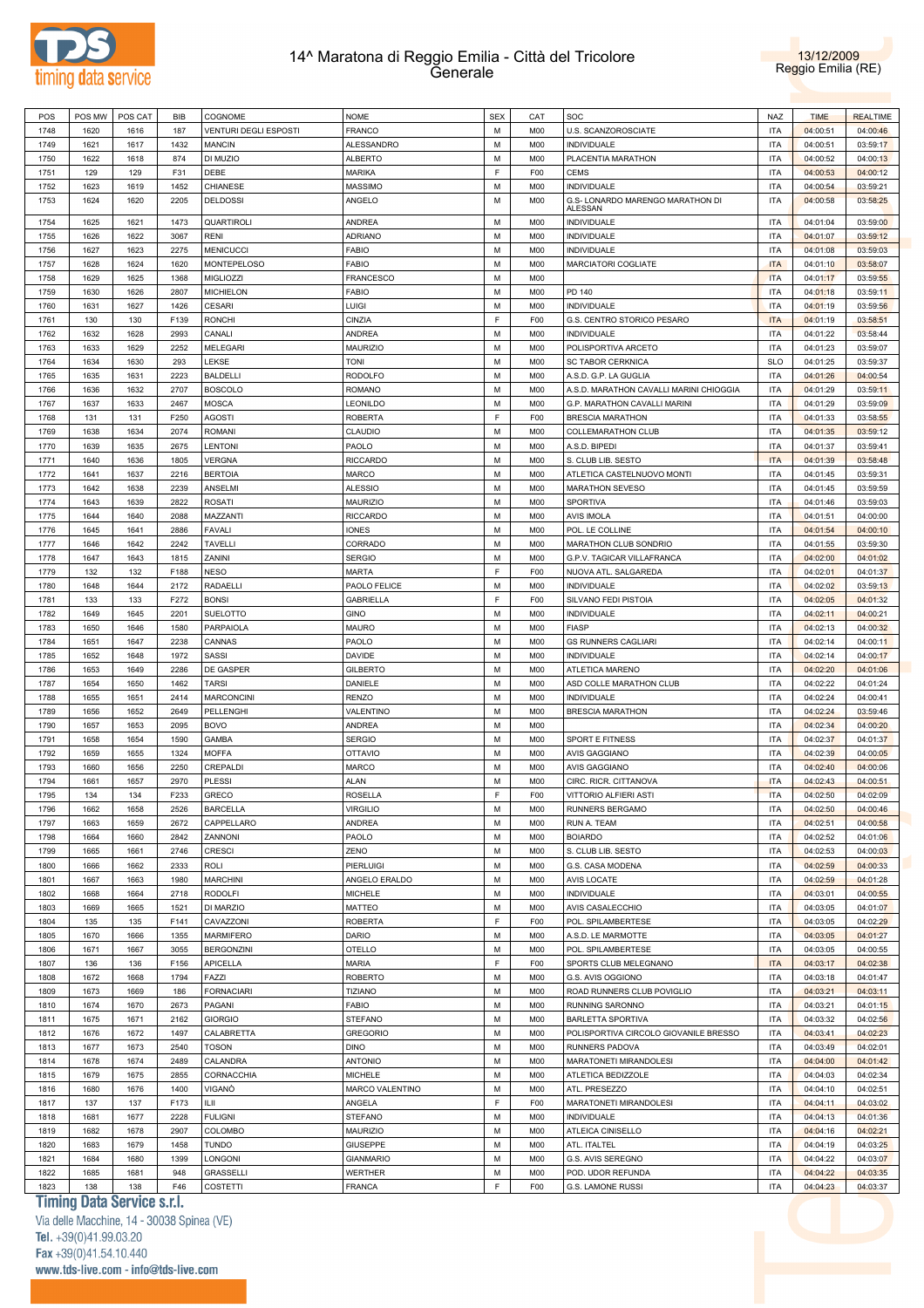# 14^ Maratona di Reggio Emilia - Città del Tricolore
## Generale

13/12/2009
Reggio Emilia (RE)

| POS | POS MW | POS CAT | BIB | COGNOME | NOME | SEX | CAT | SOC | NAZ | TIME | REALTIME |
|---|---|---|---|---|---|---|---|---|---|---|---|
| 1748 | 1620 | 1616 | 187 | VENTURI DEGLI ESPOSTI | FRANCO | M | M00 | U.S. SCANZOROSCIATE | ITA | 04:00:51 | 04:00:46 |
| 1749 | 1621 | 1617 | 1432 | MANCIN | ALESSANDRO | M | M00 | INDIVIDUALE | ITA | 04:00:51 | 03:59:17 |
| 1750 | 1622 | 1618 | 874 | DI MUZIO | ALBERTO | M | M00 | PLACENTIA MARATHON | ITA | 04:00:52 | 04:00:13 |
| 1751 | 129 | 129 | F31 | DEBE | MARIKA | F | F00 | CEMS | ITA | 04:00:53 | 04:00:12 |
| 1752 | 1623 | 1619 | 1452 | CHIANESE | MASSIMO | M | M00 | INDIVIDUALE | ITA | 04:00:54 | 03:59:21 |
| 1753 | 1624 | 1620 | 2205 | DELDOSSI | ANGELO | M | M00 | G.S- LONARDO MARENGO MARATHON DI ALESSAN | ITA | 04:00:58 | 03:58:25 |
| 1754 | 1625 | 1621 | 1473 | QUARTIROLI | ANDREA | M | M00 | INDIVIDUALE | ITA | 04:01:04 | 03:59:00 |
| 1755 | 1626 | 1622 | 3067 | RENI | ADRIANO | M | M00 | INDIVIDUALE | ITA | 04:01:07 | 03:59:12 |
| 1756 | 1627 | 1623 | 2275 | MENICUCCI | FABIO | M | M00 | INDIVIDUALE | ITA | 04:01:08 | 03:59:03 |
| 1757 | 1628 | 1624 | 1620 | MONTEPELOSO | FABIO | M | M00 | MARCIATORI COGLIATE | ITA | 04:01:10 | 03:58:07 |
| 1758 | 1629 | 1625 | 1368 | MIGLIOZZI | FRANCESCO | M | M00 | | ITA | 04:01:17 | 03:59:55 |
| 1759 | 1630 | 1626 | 2807 | MICHIELON | FABIO | M | M00 | PD 140 | ITA | 04:01:18 | 03:59:11 |
| 1760 | 1631 | 1627 | 1426 | CESARI | LUIGI | M | M00 | INDIVIDUALE | ITA | 04:01:19 | 03:59:56 |
| 1761 | 130 | 130 | F139 | RONCHI | CINZIA | F | F00 | G.S. CENTRO STORICO PESARO | ITA | 04:01:19 | 03:58:51 |
| 1762 | 1632 | 1628 | 2993 | CANALI | ANDREA | M | M00 | INDIVIDUALE | ITA | 04:01:22 | 03:58:44 |
| 1763 | 1633 | 1629 | 2252 | MELEGARI | MAURIZIO | M | M00 | POLISPORTIVA ARCETO | ITA | 04:01:23 | 03:59:07 |
| 1764 | 1634 | 1630 | 293 | LEKSE | TONI | M | M00 | SC TABOR CERKNICA | SLO | 04:01:25 | 03:59:37 |
| 1765 | 1635 | 1631 | 2223 | BALDELLI | RODOLFO | M | M00 | A.S.D. G.P. LA GUGLIA | ITA | 04:01:26 | 04:00:54 |
| 1766 | 1636 | 1632 | 2707 | BOSCOLO | ROMANO | M | M00 | A.S.D. MARATHON CAVALLI MARINI CHIOGGIA | ITA | 04:01:29 | 03:59:11 |
| 1767 | 1637 | 1633 | 2467 | MOSCA | LEONILDO | M | M00 | G.P. MARATHON CAVALLI MARINI | ITA | 04:01:29 | 03:59:09 |
| 1768 | 131 | 131 | F250 | AGOSTI | ROBERTA | F | F00 | BRESCIA MARATHON | ITA | 04:01:33 | 03:58:55 |
| 1769 | 1638 | 1634 | 2074 | ROMANI | CLAUDIO | M | M00 | COLLEMARATHON CLUB | ITA | 04:01:35 | 03:59:12 |
| 1770 | 1639 | 1635 | 2675 | LENTONI | PAOLO | M | M00 | A.S.D. BIPEDI | ITA | 04:01:37 | 03:59:41 |
| 1771 | 1640 | 1636 | 1805 | VERGNA | RICCARDO | M | M00 | S. CLUB LIB. SESTO | ITA | 04:01:39 | 03:58:48 |
| 1772 | 1641 | 1637 | 2216 | BERTOIA | MARCO | M | M00 | ATLETICA CASTELNUOVO MONTI | ITA | 04:01:45 | 03:59:31 |
| 1773 | 1642 | 1638 | 2239 | ANSELMI | ALESSIO | M | M00 | MARATHON SEVESO | ITA | 04:01:45 | 03:59:59 |
| 1774 | 1643 | 1639 | 2822 | ROSATI | MAURIZIO | M | M00 | SPORTIVA | ITA | 04:01:46 | 03:59:03 |
| 1775 | 1644 | 1640 | 2088 | MAZZANTI | RICCARDO | M | M00 | AVIS IMOLA | ITA | 04:01:51 | 04:00:00 |
| 1776 | 1645 | 1641 | 2886 | FAVALI | IONES | M | M00 | POL. LE COLLINE | ITA | 04:01:54 | 04:00:10 |
| 1777 | 1646 | 1642 | 2242 | TAVELLI | CORRADO | M | M00 | MARATHON CLUB SONDRIO | ITA | 04:01:55 | 03:59:30 |
| 1778 | 1647 | 1643 | 1815 | ZANINI | SERGIO | M | M00 | G.P.V. TAGICAR VILLAFRANCA | ITA | 04:02:00 | 04:01:02 |
| 1779 | 132 | 132 | F188 | NESO | MARTA | F | F00 | NUOVA ATL. SALGAREDA | ITA | 04:02:01 | 04:01:37 |
| 1780 | 1648 | 1644 | 2172 | RADAELLI | PAOLO FELICE | M | M00 | INDIVIDUALE | ITA | 04:02:02 | 03:59:13 |
| 1781 | 133 | 133 | F272 | BONSI | GABRIELLA | F | F00 | SILVANO FEDI PISTOIA | ITA | 04:02:05 | 04:01:32 |
| 1782 | 1649 | 1645 | 2201 | SUELOTTO | GINO | M | M00 | INDIVIDUALE | ITA | 04:02:11 | 04:00:21 |
| 1783 | 1650 | 1646 | 1580 | PARPAIOLA | MAURO | M | M00 | FIASP | ITA | 04:02:13 | 04:00:32 |
| 1784 | 1651 | 1647 | 2238 | CANNAS | PAOLO | M | M00 | GS RUNNERS CAGLIARI | ITA | 04:02:14 | 04:00:11 |
| 1785 | 1652 | 1648 | 1972 | SASSI | DAVIDE | M | M00 | INDIVIDUALE | ITA | 04:02:14 | 04:00:17 |
| 1786 | 1653 | 1649 | 2286 | DE GASPER | GILBERTO | M | M00 | ATLETICA MARENO | ITA | 04:02:20 | 04:01:06 |
| 1787 | 1654 | 1650 | 1462 | TARSI | DANIELE | M | M00 | ASD COLLE MARATHON CLUB | ITA | 04:02:22 | 04:01:24 |
| 1788 | 1655 | 1651 | 2414 | MARCONCINI | RENZO | M | M00 | INDIVIDUALE | ITA | 04:02:24 | 04:00:41 |
| 1789 | 1656 | 1652 | 2649 | PELLENGHI | VALENTINO | M | M00 | BRESCIA MARATHON | ITA | 04:02:24 | 03:59:46 |
| 1790 | 1657 | 1653 | 2095 | BOVO | ANDREA | M | M00 | | ITA | 04:02:34 | 04:00:20 |
| 1791 | 1658 | 1654 | 1590 | GAMBA | SERGIO | M | M00 | SPORT E FITNESS | ITA | 04:02:37 | 04:01:37 |
| 1792 | 1659 | 1655 | 1324 | MOFFA | OTTAVIO | M | M00 | AVIS GAGGIANO | ITA | 04:02:39 | 04:00:05 |
| 1793 | 1660 | 1656 | 2250 | CREPALDI | MARCO | M | M00 | AVIS GAGGIANO | ITA | 04:02:40 | 04:00:06 |
| 1794 | 1661 | 1657 | 2970 | PLESSI | ALAN | M | M00 | CIRC. RICR. CITTANOVA | ITA | 04:02:43 | 04:00:51 |
| 1795 | 134 | 134 | F233 | GRECO | ROSELLA | F | F00 | VITTORIO ALFIERI ASTI | ITA | 04:02:50 | 04:02:09 |
| 1796 | 1662 | 1658 | 2526 | BARCELLA | VIRGILIO | M | M00 | RUNNERS BERGAMO | ITA | 04:02:50 | 04:00:46 |
| 1797 | 1663 | 1659 | 2672 | CAPPELLARO | ANDREA | M | M00 | RUN A. TEAM | ITA | 04:02:51 | 04:00:58 |
| 1798 | 1664 | 1660 | 2842 | ZANNONI | PAOLO | M | M00 | BOIARDO | ITA | 04:02:52 | 04:01:06 |
| 1799 | 1665 | 1661 | 2746 | CRESCI | ZENO | M | M00 | S. CLUB LIB. SESTO | ITA | 04:02:53 | 04:00:03 |
| 1800 | 1666 | 1662 | 2333 | ROLI | PIERLUIGI | M | M00 | G.S. CASA MODENA | ITA | 04:02:59 | 04:00:33 |
| 1801 | 1667 | 1663 | 1980 | MARCHINI | ANGELO ERALDO | M | M00 | AVIS LOCATE | ITA | 04:02:59 | 04:01:28 |
| 1802 | 1668 | 1664 | 2718 | RODOLFI | MICHELE | M | M00 | INDIVIDUALE | ITA | 04:03:01 | 04:00:55 |
| 1803 | 1669 | 1665 | 1521 | DI MARZIO | MATTEO | M | M00 | AVIS CASALECCHIO | ITA | 04:03:05 | 04:01:07 |
| 1804 | 135 | 135 | F141 | CAVAZZONI | ROBERTA | F | F00 | POL. SPILAMBERTESE | ITA | 04:03:05 | 04:02:29 |
| 1805 | 1670 | 1666 | 1355 | MARMIFERO | DARIO | M | M00 | A.S.D. LE MARMOTTE | ITA | 04:03:05 | 04:01:27 |
| 1806 | 1671 | 1667 | 3055 | BERGONZINI | OTELLO | M | M00 | POL. SPILAMBERTESE | ITA | 04:03:05 | 04:00:55 |
| 1807 | 136 | 136 | F156 | APICELLA | MARIA | F | F00 | SPORTS CLUB MELEGNANO | ITA | 04:03:17 | 04:02:38 |
| 1808 | 1672 | 1668 | 1794 | FAZZI | ROBERTO | M | M00 | G.S. AVIS OGGIONO | ITA | 04:03:18 | 04:01:47 |
| 1809 | 1673 | 1669 | 186 | FORNACIARI | TIZIANO | M | M00 | ROAD RUNNERS CLUB POVIGLIO | ITA | 04:03:21 | 04:03:11 |
| 1810 | 1674 | 1670 | 2673 | PAGANI | FABIO | M | M00 | RUNNING SARONNO | ITA | 04:03:21 | 04:01:15 |
| 1811 | 1675 | 1671 | 2162 | GIORGIO | STEFANO | M | M00 | BARLETTA SPORTIVA | ITA | 04:03:32 | 04:02:56 |
| 1812 | 1676 | 1672 | 1497 | CALABRETTA | GREGORIO | M | M00 | POLISPORTIVA CIRCOLO GIOVANILE BRESSO | ITA | 04:03:41 | 04:02:23 |
| 1813 | 1677 | 1673 | 2540 | TOSON | DINO | M | M00 | RUNNERS PADOVA | ITA | 04:03:49 | 04:02:01 |
| 1814 | 1678 | 1674 | 2489 | CALANDRA | ANTONIO | M | M00 | MARATONETI MIRANDOLESI | ITA | 04:04:00 | 04:01:42 |
| 1815 | 1679 | 1675 | 2855 | CORNACCHIA | MICHELE | M | M00 | ATLETICA BEDIZZOLE | ITA | 04:04:03 | 04:02:34 |
| 1816 | 1680 | 1676 | 1400 | VIGANÒ | MARCO VALENTINO | M | M00 | ATL. PRESEZZO | ITA | 04:04:10 | 04:02:51 |
| 1817 | 137 | 137 | F173 | ILII | ANGELA | F | F00 | MARATONETI MIRANDOLESI | ITA | 04:04:11 | 04:03:02 |
| 1818 | 1681 | 1677 | 2228 | FULIGNI | STEFANO | M | M00 | INDIVIDUALE | ITA | 04:04:13 | 04:01:36 |
| 1819 | 1682 | 1678 | 2907 | COLOMBO | MAURIZIO | M | M00 | ATLEICA CINISELLO | ITA | 04:04:16 | 04:02:21 |
| 1820 | 1683 | 1679 | 1458 | TUNDO | GIUSEPPE | M | M00 | ATL. ITALTEL | ITA | 04:04:19 | 04:03:25 |
| 1821 | 1684 | 1680 | 1399 | LONGONI | GIANMARIO | M | M00 | G.S. AVIS SEREGNO | ITA | 04:04:22 | 04:03:07 |
| 1822 | 1685 | 1681 | 948 | GRASSELLI | WERTHER | M | M00 | POD. UDOR REFUNDA | ITA | 04:04:22 | 04:03:35 |
| 1823 | 138 | 138 | F46 | COSTETTI | FRANCA | F | F00 | G.S. LAMONE RUSSI | ITA | 04:04:23 | 04:03:37 |

**Timing Data Service s.r.l.**
Via delle Macchine, 14 - 30038 Spinea (VE)
Tel. +39(0)41.99.03.20
Fax +39(0)41.54.10.440
www.tds-live.com - info@tds-live.com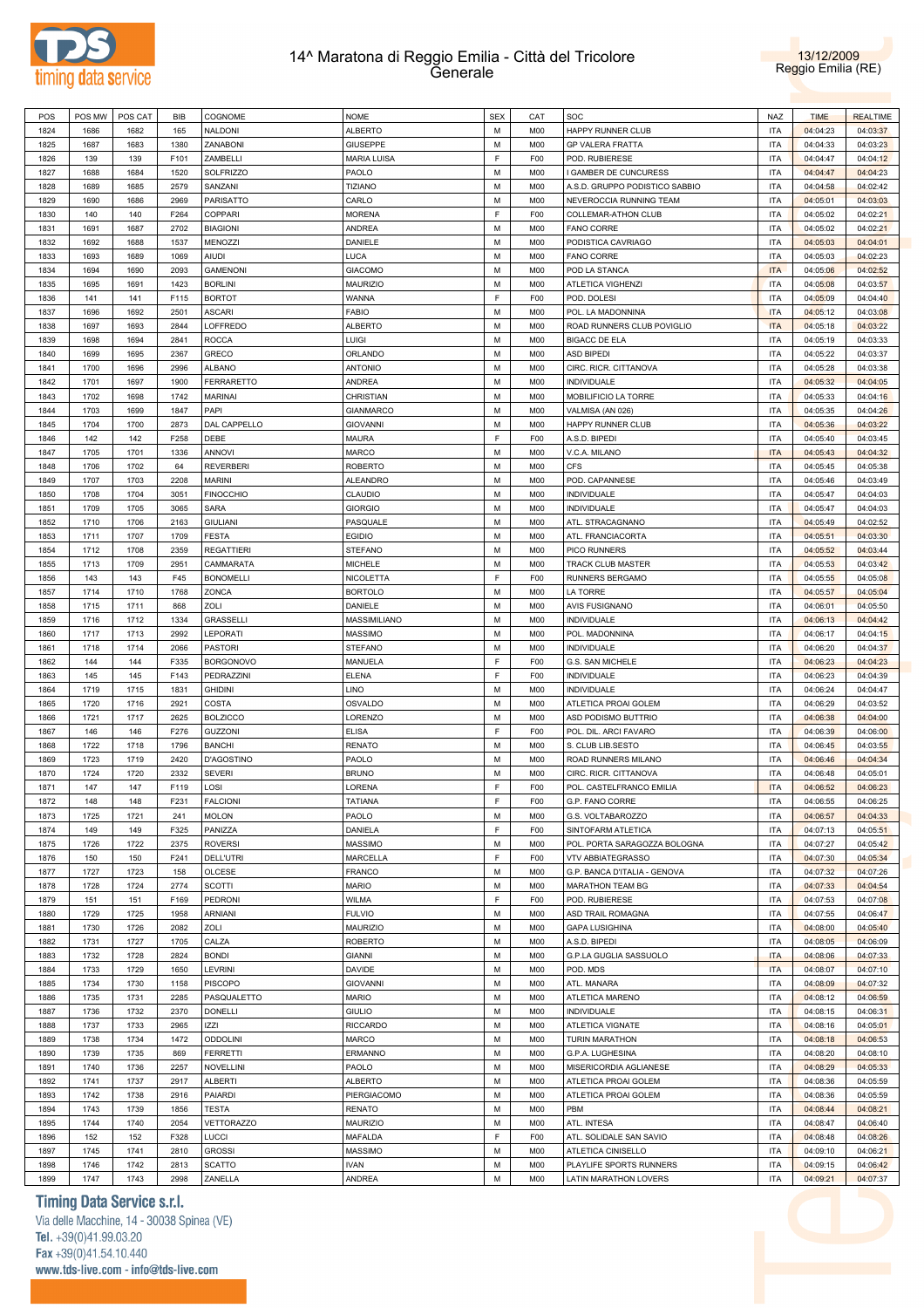# 14^ Maratona di Reggio Emilia - Città del Tricolore
## Generale

13/12/2009
Reggio Emilia (RE)

| POS | POS MW | POS CAT | BIB | COGNOME | NOME | SEX | CAT | SOC | NAZ | TIME | REALTIME |
|---|---|---|---|---|---|---|---|---|---|---|---|
| 1824 | 1686 | 1682 | 165 | NALDONI | ALBERTO | M | M00 | HAPPY RUNNER CLUB | ITA | 04:04:23 | 04:03:37 |
| 1825 | 1687 | 1683 | 1380 | ZANABONI | GIUSEPPE | M | M00 | GP VALERA FRATTA | ITA | 04:04:33 | 04:03:23 |
| 1826 | 139 | 139 | F101 | ZAMBELLI | MARIA LUISA | F | F00 | POD. RUBIERESE | ITA | 04:04:47 | 04:04:12 |
| 1827 | 1688 | 1684 | 1520 | SOLFRIZZO | PAOLO | M | M00 | I GAMBER DE CUNCURESS | ITA | 04:04:47 | 04:04:23 |
| 1828 | 1689 | 1685 | 2579 | SANZANI | TIZIANO | M | M00 | A.S.D. GRUPPO PODISTICO SABBIO | ITA | 04:04:58 | 04:02:42 |
| 1829 | 1690 | 1686 | 2969 | PARISATTO | CARLO | M | M00 | NEVEROCCIA RUNNING TEAM | ITA | 04:05:01 | 04:03:03 |
| 1830 | 140 | 140 | F264 | COPPARI | MORENA | F | F00 | COLLEMAR-ATHON CLUB | ITA | 04:05:02 | 04:02:21 |
| 1831 | 1691 | 1687 | 2702 | BIAGIONI | ANDREA | M | M00 | FANO CORRE | ITA | 04:05:02 | 04:02:21 |
| 1832 | 1692 | 1688 | 1537 | MENOZZI | DANIELE | M | M00 | PODISTICA CAVRIAGO | ITA | 04:05:03 | 04:04:01 |
| 1833 | 1693 | 1689 | 1069 | AIUDI | LUCA | M | M00 | FANO CORRE | ITA | 04:05:03 | 04:02:23 |
| 1834 | 1694 | 1690 | 2093 | GAMENONI | GIACOMO | M | M00 | POD LA STANCA | ITA | 04:05:06 | 04:02:52 |
| 1835 | 1695 | 1691 | 1423 | BORLINI | MAURIZIO | M | M00 | ATLETICA VIGHENZI | ITA | 04:05:08 | 04:03:57 |
| 1836 | 141 | 141 | F115 | BORTOT | WANNA | F | F00 | POD. DOLESI | ITA | 04:05:09 | 04:04:40 |
| 1837 | 1696 | 1692 | 2501 | ASCARI | FABIO | M | M00 | POL. LA MADONNINA | ITA | 04:05:12 | 04:03:08 |
| 1838 | 1697 | 1693 | 2844 | LOFFREDO | ALBERTO | M | M00 | ROAD RUNNERS CLUB POVIGLIO | ITA | 04:05:18 | 04:03:22 |
| 1839 | 1698 | 1694 | 2841 | ROCCA | LUIGI | M | M00 | BIGACC DE ELA | ITA | 04:05:19 | 04:03:33 |
| 1840 | 1699 | 1695 | 2367 | GRECO | ORLANDO | M | M00 | ASD BIPEDI | ITA | 04:05:22 | 04:03:37 |
| 1841 | 1700 | 1696 | 2996 | ALBANO | ANTONIO | M | M00 | CIRC. RICR. CITTANOVA | ITA | 04:05:28 | 04:03:38 |
| 1842 | 1701 | 1697 | 1900 | FERRARETTO | ANDREA | M | M00 | INDIVIDUALE | ITA | 04:05:32 | 04:04:05 |
| 1843 | 1702 | 1698 | 1742 | MARINAI | CHRISTIAN | M | M00 | MOBILIFICIO LA TORRE | ITA | 04:05:33 | 04:04:16 |
| 1844 | 1703 | 1699 | 1847 | PAPI | GIANMARCO | M | M00 | VALMISA (AN 026) | ITA | 04:05:35 | 04:04:26 |
| 1845 | 1704 | 1700 | 2873 | DAL CAPPELLO | GIOVANNI | M | M00 | HAPPY RUNNER CLUB | ITA | 04:05:36 | 04:03:22 |
| 1846 | 142 | 142 | F258 | DEBE | MAURA | F | F00 | A.S.D. BIPEDI | ITA | 04:05:40 | 04:03:45 |
| 1847 | 1705 | 1701 | 1336 | ANNOVI | MARCO | M | M00 | V.C.A. MILANO | ITA | 04:05:43 | 04:04:32 |
| 1848 | 1706 | 1702 | 64 | REVERBERI | ROBERTO | M | M00 | CFS | ITA | 04:05:45 | 04:05:38 |
| 1849 | 1707 | 1703 | 2208 | MARINI | ALEANDRO | M | M00 | POD. CAPANNESE | ITA | 04:05:46 | 04:03:49 |
| 1850 | 1708 | 1704 | 3051 | FINOCCHIO | CLAUDIO | M | M00 | INDIVIDUALE | ITA | 04:05:47 | 04:04:03 |
| 1851 | 1709 | 1705 | 3065 | SARA | GIORGIO | M | M00 | INDIVIDUALE | ITA | 04:05:47 | 04:04:03 |
| 1852 | 1710 | 1706 | 2163 | GIULIANI | PASQUALE | M | M00 | ATL. STRACAGNANO | ITA | 04:05:49 | 04:02:52 |
| 1853 | 1711 | 1707 | 1709 | FESTA | EGIDIO | M | M00 | ATL. FRANCIACORTA | ITA | 04:05:51 | 04:03:30 |
| 1854 | 1712 | 1708 | 2359 | REGATTIERI | STEFANO | M | M00 | PICO RUNNERS | ITA | 04:05:52 | 04:03:44 |
| 1855 | 1713 | 1709 | 2951 | CAMMARATA | MICHELE | M | M00 | TRACK CLUB MASTER | ITA | 04:05:53 | 04:03:42 |
| 1856 | 143 | 143 | F45 | BONOMELLI | NICOLETTA | F | F00 | RUNNERS BERGAMO | ITA | 04:05:55 | 04:05:08 |
| 1857 | 1714 | 1710 | 1768 | ZONCA | BORTOLO | M | M00 | LA TORRE | ITA | 04:05:57 | 04:05:04 |
| 1858 | 1715 | 1711 | 868 | ZOLI | DANIELE | M | M00 | AVIS FUSIGNANO | ITA | 04:06:01 | 04:05:50 |
| 1859 | 1716 | 1712 | 1334 | GRASSELLI | MASSIMILIANO | M | M00 | INDIVIDUALE | ITA | 04:06:13 | 04:04:42 |
| 1860 | 1717 | 1713 | 2992 | LEPORATI | MASSIMO | M | M00 | POL. MADONNINA | ITA | 04:06:17 | 04:04:15 |
| 1861 | 1718 | 1714 | 2066 | PASTORI | STEFANO | M | M00 | INDIVIDUALE | ITA | 04:06:20 | 04:04:37 |
| 1862 | 144 | 144 | F335 | BORGONOVO | MANUELA | F | F00 | G.S. SAN MICHELE | ITA | 04:06:23 | 04:04:23 |
| 1863 | 145 | 145 | F143 | PEDRAZZINI | ELENA | F | F00 | INDIVIDUALE | ITA | 04:06:23 | 04:04:39 |
| 1864 | 1719 | 1715 | 1831 | GHIDINI | LINO | M | M00 | INDIVIDUALE | ITA | 04:06:24 | 04:04:47 |
| 1865 | 1720 | 1716 | 2921 | COSTA | OSVALDO | M | M00 | ATLETICA PROAI GOLEM | ITA | 04:06:29 | 04:03:52 |
| 1866 | 1721 | 1717 | 2625 | BOLZICCO | LORENZO | M | M00 | ASD PODISMO BUTTRIO | ITA | 04:06:38 | 04:04:00 |
| 1867 | 146 | 146 | F276 | GUZZONI | ELISA | F | F00 | POL. DIL. ARCI FAVARO | ITA | 04:06:39 | 04:06:00 |
| 1868 | 1722 | 1718 | 1796 | BANCHI | RENATO | M | M00 | S. CLUB LIB.SESTO | ITA | 04:06:45 | 04:03:55 |
| 1869 | 1723 | 1719 | 2420 | D'AGOSTINO | PAOLO | M | M00 | ROAD RUNNERS MILANO | ITA | 04:06:46 | 04:04:34 |
| 1870 | 1724 | 1720 | 2332 | SEVERI | BRUNO | M | M00 | CIRC. RICR. CITTANOVA | ITA | 04:06:48 | 04:05:01 |
| 1871 | 147 | 147 | F119 | LOSI | LORENA | F | F00 | POL. CASTELFRANCO EMILIA | ITA | 04:06:52 | 04:06:23 |
| 1872 | 148 | 148 | F231 | FALCIONI | TATIANA | F | F00 | G.P. FANO CORRE | ITA | 04:06:55 | 04:06:25 |
| 1873 | 1725 | 1721 | 241 | MOLON | PAOLO | M | M00 | G.S. VOLTABAROZZO | ITA | 04:06:57 | 04:04:33 |
| 1874 | 149 | 149 | F325 | PANIZZA | DANIELA | F | F00 | SINTOFARM ATLETICA | ITA | 04:07:13 | 04:05:51 |
| 1875 | 1726 | 1722 | 2375 | ROVERSI | MASSIMO | M | M00 | POL. PORTA SARAGOZZA BOLOGNA | ITA | 04:07:27 | 04:05:42 |
| 1876 | 150 | 150 | F241 | DELL'UTRI | MARCELLA | F | F00 | VTV ABBIATEGRASSO | ITA | 04:07:30 | 04:05:34 |
| 1877 | 1727 | 1723 | 158 | OLCESE | FRANCO | M | M00 | G.P. BANCA D'ITALIA - GENOVA | ITA | 04:07:32 | 04:07:26 |
| 1878 | 1728 | 1724 | 2774 | SCOTTI | MARIO | M | M00 | MARATHON TEAM BG | ITA | 04:07:33 | 04:04:54 |
| 1879 | 151 | 151 | F169 | PEDRONI | WILMA | F | F00 | POD. RUBIERESE | ITA | 04:07:53 | 04:07:08 |
| 1880 | 1729 | 1725 | 1958 | ARNIANI | FULVIO | M | M00 | ASD TRAIL ROMAGNA | ITA | 04:07:55 | 04:06:47 |
| 1881 | 1730 | 1726 | 2082 | ZOLI | MAURIZIO | M | M00 | GAPA LUSIGHINA | ITA | 04:08:00 | 04:05:40 |
| 1882 | 1731 | 1727 | 1705 | CALZA | ROBERTO | M | M00 | A.S.D. BIPEDI | ITA | 04:08:05 | 04:06:09 |
| 1883 | 1732 | 1728 | 2824 | BONDI | GIANNI | M | M00 | G.P.LA GUGLIA SASSUOLO | ITA | 04:08:06 | 04:07:33 |
| 1884 | 1733 | 1729 | 1650 | LEVRINI | DAVIDE | M | M00 | POD. MDS | ITA | 04:08:07 | 04:07:10 |
| 1885 | 1734 | 1730 | 1158 | PISCOPO | GIOVANNI | M | M00 | ATL. MANARA | ITA | 04:08:09 | 04:07:32 |
| 1886 | 1735 | 1731 | 2285 | PASQUALETTO | MARIO | M | M00 | ATLETICA MARENO | ITA | 04:08:12 | 04:06:59 |
| 1887 | 1736 | 1732 | 2370 | DONELLI | GIULIO | M | M00 | INDIVIDUALE | ITA | 04:08:15 | 04:06:31 |
| 1888 | 1737 | 1733 | 2965 | IZZI | RICCARDO | M | M00 | ATLETICA VIGNATE | ITA | 04:08:16 | 04:05:01 |
| 1889 | 1738 | 1734 | 1472 | ODDOLINI | MARCO | M | M00 | TURIN MARATHON | ITA | 04:08:18 | 04:06:53 |
| 1890 | 1739 | 1735 | 869 | FERRETTI | ERMANNO | M | M00 | G.P.A. LUGHESINA | ITA | 04:08:20 | 04:08:10 |
| 1891 | 1740 | 1736 | 2257 | NOVELLINI | PAOLO | M | M00 | MISERICORDIA AGLIANESE | ITA | 04:08:29 | 04:05:33 |
| 1892 | 1741 | 1737 | 2917 | ALBERTI | ALBERTO | M | M00 | ATLETICA PROAI GOLEM | ITA | 04:08:36 | 04:05:59 |
| 1893 | 1742 | 1738 | 2916 | PAIARDI | PIERGIACOMO | M | M00 | ATLETICA PROAI GOLEM | ITA | 04:08:36 | 04:05:59 |
| 1894 | 1743 | 1739 | 1856 | TESTA | RENATO | M | M00 | PBM | ITA | 04:08:44 | 04:08:21 |
| 1895 | 1744 | 1740 | 2054 | VETTORAZZO | MAURIZIO | M | M00 | ATL. INTESA | ITA | 04:08:47 | 04:06:40 |
| 1896 | 152 | 152 | F328 | LUCCI | MAFALDA | F | F00 | ATL. SOLIDALE SAN SAVIO | ITA | 04:08:48 | 04:08:26 |
| 1897 | 1745 | 1741 | 2810 | GROSSI | MASSIMO | M | M00 | ATLETICA CINISELLO | ITA | 04:09:10 | 04:06:21 |
| 1898 | 1746 | 1742 | 2813 | SCATTO | IVAN | M | M00 | PLAYLIFE SPORTS RUNNERS | ITA | 04:09:15 | 04:06:42 |
| 1899 | 1747 | 1743 | 2998 | ZANELLA | ANDREA | M | M00 | LATIN MARATHON LOVERS | ITA | 04:09:21 | 04:07:37 |

**Timing Data Service s.r.l.**
Via delle Macchine, 14 - 30038 Spinea (VE)
Tel. +39(0)41.99.03.20
Fax +39(0)41.54.10.440
www.tds-live.com - info@tds-live.com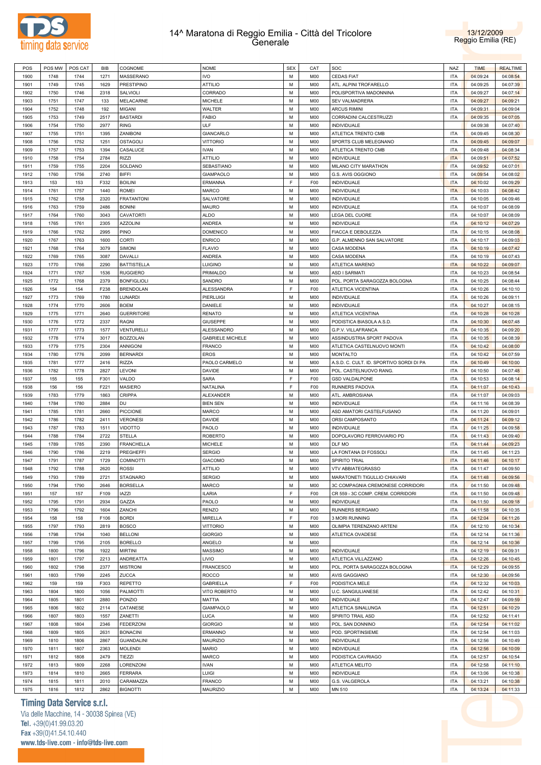# 14^ Maratona di Reggio Emilia - Città del Tricolore
## Generale

13/12/2009
Reggio Emilia (RE)

| POS | POS MW | POS CAT | BIB | COGNOME | NOME | SEX | CAT | SOC | NAZ | TIME | REALTIME |
|---|---|---|---|---|---|---|---|---|---|---|---|
| 1900 | 1748 | 1744 | 1271 | MASSERANO | IVO | M | M00 | CEDAS FIAT | ITA | 04:09:24 | 04:08:54 |
| 1901 | 1749 | 1745 | 1629 | PRESTIPINO | ATTILIO | M | M00 | ATL. ALPINI TROFARELLO | ITA | 04:09:25 | 04:07:39 |
| 1902 | 1750 | 1746 | 2318 | SALVIOLI | CORRADO | M | M00 | POLISPORTIVA MADONNINA | ITA | 04:09:27 | 04:07:14 |
| 1903 | 1751 | 1747 | 133 | MELACARNE | MICHELE | M | M00 | SEV VALMADRERA | ITA | 04:09:27 | 04:09:21 |
| 1904 | 1752 | 1748 | 192 | MIGANI | WALTER | M | M00 | ARCUS RIMINI | ITA | 04:09:31 | 04:09:04 |
| 1905 | 1753 | 1749 | 2517 | BASTARDI | FABIO | M | M00 | CORRADINI CALCESTRUZZI | ITA | 04:09:35 | 04:07:05 |
| 1906 | 1754 | 1750 | 2977 | RING | ULF | M | M00 | INDIVIDUALE | | 04:09:38 | 04:07:40 |
| 1907 | 1755 | 1751 | 1395 | ZANIBONI | GIANCARLO | M | M00 | ATLETICA TRENTO CMB | ITA | 04:09:45 | 04:08:30 |
| 1908 | 1756 | 1752 | 1251 | OSTAGOLI | VITTORIO | M | M00 | SPORTS CLUB MELEGNANO | ITA | 04:09:45 | 04:09:07 |
| 1909 | 1757 | 1753 | 1394 | CASALUCE | IVAN | M | M00 | ATLETICA TRENTO CMB | ITA | 04:09:48 | 04:08:34 |
| 1910 | 1758 | 1754 | 2784 | RIZZI | ATTILIO | M | M00 | INDIVIDUALE | ITA | 04:09:51 | 04:07:52 |
| 1911 | 1759 | 1755 | 2204 | SOLDANO | SEBASTIANO | M | M00 | MILANO CITY MARATHON | ITA | 04:09:52 | 04:07:01 |
| 1912 | 1760 | 1756 | 2740 | BIFFI | GIAMPAOLO | M | M00 | G.S. AVIS OGGIONO | ITA | 04:09:54 | 04:08:02 |
| 1913 | 153 | 153 | F332 | BOILINI | ERMANNA | F | F00 | INDIVIDUALE | ITA | 04:10:02 | 04:09:29 |
| 1914 | 1761 | 1757 | 1440 | ROMEI | MARCO | M | M00 | INDIVIDUALE | ITA | 04:10:03 | 04:08:42 |
| 1915 | 1762 | 1758 | 2320 | FRATANTONI | SALVATORE | M | M00 | INDIVIDUALE | ITA | 04:10:05 | 04:09:46 |
| 1916 | 1763 | 1759 | 2486 | BONINI | MAURO | M | M00 | INDIVIDUALE | ITA | 04:10:07 | 04:08:09 |
| 1917 | 1764 | 1760 | 3043 | CAVATORTI | ALDO | M | M00 | LEGA DEL CUORE | ITA | 04:10:07 | 04:08:09 |
| 1918 | 1765 | 1761 | 2305 | AZZOLINI | ANDREA | M | M00 | INDIVIDUALE | ITA | 04:10:12 | 04:07:29 |
| 1919 | 1766 | 1762 | 2995 | PINO | DOMENICO | M | M00 | FIACCA E DEBOLEZZA | ITA | 04:10:15 | 04:08:08 |
| 1920 | 1767 | 1763 | 1600 | CORTI | ENRICO | M | M00 | G.P. ALMENNO SAN SALVATORE | ITA | 04:10:17 | 04:09:03 |
| 1921 | 1768 | 1764 | 3079 | SIMONI | FLAVIO | M | M00 | CASA MODENA | ITA | 04:10:19 | 04:07:42 |
| 1922 | 1769 | 1765 | 3087 | DAVALLI | ANDREA | M | M00 | CASA MODENA | ITA | 04:10:19 | 04:07:43 |
| 1923 | 1770 | 1766 | 2290 | BATTISTELLA | LUIGINO | M | M00 | ATLETICA MARENO | ITA | 04:10:22 | 04:09:07 |
| 1924 | 1771 | 1767 | 1536 | RUGGIERO | PRIMALDO | M | M00 | ASD I SARMATI | ITA | 04:10:23 | 04:08:54 |
| 1925 | 1772 | 1768 | 2379 | BONFIGLIOLI | SANDRO | M | M00 | POL. PORTA SARAGOZZA BOLOGNA | ITA | 04:10:25 | 04:08:44 |
| 1926 | 154 | 154 | F238 | BRENDOLAN | ALESSANDRA | F | F00 | ATLETICA VICENTINA | ITA | 04:10:26 | 04:10:10 |
| 1927 | 1773 | 1769 | 1780 | LUNARDI | PIERLUIGI | M | M00 | INDIVIDUALE | ITA | 04:10:26 | 04:09:11 |
| 1928 | 1774 | 1770 | 2606 | BOEM | DANIELE | M | M00 | INDIVIDUALE | ITA | 04:10:27 | 04:08:15 |
| 1929 | 1775 | 1771 | 2640 | GUERRITORE | RENATO | M | M00 | ATLETICA VICENTINA | ITA | 04:10:28 | 04:10:28 |
| 1930 | 1776 | 1772 | 2337 | RAGNI | GIUSEPPE | M | M00 | PODISTICA BIASOLA A.S.D. | ITA | 04:10:30 | 04:07:48 |
| 1931 | 1777 | 1773 | 1577 | VENTURELLI | ALESSANDRO | M | M00 | G.P.V. VILLAFRANCA | ITA | 04:10:35 | 04:09:20 |
| 1932 | 1778 | 1774 | 3017 | BOZZOLAN | GABRIELE MICHELE | M | M00 | ASSINDUSTRIA SPORT PADOVA | ITA | 04:10:35 | 04:08:39 |
| 1933 | 1779 | 1775 | 2304 | ANNIGONI | FRANCO | M | M00 | ATLETICA CASTELNUOVO MONTI | ITA | 04:10:42 | 04:08:00 |
| 1934 | 1780 | 1776 | 2099 | BERNARDI | EROS | M | M00 | MONTALTO | ITA | 04:10:42 | 04:07:59 |
| 1935 | 1781 | 1777 | 2416 | RIZZA | PAOLO CARMELO | M | M00 | A.S.D. C. CULT. ID. SPORTIVO SORDI DI PA | ITA | 04:10:49 | 04:10:00 |
| 1936 | 1782 | 1778 | 2827 | LEVONI | DAVIDE | M | M00 | POL. CASTELNUOVO RANG. | ITA | 04:10:50 | 04:07:48 |
| 1937 | 155 | 155 | F301 | VALDO | SARA | F | F00 | GSD VALDALPONE | ITA | 04:10:53 | 04:08:14 |
| 1938 | 156 | 156 | F221 | MASIERO | NATALINA | F | F00 | RUNNERS PADOVA | ITA | 04:11:07 | 04:10:43 |
| 1939 | 1783 | 1779 | 1863 | CRIPPA | ALEXANDER | M | M00 | ATL. AMBROSIANA | ITA | 04:11:07 | 04:09:03 |
| 1940 | 1784 | 1780 | 2884 | DU | BIEN SEN | M | M00 | INDIVIDUALE | ITA | 04:11:16 | 04:08:39 |
| 1941 | 1785 | 1781 | 2660 | PICCIONE | MARCO | M | M00 | ASD AMATORI CASTELFUSANO | ITA | 04:11:20 | 04:09:01 |
| 1942 | 1786 | 1782 | 2411 | VERONESI | DAVIDE | M | M00 | ORSI CAMPOSANTO | ITA | 04:11:24 | 04:09:12 |
| 1943 | 1787 | 1783 | 1511 | VIDOTTO | PAOLO | M | M00 | INDIVIDUALE | ITA | 04:11:25 | 04:09:58 |
| 1944 | 1788 | 1784 | 2722 | STELLA | ROBERTO | M | M00 | DOPOLAVORO FERROVIARIO PD | ITA | 04:11:43 | 04:09:40 |
| 1945 | 1789 | 1785 | 2390 | FRANCHELLA | MICHELE | M | M00 | DLF MO | ITA | 04:11:44 | 04:09:23 |
| 1946 | 1790 | 1786 | 2219 | PREGHEFFI | SERGIO | M | M00 | LA FONTANA DI FOSSOLI | ITA | 04:11:45 | 04:11:23 |
| 1947 | 1791 | 1787 | 1729 | COMINOTTI | GIACOMO | M | M00 | SPIRITO TRIAL | ITA | 04:11:46 | 04:10:17 |
| 1948 | 1792 | 1788 | 2620 | ROSSI | ATTILIO | M | M00 | VTV ABBIATEGRASSO | ITA | 04:11:47 | 04:09:50 |
| 1949 | 1793 | 1789 | 2721 | STAGNARO | SERGIO | M | M00 | MARATONETI TIGULLIO CHIAVARI | ITA | 04:11:48 | 04:09:56 |
| 1950 | 1794 | 1790 | 2646 | BORSELLA | MARCO | M | M00 | 3C COMPAGNIA CREMONESE CORRIDORI | ITA | 04:11:50 | 04:09:48 |
| 1951 | 157 | 157 | F109 | IAZZI | ILARIA | F | F00 | CR 559 - 3C COMP. CREM. CORRIDORI | ITA | 04:11:50 | 04:09:48 |
| 1952 | 1795 | 1791 | 2934 | GAZZA | PAOLO | M | M00 | INDIVIDUALE | ITA | 04:11:50 | 04:09:18 |
| 1953 | 1796 | 1792 | 1604 | ZANCHI | RENZO | M | M00 | RUNNERS BERGAMO | ITA | 04:11:58 | 04:10:35 |
| 1954 | 158 | 158 | F106 | BORDI | MIRELLA | F | F00 | 3 MORI RUNNING | ITA | 04:12:04 | 04:11:26 |
| 1955 | 1797 | 1793 | 2819 | BOSCO | VITTORIO | M | M00 | OLIMPIA TERENZANO ARTENI | ITA | 04:12:10 | 04:10:34 |
| 1956 | 1798 | 1794 | 1040 | BELLONI | GIORGIO | M | M00 | ATLETICA OVADESE | ITA | 04:12:14 | 04:11:36 |
| 1957 | 1799 | 1795 | 2105 | BORELLO | ANGELO | M | M00 | | ITA | 04:12:14 | 04:10:36 |
| 1958 | 1800 | 1796 | 1922 | MIRTINI | MASSIMO | M | M00 | INDIVIDUALE | ITA | 04:12:19 | 04:09:31 |
| 1959 | 1801 | 1797 | 2213 | ANDREATTA | LIVIO | M | M00 | ATLETICA VILLAZZANO | ITA | 04:12:26 | 04:10:45 |
| 1960 | 1802 | 1798 | 2377 | MISTRONI | FRANCESCO | M | M00 | POL. PORTA SARAGOZZA BOLOGNA | ITA | 04:12:29 | 04:09:55 |
| 1961 | 1803 | 1799 | 2245 | ZUCCA | ROCCO | M | M00 | AVIS GAGGIANO | ITA | 04:12:30 | 04:09:56 |
| 1962 | 159 | 159 | F303 | REPETTO | GABRIELLA | F | F00 | PODISTICA MELE | ITA | 04:12:32 | 04:10:03 |
| 1963 | 1804 | 1800 | 1056 | PALMIOTTI | VITO ROBERTO | M | M00 | U.C. SANGIULIANESE | ITA | 04:12:42 | 04:10:31 |
| 1964 | 1805 | 1801 | 2880 | PONZIO | MATTIA | M | M00 | INDIVIDUALE | ITA | 04:12:47 | 04:09:59 |
| 1965 | 1806 | 1802 | 2114 | CATANESE | GIAMPAOLO | M | M00 | ATLETICA SINALUNGA | ITA | 04:12:51 | 04:10:29 |
| 1966 | 1807 | 1803 | 1557 | ZANETTI | LUCA | M | M00 | SPIRITO TRAIL ASD | ITA | 04:12:52 | 04:11:41 |
| 1967 | 1808 | 1804 | 2346 | FEDERZONI | GIORGIO | M | M00 | POL. SAN DONNINO | ITA | 04:12:54 | 04:11:02 |
| 1968 | 1809 | 1805 | 2631 | BONACINI | ERMANNO | M | M00 | POD. SPORTINSIEME | ITA | 04:12:54 | 04:11:03 |
| 1969 | 1810 | 1806 | 2867 | GUANDALINI | MAURIZIO | M | M00 | INDIVIDUALE | ITA | 04:12:56 | 04:10:49 |
| 1970 | 1811 | 1807 | 2363 | MOLENDI | MARIO | M | M00 | INDIVIDUALE | ITA | 04:12:56 | 04:10:09 |
| 1971 | 1812 | 1808 | 2479 | TIEZZI | MARCO | M | M00 | PODISTICA CAVRIAGO | ITA | 04:12:57 | 04:10:54 |
| 1972 | 1813 | 1809 | 2268 | LORENZONI | IVAN | M | M00 | ATLETICA MELITO | ITA | 04:12:58 | 04:11:10 |
| 1973 | 1814 | 1810 | 2665 | FERRARA | LUIGI | M | M00 | INDIVIDUALE | ITA | 04:13:06 | 04:10:38 |
| 1974 | 1815 | 1811 | 2010 | CARAMAZZA | FRANCO | M | M00 | G.S. VALGEROLA | ITA | 04:13:21 | 04:10:38 |
| 1975 | 1816 | 1812 | 2862 | BIGNOTTI | MAURIZIO | M | M00 | MN 510 | ITA | 04:13:24 | 04:11:33 |

**Timing Data Service s.r.l.**
Via delle Macchine, 14 - 30038 Spinea (VE)
Tel. +39(0)41.99.03.20
Fax +39(0)41.54.10.440
www.tds-live.com - info@tds-live.com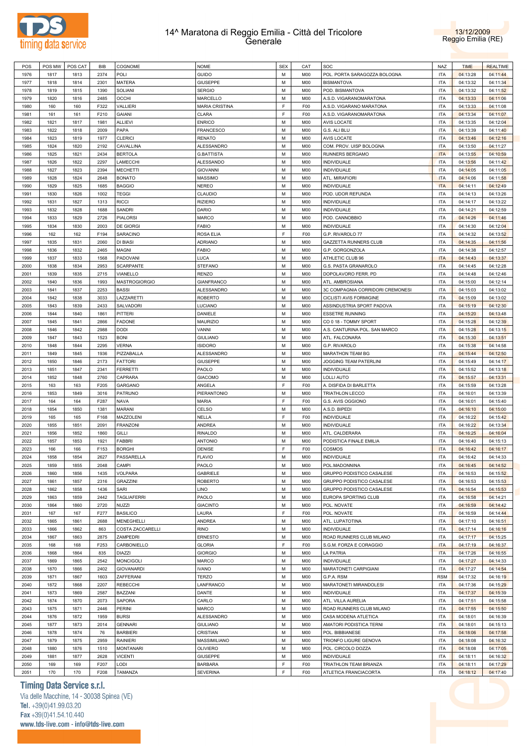# 14^ Maratona di Reggio Emilia - Città del Tricolore
## Generale

13/12/2009
Reggio Emilia (RE)

| POS | POS MW | POS CAT | BIB | COGNOME | NOME | SEX | CAT | SOC | NAZ | TIME | REALTIME |
|---|---|---|---|---|---|---|---|---|---|---|---|
| 1976 | 1817 | 1813 | 2374 | POLI | GUIDO | M | M00 | POL. PORTA SARAGOZZA BOLOGNA | ITA | 04:13:28 | 04:11:44 |
| 1977 | 1818 | 1814 | 2301 | MATERA | GIUSEPPE | M | M00 | BISMANTOVA | ITA | 04:13:32 | 04:11:34 |
| 1978 | 1819 | 1815 | 1390 | SOLIANI | SERGIO | M | M00 | POD. BISMANTOVA | ITA | 04:13:32 | 04:11:52 |
| 1979 | 1820 | 1816 | 2485 | OCCHI | MARCELLO | M | M00 | A.S.D. VIGARANOMARATONA | ITA | 04:13:33 | 04:11:06 |
| 1980 | 160 | 160 | F322 | VALLIERI | MARIA CRISTINA | F | F00 | A.S.D. VIGARANO MARATONA | ITA | 04:13:33 | 04:11:08 |
| 1981 | 161 | 161 | F210 | GAIANI | CLARA | F | F00 | A.S.D. VIGARANOMARATONA | ITA | 04:13:34 | 04:11:07 |
| 1982 | 1821 | 1817 | 1981 | ALLIEVI | ENRICO | M | M00 | AVIS LOCATE | ITA | 04:13:35 | 04:12:04 |
| 1983 | 1822 | 1818 | 2009 | PAPA | FRANCESCO | M | M00 | G.S. ALI BLU | ITA | 04:13:39 | 04:11:40 |
| 1984 | 1823 | 1819 | 1977 | CLERICI | RENATO | M | M00 | AVIS LOCATE | ITA | 04:13:46 | 04:12:16 |
| 1985 | 1824 | 1820 | 2192 | CAVALLINA | ALESSANDRO | M | M00 | COM. PROV. UISP BOLOGNA | ITA | 04:13:50 | 04:11:27 |
| 1986 | 1825 | 1821 | 2434 | BERTOLA | G.BATTISTA | M | M00 | RUNNERS BERGAMO | ITA | 04:13:55 | 04:10:59 |
| 1987 | 1826 | 1822 | 2297 | LAMECCHI | ALESSANDO | M | M00 | INDIVIDUALE | ITA | 04:13:56 | 04:11:42 |
| 1988 | 1827 | 1823 | 2394 | MECHETTI | GIOVANNI | M | M00 | INDIVIDUALE | ITA | 04:14:05 | 04:11:05 |
| 1989 | 1828 | 1824 | 2648 | BONATO | MASSIMO | M | M00 | ATL. MIRAFIORI | ITA | 04:14:06 | 04:11:58 |
| 1990 | 1829 | 1825 | 1685 | BAGGIO | NEREO | M | M00 | INDIVIDUALE | ITA | 04:14:11 | 04:12:49 |
| 1991 | 1830 | 1826 | 1002 | TEGGI | CLAUDIO | M | M00 | POD. UDOR REFUNDA | ITA | 04:14:13 | 04:13:26 |
| 1992 | 1831 | 1827 | 1313 | RICCI | RIZIERO | M | M00 | INDIVIDUALE | ITA | 04:14:17 | 04:13:22 |
| 1993 | 1832 | 1828 | 1688 | SANDRI | DARIO | M | M00 | INDIVIDUALE | ITA | 04:14:21 | 04:12:59 |
| 1994 | 1833 | 1829 | 2726 | PIALORSI | MARCO | M | M00 | POD. CANNOBBIO | ITA | 04:14:26 | 04:11:46 |
| 1995 | 1834 | 1830 | 2003 | DE GIORGI | FABIO | M | M00 | INDIVIDUALE | ITA | 04:14:30 | 04:12:04 |
| 1996 | 162 | 162 | F194 | SARACINO | ROSA ELIA | F | F00 | G.P. RIVAROLO 77 | ITA | 04:14:32 | 04:13:52 |
| 1997 | 1835 | 1831 | 2060 | DI BIASI | ADRIANO | M | M00 | GAZZETTA RUNNERS CLUB | ITA | 04:14:35 | 04:11:56 |
| 1998 | 1836 | 1832 | 2465 | MAGNI | FABIO | M | M00 | G.P. GORGONZOLA | ITA | 04:14:38 | 04:12:57 |
| 1999 | 1837 | 1833 | 1568 | PADOVANI | LUCA | M | M00 | ATHLETIC CLUB 96 | ITA | 04:14:43 | 04:13:37 |
| 2000 | 1838 | 1834 | 2953 | SCARPANTE | STEFANO | M | M00 | G.S. PASTA GRANAROLO | ITA | 04:14:45 | 04:12:28 |
| 2001 | 1839 | 1835 | 2715 | VIANELLO | RENZO | M | M00 | DOPOLAVORO FERR. PD | ITA | 04:14:48 | 04:12:46 |
| 2002 | 1840 | 1836 | 1993 | MASTROGIORGIO | GIANFRANCO | M | M00 | ATL. AMBROSIANA | ITA | 04:15:00 | 04:12:14 |
| 2003 | 1841 | 1837 | 2253 | BASSI | ALESSANDRO | M | M00 | 3C COMPAGNIA CORRIDORI CREMONESI | ITA | 04:15:03 | 04:13:02 |
| 2004 | 1842 | 1838 | 3033 | LAZZARETTI | ROBERTO | M | M00 | CICLISTI AVIS FORMIGINE | ITA | 04:15:09 | 04:13:02 |
| 2005 | 1843 | 1839 | 2433 | SALVADORI | LUCIANO | M | M00 | ASSINDUSTRIA SPORT PADOVA | ITA | 04:15:19 | 04:12:30 |
| 2006 | 1844 | 1840 | 1861 | PITTERI | DANIELE | M | M00 | ESSETRE RUNNING | ITA | 04:15:20 | 04:13:48 |
| 2007 | 1845 | 1841 | 2866 | FADONE | MAURIZIO | M | M00 | CO 0 18 - TOMMY SPORT | ITA | 04:15:28 | 04:12:39 |
| 2008 | 1846 | 1842 | 2988 | DODI | VANNI | M | M00 | A.S. CANTURINA POL. SAN MARCO | ITA | 04:15:28 | 04:13:15 |
| 2009 | 1847 | 1843 | 1523 | BONI | GIULIANO | M | M00 | ATL. FALCONARA | ITA | 04:15:30 | 04:13:51 |
| 2010 | 1848 | 1844 | 2295 | VERNA | ISIDORO | M | M00 | G.P. RIVAROLO | ITA | 04:15:38 | 04:14:58 |
| 2011 | 1849 | 1845 | 1936 | PIZZABALLA | ALESSANDRO | M | M00 | MARATHON TEAM BG | ITA | 04:15:44 | 04:12:50 |
| 2012 | 1850 | 1846 | 2173 | FATTORI | GIUSEPPE | M | M00 | JOGGING TEAM PATERLINI | ITA | 04:15:49 | 04:14:17 |
| 2013 | 1851 | 1847 | 2341 | FERRETTI | PAOLO | M | M00 | INDIVIDUALE | ITA | 04:15:52 | 04:13:18 |
| 2014 | 1852 | 1848 | 2760 | CAPRARA | GIACOMO | M | M00 | LOLLI AUTO | ITA | 04:15:57 | 04:13:31 |
| 2015 | 163 | 163 | F205 | GARGANO | ANGELA | F | F00 | A. DISFIDA DI BARLETTA | ITA | 04:15:59 | 04:13:28 |
| 2016 | 1853 | 1849 | 3016 | PATRUNO | PIERANTONIO | M | M00 | TRIATHLON LECCO | ITA | 04:16:01 | 04:13:39 |
| 2017 | 164 | 164 | F287 | NAVA | MARIA | F | F00 | G.S. AVIS OGGIONO | ITA | 04:16:01 | 04:15:40 |
| 2018 | 1854 | 1850 | 1381 | MARANI | CELSO | M | M00 | A.S.D. BIPEDI | ITA | 04:16:10 | 04:15:00 |
| 2019 | 165 | 165 | F168 | MAZZOLENI | NELLA | F | F00 | INDIVIDUALE | ITA | 04:16:22 | 04:15:42 |
| 2020 | 1855 | 1851 | 2091 | FRANZONI | ANDREA | M | M00 | INDIVIDUALE | ITA | 04:16:22 | 04:13:34 |
| 2021 | 1856 | 1852 | 1860 | GILLI | RINALDO | M | M00 | ATL. CALDERARA | ITA | 04:16:25 | 04:16:04 |
| 2022 | 1857 | 1853 | 1921 | FABBRI | ANTONIO | M | M00 | PODISTICA FINALE EMILIA | ITA | 04:16:40 | 04:15:13 |
| 2023 | 166 | 166 | F153 | BORGHI | DENISE | F | F00 | COSMOS | ITA | 04:16:42 | 04:16:17 |
| 2024 | 1858 | 1854 | 2627 | PASSARELLA | FLAVIO | M | M00 | INDIVIDUALE | ITA | 04:16:42 | 04:14:33 |
| 2025 | 1859 | 1855 | 2048 | CAMPI | PAOLO | M | M00 | POL.MADONNINA | ITA | 04:16:45 | 04:14:52 |
| 2026 | 1860 | 1856 | 1435 | VOLPARA | GABRIELE | M | M00 | GRUPPO PODISTICO CASALESE | ITA | 04:16:53 | 04:15:52 |
| 2027 | 1861 | 1857 | 2316 | GRAZZINI | ROBERTO | M | M00 | GRUPPO PODISTICO CASALESE | ITA | 04:16:53 | 04:15:53 |
| 2028 | 1862 | 1858 | 1436 | SARI | LINO | M | M00 | GRUPPO PODISTICO CASALESE | ITA | 04:16:54 | 04:15:53 |
| 2029 | 1863 | 1859 | 2442 | TAGLIAFERRI | PAOLO | M | M00 | EUROPA SPORTING CLUB | ITA | 04:16:58 | 04:14:21 |
| 2030 | 1864 | 1860 | 2720 | NUZZI | GIACINTO | M | M00 | POL. NOVATE | ITA | 04:16:59 | 04:14:42 |
| 2031 | 167 | 167 | F277 | BASILICO | LAURA | F | F00 | POL. NOVATE | ITA | 04:16:59 | 04:14:44 |
| 2032 | 1865 | 1861 | 2688 | MENEGHELLI | ANDREA | M | M00 | ATL. LUPATOTINA | ITA | 04:17:10 | 04:16:51 |
| 2033 | 1866 | 1862 | 863 | COSTA ZACCARELLI | RINO | M | M00 | INDIVIDUALE | ITA | 04:17:14 | 04:16:16 |
| 2034 | 1867 | 1863 | 2875 | ZAMPEDRI | ERNESTO | M | M00 | ROAD RUNNERS CLUB MILANO | ITA | 04:17:17 | 04:15:25 |
| 2035 | 168 | 168 | F253 | CARBONIELLO | GLORIA | F | F00 | S.G.M. FORZA E CORAGGIO | ITA | 04:17:19 | 04:16:37 |
| 2036 | 1868 | 1864 | 835 | DIAZZI | GIORGIO | M | M00 | LA PATRIA | ITA | 04:17:26 | 04:16:55 |
| 2037 | 1869 | 1865 | 2542 | MONCIGOLI | MARCO | M | M00 | INDIVIDUALE | ITA | 04:17:27 | 04:14:33 |
| 2038 | 1870 | 1866 | 2402 | GIOVANARDI | IVANO | M | M00 | MARATONETI CARPIGIANI | ITA | 04:17:27 | 04:14:54 |
| 2039 | 1871 | 1867 | 1603 | ZAFFERANI | TERZO | M | M00 | G.P.A. RSM | RSM | 04:17:32 | 04:16:19 |
| 2040 | 1872 | 1868 | 2207 | REBECCHI | LANFRANCO | M | M00 | MARATONETI MIRANDOLESI | ITA | 04:17:36 | 04:15:29 |
| 2041 | 1873 | 1869 | 2587 | BAZZANI | DANTE | M | M00 | INDIVIDUALE | ITA | 04:17:37 | 04:15:39 |
| 2042 | 1874 | 1870 | 2073 | SAPORA | CARLO | M | M00 | ATL. VILLA AURELIA | ITA | 04:17:51 | 04:15:58 |
| 2043 | 1875 | 1871 | 2446 | PERINI | MARCO | M | M00 | ROAD RUNNERS CLUB MILANO | ITA | 04:17:55 | 04:15:50 |
| 2044 | 1876 | 1872 | 1959 | BURSI | ALESSANDRO | M | M00 | CASA MODENA ATLETICA | ITA | 04:18:01 | 04:16:39 |
| 2045 | 1877 | 1873 | 2014 | GENNARI | GIULIANO | M | M00 | AMATORI PODISTICA TERNI | ITA | 04:18:01 | 04:15:13 |
| 2046 | 1878 | 1874 | 76 | BARBIERI | CRISTIAN | M | M00 | POL. BIBBIANESE | ITA | 04:18:06 | 04:17:58 |
| 2047 | 1879 | 1875 | 2959 | RAINIERI | MASSIMILIANO | M | M00 | TRIONFO LIGURE GENOVA | ITA | 04:18:08 | 04:16:32 |
| 2048 | 1880 | 1876 | 1510 | MONTANARI | OLIVIERO | M | M00 | POL. CIRCOLO DOZZA | ITA | 04:18:08 | 04:17:05 |
| 2049 | 1881 | 1877 | 2628 | VICENTI | GIUSEPPE | M | M00 | INDIVIDUALE | ITA | 04:18:11 | 04:16:32 |
| 2050 | 169 | 169 | F207 | LODI | BARBARA | F | F00 | TRIATHLON TEAM BRIANZA | ITA | 04:18:11 | 04:17:29 |
| 2051 | 170 | 170 | F208 | TAMANZA | SEVERINA | F | F00 | ATLETICA FRANCIACORTA | ITA | 04:18:12 | 04:17:40 |

**Timing Data Service s.r.l.**
Via delle Macchine, 14 - 30038 Spinea (VE)
Tel. +39(0)41.99.03.20
Fax +39(0)41.54.10.440
www.tds-live.com - info@tds-live.com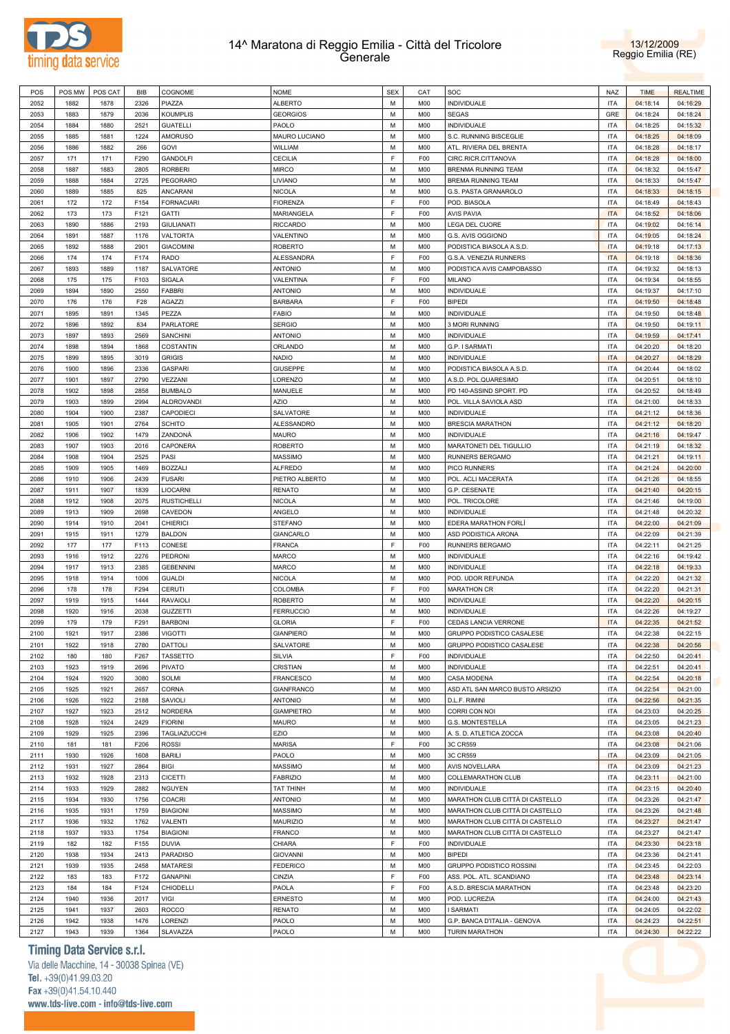# 14^ Maratona di Reggio Emilia - Città del Tricolore
## Generale

13/12/2009
Reggio Emilia (RE)

| POS | POS MW | POS CAT | BIB | COGNOME | NOME | SEX | CAT | SOC | NAZ | TIME | REALTIME |
|---|---|---|---|---|---|---|---|---|---|---|---|
| 2052 | 1882 | 1878 | 2326 | PIAZZA | ALBERTO | M | M00 | INDIVIDUALE | ITA | 04:18:14 | 04:16:29 |
| 2053 | 1883 | 1879 | 2036 | KOUMPLIS | GEORGIOS | M | M00 | SEGAS | GRE | 04:18:24 | 04:18:24 |
| 2054 | 1884 | 1880 | 2521 | GUATELLI | PAOLO | M | M00 | INDIVIDUALE | ITA | 04:18:25 | 04:15:32 |
| 2055 | 1885 | 1881 | 1224 | AMORUSO | MAURO LUCIANO | M | M00 | S.C. RUNNING BISCEGLIE | ITA | 04:18:25 | 04:18:09 |
| 2056 | 1886 | 1882 | 266 | GOVI | WILLIAM | M | M00 | ATL. RIVIERA DEL BRENTA | ITA | 04:18:28 | 04:18:17 |
| 2057 | 171 | 171 | F290 | GANDOLFI | CECILIA | F | F00 | CIRC.RICR.CITTANOVA | ITA | 04:18:28 | 04:18:00 |
| 2058 | 1887 | 1883 | 2805 | RORBERI | MIRCO | M | M00 | BRENMA RUNNING TEAM | ITA | 04:18:32 | 04:15:47 |
| 2059 | 1888 | 1884 | 2725 | PEGORARO | LIVIANO | M | M00 | BREMA RUNNING TEAM | ITA | 04:18:33 | 04:15:47 |
| 2060 | 1889 | 1885 | 825 | ANCARANI | NICOLA | M | M00 | G.S. PASTA GRANAROLO | ITA | 04:18:33 | 04:18:15 |
| 2061 | 172 | 172 | F154 | FORNACIARI | FIORENZA | F | F00 | POD. BIASOLA | ITA | 04:18:49 | 04:18:43 |
| 2062 | 173 | 173 | F121 | GATTI | MARIANGELA | F | F00 | AVIS PAVIA | ITA | 04:18:52 | 04:18:06 |
| 2063 | 1890 | 1886 | 2193 | GIULIANATI | RICCARDO | M | M00 | LEGA DEL CUORE | ITA | 04:19:02 | 04:16:14 |
| 2064 | 1891 | 1887 | 1176 | VALTORTA | VALENTINO | M | M00 | G.S. AVIS OGGIONO | ITA | 04:19:05 | 04:18:24 |
| 2065 | 1892 | 1888 | 2901 | GIACOMINI | ROBERTO | M | M00 | PODISTICA BIASOLA A.S.D. | ITA | 04:19:18 | 04:17:13 |
| 2066 | 174 | 174 | F174 | RADO | ALESSANDRA | F | F00 | G.S.A. VENEZIA RUNNERS | ITA | 04:19:18 | 04:18:36 |
| 2067 | 1893 | 1889 | 1187 | SALVATORE | ANTONIO | M | M00 | PODISTICA AVIS CAMPOBASSO | ITA | 04:19:32 | 04:18:13 |
| 2068 | 175 | 175 | F103 | SIGALA | VALENTINA | F | F00 | MILANO | ITA | 04:19:34 | 04:18:55 |
| 2069 | 1894 | 1890 | 2550 | FABBRI | ANTONIO | M | M00 | INDIVIDUALE | ITA | 04:19:37 | 04:17:10 |
| 2070 | 176 | 176 | F28 | AGAZZI | BARBARA | F | F00 | BIPEDI | ITA | 04:19:50 | 04:18:48 |
| 2071 | 1895 | 1891 | 1345 | PEZZA | FABIO | M | M00 | INDIVIDUALE | ITA | 04:19:50 | 04:18:48 |
| 2072 | 1896 | 1892 | 834 | PARLATORE | SERGIO | M | M00 | 3 MORI RUNNING | ITA | 04:19:50 | 04:19:11 |
| 2073 | 1897 | 1893 | 2569 | SANCHINI | ANTONIO | M | M00 | INDIVIDUALE | ITA | 04:19:59 | 04:17:41 |
| 2074 | 1898 | 1894 | 1868 | COSTANTIN | ORLANDO | M | M00 | G.P. I SARMATI | ITA | 04:20:20 | 04:18:20 |
| 2075 | 1899 | 1895 | 3019 | GRIGIS | NADIO | M | M00 | INDIVIDUALE | ITA | 04:20:27 | 04:18:29 |
| 2076 | 1900 | 1896 | 2336 | GASPARI | GIUSEPPE | M | M00 | PODISTICA BIASOLA A.S.D. | ITA | 04:20:44 | 04:18:02 |
| 2077 | 1901 | 1897 | 2790 | VEZZANI | LORENZO | M | M00 | A.S.D. POL.QUARESIMO | ITA | 04:20:51 | 04:18:10 |
| 2078 | 1902 | 1898 | 2858 | BUMBALO | MANUELE | M | M00 | PD 140-ASSIND SPORT. PD | ITA | 04:20:52 | 04:18:49 |
| 2079 | 1903 | 1899 | 2994 | ALDROVANDI | AZIO | M | M00 | POL. VILLA SAVIOLA ASD | ITA | 04:21:00 | 04:18:33 |
| 2080 | 1904 | 1900 | 2387 | CAPODIECI | SALVATORE | M | M00 | INDIVIDUALE | ITA | 04:21:12 | 04:18:36 |
| 2081 | 1905 | 1901 | 2764 | SCHITO | ALESSANDRO | M | M00 | BRESCIA MARATHON | ITA | 04:21:12 | 04:18:20 |
| 2082 | 1906 | 1902 | 1479 | ZANDONÀ | MAURO | M | M00 | INDIVIDUALE | ITA | 04:21:16 | 04:19:47 |
| 2083 | 1907 | 1903 | 2016 | CAPONERA | ROBERTO | M | M00 | MARATONETI DEL TIGULLIO | ITA | 04:21:19 | 04:18:32 |
| 2084 | 1908 | 1904 | 2525 | PASI | MASSIMO | M | M00 | RUNNERS BERGAMO | ITA | 04:21:21 | 04:19:11 |
| 2085 | 1909 | 1905 | 1469 | BOZZALI | ALFREDO | M | M00 | PICO RUNNERS | ITA | 04:21:24 | 04:20:00 |
| 2086 | 1910 | 1906 | 2439 | FUSARI | PIETRO ALBERTO | M | M00 | POL. ACLI MACERATA | ITA | 04:21:26 | 04:18:55 |
| 2087 | 1911 | 1907 | 1839 | LIOCARNI | RENATO | M | M00 | G.P. CESENATE | ITA | 04:21:40 | 04:20:15 |
| 2088 | 1912 | 1908 | 2075 | RUSTICHELLI | NICOLA | M | M00 | POL. TRICOLORE | ITA | 04:21:46 | 04:19:00 |
| 2089 | 1913 | 1909 | 2698 | CAVEDON | ANGELO | M | M00 | INDIVIDUALE | ITA | 04:21:48 | 04:20:32 |
| 2090 | 1914 | 1910 | 2041 | CHIERICI | STEFANO | M | M00 | EDERA MARATHON FORLÌ | ITA | 04:22:00 | 04:21:09 |
| 2091 | 1915 | 1911 | 1279 | BALDON | GIANCARLO | M | M00 | ASD PODISTICA ARONA | ITA | 04:22:09 | 04:21:39 |
| 2092 | 177 | 177 | F113 | CONESE | FRANCA | F | F00 | RUNNERS BERGAMO | ITA | 04:22:11 | 04:21:25 |
| 2093 | 1916 | 1912 | 2276 | PEDRONI | MARCO | M | M00 | INDIVIDUALE | ITA | 04:22:16 | 04:19:42 |
| 2094 | 1917 | 1913 | 2385 | GEBENNINI | MARCO | M | M00 | INDIVIDUALE | ITA | 04:22:18 | 04:19:33 |
| 2095 | 1918 | 1914 | 1006 | GUALDI | NICOLA | M | M00 | POD. UDOR REFUNDA | ITA | 04:22:20 | 04:21:32 |
| 2096 | 178 | 178 | F294 | CERUTI | COLOMBA | F | F00 | MARATHON CR | ITA | 04:22:20 | 04:21:31 |
| 2097 | 1919 | 1915 | 1444 | RAVAIOLI | ROBERTO | M | M00 | INDIVIDUALE | ITA | 04:22:20 | 04:20:15 |
| 2098 | 1920 | 1916 | 2038 | GUZZETTI | FERRUCCIO | M | M00 | INDIVIDUALE | ITA | 04:22:26 | 04:19:27 |
| 2099 | 179 | 179 | F291 | BARBONI | GLORIA | F | F00 | CEDAS LANCIA VERRONE | ITA | 04:22:35 | 04:21:52 |
| 2100 | 1921 | 1917 | 2386 | VIGOTTI | GIANPIERO | M | M00 | GRUPPO PODISTICO CASALESE | ITA | 04:22:38 | 04:22:15 |
| 2101 | 1922 | 1918 | 2780 | DATTOLI | SALVATORE | M | M00 | GRUPPO PODISTICO CASALESE | ITA | 04:22:38 | 04:20:56 |
| 2102 | 180 | 180 | F267 | TASSETTO | SILVIA | F | F00 | INDIVIDUALE | ITA | 04:22:50 | 04:20:41 |
| 2103 | 1923 | 1919 | 2696 | PIVATO | CRISTIAN | M | M00 | INDIVIDUALE | ITA | 04:22:51 | 04:20:41 |
| 2104 | 1924 | 1920 | 3080 | SOLMI | FRANCESCO | M | M00 | CASA MODENA | ITA | 04:22:54 | 04:20:18 |
| 2105 | 1925 | 1921 | 2657 | CORNA | GIANFRANCO | M | M00 | ASD ATL SAN MARCO BUSTO ARSIZIO | ITA | 04:22:54 | 04:21:00 |
| 2106 | 1926 | 1922 | 2188 | SAVIOLI | ANTONIO | M | M00 | D.L.F. RIMINI | ITA | 04:22:56 | 04:21:35 |
| 2107 | 1927 | 1923 | 2512 | NORDERA | GIAMPIETRO | M | M00 | CORRI CON NOI | ITA | 04:23:03 | 04:20:25 |
| 2108 | 1928 | 1924 | 2429 | FIORINI | MAURO | M | M00 | G.S. MONTESTELLA | ITA | 04:23:05 | 04:21:23 |
| 2109 | 1929 | 1925 | 2396 | TAGLIAZUCCHI | EZIO | M | M00 | A. S. D. ATLETICA ZOCCA | ITA | 04:23:08 | 04:20:40 |
| 2110 | 181 | 181 | F206 | ROSSI | MARISA | F | F00 | 3C CR559 | ITA | 04:23:08 | 04:21:06 |
| 2111 | 1930 | 1926 | 1608 | BARILI | PAOLO | M | M00 | 3C CR559 | ITA | 04:23:09 | 04:21:05 |
| 2112 | 1931 | 1927 | 2864 | BIGI | MASSIMO | M | M00 | AVIS NOVELLARA | ITA | 04:23:09 | 04:21:23 |
| 2113 | 1932 | 1928 | 2313 | CICETTI | FABRIZIO | M | M00 | COLLEMARATHON CLUB | ITA | 04:23:11 | 04:21:00 |
| 2114 | 1933 | 1929 | 2882 | NGUYEN | TAT THINH | M | M00 | INDIVIDUALE | ITA | 04:23:15 | 04:20:40 |
| 2115 | 1934 | 1930 | 1756 | COACRI | ANTONIO | M | M00 | MARATHON CLUB CITTÀ DI CASTELLO | ITA | 04:23:26 | 04:21:47 |
| 2116 | 1935 | 1931 | 1759 | BIAGIONI | MASSIMO | M | M00 | MARATHON CLUB CITTÀ DI CASTELLO | ITA | 04:23:26 | 04:21:48 |
| 2117 | 1936 | 1932 | 1762 | VALENTI | MAURIZIO | M | M00 | MARATHON CLUB CITTÀ DI CASTELLO | ITA | 04:23:27 | 04:21:47 |
| 2118 | 1937 | 1933 | 1754 | BIAGIONI | FRANCO | M | M00 | MARATHON CLUB CITTÀ DI CASTELLO | ITA | 04:23:27 | 04:21:47 |
| 2119 | 182 | 182 | F155 | DUVIA | CHIARA | F | F00 | INDIVIDUALE | ITA | 04:23:30 | 04:23:18 |
| 2120 | 1938 | 1934 | 2413 | PARADISO | GIOVANNI | M | M00 | BIPEDI | ITA | 04:23:36 | 04:21:41 |
| 2121 | 1939 | 1935 | 2458 | MATARESI | FEDERICO | M | M00 | GRUPPO PODISTICO ROSSINI | ITA | 04:23:45 | 04:22:03 |
| 2122 | 183 | 183 | F172 | GANAPINI | CINZIA | F | F00 | ASS. POL. ATL. SCANDIANO | ITA | 04:23:48 | 04:23:14 |
| 2123 | 184 | 184 | F124 | CHIODELLI | PAOLA | F | F00 | A.S.D. BRESCIA MARATHON | ITA | 04:23:48 | 04:23:20 |
| 2124 | 1940 | 1936 | 2017 | VIGI | ERNESTO | M | M00 | POD. LUCREZIA | ITA | 04:24:00 | 04:21:43 |
| 2125 | 1941 | 1937 | 2603 | ROCCO | RENATO | M | M00 | I SARMATI | ITA | 04:24:05 | 04:22:02 |
| 2126 | 1942 | 1938 | 1476 | LORENZI | PAOLO | M | M00 | G.P. BANCA D'ITALIA - GENOVA | ITA | 04:24:23 | 04:22:51 |
| 2127 | 1943 | 1939 | 1364 | SLAVAZZA | PAOLO | M | M00 | TURIN MARATHON | ITA | 04:24:30 | 04:22:22 |

**Timing Data Service s.r.l.**
Via delle Macchine, 14 - 30038 Spinea (VE)
Tel. +39(0)41.99.03.20
Fax +39(0)41.54.10.440
www.tds-live.com - info@tds-live.com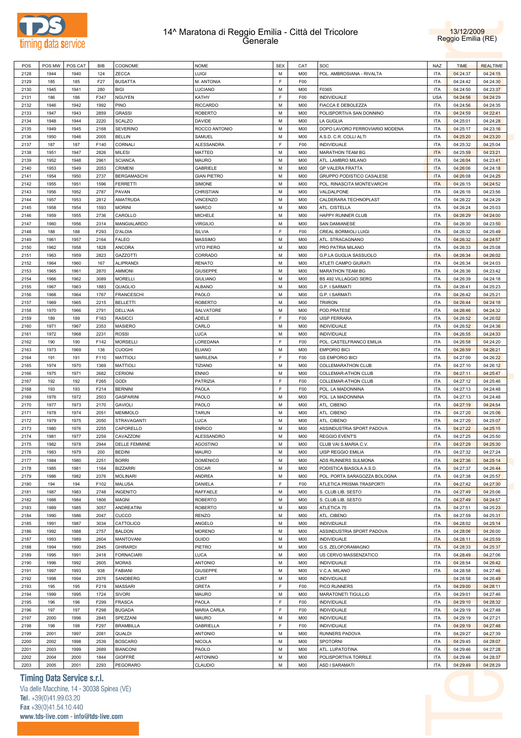# 14^ Maratona di Reggio Emilia - Città del Tricolore
## Generale

13/12/2009
Reggio Emilia (RE)

| POS | POS MW | POS CAT | BIB | COGNOME | NOME | SEX | CAT | SOC | NAZ | TIME | REALTIME |
|---|---|---|---|---|---|---|---|---|---|---|---|
| 2128 | 1944 | 1940 | 124 | ZECCA | LUIGI | M | M00 | POL. AMBROSIANA - RIVALTA | ITA | 04:24:37 | 04:24:15 |
| 2129 | 185 | 185 | F27 | BUSATTA | M. ANTONIA | F | F00 | | ITA | 04:24:42 | 04:24:30 |
| 2130 | 1945 | 1941 | 280 | BIGI | LUCIANO | M | M00 | F0365 | ITA | 04:24:50 | 04:23:37 |
| 2131 | 186 | 186 | F347 | NGUYEN | KATHY | F | F00 | INDIVIDUALE | USA | 04:24:56 | 04:24:29 |
| 2132 | 1946 | 1942 | 1992 | PINO | RICCARDO | M | M00 | FIACCA E DEBOLEZZA | ITA | 04:24:56 | 04:24:35 |
| 2133 | 1947 | 1943 | 2859 | GRASSI | ROBERTO | M | M00 | POLISPORTIVA SAN DONNINO | ITA | 04:24:59 | 04:22:41 |
| 2134 | 1948 | 1944 | 2220 | SCALZO | DAVIDE | M | M00 | LA GUGLIA | ITA | 04:25:01 | 04:24:28 |
| 2135 | 1949 | 1945 | 2168 | SEVERINO | ROCCO ANTONIO | M | M00 | DOPO LAVORO FERROVIARIO MODENA | ITA | 04:25:17 | 04:23:16 |
| 2136 | 1950 | 1946 | 2005 | BELLIN | SAMUEL | M | M00 | A.S.D. C.R. COLLI ALTI | ITA | 04:25:20 | 04:23:20 |
| 2137 | 187 | 187 | F140 | CORNALI | ALESSANDRA | F | F00 | INDIVIDUALE | ITA | 04:25:32 | 04:25:04 |
| 2138 | 1951 | 1947 | 2826 | MILESI | MATTEO | M | M00 | MARATHON TEAM BG | ITA | 04:25:59 | 04:23:21 |
| 2139 | 1952 | 1948 | 2961 | SCIANCA | MAURO | M | M00 | ATL. LAMBRO MILANO | ITA | 04:26:04 | 04:23:41 |
| 2140 | 1953 | 1949 | 2053 | CRIMENI | GABRIELE | M | M00 | GP VALERA FRATTA | ITA | 04:26:06 | 04:24:18 |
| 2141 | 1954 | 1950 | 2737 | BERGAMASCHI | GIAN PIETRO | M | M00 | GRUPPO PODISTICO CASALESE | ITA | 04:26:08 | 04:24:25 |
| 2142 | 1955 | 1951 | 1596 | FERRETTI | SIMONE | M | M00 | POL. RINASCITA MONTEVARCHI | ITA | 04:26:15 | 04:24:52 |
| 2143 | 1956 | 1952 | 2787 | PAVAN | CHRISTIAN | M | M00 | VALDALPONE | ITA | 04:26:16 | 04:23:56 |
| 2144 | 1957 | 1953 | 2812 | AMATRUDA | VINCENZO | M | M00 | CALDERARA TECHNOPLAST | ITA | 04:26:22 | 04:24:29 |
| 2145 | 1958 | 1954 | 1593 | MORINI | MARCO | M | M00 | ATL. CISTELLA | ITA | 04:26:24 | 04:25:03 |
| 2146 | 1959 | 1955 | 2736 | CAROLLO | MICHELE | M | M00 | HAPPY RUNNER CLUB | ITA | 04:26:29 | 04:24:00 |
| 2147 | 1960 | 1956 | 2314 | MANGIALARDO | VIRGILIO | M | M00 | SAN DAMIANESE | ITA | 04:26:30 | 04:23:50 |
| 2148 | 188 | 188 | F293 | D'ALOIA | SILVIA | F | F00 | CREAL BORMIOLI LUIGI | ITA | 04:26:32 | 04:25:49 |
| 2149 | 1961 | 1957 | 2164 | FALEO | MASSIMO | M | M00 | ATL. STRACAGNANO | ITA | 04:26:32 | 04:24:57 |
| 2150 | 1962 | 1958 | 1828 | ANCORA | VITO PIERO | M | M00 | PRO PATRIA MILANO | ITA | 04:26:33 | 04:25:08 |
| 2151 | 1963 | 1959 | 2823 | GAZZOTTI | CORRADO | M | M00 | G.P.LA GUGLIA SASSUOLO | ITA | 04:26:34 | 04:26:02 |
| 2152 | 1964 | 1960 | 167 | ALIPRANDI | RENATO | M | M00 | ATLETI CAMPO GIURATI | ITA | 04:26:34 | 04:24:03 |
| 2153 | 1965 | 1961 | 2870 | AMMONI | GIUSEPPE | M | M00 | MARATHON TEAM BG | ITA | 04:26:36 | 04:23:42 |
| 2154 | 1966 | 1962 | 3089 | MORELLI | GIULIANO | M | M00 | BS 492 VILLAGGIO SERG | ITA | 04:26:39 | 04:24:18 |
| 2155 | 1967 | 1963 | 1883 | QUAGLIO | ALBANO | M | M00 | G.P. I SARMATI | ITA | 04:26:41 | 04:25:23 |
| 2156 | 1968 | 1964 | 1767 | FRANCESCHI | PAOLO | M | M00 | G.P. I SARMATI | ITA | 04:26:42 | 04:25:21 |
| 2157 | 1969 | 1965 | 2215 | BELLETTI | ROBERTO | M | M00 | TRIIRON | ITA | 04:26:44 | 04:24:18 |
| 2158 | 1970 | 1966 | 2791 | DELL'AIA | SALVATORE | M | M00 | POD.PRATESE | ITA | 04:26:46 | 04:24:32 |
| 2159 | 189 | 189 | F163 | RASICCI | ADELE | F | F00 | UISP FERRARA | ITA | 04:26:52 | 04:26:02 |
| 2160 | 1971 | 1967 | 2353 | MASIERO | CARLO | M | M00 | INDIVIDUALE | ITA | 04:26:52 | 04:24:36 |
| 2161 | 1972 | 1968 | 2231 | ROSSI | LUCA | M | M00 | INDIVIDUALE | ITA | 04:26:55 | 04:24:33 |
| 2162 | 190 | 190 | F142 | MORSELLI | LOREDANA | F | F00 | POL. CASTELFRANCO EMILIA | ITA | 04:26:58 | 04:24:20 |
| 2163 | 1973 | 1969 | 136 | CUOGHI | ELIANO | M | M00 | EMPORIO BICI | ITA | 04:26:59 | 04:26:21 |
| 2164 | 191 | 191 | F110 | MATTIOLI | MARILENA | F | F00 | GS EMPORIO BICI | ITA | 04:27:00 | 04:26:22 |
| 2165 | 1974 | 1970 | 1369 | MATTIOLI | TIZIANO | M | M00 | COLLEMARATHON CLUB | ITA | 04:27:10 | 04:26:12 |
| 2166 | 1975 | 1971 | 2682 | CERIONI | ENNIO | M | M00 | COLLEMAR-ATHON CLUB | ITA | 04:27:11 | 04:25:47 |
| 2167 | 192 | 192 | F265 | GODI | PATRIZIA | F | F00 | COLLEMAR-ATHON CLUB | ITA | 04:27:12 | 04:25:46 |
| 2168 | 193 | 193 | F214 | BERNINI | PAOLA | F | F00 | POL. LA MADONNINA | ITA | 04:27:13 | 04:24:48 |
| 2169 | 1976 | 1972 | 2503 | GASPARINI | PAOLO | M | M00 | POL. LA MADONNINA | ITA | 04:27:13 | 04:24:48 |
| 2170 | 1977 | 1973 | 2170 | GAVIOLI | PAOLO | M | M00 | ATL. CIBENO | ITA | 04:27:19 | 04:24:54 |
| 2171 | 1978 | 1974 | 2051 | MEMMOLO | TARUN | M | M00 | ATL. CIBENO | ITA | 04:27:20 | 04:25:06 |
| 2172 | 1979 | 1975 | 2050 | STRAVAGANTI | LUCA | M | M00 | ATL. CIBENO | ITA | 04:27:20 | 04:25:07 |
| 2173 | 1980 | 1976 | 2255 | CAPORELLO | ENRICO | M | M00 | ASSINDUSTRIA SPORT PADOVA | ITA | 04:27:22 | 04:25:15 |
| 2174 | 1981 | 1977 | 2259 | CAVAZZONI | ALESSANDRO | M | M00 | REGGIO EVENT'S | ITA | 04:27:25 | 04:25:50 |
| 2175 | 1982 | 1978 | 2944 | DELLE FEMMINE | AGOSTINO | M | M00 | CLUB VAI S.MARIA C.V. | ITA | 04:27:29 | 04:25:30 |
| 2176 | 1983 | 1979 | 200 | BEDINI | MAURO | M | M00 | UISP REGGIO EMILIA | ITA | 04:27:32 | 04:27:24 |
| 2177 | 1984 | 1980 | 2251 | BORRI | DOMENICO | M | M00 | ADS RUNNERS SULMONA | ITA | 04:27:36 | 04:25:14 |
| 2178 | 1985 | 1981 | 1164 | BIZZARRI | OSCAR | M | M00 | PODISTICA BIASOLA A.S.D. | ITA | 04:27:37 | 04:26:44 |
| 2179 | 1986 | 1982 | 2376 | MOLINARI | ANDREA | M | M00 | POL. PORTA SARAGOZZA BOLOGNA | ITA | 04:27:38 | 04:25:57 |
| 2180 | 194 | 194 | F102 | MALUSA | DANIELA | F | F00 | ATLETICA PRISMA TRASPORTI | ITA | 04:27:42 | 04:27:30 |
| 2181 | 1987 | 1983 | 2748 | INGENITO | RAFFAELE | M | M00 | S. CLUB LIB. SESTO | ITA | 04:27:49 | 04:25:06 |
| 2182 | 1988 | 1984 | 1806 | MAGNI | ROBERTO | M | M00 | S. CLUB LIB. SESTO | ITA | 04:27:49 | 04:24:57 |
| 2183 | 1989 | 1985 | 3057 | ANDREATINI | ROBERTO | M | M00 | ATLETICA 75 | ITA | 04:27:51 | 04:25:23 |
| 2184 | 1990 | 1986 | 2047 | CUCCO | RENZO | M | M00 | ATL. CIBENO | ITA | 04:27:59 | 04:25:31 |
| 2185 | 1991 | 1987 | 3034 | CATTOLICO | ANGELO | M | M00 | INDIVIDUALE | ITA | 04:28:02 | 04:25:14 |
| 2186 | 1992 | 1988 | 2757 | BALDON | MORENO | M | M00 | ASSINDUSTRIA SPORT PADOVA | ITA | 04:28:06 | 04:26:00 |
| 2187 | 1993 | 1989 | 2604 | MANTOVANI | GUIDO | M | M00 | INDIVIDUALE | ITA | 04:28:11 | 04:25:59 |
| 2188 | 1994 | 1990 | 2945 | GHIRARDI | PIETRO | M | M00 | G.S. ZELOFORAMAGNO | ITA | 04:28:33 | 04:25:37 |
| 2189 | 1995 | 1991 | 2418 | FORNACIARI | LUCA | M | M00 | US CERVO MASSENZATICO | ITA | 04:28:49 | 04:27:06 |
| 2190 | 1996 | 1992 | 2605 | MORAS | ANTONIO | M | M00 | INDIVIDUALE | ITA | 04:28:54 | 04:26:42 |
| 2191 | 1997 | 1993 | 938 | FABIANI | GIUSEPPE | M | M00 | V.C.A. MILANO | ITA | 04:28:58 | 04:27:46 |
| 2192 | 1998 | 1994 | 2976 | SANDBERG | CURT | M | M00 | INDIVIDUALE | | 04:28:58 | 04:26:49 |
| 2193 | 195 | 195 | F219 | MASSARI | GRETA | F | F00 | PICO RUNNERS | ITA | 04:29:00 | 04:28:11 |
| 2194 | 1999 | 1995 | 1724 | SIVORI | MAURO | M | M00 | MARATONETI TIGULLIO | ITA | 04:29:01 | 04:27:46 |
| 2195 | 196 | 196 | F299 | FRASCA | PAOLA | F | F00 | INDIVIDUALE | ITA | 04:29:10 | 04:28:32 |
| 2196 | 197 | 197 | F298 | BUGADA | MARIA CARLA | F | F00 | INDIVIDUALE | ITA | 04:29:19 | 04:27:48 |
| 2197 | 2000 | 1996 | 2845 | SPEZZANI | MAURO | M | M00 | INDIVIDUALE | ITA | 04:29:19 | 04:27:21 |
| 2198 | 198 | 198 | F297 | BRAMBILLA | GABRIELLA | F | F00 | INDIVIDUALE | ITA | 04:29:19 | 04:27:48 |
| 2199 | 2001 | 1997 | 2081 | QUALDI | ANTONIO | M | M00 | RUNNERS PADOVA | ITA | 04:29:27 | 04:27:39 |
| 2200 | 2002 | 1998 | 2539 | BOSCARO | NICOLA | M | M00 | SPOTORNI | ITA | 04:29:45 | 04:28:07 |
| 2201 | 2003 | 1999 | 2689 | BIANCONI | PAOLO | M | M00 | ATL. LUPATOTINA | ITA | 04:29:46 | 04:27:28 |
| 2202 | 2004 | 2000 | 1844 | GIOFFRÈ | ANTONINO | M | M00 | POLISPORTIVA TORRILE | ITA | 04:29:46 | 04:28:37 |
| 2203 | 2005 | 2001 | 2293 | PEGORARO | CLAUDIO | M | M00 | ASD I SARAMATI | ITA | 04:29:49 | 04:28:29 |

**Timing Data Service s.r.l.**
Via delle Macchine, 14 - 30038 Spinea (VE)
Tel. +39(0)41.99.03.20
Fax +39(0)41.54.10.440
www.tds-live.com - info@tds-live.com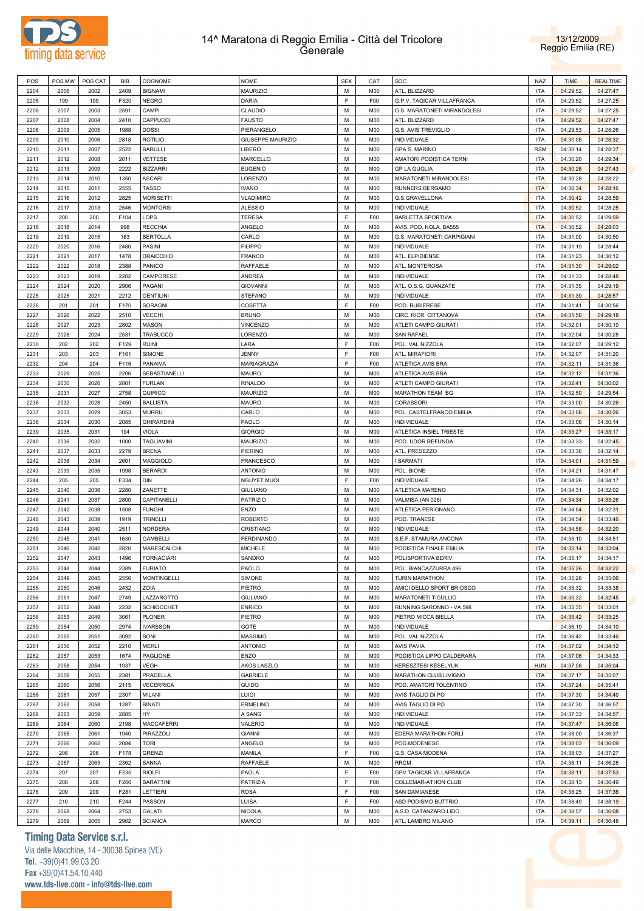# 14^ Maratona di Reggio Emilia - Città del Tricolore
## Generale

13/12/2009
Reggio Emilia (RE)

| POS | POS MW | POS CAT | BIB | COGNOME | NOME | SEX | CAT | SOC | NAZ | TIME | REALTIME |
|---|---|---|---|---|---|---|---|---|---|---|---|
| 2204 | 2006 | 2002 | 2409 | BIGNAMI | MAURIZIO | M | M00 | ATL. BLIZZARD | ITA | 04:29:52 | 04:27:47 |
| 2205 | 199 | 199 | F320 | NEGRO | DARIA | F | F00 | G.P.V. TAGICAR VILLAFRANCA | ITA | 04:29:52 | 04:27:25 |
| 2206 | 2007 | 2003 | 2591 | CAMPI | CLAUDIO | M | M00 | G.S. MARATONETI MIRANDOLESI | ITA | 04:29:52 | 04:27:25 |
| 2207 | 2008 | 2004 | 2410 | CAPPUCCI | FAUSTO | M | M00 | ATL. BLIZZARD | ITA | 04:29:52 | 04:27:47 |
| 2208 | 2009 | 2005 | 1988 | DOSSI | PIERANGELO | M | M00 | G.S. AVIS TREVIGLIO | ITA | 04:29:53 | 04:28:26 |
| 2209 | 2010 | 2006 | 2818 | ROTILIO | GIUSEPPE MAURIZIO | M | M00 | INDIVIDUALE | ITA | 04:30:05 | 04:28:32 |
| 2210 | 2011 | 2007 | 2522 | BARULLI | LIBERO | M | M00 | GPA S. MARINO | RSM | 04:30:14 | 04:28:37 |
| 2211 | 2012 | 2008 | 2011 | VETTESE | MARCELLO | M | M00 | AMATORI PODISTICA TERNI | ITA | 04:30:20 | 04:29:34 |
| 2212 | 2013 | 2009 | 2222 | BIZZARRI | EUGENIO | M | M00 | GP LA GUGLIA | ITA | 04:30:28 | 04:27:43 |
| 2213 | 2014 | 2010 | 1350 | ASCARI | LORENZO | M | M00 | MARATONETI MIRANDOLESI | ITA | 04:30:28 | 04:28:22 |
| 2214 | 2015 | 2011 | 2555 | TASSO | IVANO | M | M00 | RUNNERS BERGAMO | ITA | 04:30:34 | 04:28:16 |
| 2215 | 2016 | 2012 | 2825 | MORISETTI | VLADIMIRO | M | M00 | G.S.GRAVELLONA | ITA | 04:30:42 | 04:28:59 |
| 2216 | 2017 | 2013 | 2546 | MONTORSI | ALESSIO | M | M00 | INDIVIDUALE | ITA | 04:30:52 | 04:28:25 |
| 2217 | 200 | 200 | F104 | LOPS | TERESA | F | F00 | BARLETTA SPORTIVA | ITA | 04:30:52 | 04:29:59 |
| 2218 | 2018 | 2014 | 998 | RECCHIA | ANGELO | M | M00 | AVIS. POD. NOLA. BA555 | ITA | 04:30:52 | 04:28:03 |
| 2219 | 2019 | 2015 | 163 | BERTOLLA | CARLO | M | M00 | G.S. MARATONETI CARPIGIANI | ITA | 04:31:00 | 04:30:50 |
| 2220 | 2020 | 2016 | 2480 | PASINI | FILIPPO | M | M00 | INDIVIDUALE | ITA | 04:31:19 | 04:28:44 |
| 2221 | 2021 | 2017 | 1478 | DRAICCHIO | FRANCO | M | M00 | ATL. ELPIDIENSE | ITA | 04:31:23 | 04:30:12 |
| 2222 | 2022 | 2018 | 2388 | PANICO | RAFFAELE | M | M00 | ATL. MONTEROSA | ITA | 04:31:30 | 04:29:02 |
| 2223 | 2023 | 2019 | 2202 | CAMPORESE | ANDREA | M | M00 | INDIVIDUALE | ITA | 04:31:33 | 04:28:48 |
| 2224 | 2024 | 2020 | 2906 | PAGANI | GIOVANNI | M | M00 | ATL. O.S.G. GUANZATE | ITA | 04:31:35 | 04:29:19 |
| 2225 | 2025 | 2021 | 2212 | GENTILINI | STEFANO | M | M00 | INDIVIDUALE | ITA | 04:31:39 | 04:28:57 |
| 2226 | 201 | 201 | F170 | SORAGNI | COSETTA | F | F00 | POD. RUBIERESE | ITA | 04:31:41 | 04:30:56 |
| 2227 | 2026 | 2022 | 2510 | VECCHI | BRUNO | M | M00 | CIRC. RICR. CITTANOVA | ITA | 04:31:50 | 04:29:18 |
| 2228 | 2027 | 2023 | 2802 | MASON | VINCENZO | M | M00 | ATLETI CAMPO GIURATI | ITA | 04:32:01 | 04:30:10 |
| 2229 | 2028 | 2024 | 2531 | TRABUCCO | LORENZO | M | M00 | SAN RAFAEL | ITA | 04:32:04 | 04:30:28 |
| 2230 | 202 | 202 | F129 | RUINI | LARA | F | F00 | POL. VAL NIZZOLA | ITA | 04:32:07 | 04:29:12 |
| 2231 | 203 | 203 | F161 | SIMONE | JENNY | F | F00 | ATL. MIRAFIORI | ITA | 04:32:07 | 04:31:20 |
| 2232 | 204 | 204 | F116 | PANAIVA | MARIAGRAZIA | F | F00 | ATLETICA AVIS BRA | ITA | 04:32:11 | 04:31:36 |
| 2233 | 2029 | 2025 | 2206 | SEBASTIANELLI | MAURO | M | M00 | ATLETICA AVIS BRA | ITA | 04:32:12 | 04:31:36 |
| 2234 | 2030 | 2026 | 2801 | FURLAN | RINALDO | M | M00 | ATLETI CAMPO GIURATI | ITA | 04:32:41 | 04:30:02 |
| 2235 | 2031 | 2027 | 2758 | QUIRICO | MAURIZIO | M | M00 | MARATHON TEAM BG | ITA | 04:32:50 | 04:29:54 |
| 2236 | 2032 | 2028 | 2450 | BALLISTA | MAURO | M | M00 | CORASSORI | ITA | 04:33:00 | 04:30:26 |
| 2237 | 2033 | 2029 | 3053 | MURRU | CARLO | M | M00 | POL. CASTELFRANCO EMILIA | ITA | 04:33:06 | 04:30:26 |
| 2238 | 2034 | 2030 | 2085 | GHIRARDINI | PAOLO | M | M00 | INDIVIDUALE | ITA | 04:33:06 | 04:30:14 |
| 2239 | 2035 | 2031 | 194 | VIOLA | GIORGIO | M | M00 | ATLETICA INSIEL TRIESTE | ITA | 04:33:27 | 04:33:17 |
| 2240 | 2036 | 2032 | 1000 | TAGLIAVINI | MAURIZIO | M | M00 | POD. UDOR REFUNDA | ITA | 04:33:33 | 04:32:45 |
| 2241 | 2037 | 2033 | 2279 | BRENA | PIERINO | M | M00 | ATL. PRESEZZO | ITA | 04:33:36 | 04:32:14 |
| 2242 | 2038 | 2034 | 2601 | MAGGIOLO | FRANCESCO | M | M00 | I SARMATI | ITA | 04:34:01 | 04:31:59 |
| 2243 | 2039 | 2035 | 1998 | BERARDI | ANTONIO | M | M00 | POL. BIONE | ITA | 04:34:21 | 04:31:47 |
| 2244 | 205 | 205 | F334 | DIN | NGUYET MUOI | F | F00 | INDIVIDUALE | ITA | 04:34:26 | 04:34:17 |
| 2245 | 2040 | 2036 | 2280 | ZANETTE | GIULIANO | M | M00 | ATLETICA MARENO | ITA | 04:34:31 | 04:32:02 |
| 2246 | 2041 | 2037 | 2800 | CAPITANELLI | PATRIZIO | M | M00 | VALMISA (AN 026) | ITA | 04:34:34 | 04:33:26 |
| 2247 | 2042 | 2038 | 1508 | FUNGHI | ENZO | M | M00 | ATLETICA PERIGNANO | ITA | 04:34:54 | 04:32:31 |
| 2248 | 2043 | 2039 | 1919 | TRINELLI | ROBERTO | M | M00 | POD. TRANESE | ITA | 04:34:54 | 04:33:46 |
| 2249 | 2044 | 2040 | 2511 | NORDERA | CRISTIANO | M | M00 | INDIVIDUALE | ITA | 04:34:58 | 04:32:20 |
| 2250 | 2045 | 2041 | 1630 | GAMBELLI | FERDINANDO | M | M00 | S.E.F. STAMURA ANCONA | ITA | 04:35:10 | 04:34:51 |
| 2251 | 2046 | 2042 | 2820 | MARESCALCHI | MICHELE | M | M00 | PODISTICA FINALE EMILIA | ITA | 04:35:14 | 04:33:04 |
| 2252 | 2047 | 2043 | 1496 | FORNACIARI | SANDRO | M | M00 | POLISPORTIVA BERIV | ITA | 04:35:17 | 04:34:17 |
| 2253 | 2048 | 2044 | 2389 | FURIATO | PAOLO | M | M00 | POL. BIANCAZZURRA 496 | ITA | 04:35:26 | 04:33:22 |
| 2254 | 2049 | 2045 | 2556 | MONTINGELLI | SIMONE | M | M00 | TURIN MARATHON | ITA | 04:35:28 | 04:35:06 |
| 2255 | 2050 | 2046 | 2432 | ZOIA | PIETRO | M | M00 | AMICI DELLO SPORT BRIOSCO | ITA | 04:35:32 | 04:33:38 |
| 2256 | 2051 | 2047 | 2749 | LAZZAROTTO | GIULIANO | M | M00 | MARATONETI TIGULLIO | ITA | 04:35:32 | 04:32:45 |
| 2257 | 2052 | 2048 | 2232 | SCHIOCCHET | ENRICO | M | M00 | RUNNING SARONNO - VA 598 | ITA | 04:35:35 | 04:33:01 |
| 2258 | 2053 | 2049 | 3061 | PLONER | PIETRO | M | M00 | PIETRO MICCA BIELLA | ITA | 04:35:42 | 04:33:25 |
| 2259 | 2054 | 2050 | 2974 | IVARSSON | GOTE | M | M00 | INDIVIDUALE | | 04:36:19 | 04:34:10 |
| 2260 | 2055 | 2051 | 3092 | BONI | MASSIMO | M | M00 | POL. VAL NIZZOLA | ITA | 04:36:42 | 04:33:46 |
| 2261 | 2056 | 2052 | 2210 | MERLI | ANTONIO | M | M00 | AVIS PAVIA | ITA | 04:37:02 | 04:34:12 |
| 2262 | 2057 | 2053 | 1674 | PAGLIONE | ENZO | M | M00 | PODISTICA LIPPO CALDERARA | ITA | 04:37:06 | 04:34:33 |
| 2263 | 2058 | 2054 | 1937 | VÉGH | AKOS LASZLO | M | M00 | KERESZTESI KESELYUK | HUN | 04:37:08 | 04:35:04 |
| 2264 | 2059 | 2055 | 2381 | PRADELLA | GABRIELE | M | M00 | MARATHON CLUB LIVIGNO | ITA | 04:37:17 | 04:35:07 |
| 2265 | 2060 | 2056 | 2115 | VECERRICA | GUIDO | M | M00 | POD. AMATORI TOLENTINO | ITA | 04:37:24 | 04:35:41 |
| 2266 | 2061 | 2057 | 2307 | MILANI | LUIGI | M | M00 | AVIS TAGLIO DI PO | ITA | 04:37:30 | 04:34:40 |
| 2267 | 2062 | 2058 | 1287 | BINATI | ERMELINO | M | M00 | AVIS TAGLIO DI PO | ITA | 04:37:30 | 04:36:57 |
| 2268 | 2063 | 2059 | 2885 | HY | A SANG | M | M00 | INDIVIDUALE | ITA | 04:37:33 | 04:34:57 |
| 2269 | 2064 | 2060 | 2198 | MACCAFERRI | VALERIO | M | M00 | INDIVIDUALE | ITA | 04:37:47 | 04:36:06 |
| 2270 | 2065 | 2061 | 1940 | PIRAZZOLI | GIANNI | M | M00 | EDERA MARATHON FORLÌ | ITA | 04:38:00 | 04:36:37 |
| 2271 | 2066 | 2062 | 2084 | TORI | ANGELO | M | M00 | POD.MODENESE | ITA | 04:38:03 | 04:36:09 |
| 2272 | 206 | 206 | F178 | GRENZI | MANILA | F | F00 | G.S. CASA MODENA | ITA | 04:38:03 | 04:37:27 |
| 2273 | 2067 | 2063 | 2362 | SANNA | RAFFAELE | M | M00 | RRCM | ITA | 04:38:11 | 04:36:28 |
| 2274 | 207 | 207 | F235 | RIOLFI | PAOLA | F | F00 | GPV TAGICAR VILLAFRANCA | ITA | 04:38:11 | 04:37:53 |
| 2275 | 208 | 208 | F266 | BARATTINI | PATRIZIA | F | F00 | COLLEMAR-ATHON CLUB | ITA | 04:38:13 | 04:36:49 |
| 2276 | 209 | 209 | F281 | LETTIERI | ROSA | F | F00 | SAN DAMIANESE | ITA | 04:38:25 | 04:37:36 |
| 2277 | 210 | 210 | F244 | PASSON | LUISA | F | F00 | ASD PODISMO BUTTRIO | ITA | 04:38:49 | 04:38:19 |
| 2278 | 2068 | 2064 | 2753 | GALATI | NICOLA | M | M00 | A.S.D. CATANZARO LIDO | ITA | 04:38:57 | 04:36:08 |
| 2279 | 2069 | 2065 | 2962 | SCIANCA | MARCO | M | M00 | ATL. LAMBRO MILANO | ITA | 04:39:11 | 04:36:48 |

**Timing Data Service s.r.l.**
Via delle Macchine, 14 - 30038 Spinea (VE)
Tel. +39(0)41.99.03.20
Fax +39(0)41.54.10.440
www.tds-live.com - info@tds-live.com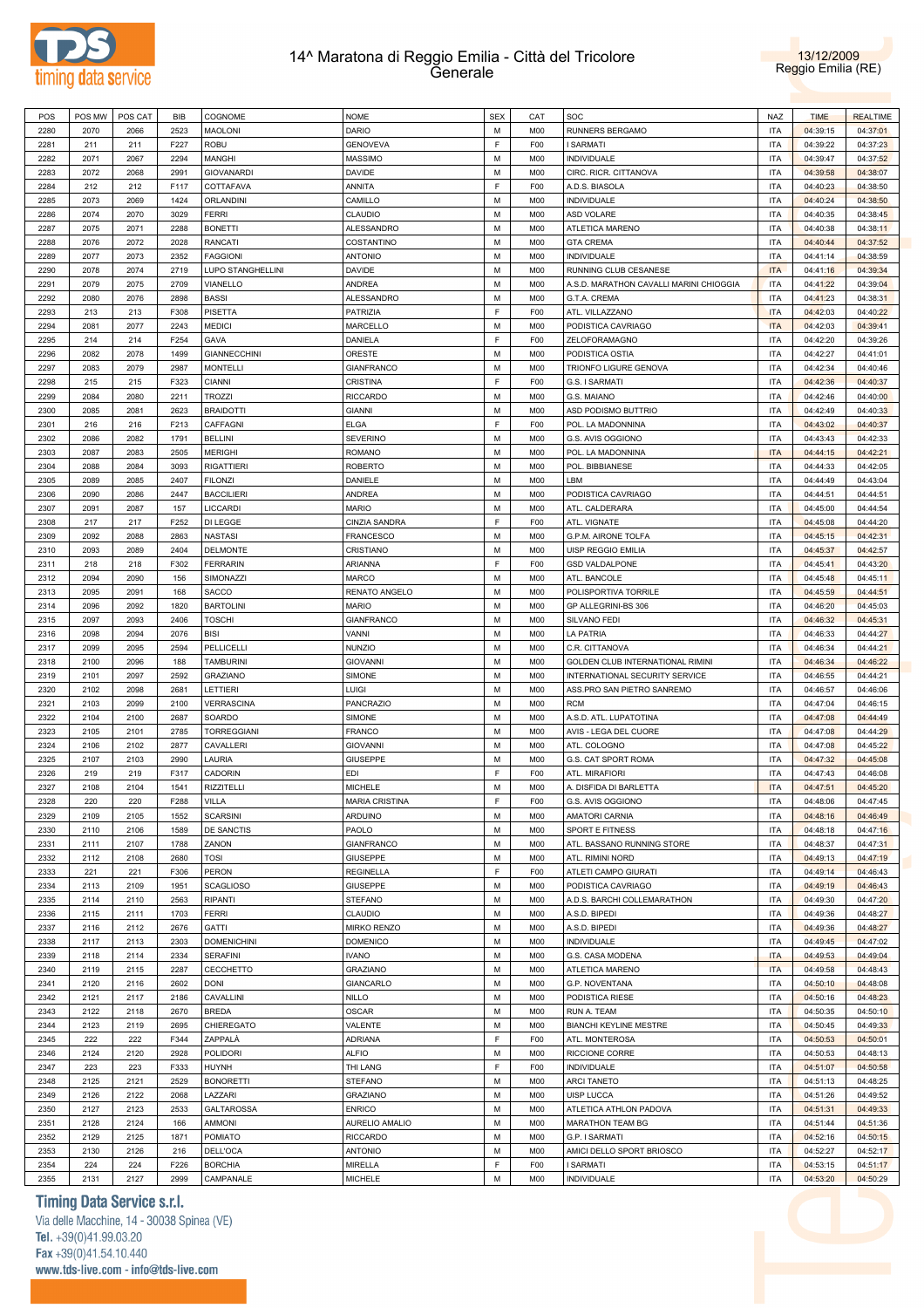# 14^ Maratona di Reggio Emilia - Città del Tricolore
## Generale

13/12/2009
Reggio Emilia (RE)

| POS | POS MW | POS CAT | BIB | COGNOME | NOME | SEX | CAT | SOC | NAZ | TIME | REALTIME |
|---|---|---|---|---|---|---|---|---|---|---|---|
| 2280 | 2070 | 2066 | 2523 | MAOLONI | DARIO | M | M00 | RUNNERS BERGAMO | ITA | 04:39:15 | 04:37:01 |
| 2281 | 211 | 211 | F227 | ROBU | GENOVEVA | F | F00 | I SARMATI | ITA | 04:39:22 | 04:37:23 |
| 2282 | 2071 | 2067 | 2294 | MANGHI | MASSIMO | M | M00 | INDIVIDUALE | ITA | 04:39:47 | 04:37:52 |
| 2283 | 2072 | 2068 | 2991 | GIOVANARDI | DAVIDE | M | M00 | CIRC. RICR. CITTANOVA | ITA | 04:39:58 | 04:38:07 |
| 2284 | 212 | 212 | F117 | COTTAFAVA | ANNITA | F | F00 | A.D.S. BIASOLA | ITA | 04:40:23 | 04:38:50 |
| 2285 | 2073 | 2069 | 1424 | ORLANDINI | CAMILLO | M | M00 | INDIVIDUALE | ITA | 04:40:24 | 04:38:50 |
| 2286 | 2074 | 2070 | 3029 | FERRI | CLAUDIO | M | M00 | ASD VOLARE | ITA | 04:40:35 | 04:38:45 |
| 2287 | 2075 | 2071 | 2288 | BONETTI | ALESSANDRO | M | M00 | ATLETICA MARENO | ITA | 04:40:38 | 04:38:11 |
| 2288 | 2076 | 2072 | 2028 | RANCATI | COSTANTINO | M | M00 | GTA CREMA | ITA | 04:40:44 | 04:37:52 |
| 2289 | 2077 | 2073 | 2352 | FAGGIONI | ANTONIO | M | M00 | INDIVIDUALE | ITA | 04:41:14 | 04:38:59 |
| 2290 | 2078 | 2074 | 2719 | LUPO STANGHELLINI | DAVIDE | M | M00 | RUNNING CLUB CESANESE | ITA | 04:41:16 | 04:39:34 |
| 2291 | 2079 | 2075 | 2709 | VIANELLO | ANDREA | M | M00 | A.S.D. MARATHON CAVALLI MARINI CHIOGGIA | ITA | 04:41:22 | 04:39:04 |
| 2292 | 2080 | 2076 | 2898 | BASSI | ALESSANDRO | M | M00 | G.T.A. CREMA | ITA | 04:41:23 | 04:38:31 |
| 2293 | 213 | 213 | F308 | PISETTA | PATRIZIA | F | F00 | ATL. VILLAZZANO | ITA | 04:42:03 | 04:40:22 |
| 2294 | 2081 | 2077 | 2243 | MEDICI | MARCELLO | M | M00 | PODISTICA CAVRIAGO | ITA | 04:42:03 | 04:39:41 |
| 2295 | 214 | 214 | F254 | GAVA | DANIELA | F | F00 | ZELOFORAMAGNO | ITA | 04:42:20 | 04:39:26 |
| 2296 | 2082 | 2078 | 1499 | GIANNECCHINI | ORESTE | M | M00 | PODISTICA OSTIA | ITA | 04:42:27 | 04:41:01 |
| 2297 | 2083 | 2079 | 2987 | MONTELLI | GIANFRANCO | M | M00 | TRIONFO LIGURE GENOVA | ITA | 04:42:34 | 04:40:46 |
| 2298 | 215 | 215 | F323 | CIANNI | CRISTINA | F | F00 | G.S. I SARMATI | ITA | 04:42:36 | 04:40:37 |
| 2299 | 2084 | 2080 | 2211 | TROZZI | RICCARDO | M | M00 | G.S. MAIANO | ITA | 04:42:46 | 04:40:00 |
| 2300 | 2085 | 2081 | 2623 | BRAIDOTTI | GIANNI | M | M00 | ASD PODISMO BUTTRIO | ITA | 04:42:49 | 04:40:33 |
| 2301 | 216 | 216 | F213 | CAFFAGNI | ELGA | F | F00 | POL. LA MADONNINA | ITA | 04:43:02 | 04:40:37 |
| 2302 | 2086 | 2082 | 1791 | BELLINI | SEVERINO | M | M00 | G.S. AVIS OGGIONO | ITA | 04:43:43 | 04:42:33 |
| 2303 | 2087 | 2083 | 2505 | MERIGHI | ROMANO | M | M00 | POL. LA MADONNINA | ITA | 04:44:15 | 04:42:21 |
| 2304 | 2088 | 2084 | 3093 | RIGATTIERI | ROBERTO | M | M00 | POL. BIBBIANESE | ITA | 04:44:33 | 04:42:05 |
| 2305 | 2089 | 2085 | 2407 | FILONZI | DANIELE | M | M00 | LBM | ITA | 04:44:49 | 04:43:04 |
| 2306 | 2090 | 2086 | 2447 | BACCILIERI | ANDREA | M | M00 | PODISTICA CAVRIAGO | ITA | 04:44:51 | 04:44:51 |
| 2307 | 2091 | 2087 | 157 | LICCARDI | MARIO | M | M00 | ATL. CALDERARA | ITA | 04:45:00 | 04:44:54 |
| 2308 | 217 | 217 | F252 | DI LEGGE | CINZIA SANDRA | F | F00 | ATL. VIGNATE | ITA | 04:45:08 | 04:44:20 |
| 2309 | 2092 | 2088 | 2863 | NASTASI | FRANCESCO | M | M00 | G.P.M. AIRONE TOLFA | ITA | 04:45:15 | 04:42:31 |
| 2310 | 2093 | 2089 | 2404 | DELMONTE | CRISTIANO | M | M00 | UISP REGGIO EMILIA | ITA | 04:45:37 | 04:42:57 |
| 2311 | 218 | 218 | F302 | FERRARIN | ARIANNA | F | F00 | GSD VALDALPONE | ITA | 04:45:41 | 04:43:20 |
| 2312 | 2094 | 2090 | 156 | SIMONAZZI | MARCO | M | M00 | ATL. BANCOLE | ITA | 04:45:48 | 04:45:11 |
| 2313 | 2095 | 2091 | 168 | SACCO | RENATO ANGELO | M | M00 | POLISPORTIVA TORRILE | ITA | 04:45:59 | 04:44:51 |
| 2314 | 2096 | 2092 | 1820 | BARTOLINI | MARIO | M | M00 | GP ALLEGRINI-BS 306 | ITA | 04:46:20 | 04:45:03 |
| 2315 | 2097 | 2093 | 2406 | TOSCHI | GIANFRANCO | M | M00 | SILVANO FEDI | ITA | 04:46:32 | 04:45:31 |
| 2316 | 2098 | 2094 | 2076 | BISI | VANNI | M | M00 | LA PATRIA | ITA | 04:46:33 | 04:44:27 |
| 2317 | 2099 | 2095 | 2594 | PELLICELLI | NUNZIO | M | M00 | C.R. CITTANOVA | ITA | 04:46:34 | 04:44:21 |
| 2318 | 2100 | 2096 | 188 | TAMBURINI | GIOVANNI | M | M00 | GOLDEN CLUB INTERNATIONAL RIMINI | ITA | 04:46:34 | 04:46:22 |
| 2319 | 2101 | 2097 | 2592 | GRAZIANO | SIMONE | M | M00 | INTERNATIONAL SECURITY SERVICE | ITA | 04:46:55 | 04:44:21 |
| 2320 | 2102 | 2098 | 2681 | LETTIERI | LUIGI | M | M00 | ASS.PRO SAN PIETRO SANREMO | ITA | 04:46:57 | 04:46:06 |
| 2321 | 2103 | 2099 | 2100 | VERRASCINA | PANCRAZIO | M | M00 | RCM | ITA | 04:47:04 | 04:46:15 |
| 2322 | 2104 | 2100 | 2687 | SOARDO | SIMONE | M | M00 | A.S.D. ATL. LUPATOTINA | ITA | 04:47:08 | 04:44:49 |
| 2323 | 2105 | 2101 | 2785 | TORREGGIANI | FRANCO | M | M00 | AVIS - LEGA DEL CUORE | ITA | 04:47:08 | 04:44:29 |
| 2324 | 2106 | 2102 | 2877 | CAVALLERI | GIOVANNI | M | M00 | ATL. COLOGNO | ITA | 04:47:08 | 04:45:22 |
| 2325 | 2107 | 2103 | 2990 | LAURIA | GIUSEPPE | M | M00 | G.S. CAT SPORT ROMA | ITA | 04:47:32 | 04:45:08 |
| 2326 | 219 | 219 | F317 | CADORIN | EDI | F | F00 | ATL. MIRAFIORI | ITA | 04:47:43 | 04:46:08 |
| 2327 | 2108 | 2104 | 1541 | RIZZITELLI | MICHELE | M | M00 | A. DISFIDA DI BARLETTA | ITA | 04:47:51 | 04:45:20 |
| 2328 | 220 | 220 | F288 | VILLA | MARIA CRISTINA | F | F00 | G.S. AVIS OGGIONO | ITA | 04:48:06 | 04:47:45 |
| 2329 | 2109 | 2105 | 1552 | SCARSINI | ARDUINO | M | M00 | AMATORI CARNIA | ITA | 04:48:16 | 04:46:49 |
| 2330 | 2110 | 2106 | 1589 | DE SANCTIS | PAOLO | M | M00 | SPORT E FITNESS | ITA | 04:48:18 | 04:47:16 |
| 2331 | 2111 | 2107 | 1788 | ZANON | GIANFRANCO | M | M00 | ATL. BASSANO RUNNING STORE | ITA | 04:48:37 | 04:47:31 |
| 2332 | 2112 | 2108 | 2680 | TOSI | GIUSEPPE | M | M00 | ATL. RIMINI NORD | ITA | 04:49:13 | 04:47:19 |
| 2333 | 221 | 221 | F306 | PERON | REGINELLA | F | F00 | ATLETI CAMPO GIURATI | ITA | 04:49:14 | 04:46:43 |
| 2334 | 2113 | 2109 | 1951 | SCAGLIOSO | GIUSEPPE | M | M00 | PODISTICA CAVRIAGO | ITA | 04:49:19 | 04:46:43 |
| 2335 | 2114 | 2110 | 2563 | RIPANTI | STEFANO | M | M00 | A.D.S. BARCHI COLLEMARATHON | ITA | 04:49:30 | 04:47:20 |
| 2336 | 2115 | 2111 | 1703 | FERRI | CLAUDIO | M | M00 | A.S.D. BIPEDI | ITA | 04:49:36 | 04:48:27 |
| 2337 | 2116 | 2112 | 2676 | GATTI | MIRKO RENZO | M | M00 | A.S.D. BIPEDI | ITA | 04:49:36 | 04:48:27 |
| 2338 | 2117 | 2113 | 2303 | DOMENICHINI | DOMENICO | M | M00 | INDIVIDUALE | ITA | 04:49:45 | 04:47:02 |
| 2339 | 2118 | 2114 | 2334 | SERAFINI | IVANO | M | M00 | G.S. CASA MODENA | ITA | 04:49:53 | 04:49:04 |
| 2340 | 2119 | 2115 | 2287 | CECCHETTO | GRAZIANO | M | M00 | ATLETICA MARENO | ITA | 04:49:58 | 04:48:43 |
| 2341 | 2120 | 2116 | 2602 | DONI | GIANCARLO | M | M00 | G.P. NOVENTANA | ITA | 04:50:10 | 04:48:08 |
| 2342 | 2121 | 2117 | 2186 | CAVALLINI | NILLO | M | M00 | PODISTICA RIESE | ITA | 04:50:16 | 04:48:23 |
| 2343 | 2122 | 2118 | 2670 | BREDA | OSCAR | M | M00 | RUN A. TEAM | ITA | 04:50:35 | 04:50:10 |
| 2344 | 2123 | 2119 | 2695 | CHIEREGATO | VALENTE | M | M00 | BIANCHI KEYLINE MESTRE | ITA | 04:50:45 | 04:49:33 |
| 2345 | 222 | 222 | F344 | ZAPPALÀ | ADRIANA | F | F00 | ATL. MONTEROSA | ITA | 04:50:53 | 04:50:01 |
| 2346 | 2124 | 2120 | 2928 | POLIDORI | ALFIO | M | M00 | RICCIONE CORRE | ITA | 04:50:53 | 04:48:13 |
| 2347 | 223 | 223 | F333 | HUYNH | THI LANG | F | F00 | INDIVIDUALE | ITA | 04:51:07 | 04:50:58 |
| 2348 | 2125 | 2121 | 2529 | BONORETTI | STEFANO | M | M00 | ARCI TANETO | ITA | 04:51:13 | 04:48:25 |
| 2349 | 2126 | 2122 | 2068 | LAZZARI | GRAZIANO | M | M00 | UISP LUCCA | ITA | 04:51:26 | 04:49:52 |
| 2350 | 2127 | 2123 | 2533 | GALTAROSSA | ENRICO | M | M00 | ATLETICA ATHLON PADOVA | ITA | 04:51:31 | 04:49:33 |
| 2351 | 2128 | 2124 | 166 | AMMONI | AURELIO AMALIO | M | M00 | MARATHON TEAM BG | ITA | 04:51:44 | 04:51:36 |
| 2352 | 2129 | 2125 | 1871 | POMIATO | RICCARDO | M | M00 | G.P. I SARMATI | ITA | 04:52:16 | 04:50:15 |
| 2353 | 2130 | 2126 | 216 | DELL'OCA | ANTONIO | M | M00 | AMICI DELLO SPORT BRIOSCO | ITA | 04:52:27 | 04:52:17 |
| 2354 | 224 | 224 | F226 | BORCHIA | MIRELLA | F | F00 | I SARMATI | ITA | 04:53:15 | 04:51:17 |
| 2355 | 2131 | 2127 | 2999 | CAMPANALE | MICHELE | M | M00 | INDIVIDUALE | ITA | 04:53:20 | 04:50:29 |

**Timing Data Service s.r.l.**
Via delle Macchine, 14 - 30038 Spinea (VE)
Tel. +39(0)41.99.03.20
Fax +39(0)41.54.10.440
www.tds-live.com - info@tds-live.com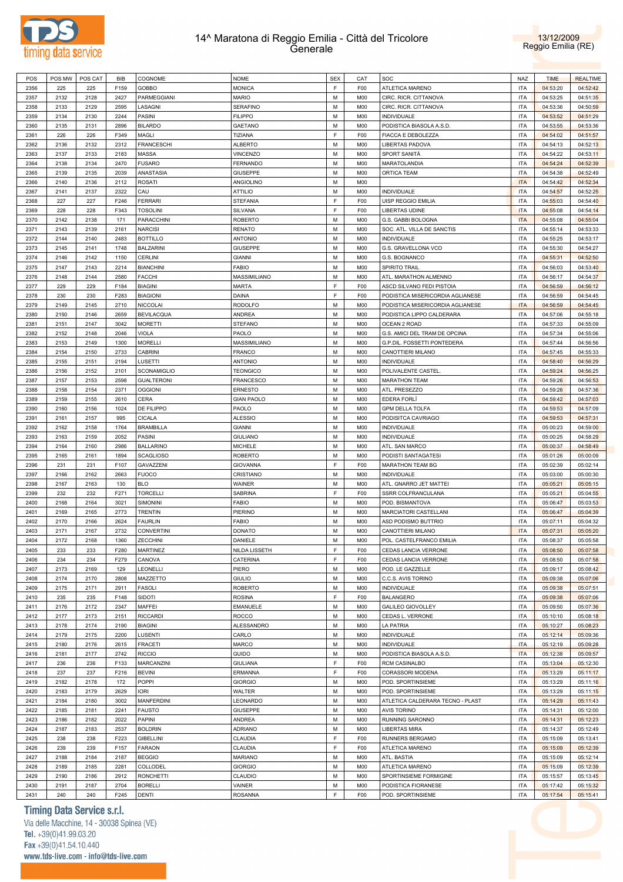# 14^ Maratona di Reggio Emilia - Città del Tricolore
## Generale

13/12/2009
Reggio Emilia (RE)

| POS | POS MW | POS CAT | BIB | COGNOME | NOME | SEX | CAT | SOC | NAZ | TIME | REALTIME |
|---|---|---|---|---|---|---|---|---|---|---|---|
| 2356 | 225 | 225 | F159 | GOBBO | MONICA | F | F00 | ATLETICA MARENO | ITA | 04:53:20 | 04:52:42 |
| 2357 | 2132 | 2128 | 2427 | PARMEGGIANI | MARIO | M | M00 | CIRC. RICR. CITTANOVA | ITA | 04:53:25 | 04:51:35 |
| 2358 | 2133 | 2129 | 2595 | LASAGNI | SERAFINO | M | M00 | CIRC. RICR. CITTANOVA | ITA | 04:53:36 | 04:50:59 |
| 2359 | 2134 | 2130 | 2244 | PASINI | FILIPPO | M | M00 | INDIVIDUALE | ITA | 04:53:52 | 04:51:29 |
| 2360 | 2135 | 2131 | 2896 | BILARDO | GAETANO | M | M00 | PODISTICA BIASOLA A.S.D. | ITA | 04:53:55 | 04:53:36 |
| 2361 | 226 | 226 | F349 | MAGLI | TIZIANA | F | F00 | FIACCA E DEBOLEZZA | ITA | 04:54:02 | 04:51:57 |
| 2362 | 2136 | 2132 | 2312 | FRANCESCHI | ALBERTO | M | M00 | LIBERTAS PADOVA | ITA | 04:54:13 | 04:52:13 |
| 2363 | 2137 | 2133 | 2183 | MASSA | VINCENZO | M | M00 | SPORT SANITÀ | ITA | 04:54:22 | 04:53:11 |
| 2364 | 2138 | 2134 | 2470 | FUSARO | FERNANDO | M | M00 | MARATOLANDIA | ITA | 04:54:24 | 04:52:39 |
| 2365 | 2139 | 2135 | 2039 | ANASTASIA | GIUSEPPE | M | M00 | ORTICA TEAM | ITA | 04:54:38 | 04:52:49 |
| 2366 | 2140 | 2136 | 2112 | ROSATI | ANGIOLINO | M | M00 | | ITA | 04:54:42 | 04:52:34 |
| 2367 | 2141 | 2137 | 2322 | CAU | ATTILIO | M | M00 | INDIVIDUALE | ITA | 04:54:57 | 04:52:25 |
| 2368 | 227 | 227 | F246 | FERRARI | STEFANIA | F | F00 | UISP REGGIO EMILIA | ITA | 04:55:03 | 04:54:40 |
| 2369 | 228 | 228 | F343 | TOSOLINI | SILVANA | F | F00 | LIBERTAS UDINE | ITA | 04:55:08 | 04:54:14 |
| 2370 | 2142 | 2138 | 171 | PARACCHINI | ROBERTO | M | M00 | G.S. GABBI BOLOGNA | ITA | 04:55:08 | 04:55:04 |
| 2371 | 2143 | 2139 | 2161 | NARCISI | RENATO | M | M00 | SOC. ATL. VILLA DE SANCTIS | ITA | 04:55:14 | 04:53:33 |
| 2372 | 2144 | 2140 | 2483 | BOTTILLO | ANTONIO | M | M00 | INDIVIDUALE | ITA | 04:55:25 | 04:53:17 |
| 2373 | 2145 | 2141 | 1748 | BALZARINI | GIUSEPPE | M | M00 | G.S. GRAVELLONA VCO | ITA | 04:55:30 | 04:54:27 |
| 2374 | 2146 | 2142 | 1150 | CERLINI | GIANNI | M | M00 | G.S. BOGNANCO | ITA | 04:55:31 | 04:52:50 |
| 2375 | 2147 | 2143 | 2214 | BIANCHINI | FABIO | M | M00 | SPIRITO TRAIL | ITA | 04:56:03 | 04:53:40 |
| 2376 | 2148 | 2144 | 2580 | FACCHI | MASSIMILIANO | M | M00 | ATL. MARATHON ALMENNO | ITA | 04:56:17 | 04:54:37 |
| 2377 | 229 | 229 | F184 | BIAGINI | MARTA | F | F00 | ASCD SILVANO FEDI PISTOIA | ITA | 04:56:59 | 04:56:12 |
| 2378 | 230 | 230 | F283 | BIAGIONI | DAINA | F | F00 | PODISTICA MISERICORDIA AGLIANESE | ITA | 04:56:59 | 04:54:45 |
| 2379 | 2149 | 2145 | 2710 | NICCOLAI | RODOLFO | M | M00 | PODISTICA MISERICORDIA AGLIANESE | ITA | 04:56:59 | 04:54:45 |
| 2380 | 2150 | 2146 | 2659 | BEVILACQUA | ANDREA | M | M00 | PODISTICA LIPPO CALDERARA | ITA | 04:57:06 | 04:55:18 |
| 2381 | 2151 | 2147 | 3042 | MORETTI | STEFANO | M | M00 | OCEAN 2 ROAD | ITA | 04:57:33 | 04:55:09 |
| 2382 | 2152 | 2148 | 2046 | VIOLA | PAOLO | M | M00 | G.S. AMICI DEL TRAM DE OPCINA | ITA | 04:57:34 | 04:55:06 |
| 2383 | 2153 | 2149 | 1300 | MORELLI | MASSIMILIANO | M | M00 | G.P.DIL. FOSSETTI PONTEDERA | ITA | 04:57:44 | 04:56:56 |
| 2384 | 2154 | 2150 | 2733 | CABRINI | FRANCO | M | M00 | CANOTTIERI MILANO | ITA | 04:57:45 | 04:55:33 |
| 2385 | 2155 | 2151 | 2194 | LUSETTI | ANTONIO | M | M00 | INDIVIDUALE | ITA | 04:58:40 | 04:56:29 |
| 2386 | 2156 | 2152 | 2101 | SCONAMIGLIO | TEONGICO | M | M00 | POLIVALENTE CASTEL. | ITA | 04:59:24 | 04:56:25 |
| 2387 | 2157 | 2153 | 2598 | GUALTERONI | FRANCESCO | M | M00 | MARATHON TEAM | ITA | 04:59:26 | 04:56:53 |
| 2388 | 2158 | 2154 | 2371 | OGGIONI | ERNESTO | M | M00 | ATL. PRESEZZO | ITA | 04:59:26 | 04:57:36 |
| 2389 | 2159 | 2155 | 2610 | CERA | GIAN PAOLO | M | M00 | EDERA FORLÌ | ITA | 04:59:42 | 04:57:03 |
| 2390 | 2160 | 2156 | 1024 | DE FILIPPO | PAOLO | M | M00 | GPM DELLA TOLFA | ITA | 04:59:53 | 04:57:09 |
| 2391 | 2161 | 2157 | 995 | CICALA | ALESSIO | M | M00 | PODISITCA CAVRIAGO | ITA | 04:59:53 | 04:57:31 |
| 2392 | 2162 | 2158 | 1764 | BRAMBILLA | GIANNI | M | M00 | INDIVIDUALE | ITA | 05:00:23 | 04:59:00 |
| 2393 | 2163 | 2159 | 2052 | PASINI | GIULIANO | M | M00 | INDIVIDUALE | ITA | 05:00:25 | 04:58:29 |
| 2394 | 2164 | 2160 | 2986 | BALLARINO | MICHELE | M | M00 | ATL. SAN MARCO | ITA | 05:00:37 | 04:58:49 |
| 2395 | 2165 | 2161 | 1894 | SCAGLIOSO | ROBERTO | M | M00 | PODISTI SANTAGATESI | ITA | 05:01:26 | 05:00:09 |
| 2396 | 231 | 231 | F107 | GAVAZZENI | GIOVANNA | F | F00 | MARATHON TEAM BG | ITA | 05:02:39 | 05:02:14 |
| 2397 | 2166 | 2162 | 2663 | FUOCO | CRISTIANO | M | M00 | INDIVIDUALE | ITA | 05:03:00 | 05:00:30 |
| 2398 | 2167 | 2163 | 130 | BLO | WAINER | M | M00 | ATL. GNARRO JET MATTEI | ITA | 05:05:21 | 05:05:15 |
| 2399 | 232 | 232 | F271 | TORCELLI | SABRINA | F | F00 | SSRR COLFRANCULANA | ITA | 05:05:21 | 05:04:55 |
| 2400 | 2168 | 2164 | 3021 | SIMONINI | FABIO | M | M00 | POD. BISMANTOVA | ITA | 05:06:47 | 05:03:53 |
| 2401 | 2169 | 2165 | 2773 | TRENTIN | PIERINO | M | M00 | MARCIATORI CASTELLANI | ITA | 05:06:47 | 05:04:39 |
| 2402 | 2170 | 2166 | 2624 | FAURLIN | FABIO | M | M00 | ASD PODISMO BUTTRIO | ITA | 05:07:11 | 05:04:32 |
| 2403 | 2171 | 2167 | 2732 | CONVERTINI | DONATO | M | M00 | CANOTTIERI MILANO | ITA | 05:07:31 | 05:05:20 |
| 2404 | 2172 | 2168 | 1360 | ZECCHINI | DANIELE | M | M00 | POL. CASTELFRANCO EMILIA | ITA | 05:08:37 | 05:05:58 |
| 2405 | 233 | 233 | F280 | MARTINEZ | NILDA LISSETH | F | F00 | CEDAS LANCIA VERRONE | ITA | 05:08:50 | 05:07:58 |
| 2406 | 234 | 234 | F279 | CANOVA | CATERINA | F | F00 | CEDAS LANCIA VERRONE | ITA | 05:08:50 | 05:07:58 |
| 2407 | 2173 | 2169 | 129 | LEONELLI | PIERO | M | M00 | POD. LE GAZZELLE | ITA | 05:09:17 | 05:08:42 |
| 2408 | 2174 | 2170 | 2808 | MAZZETTO | GIULIO | M | M00 | C.C.S. AVIS TORINO | ITA | 05:09:38 | 05:07:06 |
| 2409 | 2175 | 2171 | 2911 | FASOLI | ROBERTO | M | M00 | INDIVIDUALE | ITA | 05:09:38 | 05:07:51 |
| 2410 | 235 | 235 | F148 | SIDOTI | ROSINA | F | F00 | BALANGERO | ITA | 05:09:38 | 05:07:06 |
| 2411 | 2176 | 2172 | 2347 | MAFFEI | EMANUELE | M | M00 | GALILEO GIOVOLLEY | ITA | 05:09:50 | 05:07:36 |
| 2412 | 2177 | 2173 | 2151 | RICCARDI | ROCCO | M | M00 | CEDAS L. VERRONE | ITA | 05:10:10 | 05:08:18 |
| 2413 | 2178 | 2174 | 2190 | BIAGINI | ALESSANDRO | M | M00 | LA PATRIA | ITA | 05:10:27 | 05:08:23 |
| 2414 | 2179 | 2175 | 2200 | LUSENTI | CARLO | M | M00 | INDIVIDUALE | ITA | 05:12:14 | 05:09:36 |
| 2415 | 2180 | 2176 | 2615 | FRACETI | MARCO | M | M00 | INDIVIDUALE | ITA | 05:12:19 | 05:09:28 |
| 2416 | 2181 | 2177 | 2742 | RICCIO | GUIDO | M | M00 | PODISTICA BIASOLA A.S.D. | ITA | 05:12:38 | 05:09:57 |
| 2417 | 236 | 236 | F133 | MARCANZINI | GIULIANA | F | F00 | RCM CASINALBO | ITA | 05:13:04 | 05:12:30 |
| 2418 | 237 | 237 | F216 | BEVINI | ERMANNA | F | F00 | CORASSORI MODENA | ITA | 05:13:29 | 05:11:17 |
| 2419 | 2182 | 2178 | 172 | POPPI | GIORGIO | M | M00 | POD. SPORTINSIEME | ITA | 05:13:29 | 05:11:16 |
| 2420 | 2183 | 2179 | 2629 | IORI | WALTER | M | M00 | POD. SPORTINSIEME | ITA | 05:13:29 | 05:11:15 |
| 2421 | 2184 | 2180 | 3002 | MANFERDINI | LEONARDO | M | M00 | ATLETICA CALDERARA TECNO - PLAST | ITA | 05:14:29 | 05:11:43 |
| 2422 | 2185 | 2181 | 2241 | FAUSTO | GIUSEPPE | M | M00 | AVIS TORINO | ITA | 05:14:31 | 05:12:00 |
| 2423 | 2186 | 2182 | 2022 | PAPINI | ANDREA | M | M00 | RUNNING SARONNO | ITA | 05:14:31 | 05:12:23 |
| 2424 | 2187 | 2183 | 2537 | BOLDRIN | ADRIANO | M | M00 | LIBERTAS MIRA | ITA | 05:14:37 | 05:12:49 |
| 2425 | 238 | 238 | F223 | GIBELLINI | CLAUDIA | F | F00 | RUNNERS BERGAMO | ITA | 05:15:09 | 05:13:41 |
| 2426 | 239 | 239 | F157 | FARAON | CLAUDIA | F | F00 | ATLETICA MARENO | ITA | 05:15:09 | 05:12:39 |
| 2427 | 2188 | 2184 | 2187 | BEGGIO | MARIANO | M | M00 | ATL. BASTIA | ITA | 05:15:09 | 05:12:14 |
| 2428 | 2189 | 2185 | 2281 | COLLODEL | GIORGIO | M | M00 | ATLETICA MARENO | ITA | 05:15:09 | 05:12:39 |
| 2429 | 2190 | 2186 | 2912 | RONCHETTI | CLAUDIO | M | M00 | SPORTINSIEME FORMIGINE | ITA | 05:15:57 | 05:13:45 |
| 2430 | 2191 | 2187 | 2704 | BORELLI | VAINER | M | M00 | PODISTICA FIORANESE | ITA | 05:17:42 | 05:15:32 |
| 2431 | 240 | 240 | F245 | DENTI | ROSANNA | F | F00 | POD. SPORTINSIEME | ITA | 05:17:54 | 05:15:41 |

**Timing Data Service s.r.l.**
Via delle Macchine, 14 - 30038 Spinea (VE)
Tel. +39(0)41.99.03.20
Fax +39(0)41.54.10.440
www.tds-live.com - info@tds-live.com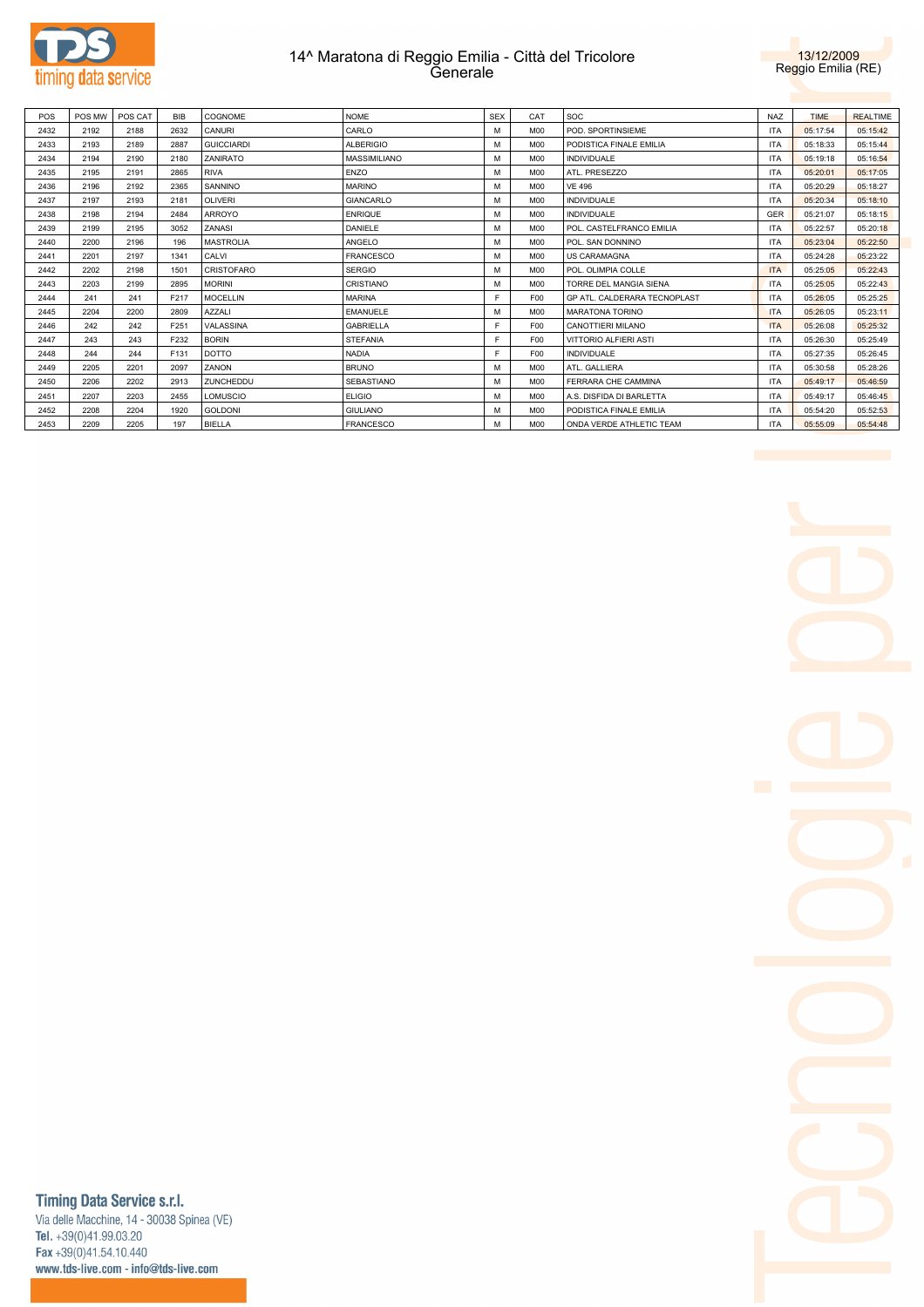# 14^ Maratona di Reggio Emilia - Città del Tricolore
## Generale

13/12/2009
Reggio Emilia (RE)

| POS | POS MW | POS CAT | BIB | COGNOME | NOME | SEX | CAT | SOC | NAZ | TIME | REALTIME |
|---|---|---|---|---|---|---|---|---|---|---|---|
| 2432 | 2192 | 2188 | 2632 | CANURI | CARLO | M | M00 | POD. SPORTINSIEME | ITA | 05:17:54 | 05:15:42 |
| 2433 | 2193 | 2189 | 2887 | GUICCIARDI | ALBERIGIO | M | M00 | PODISTICA FINALE EMILIA | ITA | 05:18:33 | 05:15:44 |
| 2434 | 2194 | 2190 | 2180 | ZANIRATO | MASSIMILIANO | M | M00 | INDIVIDUALE | ITA | 05:19:18 | 05:16:54 |
| 2435 | 2195 | 2191 | 2865 | RIVA | ENZO | M | M00 | ATL. PRESEZZO | ITA | 05:20:01 | 05:17:05 |
| 2436 | 2196 | 2192 | 2365 | SANNINO | MARINO | M | M00 | VE 496 | ITA | 05:20:29 | 05:18:27 |
| 2437 | 2197 | 2193 | 2181 | OLIVERI | GIANCARLO | M | M00 | INDIVIDUALE | ITA | 05:20:34 | 05:18:10 |
| 2438 | 2198 | 2194 | 2484 | ARROYO | ENRIQUE | M | M00 | INDIVIDUALE | GER | 05:21:07 | 05:18:15 |
| 2439 | 2199 | 2195 | 3052 | ZANASI | DANIELE | M | M00 | POL. CASTELFRANCO EMILIA | ITA | 05:22:57 | 05:20:18 |
| 2440 | 2200 | 2196 | 196 | MASTROLIA | ANGELO | M | M00 | POL. SAN DONNINO | ITA | 05:23:04 | 05:22:50 |
| 2441 | 2201 | 2197 | 1341 | CALVI | FRANCESCO | M | M00 | US CARAMAGNA | ITA | 05:24:28 | 05:23:22 |
| 2442 | 2202 | 2198 | 1501 | CRISTOFARO | SERGIO | M | M00 | POL. OLIMPIA COLLE | ITA | 05:25:05 | 05:22:43 |
| 2443 | 2203 | 2199 | 2895 | MORINI | CRISTIANO | M | M00 | TORRE DEL MANGIA SIENA | ITA | 05:25:05 | 05:22:43 |
| 2444 | 241 | 241 | F217 | MOCELLIN | MARINA | F | F00 | GP ATL. CALDERARA TECNOPLAST | ITA | 05:26:05 | 05:25:25 |
| 2445 | 2204 | 2200 | 2809 | AZZALI | EMANUELE | M | M00 | MARATONA TORINO | ITA | 05:26:05 | 05:23:11 |
| 2446 | 242 | 242 | F251 | VALASSINA | GABRIELLA | F | F00 | CANOTTIERI MILANO | ITA | 05:26:08 | 05:25:32 |
| 2447 | 243 | 243 | F232 | BORIN | STEFANIA | F | F00 | VITTORIO ALFIERI ASTI | ITA | 05:26:30 | 05:25:49 |
| 2448 | 244 | 244 | F131 | DOTTO | NADIA | F | F00 | INDIVIDUALE | ITA | 05:27:35 | 05:26:45 |
| 2449 | 2205 | 2201 | 2097 | ZANON | BRUNO | M | M00 | ATL. GALLIERA | ITA | 05:30:58 | 05:28:26 |
| 2450 | 2206 | 2202 | 2913 | ZUNCHEDDU | SEBASTIANO | M | M00 | FERRARA CHE CAMMINA | ITA | 05:49:17 | 05:46:59 |
| 2451 | 2207 | 2203 | 2455 | LOMUSCIO | ELIGIO | M | M00 | A.S. DISFIDA DI BARLETTA | ITA | 05:49:17 | 05:46:45 |
| 2452 | 2208 | 2204 | 1920 | GOLDONI | GIULIANO | M | M00 | PODISTICA FINALE EMILIA | ITA | 05:54:20 | 05:52:53 |
| 2453 | 2209 | 2205 | 197 | BIELLA | FRANCESCO | M | M00 | ONDA VERDE ATHLETIC TEAM | ITA | 05:55:09 | 05:54:48 |

**Timing Data Service s.r.l.**
Via delle Macchine, 14 - 30038 Spinea (VE)
**Tel.** +39(0)41.99.03.20
**Fax** +39(0)41.54.10.440
**www.tds-live.com - info@tds-live.com**